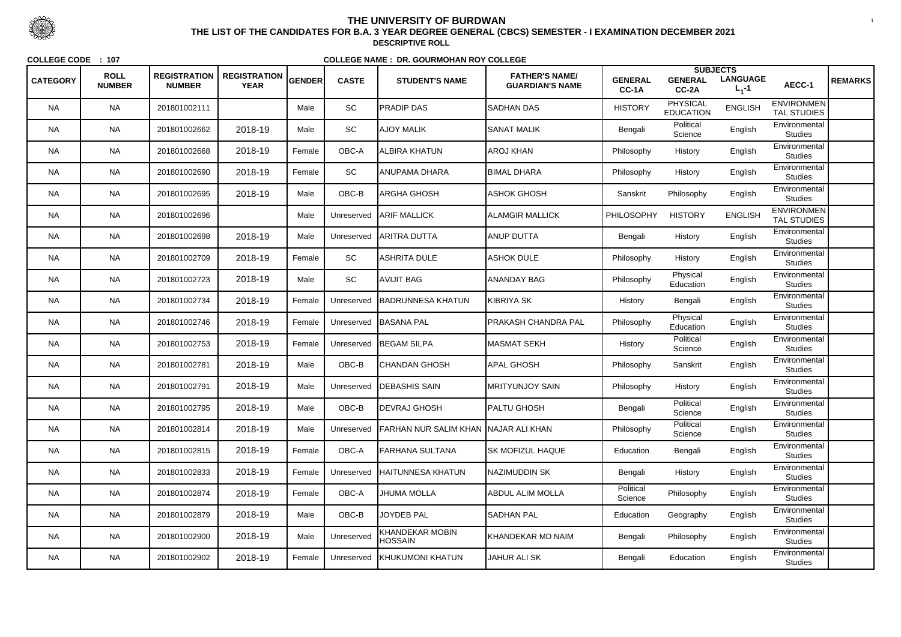# THE UNIVERSITY OF BURDWAN

## THE LIST OF THE CANDIDATES FOR B.A. 3 YEAR DEGREE GENERAL (CBCS) SEMESTER - I EXAMINATION DECEMBER 2021

### DESCRIPTIVE ROLL

**COLLEGE CODE : 107** **COLLEGE NAME : DR. GOURMOHAN ROY COLLEGE**

| CATEGORY | ROLL NUMBER | REGISTRATION NUMBER | REGISTRATION YEAR | GENDER | CASTE | STUDENT'S NAME | FATHER'S NAME/ GUARDIAN'S NAME | SUBJECTS | | | | REMARKS |
|---|---|---|---|---|---|---|---|---|---|---|---|---|
| | | | | | | | | GENERAL CC-1A | GENERAL CC-2A | LANGUAGE $L_1$-1 | AECC-1 | |
| NA | NA | 201801002111 | | Male | SC | PRADIP DAS | SADHAN DAS | HISTORY | PHYSICAL EDUCATION | ENGLISH | ENVIRONMENTAL STUDIES | |
| NA | NA | 201801002662 | 2018-19 | Male | SC | AJOY MALIK | SANAT MALIK | Bengali | Political Science | English | Environmental Studies | |
| NA | NA | 201801002668 | 2018-19 | Female | OBC-A | ALBIRA KHATUN | AROJ KHAN | Philosophy | History | English | Environmental Studies | |
| NA | NA | 201801002690 | 2018-19 | Female | SC | ANUPAMA DHARA | BIMAL DHARA | Philosophy | History | English | Environmental Studies | |
| NA | NA | 201801002695 | 2018-19 | Male | OBC-B | ARGHA GHOSH | ASHOK GHOSH | Sanskrit | Philosophy | English | Environmental Studies | |
| NA | NA | 201801002696 | | Male | Unreserved | ARIF MALLICK | ALAMGIR MALLICK | PHILOSOPHY | HISTORY | ENGLISH | ENVIRONMENTAL STUDIES | |
| NA | NA | 201801002698 | 2018-19 | Male | Unreserved | ARITRA DUTTA | ANUP DUTTA | Bengali | History | English | Environmental Studies | |
| NA | NA | 201801002709 | 2018-19 | Female | SC | ASHRITA DULE | ASHOK DULE | Philosophy | History | English | Environmental Studies | |
| NA | NA | 201801002723 | 2018-19 | Male | SC | AVIJIT BAG | ANANDAY BAG | Philosophy | Physical Education | English | Environmental Studies | |
| NA | NA | 201801002734 | 2018-19 | Female | Unreserved | BADRUNNESA KHATUN | KIBRIYA SK | History | Bengali | English | Environmental Studies | |
| NA | NA | 201801002746 | 2018-19 | Female | Unreserved | BASANA PAL | PRAKASH CHANDRA PAL | Philosophy | Physical Education | English | Environmental Studies | |
| NA | NA | 201801002753 | 2018-19 | Female | Unreserved | BEGAM SILPA | MASMAT SEKH | History | Political Science | English | Environmental Studies | |
| NA | NA | 201801002781 | 2018-19 | Male | OBC-B | CHANDAN GHOSH | APAL GHOSH | Philosophy | Sanskrit | English | Environmental Studies | |
| NA | NA | 201801002791 | 2018-19 | Male | Unreserved | DEBASHIS SAIN | MRITYUNJOY SAIN | Philosophy | History | English | Environmental Studies | |
| NA | NA | 201801002795 | 2018-19 | Male | OBC-B | DEVRAJ GHOSH | PALTU GHOSH | Bengali | Political Science | English | Environmental Studies | |
| NA | NA | 201801002814 | 2018-19 | Male | Unreserved | FARHAN NUR SALIM KHAN | NAJAR ALI KHAN | Philosophy | Political Science | English | Environmental Studies | |
| NA | NA | 201801002815 | 2018-19 | Female | OBC-A | FARHANA SULTANA | SK MOFIZUL HAQUE | Education | Bengali | English | Environmental Studies | |
| NA | NA | 201801002833 | 2018-19 | Female | Unreserved | HAITUNNESA KHATUN | NAZIMUDDIN SK | Bengali | History | English | Environmental Studies | |
| NA | NA | 201801002874 | 2018-19 | Female | OBC-A | JHUMA MOLLA | ABDUL ALIM MOLLA | Political Science | Philosophy | English | Environmental Studies | |
| NA | NA | 201801002879 | 2018-19 | Male | OBC-B | JOYDEB PAL | SADHAN PAL | Education | Geography | English | Environmental Studies | |
| NA | NA | 201801002900 | 2018-19 | Male | Unreserved | KHANDEKAR MOBIN HOSSAIN | KHANDEKAR MD NAIM | Bengali | Philosophy | English | Environmental Studies | |
| NA | NA | 201801002902 | 2018-19 | Female | Unreserved | KHUKUMONI KHATUN | JAHUR ALI SK | Bengali | Education | English | Environmental Studies | |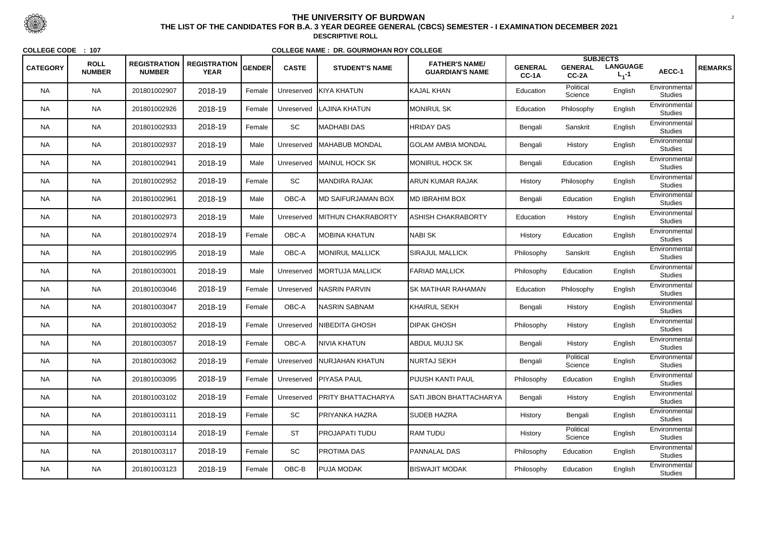# THE UNIVERSITY OF BURDWAN

**THE LIST OF THE CANDIDATES FOR B.A. 3 YEAR DEGREE GENERAL (CBCS) SEMESTER - I EXAMINATION DECEMBER 2021**

**DESCRIPTIVE ROLL**

**COLLEGE CODE : 107** **COLLEGE NAME : DR. GOURMOHAN ROY COLLEGE**

| CATEGORY | ROLL NUMBER | REGISTRATION NUMBER | REGISTRATION YEAR | GENDER | CASTE | STUDENT'S NAME | FATHER'S NAME/ GUARDIAN'S NAME | SUBJECTS | | | | REMARKS |
|---|---|---|---|---|---|---|---|---|---|---|---|---|
| | | | | | | | | GENERAL CC-1A | GENERAL CC-2A | LANGUAGE $L_1$-1 | AECC-1 | |
| NA | NA | 201801002907 | 2018-19 | Female | Unreserved | KIYA KHATUN | KAJAL KHAN | Education | Political Science | English | Environmental Studies | |
| NA | NA | 201801002926 | 2018-19 | Female | Unreserved | LAJINA KHATUN | MONIRUL SK | Education | Philosophy | English | Environmental Studies | |
| NA | NA | 201801002933 | 2018-19 | Female | SC | MADHABI DAS | HRIDAY DAS | Bengali | Sanskrit | English | Environmental Studies | |
| NA | NA | 201801002937 | 2018-19 | Male | Unreserved | MAHABUB MONDAL | GOLAM AMBIA MONDAL | Bengali | History | English | Environmental Studies | |
| NA | NA | 201801002941 | 2018-19 | Male | Unreserved | MAINUL HOCK SK | MONIRUL HOCK SK | Bengali | Education | English | Environmental Studies | |
| NA | NA | 201801002952 | 2018-19 | Female | SC | MANDIRA RAJAK | ARUN KUMAR RAJAK | History | Philosophy | English | Environmental Studies | |
| NA | NA | 201801002961 | 2018-19 | Male | OBC-A | MD SAIFURJAMAN BOX | MD IBRAHIM BOX | Bengali | Education | English | Environmental Studies | |
| NA | NA | 201801002973 | 2018-19 | Male | Unreserved | MITHUN CHAKRABORTY | ASHISH CHAKRABORTY | Education | History | English | Environmental Studies | |
| NA | NA | 201801002974 | 2018-19 | Female | OBC-A | MOBINA KHATUN | NABI SK | History | Education | English | Environmental Studies | |
| NA | NA | 201801002995 | 2018-19 | Male | OBC-A | MONIRUL MALLICK | SIRAJUL MALLICK | Philosophy | Sanskrit | English | Environmental Studies | |
| NA | NA | 201801003001 | 2018-19 | Male | Unreserved | MORTUJA MALLICK | FARIAD MALLICK | Philosophy | Education | English | Environmental Studies | |
| NA | NA | 201801003046 | 2018-19 | Female | Unreserved | NASRIN PARVIN | SK MATIHAR RAHAMAN | Education | Philosophy | English | Environmental Studies | |
| NA | NA | 201801003047 | 2018-19 | Female | OBC-A | NASRIN SABNAM | KHAIRUL SEKH | Bengali | History | English | Environmental Studies | |
| NA | NA | 201801003052 | 2018-19 | Female | Unreserved | NIBEDITA GHOSH | DIPAK GHOSH | Philosophy | History | English | Environmental Studies | |
| NA | NA | 201801003057 | 2018-19 | Female | OBC-A | NIVIA KHATUN | ABDUL MUJIJ SK | Bengali | History | English | Environmental Studies | |
| NA | NA | 201801003062 | 2018-19 | Female | Unreserved | NURJAHAN KHATUN | NURTAJ SEKH | Bengali | Political Science | English | Environmental Studies | |
| NA | NA | 201801003095 | 2018-19 | Female | Unreserved | PIYASA PAUL | PIJUSH KANTI PAUL | Philosophy | Education | English | Environmental Studies | |
| NA | NA | 201801003102 | 2018-19 | Female | Unreserved | PRITY BHATTACHARYA | SATI JIBON BHATTACHARYA | Bengali | History | English | Environmental Studies | |
| NA | NA | 201801003111 | 2018-19 | Female | SC | PRIYANKA HAZRA | SUDEB HAZRA | History | Bengali | English | Environmental Studies | |
| NA | NA | 201801003114 | 2018-19 | Female | ST | PROJAPATI TUDU | RAM TUDU | History | Political Science | English | Environmental Studies | |
| NA | NA | 201801003117 | 2018-19 | Female | SC | PROTIMA DAS | PANNALAL DAS | Philosophy | Education | English | Environmental Studies | |
| NA | NA | 201801003123 | 2018-19 | Female | OBC-B | PUJA MODAK | BISWAJIT MODAK | Philosophy | Education | English | Environmental Studies | |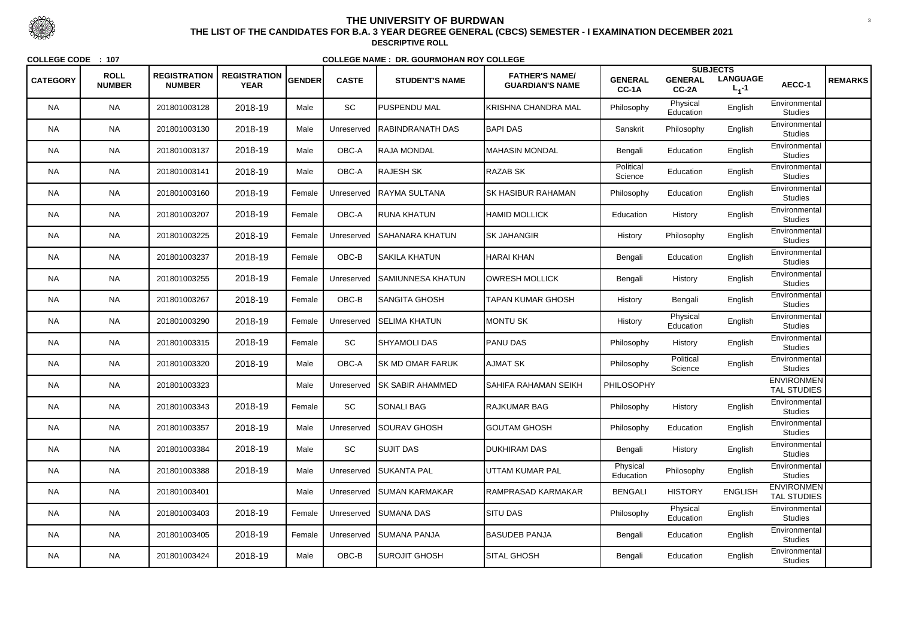# THE UNIVERSITY OF BURDWAN

## THE LIST OF THE CANDIDATES FOR B.A. 3 YEAR DEGREE GENERAL (CBCS) SEMESTER - I EXAMINATION DECEMBER 2021

### DESCRIPTIVE ROLL

**COLLEGE CODE : 107** **COLLEGE NAME : DR. GOURMOHAN ROY COLLEGE**

| CATEGORY | ROLL NUMBER | REGISTRATION NUMBER | REGISTRATION YEAR | GENDER | CASTE | STUDENT'S NAME | FATHER'S NAME/ GUARDIAN'S NAME | SUBJECTS GENERAL CC-1A | GENERAL CC-2A | LANGUAGE $L_1$-1 | AECC-1 | REMARKS |
|---|---|---|---|---|---|---|---|---|---|---|---|---|
| NA | NA | 201801003128 | 2018-19 | Male | SC | PUSPENDU MAL | KRISHNA CHANDRA MAL | Philosophy | Physical Education | English | Environmental Studies | |
| NA | NA | 201801003130 | 2018-19 | Male | Unreserved | RABINDRANATH DAS | BAPI DAS | Sanskrit | Philosophy | English | Environmental Studies | |
| NA | NA | 201801003137 | 2018-19 | Male | OBC-A | RAJA MONDAL | MAHASIN MONDAL | Bengali | Education | English | Environmental Studies | |
| NA | NA | 201801003141 | 2018-19 | Male | OBC-A | RAJESH SK | RAZAB SK | Political Science | Education | English | Environmental Studies | |
| NA | NA | 201801003160 | 2018-19 | Female | Unreserved | RAYMA SULTANA | SK HASIBUR RAHAMAN | Philosophy | Education | English | Environmental Studies | |
| NA | NA | 201801003207 | 2018-19 | Female | OBC-A | RUNA KHATUN | HAMID MOLLICK | Education | History | English | Environmental Studies | |
| NA | NA | 201801003225 | 2018-19 | Female | Unreserved | SAHANARA KHATUN | SK JAHANGIR | History | Philosophy | English | Environmental Studies | |
| NA | NA | 201801003237 | 2018-19 | Female | OBC-B | SAKILA KHATUN | HARAI KHAN | Bengali | Education | English | Environmental Studies | |
| NA | NA | 201801003255 | 2018-19 | Female | Unreserved | SAMIUNNESA KHATUN | OWRESH MOLLICK | Bengali | History | English | Environmental Studies | |
| NA | NA | 201801003267 | 2018-19 | Female | OBC-B | SANGITA GHOSH | TAPAN KUMAR GHOSH | History | Bengali | English | Environmental Studies | |
| NA | NA | 201801003290 | 2018-19 | Female | Unreserved | SELIMA KHATUN | MONTU SK | History | Physical Education | English | Environmental Studies | |
| NA | NA | 201801003315 | 2018-19 | Female | SC | SHYAMOLI DAS | PANU DAS | Philosophy | History | English | Environmental Studies | |
| NA | NA | 201801003320 | 2018-19 | Male | OBC-A | SK MD OMAR FARUK | AJMAT SK | Philosophy | Political Science | English | Environmental Studies | |
| NA | NA | 201801003323 | | Male | Unreserved | SK SABIR AHAMMED | SAHIFA RAHAMAN SEIKH | PHILOSOPHY | | | ENVIRONMENTAL STUDIES | |
| NA | NA | 201801003343 | 2018-19 | Female | SC | SONALI BAG | RAJKUMAR BAG | Philosophy | History | English | Environmental Studies | |
| NA | NA | 201801003357 | 2018-19 | Male | Unreserved | SOURAV GHOSH | GOUTAM GHOSH | Philosophy | Education | English | Environmental Studies | |
| NA | NA | 201801003384 | 2018-19 | Male | SC | SUJIT DAS | DUKHIRAM DAS | Bengali | History | English | Environmental Studies | |
| NA | NA | 201801003388 | 2018-19 | Male | Unreserved | SUKANTA PAL | UTTAM KUMAR PAL | Physical Education | Philosophy | English | Environmental Studies | |
| NA | NA | 201801003401 | | Male | Unreserved | SUMAN KARMAKAR | RAMPRASAD KARMAKAR | BENGALI | HISTORY | ENGLISH | ENVIRONMENTAL STUDIES | |
| NA | NA | 201801003403 | 2018-19 | Female | Unreserved | SUMANA DAS | SITU DAS | Philosophy | Physical Education | English | Environmental Studies | |
| NA | NA | 201801003405 | 2018-19 | Female | Unreserved | SUMANA PANJA | BASUDEB PANJA | Bengali | Education | English | Environmental Studies | |
| NA | NA | 201801003424 | 2018-19 | Male | OBC-B | SUROJIT GHOSH | SITAL GHOSH | Bengali | Education | English | Environmental Studies | |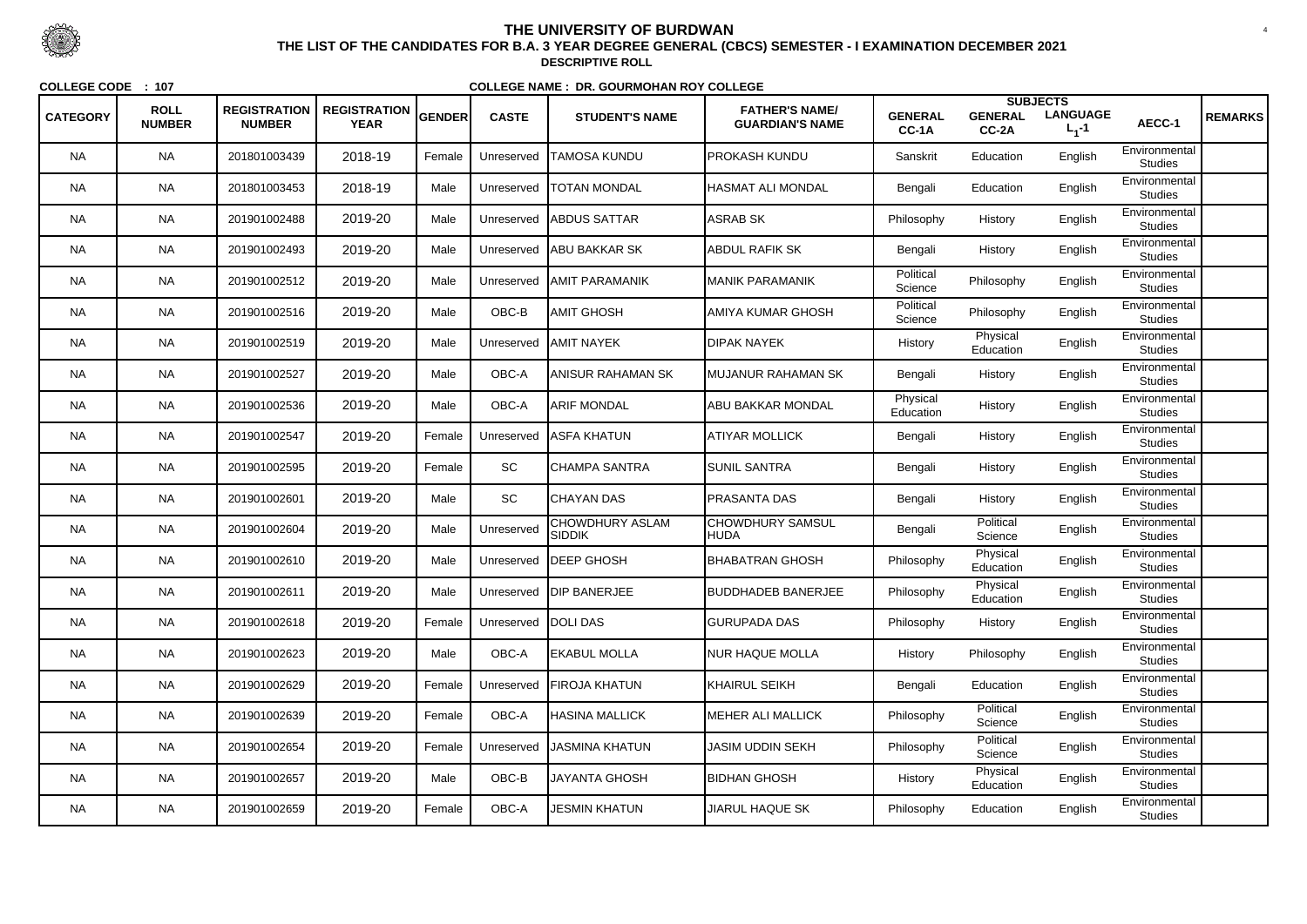# THE UNIVERSITY OF BURDWAN

## THE LIST OF THE CANDIDATES FOR B.A. 3 YEAR DEGREE GENERAL (CBCS) SEMESTER - I EXAMINATION DECEMBER 2021

**DESCRIPTIVE ROLL**

**COLLEGE CODE : 107** **COLLEGE NAME : DR. GOURMOHAN ROY COLLEGE**

| CATEGORY | ROLL NUMBER | REGISTRATION NUMBER | REGISTRATION YEAR | GENDER | CASTE | STUDENT'S NAME | FATHER'S NAME/ GUARDIAN'S NAME | SUBJECTS GENERAL CC-1A | GENERAL CC-2A | LANGUAGE $L_1$-1 | AECC-1 | REMARKS |
|---|---|---|---|---|---|---|---|---|---|---|---|---|
| NA | NA | 201801003439 | 2018-19 | Female | Unreserved | TAMOSA KUNDU | PROKASH KUNDU | Sanskrit | Education | English | Environmental Studies | |
| NA | NA | 201801003453 | 2018-19 | Male | Unreserved | TOTAN MONDAL | HASMAT ALI MONDAL | Bengali | Education | English | Environmental Studies | |
| NA | NA | 201901002488 | 2019-20 | Male | Unreserved | ABDUS SATTAR | ASRAB SK | Philosophy | History | English | Environmental Studies | |
| NA | NA | 201901002493 | 2019-20 | Male | Unreserved | ABU BAKKAR SK | ABDUL RAFIK SK | Bengali | History | English | Environmental Studies | |
| NA | NA | 201901002512 | 2019-20 | Male | Unreserved | AMIT PARAMANIK | MANIK PARAMANIK | Political Science | Philosophy | English | Environmental Studies | |
| NA | NA | 201901002516 | 2019-20 | Male | OBC-B | AMIT GHOSH | AMIYA KUMAR GHOSH | Political Science | Philosophy | English | Environmental Studies | |
| NA | NA | 201901002519 | 2019-20 | Male | Unreserved | AMIT NAYEK | DIPAK NAYEK | History | Physical Education | English | Environmental Studies | |
| NA | NA | 201901002527 | 2019-20 | Male | OBC-A | ANISUR RAHAMAN SK | MUJANUR RAHAMAN SK | Bengali | History | English | Environmental Studies | |
| NA | NA | 201901002536 | 2019-20 | Male | OBC-A | ARIF MONDAL | ABU BAKKAR MONDAL | Physical Education | History | English | Environmental Studies | |
| NA | NA | 201901002547 | 2019-20 | Female | Unreserved | ASFA KHATUN | ATIYAR MOLLICK | Bengali | History | English | Environmental Studies | |
| NA | NA | 201901002595 | 2019-20 | Female | SC | CHAMPA SANTRA | SUNIL SANTRA | Bengali | History | English | Environmental Studies | |
| NA | NA | 201901002601 | 2019-20 | Male | SC | CHAYAN DAS | PRASANTA DAS | Bengali | History | English | Environmental Studies | |
| NA | NA | 201901002604 | 2019-20 | Male | Unreserved | CHOWDHURY ASLAM SIDDIK | CHOWDHURY SAMSUL HUDA | Bengali | Political Science | English | Environmental Studies | |
| NA | NA | 201901002610 | 2019-20 | Male | Unreserved | DEEP GHOSH | BHABATRAN GHOSH | Philosophy | Physical Education | English | Environmental Studies | |
| NA | NA | 201901002611 | 2019-20 | Male | Unreserved | DIP BANERJEE | BUDDHADEB BANERJEE | Philosophy | Physical Education | English | Environmental Studies | |
| NA | NA | 201901002618 | 2019-20 | Female | Unreserved | DOLI DAS | GURUPADA DAS | Philosophy | History | English | Environmental Studies | |
| NA | NA | 201901002623 | 2019-20 | Male | OBC-A | EKABUL MOLLA | NUR HAQUE MOLLA | History | Philosophy | English | Environmental Studies | |
| NA | NA | 201901002629 | 2019-20 | Female | Unreserved | FIROJA KHATUN | KHAIRUL SEIKH | Bengali | Education | English | Environmental Studies | |
| NA | NA | 201901002639 | 2019-20 | Female | OBC-A | HASINA MALLICK | MEHER ALI MALLICK | Philosophy | Political Science | English | Environmental Studies | |
| NA | NA | 201901002654 | 2019-20 | Female | Unreserved | JASMINA KHATUN | JASIM UDDIN SEKH | Philosophy | Political Science | English | Environmental Studies | |
| NA | NA | 201901002657 | 2019-20 | Male | OBC-B | JAYANTA GHOSH | BIDHAN GHOSH | History | Physical Education | English | Environmental Studies | |
| NA | NA | 201901002659 | 2019-20 | Female | OBC-A | JESMIN KHATUN | JIARUL HAQUE SK | Philosophy | Education | English | Environmental Studies | |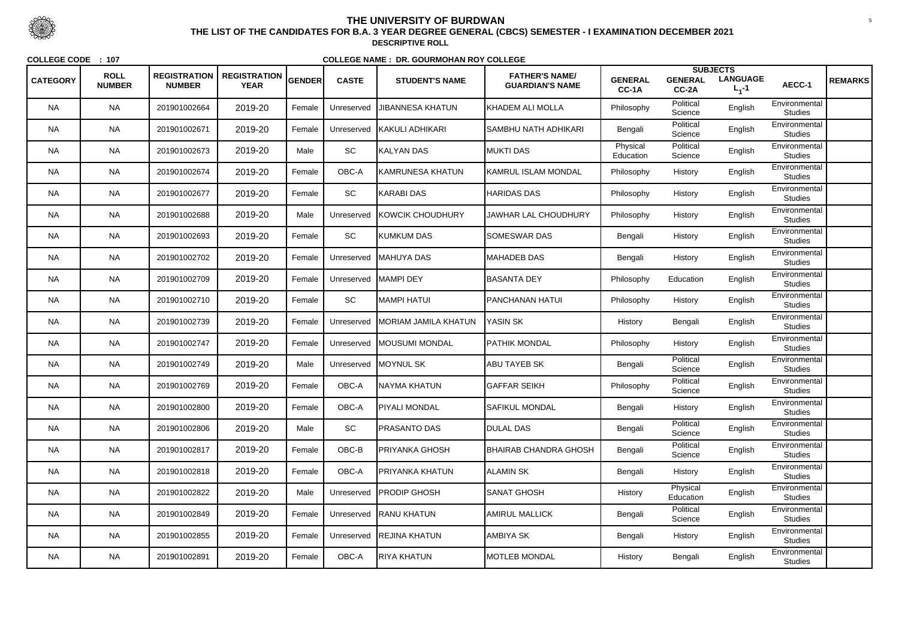# THE UNIVERSITY OF BURDWAN

## THE LIST OF THE CANDIDATES FOR B.A. 3 YEAR DEGREE GENERAL (CBCS) SEMESTER - I EXAMINATION DECEMBER 2021

**DESCRIPTIVE ROLL**

**COLLEGE CODE : 107** **COLLEGE NAME : DR. GOURMOHAN ROY COLLEGE**

| CATEGORY | ROLL NUMBER | REGISTRATION NUMBER | REGISTRATION YEAR | GENDER | CASTE | STUDENT'S NAME | FATHER'S NAME/ GUARDIAN'S NAME | SUBJECTS | | | | REMARKS |
|---|---|---|---|---|---|---|---|---|---|---|---|---|
| | | | | | | | | GENERAL CC-1A | GENERAL CC-2A | LANGUAGE $L_1$-1 | AECC-1 | |
| NA | NA | 201901002664 | 2019-20 | Female | Unreserved | JIBANNESA KHATUN | KHADEM ALI MOLLA | Philosophy | Political Science | English | Environmental Studies | |
| NA | NA | 201901002671 | 2019-20 | Female | Unreserved | KAKULI ADHIKARI | SAMBHU NATH ADHIKARI | Bengali | Political Science | English | Environmental Studies | |
| NA | NA | 201901002673 | 2019-20 | Male | SC | KALYAN DAS | MUKTI DAS | Physical Education | Political Science | English | Environmental Studies | |
| NA | NA | 201901002674 | 2019-20 | Female | OBC-A | KAMRUNESA KHATUN | KAMRUL ISLAM MONDAL | Philosophy | History | English | Environmental Studies | |
| NA | NA | 201901002677 | 2019-20 | Female | SC | KARABI DAS | HARIDAS DAS | Philosophy | History | English | Environmental Studies | |
| NA | NA | 201901002688 | 2019-20 | Male | Unreserved | KOWCIK CHOUDHURY | JAWHAR LAL CHOUDHURY | Philosophy | History | English | Environmental Studies | |
| NA | NA | 201901002693 | 2019-20 | Female | SC | KUMKUM DAS | SOMESWAR DAS | Bengali | History | English | Environmental Studies | |
| NA | NA | 201901002702 | 2019-20 | Female | Unreserved | MAHUYA DAS | MAHADEB DAS | Bengali | History | English | Environmental Studies | |
| NA | NA | 201901002709 | 2019-20 | Female | Unreserved | MAMPI DEY | BASANTA DEY | Philosophy | Education | English | Environmental Studies | |
| NA | NA | 201901002710 | 2019-20 | Female | SC | MAMPI HATUI | PANCHANAN HATUI | Philosophy | History | English | Environmental Studies | |
| NA | NA | 201901002739 | 2019-20 | Female | Unreserved | MORIAM JAMILA KHATUN | YASIN SK | History | Bengali | English | Environmental Studies | |
| NA | NA | 201901002747 | 2019-20 | Female | Unreserved | MOUSUMI MONDAL | PATHIK MONDAL | Philosophy | History | English | Environmental Studies | |
| NA | NA | 201901002749 | 2019-20 | Male | Unreserved | MOYNUL SK | ABU TAYEB SK | Bengali | Political Science | English | Environmental Studies | |
| NA | NA | 201901002769 | 2019-20 | Female | OBC-A | NAYMA KHATUN | GAFFAR SEIKH | Philosophy | Political Science | English | Environmental Studies | |
| NA | NA | 201901002800 | 2019-20 | Female | OBC-A | PIYALI MONDAL | SAFIKUL MONDAL | Bengali | History | English | Environmental Studies | |
| NA | NA | 201901002806 | 2019-20 | Male | SC | PRASANTO DAS | DULAL DAS | Bengali | Political Science | English | Environmental Studies | |
| NA | NA | 201901002817 | 2019-20 | Female | OBC-B | PRIYANKA GHOSH | BHAIRAB CHANDRA GHOSH | Bengali | Political Science | English | Environmental Studies | |
| NA | NA | 201901002818 | 2019-20 | Female | OBC-A | PRIYANKA KHATUN | ALAMIN SK | Bengali | History | English | Environmental Studies | |
| NA | NA | 201901002822 | 2019-20 | Male | Unreserved | PRODIP GHOSH | SANAT GHOSH | History | Physical Education | English | Environmental Studies | |
| NA | NA | 201901002849 | 2019-20 | Female | Unreserved | RANU KHATUN | AMIRUL MALLICK | Bengali | Political Science | English | Environmental Studies | |
| NA | NA | 201901002855 | 2019-20 | Female | Unreserved | REJINA KHATUN | AMBIYA SK | Bengali | History | English | Environmental Studies | |
| NA | NA | 201901002891 | 2019-20 | Female | OBC-A | RIYA KHATUN | MOTLEB MONDAL | History | Bengali | English | Environmental Studies | |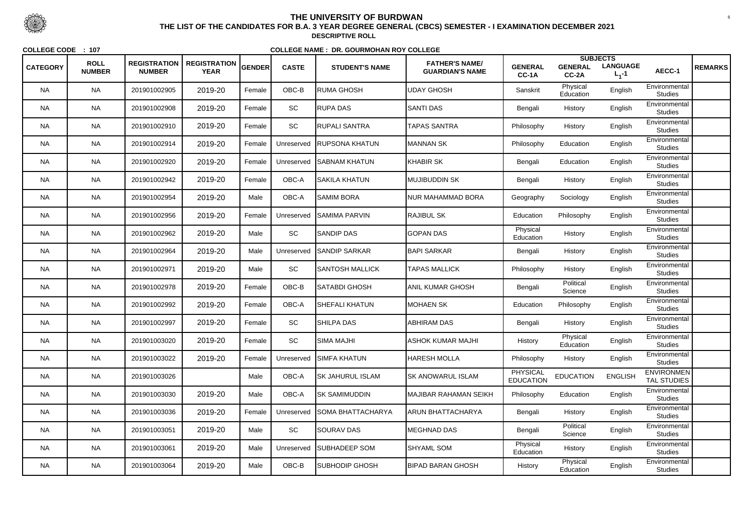# THE UNIVERSITY OF BURDWAN

## THE LIST OF THE CANDIDATES FOR B.A. 3 YEAR DEGREE GENERAL (CBCS) SEMESTER - I EXAMINATION DECEMBER 2021

### DESCRIPTIVE ROLL

**COLLEGE CODE : 107** **COLLEGE NAME : DR. GOURMOHAN ROY COLLEGE**

| CATEGORY | ROLL NUMBER | REGISTRATION NUMBER | REGISTRATION YEAR | GENDER | CASTE | STUDENT'S NAME | FATHER'S NAME/ GUARDIAN'S NAME | SUBJECTS | | | | REMARKS |
|---|---|---|---|---|---|---|---|---|---|---|---|---|
| | | | | | | | | GENERAL CC-1A | GENERAL CC-2A | LANGUAGE $L_1$-1 | AECC-1 | |
| NA | NA | 201901002905 | 2019-20 | Female | OBC-B | RUMA GHOSH | UDAY GHOSH | Sanskrit | Physical Education | English | Environmental Studies | |
| NA | NA | 201901002908 | 2019-20 | Female | SC | RUPA DAS | SANTI DAS | Bengali | History | English | Environmental Studies | |
| NA | NA | 201901002910 | 2019-20 | Female | SC | RUPALI SANTRA | TAPAS SANTRA | Philosophy | History | English | Environmental Studies | |
| NA | NA | 201901002914 | 2019-20 | Female | Unreserved | RUPSONA KHATUN | MANNAN SK | Philosophy | Education | English | Environmental Studies | |
| NA | NA | 201901002920 | 2019-20 | Female | Unreserved | SABNAM KHATUN | KHABIR SK | Bengali | Education | English | Environmental Studies | |
| NA | NA | 201901002942 | 2019-20 | Female | OBC-A | SAKILA KHATUN | MUJIBUDDIN SK | Bengali | History | English | Environmental Studies | |
| NA | NA | 201901002954 | 2019-20 | Male | OBC-A | SAMIM BORA | NUR MAHAMMAD BORA | Geography | Sociology | English | Environmental Studies | |
| NA | NA | 201901002956 | 2019-20 | Female | Unreserved | SAMIMA PARVIN | RAJIBUL SK | Education | Philosophy | English | Environmental Studies | |
| NA | NA | 201901002962 | 2019-20 | Male | SC | SANDIP DAS | GOPAN DAS | Physical Education | History | English | Environmental Studies | |
| NA | NA | 201901002964 | 2019-20 | Male | Unreserved | SANDIP SARKAR | BAPI SARKAR | Bengali | History | English | Environmental Studies | |
| NA | NA | 201901002971 | 2019-20 | Male | SC | SANTOSH MALLICK | TAPAS MALLICK | Philosophy | History | English | Environmental Studies | |
| NA | NA | 201901002978 | 2019-20 | Female | OBC-B | SATABDI GHOSH | ANIL KUMAR GHOSH | Bengali | Political Science | English | Environmental Studies | |
| NA | NA | 201901002992 | 2019-20 | Female | OBC-A | SHEFALI KHATUN | MOHAEN SK | Education | Philosophy | English | Environmental Studies | |
| NA | NA | 201901002997 | 2019-20 | Female | SC | SHILPA DAS | ABHIRAM DAS | Bengali | History | English | Environmental Studies | |
| NA | NA | 201901003020 | 2019-20 | Female | SC | SIMA MAJHI | ASHOK KUMAR MAJHI | History | Physical Education | English | Environmental Studies | |
| NA | NA | 201901003022 | 2019-20 | Female | Unreserved | SIMFA KHATUN | HARESH MOLLA | Philosophy | History | English | Environmental Studies | |
| NA | NA | 201901003026 | | Male | OBC-A | SK JAHURUL ISLAM | SK ANOWARUL ISLAM | PHYSICAL EDUCATION | EDUCATION | ENGLISH | ENVIRONMENTAL STUDIES | |
| NA | NA | 201901003030 | 2019-20 | Male | OBC-A | SK SAMIMUDDIN | MAJIBAR RAHAMAN SEIKH | Philosophy | Education | English | Environmental Studies | |
| NA | NA | 201901003036 | 2019-20 | Female | Unreserved | SOMA BHATTACHARYA | ARUN BHATTACHARYA | Bengali | History | English | Environmental Studies | |
| NA | NA | 201901003051 | 2019-20 | Male | SC | SOURAV DAS | MEGHNAD DAS | Bengali | Political Science | English | Environmental Studies | |
| NA | NA | 201901003061 | 2019-20 | Male | Unreserved | SUBHADEEP SOM | SHYAML SOM | Physical Education | History | English | Environmental Studies | |
| NA | NA | 201901003064 | 2019-20 | Male | OBC-B | SUBHODIP GHOSH | BIPAD BARAN GHOSH | History | Physical Education | English | Environmental Studies | |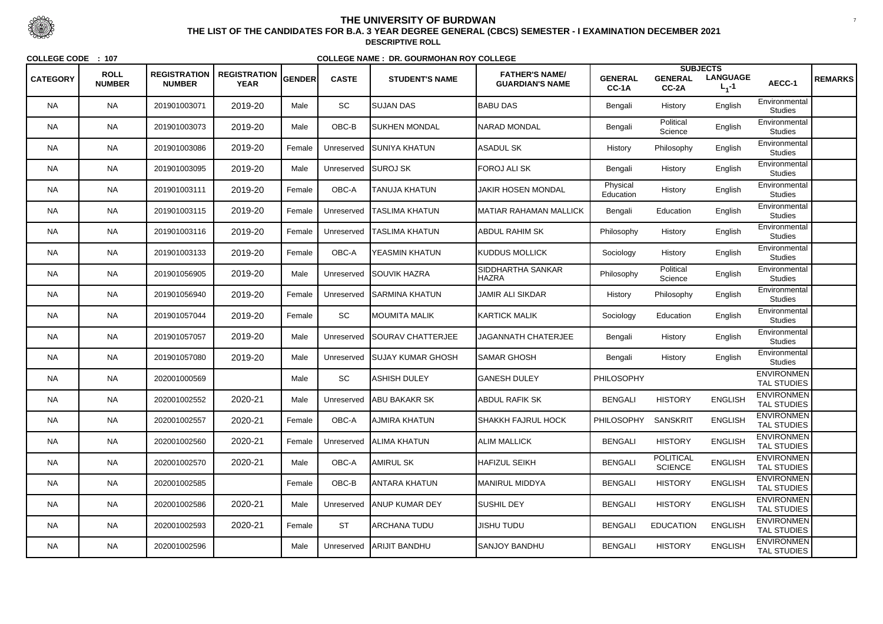# THE UNIVERSITY OF BURDWAN

**THE LIST OF THE CANDIDATES FOR B.A. 3 YEAR DEGREE GENERAL (CBCS) SEMESTER - I EXAMINATION DECEMBER 2021**

**DESCRIPTIVE ROLL**

**COLLEGE CODE : 107** **COLLEGE NAME : DR. GOURMOHAN ROY COLLEGE**

| CATEGORY | ROLL NUMBER | REGISTRATION NUMBER | REGISTRATION YEAR | GENDER | CASTE | STUDENT'S NAME | FATHER'S NAME/ GUARDIAN'S NAME | SUBJECTS | | | | REMARKS |
|---|---|---|---|---|---|---|---|---|---|---|---|---|
| | | | | | | | | GENERAL CC-1A | GENERAL CC-2A | LANGUAGE $L_1$-1 | AECC-1 | |
| NA | NA | 201901003071 | 2019-20 | Male | SC | SUJAN DAS | BABU DAS | Bengali | History | English | Environmental Studies | |
| NA | NA | 201901003073 | 2019-20 | Male | OBC-B | SUKHEN MONDAL | NARAD MONDAL | Bengali | Political Science | English | Environmental Studies | |
| NA | NA | 201901003086 | 2019-20 | Female | Unreserved | SUNIYA KHATUN | ASADUL SK | History | Philosophy | English | Environmental Studies | |
| NA | NA | 201901003095 | 2019-20 | Male | Unreserved | SUROJ SK | FOROJ ALI SK | Bengali | History | English | Environmental Studies | |
| NA | NA | 201901003111 | 2019-20 | Female | OBC-A | TANUJA KHATUN | JAKIR HOSEN MONDAL | Physical Education | History | English | Environmental Studies | |
| NA | NA | 201901003115 | 2019-20 | Female | Unreserved | TASLIMA KHATUN | MATIAR RAHAMAN MALLICK | Bengali | Education | English | Environmental Studies | |
| NA | NA | 201901003116 | 2019-20 | Female | Unreserved | TASLIMA KHATUN | ABDUL RAHIM SK | Philosophy | History | English | Environmental Studies | |
| NA | NA | 201901003133 | 2019-20 | Female | OBC-A | YEASMIN KHATUN | KUDDUS MOLLICK | Sociology | History | English | Environmental Studies | |
| NA | NA | 201901056905 | 2019-20 | Male | Unreserved | SOUVIK HAZRA | SIDDHARTHA SANKAR HAZRA | Philosophy | Political Science | English | Environmental Studies | |
| NA | NA | 201901056940 | 2019-20 | Female | Unreserved | SARMINA KHATUN | JAMIR ALI SIKDAR | History | Philosophy | English | Environmental Studies | |
| NA | NA | 201901057044 | 2019-20 | Female | SC | MOUMITA MALIK | KARTICK MALIK | Sociology | Education | English | Environmental Studies | |
| NA | NA | 201901057057 | 2019-20 | Male | Unreserved | SOURAV CHATTERJEE | JAGANNATH CHATERJEE | Bengali | History | English | Environmental Studies | |
| NA | NA | 201901057080 | 2019-20 | Male | Unreserved | SUJAY KUMAR GHOSH | SAMAR GHOSH | Bengali | History | English | Environmental Studies | |
| NA | NA | 202001000569 | | Male | SC | ASHISH DULEY | GANESH DULEY | PHILOSOPHY | | | ENVIRONMENTAL STUDIES | |
| NA | NA | 202001002552 | 2020-21 | Male | Unreserved | ABU BAKAKR SK | ABDUL RAFIK SK | BENGALI | HISTORY | ENGLISH | ENVIRONMENTAL STUDIES | |
| NA | NA | 202001002557 | 2020-21 | Female | OBC-A | AJMIRA KHATUN | SHAKKH FAJRUL HOCK | PHILOSOPHY | SANSKRIT | ENGLISH | ENVIRONMENTAL STUDIES | |
| NA | NA | 202001002560 | 2020-21 | Female | Unreserved | ALIMA KHATUN | ALIM MALLICK | BENGALI | HISTORY | ENGLISH | ENVIRONMENTAL STUDIES | |
| NA | NA | 202001002570 | 2020-21 | Male | OBC-A | AMIRUL SK | HAFIZUL SEIKH | BENGALI | POLITICAL SCIENCE | ENGLISH | ENVIRONMENTAL STUDIES | |
| NA | NA | 202001002585 | | Female | OBC-B | ANTARA KHATUN | MANIRUL MIDDYA | BENGALI | HISTORY | ENGLISH | ENVIRONMENTAL STUDIES | |
| NA | NA | 202001002586 | 2020-21 | Male | Unreserved | ANUP KUMAR DEY | SUSHIL DEY | BENGALI | HISTORY | ENGLISH | ENVIRONMENTAL STUDIES | |
| NA | NA | 202001002593 | 2020-21 | Female | ST | ARCHANA TUDU | JISHU TUDU | BENGALI | EDUCATION | ENGLISH | ENVIRONMENTAL STUDIES | |
| NA | NA | 202001002596 | | Male | Unreserved | ARIJIT BANDHU | SANJOY BANDHU | BENGALI | HISTORY | ENGLISH | ENVIRONMENTAL STUDIES | |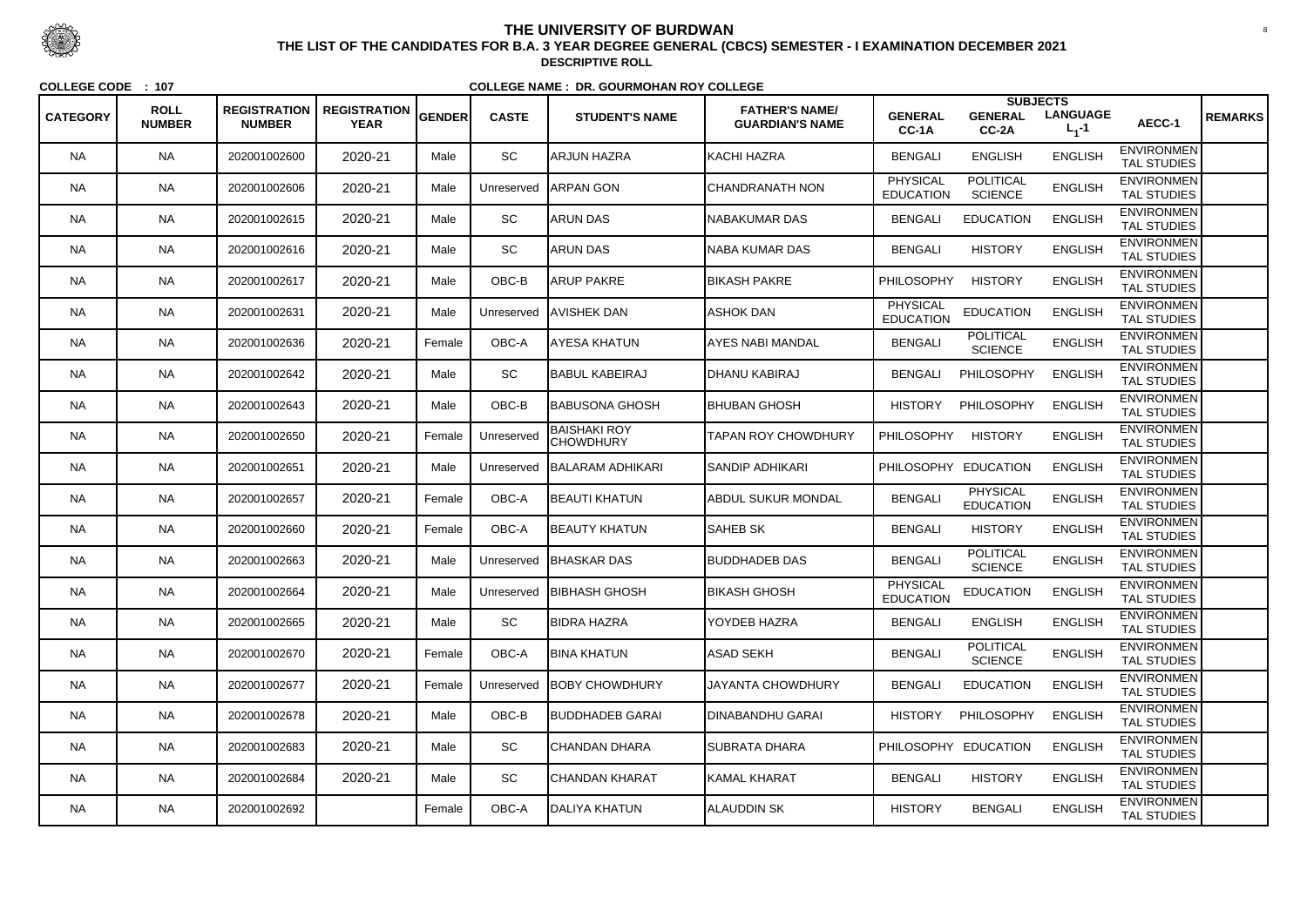# THE UNIVERSITY OF BURDWAN

## THE LIST OF THE CANDIDATES FOR B.A. 3 YEAR DEGREE GENERAL (CBCS) SEMESTER - I EXAMINATION DECEMBER 2021

### DESCRIPTIVE ROLL

**COLLEGE CODE : 107** **COLLEGE NAME : DR. GOURMOHAN ROY COLLEGE**

| CATEGORY | ROLL NUMBER | REGISTRATION NUMBER | REGISTRATION YEAR | GENDER | CASTE | STUDENT'S NAME | FATHER'S NAME/ GUARDIAN'S NAME | SUBJECTS GENERAL CC-1A | GENERAL CC-2A | LANGUAGE $L_1$-1 | AECC-1 | REMARKS |
|---|---|---|---|---|---|---|---|---|---|---|---|---|
| NA | NA | 202001002600 | 2020-21 | Male | SC | ARJUN HAZRA | KACHI HAZRA | BENGALI | ENGLISH | ENGLISH | ENVIRONMENTAL STUDIES | |
| NA | NA | 202001002606 | 2020-21 | Male | Unreserved | ARPAN GON | CHANDRANATH NON | PHYSICAL EDUCATION | POLITICAL SCIENCE | ENGLISH | ENVIRONMENTAL STUDIES | |
| NA | NA | 202001002615 | 2020-21 | Male | SC | ARUN DAS | NABAKUMAR DAS | BENGALI | EDUCATION | ENGLISH | ENVIRONMENTAL STUDIES | |
| NA | NA | 202001002616 | 2020-21 | Male | SC | ARUN DAS | NABA KUMAR DAS | BENGALI | HISTORY | ENGLISH | ENVIRONMENTAL STUDIES | |
| NA | NA | 202001002617 | 2020-21 | Male | OBC-B | ARUP PAKRE | BIKASH PAKRE | PHILOSOPHY | HISTORY | ENGLISH | ENVIRONMENTAL STUDIES | |
| NA | NA | 202001002631 | 2020-21 | Male | Unreserved | AVISHEK DAN | ASHOK DAN | PHYSICAL EDUCATION | EDUCATION | ENGLISH | ENVIRONMENTAL STUDIES | |
| NA | NA | 202001002636 | 2020-21 | Female | OBC-A | AYESA KHATUN | AYES NABI MANDAL | BENGALI | POLITICAL SCIENCE | ENGLISH | ENVIRONMENTAL STUDIES | |
| NA | NA | 202001002642 | 2020-21 | Male | SC | BABUL KABEIRAJ | DHANU KABIRAJ | BENGALI | PHILOSOPHY | ENGLISH | ENVIRONMENTAL STUDIES | |
| NA | NA | 202001002643 | 2020-21 | Male | OBC-B | BABUSONA GHOSH | BHUBAN GHOSH | HISTORY | PHILOSOPHY | ENGLISH | ENVIRONMENTAL STUDIES | |
| NA | NA | 202001002650 | 2020-21 | Female | Unreserved | BAISHAKI ROY CHOWDHURY | TAPAN ROY CHOWDHURY | PHILOSOPHY | HISTORY | ENGLISH | ENVIRONMENTAL STUDIES | |
| NA | NA | 202001002651 | 2020-21 | Male | Unreserved | BALARAM ADHIKARI | SANDIP ADHIKARI | PHILOSOPHY | EDUCATION | ENGLISH | ENVIRONMENTAL STUDIES | |
| NA | NA | 202001002657 | 2020-21 | Female | OBC-A | BEAUTI KHATUN | ABDUL SUKUR MONDAL | BENGALI | PHYSICAL EDUCATION | ENGLISH | ENVIRONMENTAL STUDIES | |
| NA | NA | 202001002660 | 2020-21 | Female | OBC-A | BEAUTY KHATUN | SAHEB SK | BENGALI | HISTORY | ENGLISH | ENVIRONMENTAL STUDIES | |
| NA | NA | 202001002663 | 2020-21 | Male | Unreserved | BHASKAR DAS | BUDDHADEB DAS | BENGALI | POLITICAL SCIENCE | ENGLISH | ENVIRONMENTAL STUDIES | |
| NA | NA | 202001002664 | 2020-21 | Male | Unreserved | BIBHASH GHOSH | BIKASH GHOSH | PHYSICAL EDUCATION | EDUCATION | ENGLISH | ENVIRONMENTAL STUDIES | |
| NA | NA | 202001002665 | 2020-21 | Male | SC | BIDRA HAZRA | YOYDEB HAZRA | BENGALI | ENGLISH | ENGLISH | ENVIRONMENTAL STUDIES | |
| NA | NA | 202001002670 | 2020-21 | Female | OBC-A | BINA KHATUN | ASAD SEKH | BENGALI | POLITICAL SCIENCE | ENGLISH | ENVIRONMENTAL STUDIES | |
| NA | NA | 202001002677 | 2020-21 | Female | Unreserved | BOBY CHOWDHURY | JAYANTA CHOWDHURY | BENGALI | EDUCATION | ENGLISH | ENVIRONMENTAL STUDIES | |
| NA | NA | 202001002678 | 2020-21 | Male | OBC-B | BUDDHADEB GARAI | DINABANDHU GARAI | HISTORY | PHILOSOPHY | ENGLISH | ENVIRONMENTAL STUDIES | |
| NA | NA | 202001002683 | 2020-21 | Male | SC | CHANDAN DHARA | SUBRATA DHARA | PHILOSOPHY | EDUCATION | ENGLISH | ENVIRONMENTAL STUDIES | |
| NA | NA | 202001002684 | 2020-21 | Male | SC | CHANDAN KHARAT | KAMAL KHARAT | BENGALI | HISTORY | ENGLISH | ENVIRONMENTAL STUDIES | |
| NA | NA | 202001002692 | | Female | OBC-A | DALIYA KHATUN | ALAUDDIN SK | HISTORY | BENGALI | ENGLISH | ENVIRONMENTAL STUDIES | |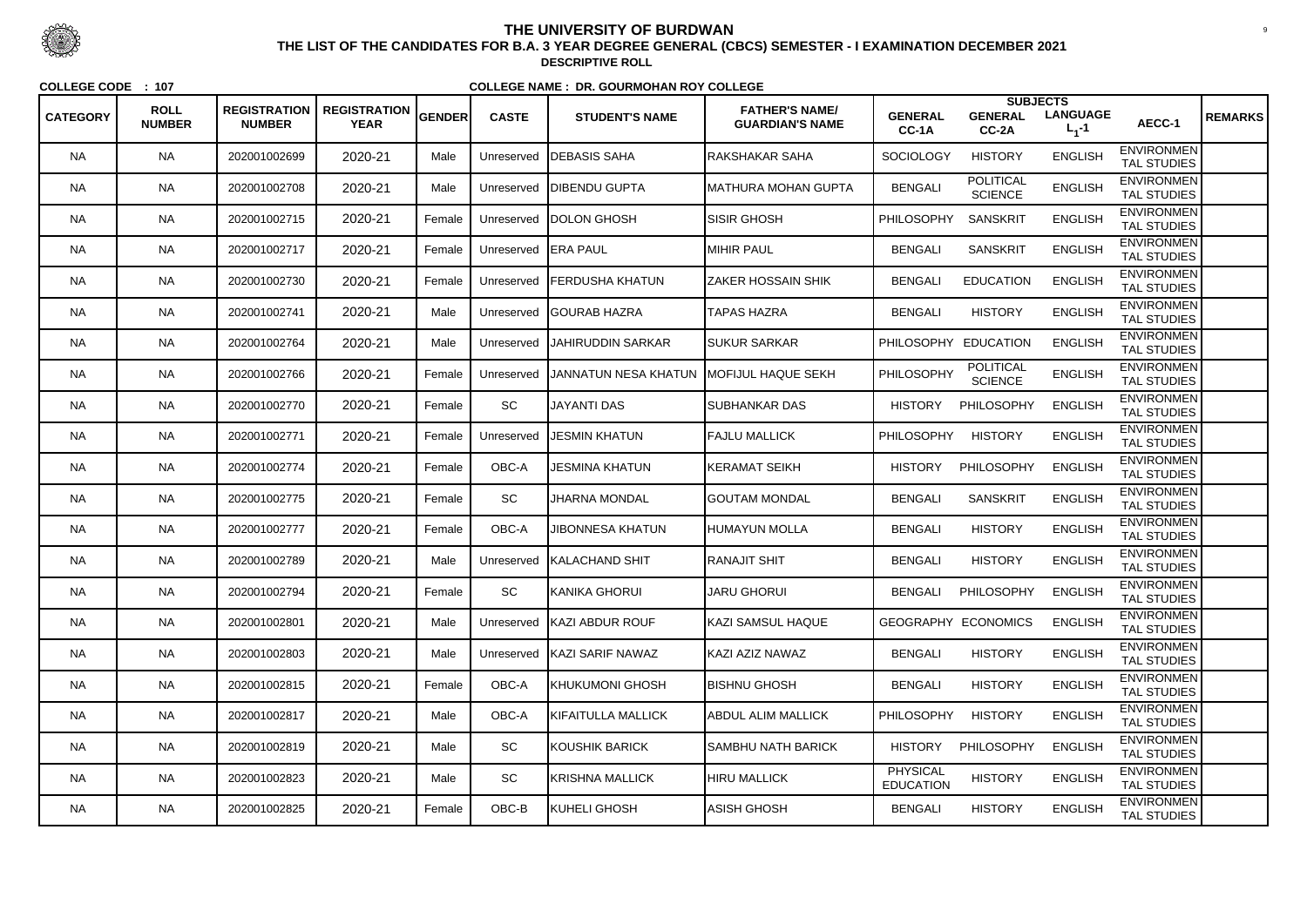# THE UNIVERSITY OF BURDWAN

## THE LIST OF THE CANDIDATES FOR B.A. 3 YEAR DEGREE GENERAL (CBCS) SEMESTER - I EXAMINATION DECEMBER 2021

**DESCRIPTIVE ROLL**

**COLLEGE CODE : 107** **COLLEGE NAME : DR. GOURMOHAN ROY COLLEGE**

| CATEGORY | ROLL NUMBER | REGISTRATION NUMBER | REGISTRATION YEAR | GENDER | CASTE | STUDENT'S NAME | FATHER'S NAME/ GUARDIAN'S NAME | SUBJECTS GENERAL CC-1A | GENERAL CC-2A | LANGUAGE $L_1$-1 | AECC-1 | REMARKS |
|---|---|---|---|---|---|---|---|---|---|---|---|---|
| NA | NA | 202001002699 | 2020-21 | Male | Unreserved | DEBASIS SAHA | RAKSHAKAR SAHA | SOCIOLOGY | HISTORY | ENGLISH | ENVIRONMENTAL STUDIES | |
| NA | NA | 202001002708 | 2020-21 | Male | Unreserved | DIBENDU GUPTA | MATHURA MOHAN GUPTA | BENGALI | POLITICAL SCIENCE | ENGLISH | ENVIRONMENTAL STUDIES | |
| NA | NA | 202001002715 | 2020-21 | Female | Unreserved | DOLON GHOSH | SISIR GHOSH | PHILOSOPHY | SANSKRIT | ENGLISH | ENVIRONMENTAL STUDIES | |
| NA | NA | 202001002717 | 2020-21 | Female | Unreserved | ERA PAUL | MIHIR PAUL | BENGALI | SANSKRIT | ENGLISH | ENVIRONMENTAL STUDIES | |
| NA | NA | 202001002730 | 2020-21 | Female | Unreserved | FERDUSHA KHATUN | ZAKER HOSSAIN SHIK | BENGALI | EDUCATION | ENGLISH | ENVIRONMENTAL STUDIES | |
| NA | NA | 202001002741 | 2020-21 | Male | Unreserved | GOURAB HAZRA | TAPAS HAZRA | BENGALI | HISTORY | ENGLISH | ENVIRONMENTAL STUDIES | |
| NA | NA | 202001002764 | 2020-21 | Male | Unreserved | JAHIRUDDIN SARKAR | SUKUR SARKAR | PHILOSOPHY | EDUCATION | ENGLISH | ENVIRONMENTAL STUDIES | |
| NA | NA | 202001002766 | 2020-21 | Female | Unreserved | JANNATUN NESA KHATUN | MOFIJUL HAQUE SEKH | PHILOSOPHY | POLITICAL SCIENCE | ENGLISH | ENVIRONMENTAL STUDIES | |
| NA | NA | 202001002770 | 2020-21 | Female | SC | JAYANTI DAS | SUBHANKAR DAS | HISTORY | PHILOSOPHY | ENGLISH | ENVIRONMENTAL STUDIES | |
| NA | NA | 202001002771 | 2020-21 | Female | Unreserved | JESMIN KHATUN | FAJLU MALLICK | PHILOSOPHY | HISTORY | ENGLISH | ENVIRONMENTAL STUDIES | |
| NA | NA | 202001002774 | 2020-21 | Female | OBC-A | JESMINA KHATUN | KERAMAT SEIKH | HISTORY | PHILOSOPHY | ENGLISH | ENVIRONMENTAL STUDIES | |
| NA | NA | 202001002775 | 2020-21 | Female | SC | JHARNA MONDAL | GOUTAM MONDAL | BENGALI | SANSKRIT | ENGLISH | ENVIRONMENTAL STUDIES | |
| NA | NA | 202001002777 | 2020-21 | Female | OBC-A | JIBONNESA KHATUN | HUMAYUN MOLLA | BENGALI | HISTORY | ENGLISH | ENVIRONMENTAL STUDIES | |
| NA | NA | 202001002789 | 2020-21 | Male | Unreserved | KALACHAND SHIT | RANAJIT SHIT | BENGALI | HISTORY | ENGLISH | ENVIRONMENTAL STUDIES | |
| NA | NA | 202001002794 | 2020-21 | Female | SC | KANIKA GHORUI | JARU GHORUI | BENGALI | PHILOSOPHY | ENGLISH | ENVIRONMENTAL STUDIES | |
| NA | NA | 202001002801 | 2020-21 | Male | Unreserved | KAZI ABDUR ROUF | KAZI SAMSUL HAQUE | GEOGRAPHY | ECONOMICS | ENGLISH | ENVIRONMENTAL STUDIES | |
| NA | NA | 202001002803 | 2020-21 | Male | Unreserved | KAZI SARIF NAWAZ | KAZI AZIZ NAWAZ | BENGALI | HISTORY | ENGLISH | ENVIRONMENTAL STUDIES | |
| NA | NA | 202001002815 | 2020-21 | Female | OBC-A | KHUKUMONI GHOSH | BISHNU GHOSH | BENGALI | HISTORY | ENGLISH | ENVIRONMENTAL STUDIES | |
| NA | NA | 202001002817 | 2020-21 | Male | OBC-A | KIFAITULLA MALLICK | ABDUL ALIM MALLICK | PHILOSOPHY | HISTORY | ENGLISH | ENVIRONMENTAL STUDIES | |
| NA | NA | 202001002819 | 2020-21 | Male | SC | KOUSHIK BARICK | SAMBHU NATH BARICK | HISTORY | PHILOSOPHY | ENGLISH | ENVIRONMENTAL STUDIES | |
| NA | NA | 202001002823 | 2020-21 | Male | SC | KRISHNA MALLICK | HIRU MALLICK | PHYSICAL EDUCATION | HISTORY | ENGLISH | ENVIRONMENTAL STUDIES | |
| NA | NA | 202001002825 | 2020-21 | Female | OBC-B | KUHELI GHOSH | ASISH GHOSH | BENGALI | HISTORY | ENGLISH | ENVIRONMENTAL STUDIES | |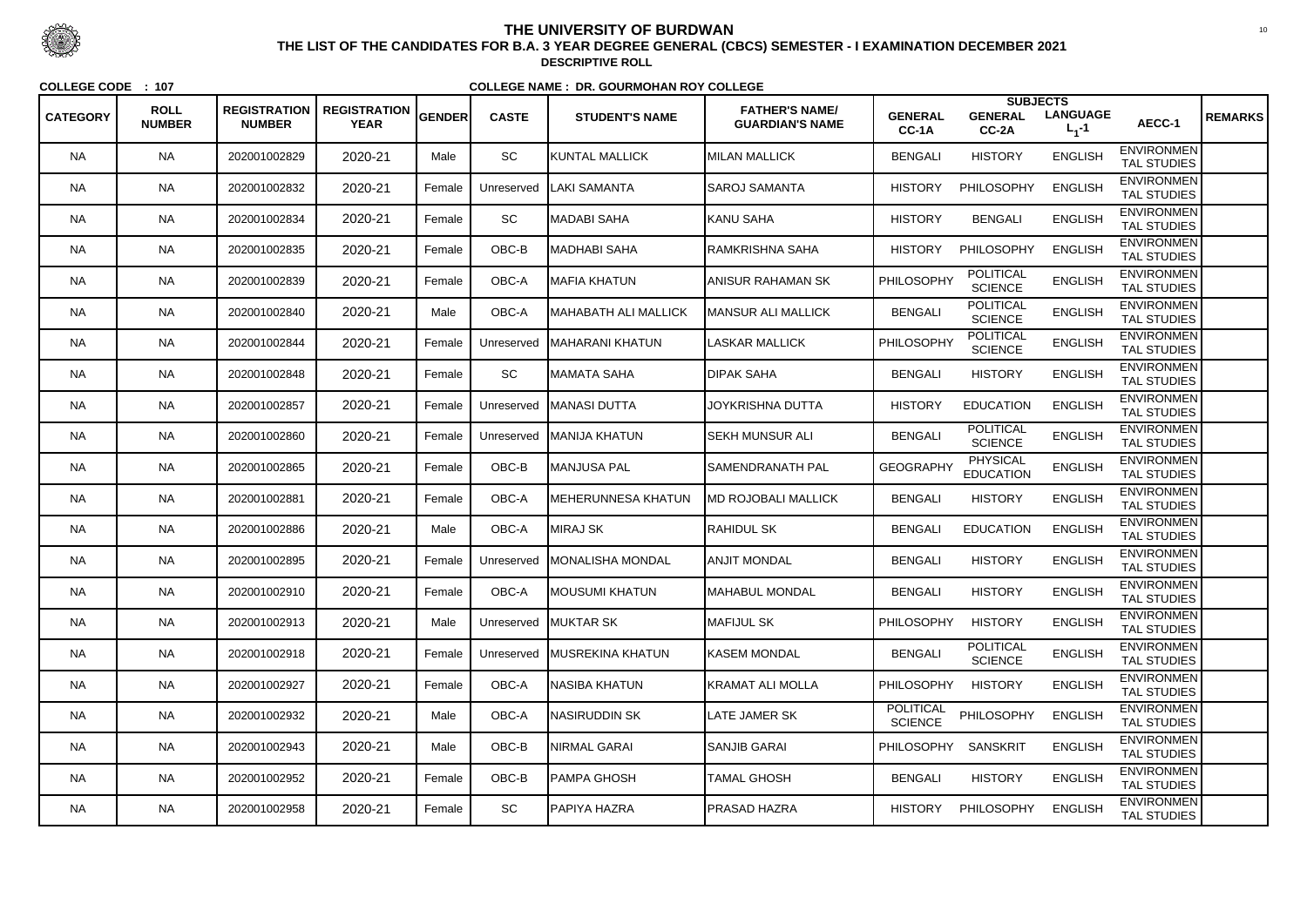# THE UNIVERSITY OF BURDWAN

## THE LIST OF THE CANDIDATES FOR B.A. 3 YEAR DEGREE GENERAL (CBCS) SEMESTER - I EXAMINATION DECEMBER 2021

**DESCRIPTIVE ROLL**

**COLLEGE CODE : 107** **COLLEGE NAME : DR. GOURMOHAN ROY COLLEGE**

| CATEGORY | ROLL NUMBER | REGISTRATION NUMBER | REGISTRATION YEAR | GENDER | CASTE | STUDENT'S NAME | FATHER'S NAME/ GUARDIAN'S NAME | SUBJECTS GENERAL CC-1A | GENERAL CC-2A | LANGUAGE $L_1$-1 | AECC-1 | REMARKS |
|---|---|---|---|---|---|---|---|---|---|---|---|---|
| NA | NA | 202001002829 | 2020-21 | Male | SC | KUNTAL MALLICK | MILAN MALLICK | BENGALI | HISTORY | ENGLISH | ENVIRONMENTAL STUDIES | |
| NA | NA | 202001002832 | 2020-21 | Female | Unreserved | LAKI SAMANTA | SAROJ SAMANTA | HISTORY | PHILOSOPHY | ENGLISH | ENVIRONMENTAL STUDIES | |
| NA | NA | 202001002834 | 2020-21 | Female | SC | MADABI SAHA | KANU SAHA | HISTORY | BENGALI | ENGLISH | ENVIRONMENTAL STUDIES | |
| NA | NA | 202001002835 | 2020-21 | Female | OBC-B | MADHABI SAHA | RAMKRISHNA SAHA | HISTORY | PHILOSOPHY | ENGLISH | ENVIRONMENTAL STUDIES | |
| NA | NA | 202001002839 | 2020-21 | Female | OBC-A | MAFIA KHATUN | ANISUR RAHAMAN SK | PHILOSOPHY | POLITICAL SCIENCE | ENGLISH | ENVIRONMENTAL STUDIES | |
| NA | NA | 202001002840 | 2020-21 | Male | OBC-A | MAHABATH ALI MALLICK | MANSUR ALI MALLICK | BENGALI | POLITICAL SCIENCE | ENGLISH | ENVIRONMENTAL STUDIES | |
| NA | NA | 202001002844 | 2020-21 | Female | Unreserved | MAHARANI KHATUN | LASKAR MALLICK | PHILOSOPHY | POLITICAL SCIENCE | ENGLISH | ENVIRONMENTAL STUDIES | |
| NA | NA | 202001002848 | 2020-21 | Female | SC | MAMATA SAHA | DIPAK SAHA | BENGALI | HISTORY | ENGLISH | ENVIRONMENTAL STUDIES | |
| NA | NA | 202001002857 | 2020-21 | Female | Unreserved | MANASI DUTTA | JOYKRISHNA DUTTA | HISTORY | EDUCATION | ENGLISH | ENVIRONMENTAL STUDIES | |
| NA | NA | 202001002860 | 2020-21 | Female | Unreserved | MANIJA KHATUN | SEKH MUNSUR ALI | BENGALI | POLITICAL SCIENCE | ENGLISH | ENVIRONMENTAL STUDIES | |
| NA | NA | 202001002865 | 2020-21 | Female | OBC-B | MANJUSA PAL | SAMENDRANATH PAL | GEOGRAPHY | PHYSICAL EDUCATION | ENGLISH | ENVIRONMENTAL STUDIES | |
| NA | NA | 202001002881 | 2020-21 | Female | OBC-A | MEHERUNNESA KHATUN | MD ROJOBALI MALLICK | BENGALI | HISTORY | ENGLISH | ENVIRONMENTAL STUDIES | |
| NA | NA | 202001002886 | 2020-21 | Male | OBC-A | MIRAJ SK | RAHIDUL SK | BENGALI | EDUCATION | ENGLISH | ENVIRONMENTAL STUDIES | |
| NA | NA | 202001002895 | 2020-21 | Female | Unreserved | MONALISHA MONDAL | ANJIT MONDAL | BENGALI | HISTORY | ENGLISH | ENVIRONMENTAL STUDIES | |
| NA | NA | 202001002910 | 2020-21 | Female | OBC-A | MOUSUMI KHATUN | MAHABUL MONDAL | BENGALI | HISTORY | ENGLISH | ENVIRONMENTAL STUDIES | |
| NA | NA | 202001002913 | 2020-21 | Male | Unreserved | MUKTAR SK | MAFIJUL SK | PHILOSOPHY | HISTORY | ENGLISH | ENVIRONMENTAL STUDIES | |
| NA | NA | 202001002918 | 2020-21 | Female | Unreserved | MUSREKINA KHATUN | KASEM MONDAL | BENGALI | POLITICAL SCIENCE | ENGLISH | ENVIRONMENTAL STUDIES | |
| NA | NA | 202001002927 | 2020-21 | Female | OBC-A | NASIBA KHATUN | KRAMAT ALI MOLLA | PHILOSOPHY | HISTORY | ENGLISH | ENVIRONMENTAL STUDIES | |
| NA | NA | 202001002932 | 2020-21 | Male | OBC-A | NASIRUDDIN SK | LATE JAMER SK | POLITICAL SCIENCE | PHILOSOPHY | ENGLISH | ENVIRONMENTAL STUDIES | |
| NA | NA | 202001002943 | 2020-21 | Male | OBC-B | NIRMAL GARAI | SANJIB GARAI | PHILOSOPHY | SANSKRIT | ENGLISH | ENVIRONMENTAL STUDIES | |
| NA | NA | 202001002952 | 2020-21 | Female | OBC-B | PAMPA GHOSH | TAMAL GHOSH | BENGALI | HISTORY | ENGLISH | ENVIRONMENTAL STUDIES | |
| NA | NA | 202001002958 | 2020-21 | Female | SC | PAPIYA HAZRA | PRASAD HAZRA | HISTORY | PHILOSOPHY | ENGLISH | ENVIRONMENTAL STUDIES | |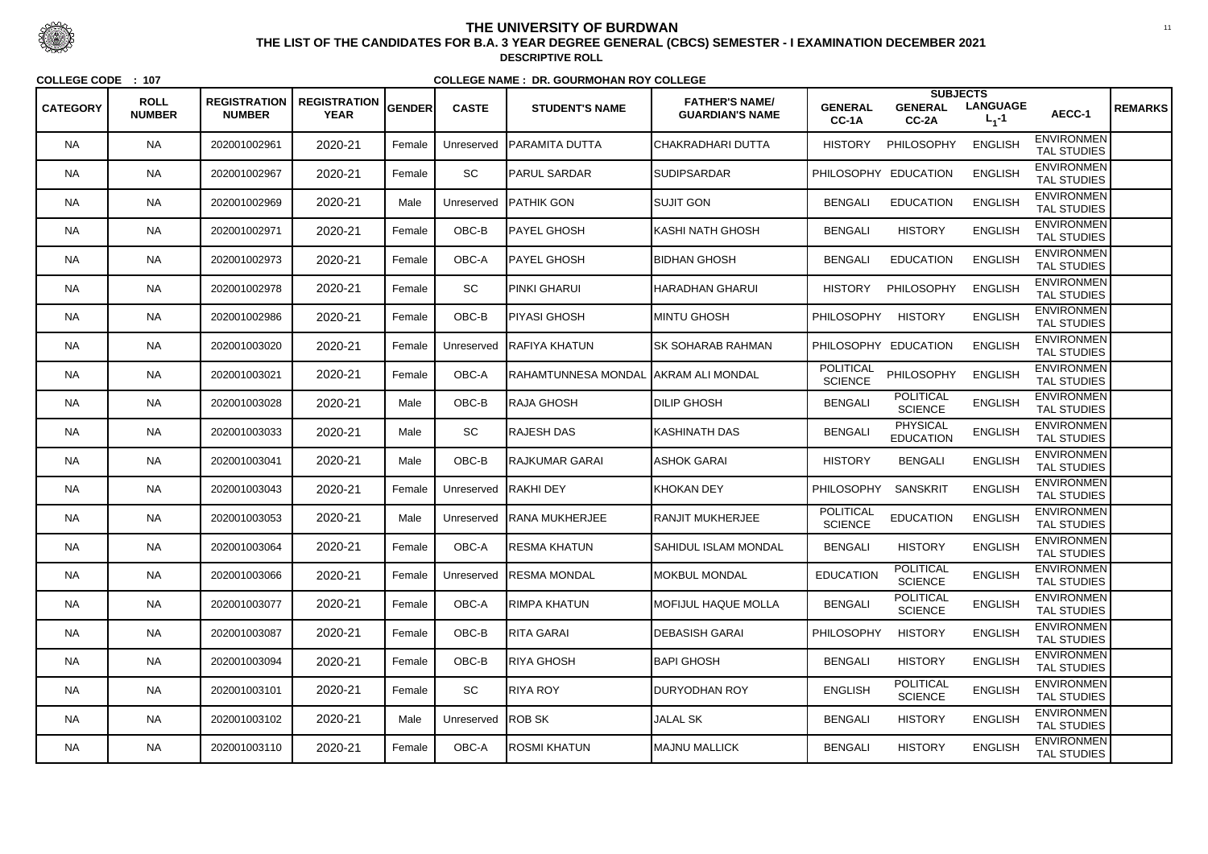# THE UNIVERSITY OF BURDWAN

**THE LIST OF THE CANDIDATES FOR B.A. 3 YEAR DEGREE GENERAL (CBCS) SEMESTER - I EXAMINATION DECEMBER 2021**

**DESCRIPTIVE ROLL**

**COLLEGE CODE : 107** **COLLEGE NAME : DR. GOURMOHAN ROY COLLEGE**

| CATEGORY | ROLL NUMBER | REGISTRATION NUMBER | REGISTRATION YEAR | GENDER | CASTE | STUDENT'S NAME | FATHER'S NAME/ GUARDIAN'S NAME | SUBJECTS GENERAL CC-1A | GENERAL CC-2A | LANGUAGE $L_1$-1 | AECC-1 | REMARKS |
|---|---|---|---|---|---|---|---|---|---|---|---|---|
| NA | NA | 202001002961 | 2020-21 | Female | Unreserved | PARAMITA DUTTA | CHAKRADHARI DUTTA | HISTORY | PHILOSOPHY | ENGLISH | ENVIRONMENTAL STUDIES | |
| NA | NA | 202001002967 | 2020-21 | Female | SC | PARUL SARDAR | SUDIPSARDAR | PHILOSOPHY | EDUCATION | ENGLISH | ENVIRONMENTAL STUDIES | |
| NA | NA | 202001002969 | 2020-21 | Male | Unreserved | PATHIK GON | SUJIT GON | BENGALI | EDUCATION | ENGLISH | ENVIRONMENTAL STUDIES | |
| NA | NA | 202001002971 | 2020-21 | Female | OBC-B | PAYEL GHOSH | KASHI NATH GHOSH | BENGALI | HISTORY | ENGLISH | ENVIRONMENTAL STUDIES | |
| NA | NA | 202001002973 | 2020-21 | Female | OBC-A | PAYEL GHOSH | BIDHAN GHOSH | BENGALI | EDUCATION | ENGLISH | ENVIRONMENTAL STUDIES | |
| NA | NA | 202001002978 | 2020-21 | Female | SC | PINKI GHARUI | HARADHAN GHARUI | HISTORY | PHILOSOPHY | ENGLISH | ENVIRONMENTAL STUDIES | |
| NA | NA | 202001002986 | 2020-21 | Female | OBC-B | PIYASI GHOSH | MINTU GHOSH | PHILOSOPHY | HISTORY | ENGLISH | ENVIRONMENTAL STUDIES | |
| NA | NA | 202001003020 | 2020-21 | Female | Unreserved | RAFIYA KHATUN | SK SOHARAB RAHMAN | PHILOSOPHY | EDUCATION | ENGLISH | ENVIRONMENTAL STUDIES | |
| NA | NA | 202001003021 | 2020-21 | Female | OBC-A | RAHAMTUNNESA MONDAL | AKRAM ALI MONDAL | POLITICAL SCIENCE | PHILOSOPHY | ENGLISH | ENVIRONMENTAL STUDIES | |
| NA | NA | 202001003028 | 2020-21 | Male | OBC-B | RAJA GHOSH | DILIP GHOSH | BENGALI | POLITICAL SCIENCE | ENGLISH | ENVIRONMENTAL STUDIES | |
| NA | NA | 202001003033 | 2020-21 | Male | SC | RAJESH DAS | KASHINATH DAS | BENGALI | PHYSICAL EDUCATION | ENGLISH | ENVIRONMENTAL STUDIES | |
| NA | NA | 202001003041 | 2020-21 | Male | OBC-B | RAJKUMAR GARAI | ASHOK GARAI | HISTORY | BENGALI | ENGLISH | ENVIRONMENTAL STUDIES | |
| NA | NA | 202001003043 | 2020-21 | Female | Unreserved | RAKHI DEY | KHOKAN DEY | PHILOSOPHY | SANSKRIT | ENGLISH | ENVIRONMENTAL STUDIES | |
| NA | NA | 202001003053 | 2020-21 | Male | Unreserved | RANA MUKHERJEE | RANJIT MUKHERJEE | POLITICAL SCIENCE | EDUCATION | ENGLISH | ENVIRONMENTAL STUDIES | |
| NA | NA | 202001003064 | 2020-21 | Female | OBC-A | RESMA KHATUN | SAHIDUL ISLAM MONDAL | BENGALI | HISTORY | ENGLISH | ENVIRONMENTAL STUDIES | |
| NA | NA | 202001003066 | 2020-21 | Female | Unreserved | RESMA MONDAL | MOKBUL MONDAL | EDUCATION | POLITICAL SCIENCE | ENGLISH | ENVIRONMENTAL STUDIES | |
| NA | NA | 202001003077 | 2020-21 | Female | OBC-A | RIMPA KHATUN | MOFIJUL HAQUE MOLLA | BENGALI | POLITICAL SCIENCE | ENGLISH | ENVIRONMENTAL STUDIES | |
| NA | NA | 202001003087 | 2020-21 | Female | OBC-B | RITA GARAI | DEBASISH GARAI | PHILOSOPHY | HISTORY | ENGLISH | ENVIRONMENTAL STUDIES | |
| NA | NA | 202001003094 | 2020-21 | Female | OBC-B | RIYA GHOSH | BAPI GHOSH | BENGALI | HISTORY | ENGLISH | ENVIRONMENTAL STUDIES | |
| NA | NA | 202001003101 | 2020-21 | Female | SC | RIYA ROY | DURYODHAN ROY | ENGLISH | POLITICAL SCIENCE | ENGLISH | ENVIRONMENTAL STUDIES | |
| NA | NA | 202001003102 | 2020-21 | Male | Unreserved | ROB SK | JALAL SK | BENGALI | HISTORY | ENGLISH | ENVIRONMENTAL STUDIES | |
| NA | NA | 202001003110 | 2020-21 | Female | OBC-A | ROSMI KHATUN | MAJNU MALLICK | BENGALI | HISTORY | ENGLISH | ENVIRONMENTAL STUDIES | |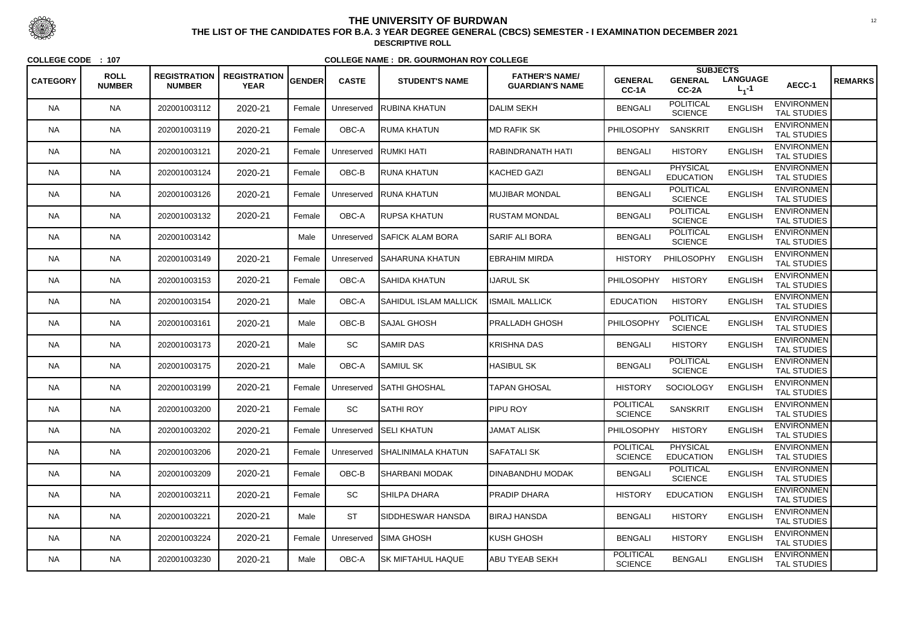# THE UNIVERSITY OF BURDWAN

**THE LIST OF THE CANDIDATES FOR B.A. 3 YEAR DEGREE GENERAL (CBCS) SEMESTER - I EXAMINATION DECEMBER 2021**

**DESCRIPTIVE ROLL**

**COLLEGE CODE : 107** **COLLEGE NAME : DR. GOURMOHAN ROY COLLEGE**

| CATEGORY | ROLL NUMBER | REGISTRATION NUMBER | REGISTRATION YEAR | GENDER | CASTE | STUDENT'S NAME | FATHER'S NAME/ GUARDIAN'S NAME | SUBJECTS | | | | REMARKS |
|---|---|---|---|---|---|---|---|---|---|---|---|---|
| | | | | | | | | GENERAL CC-1A | GENERAL CC-2A | LANGUAGE $L_1$-1 | AECC-1 | |
| NA | NA | 202001003112 | 2020-21 | Female | Unreserved | RUBINA KHATUN | DALIM SEKH | BENGALI | POLITICAL SCIENCE | ENGLISH | ENVIRONMENTAL STUDIES | |
| NA | NA | 202001003119 | 2020-21 | Female | OBC-A | RUMA KHATUN | MD RAFIK SK | PHILOSOPHY | SANSKRIT | ENGLISH | ENVIRONMENTAL STUDIES | |
| NA | NA | 202001003121 | 2020-21 | Female | Unreserved | RUMKI HATI | RABINDRANATH HATI | BENGALI | HISTORY | ENGLISH | ENVIRONMENTAL STUDIES | |
| NA | NA | 202001003124 | 2020-21 | Female | OBC-B | RUNA KHATUN | KACHED GAZI | BENGALI | PHYSICAL EDUCATION | ENGLISH | ENVIRONMENTAL STUDIES | |
| NA | NA | 202001003126 | 2020-21 | Female | Unreserved | RUNA KHATUN | MUJIBAR MONDAL | BENGALI | POLITICAL SCIENCE | ENGLISH | ENVIRONMENTAL STUDIES | |
| NA | NA | 202001003132 | 2020-21 | Female | OBC-A | RUPSA KHATUN | RUSTAM MONDAL | BENGALI | POLITICAL SCIENCE | ENGLISH | ENVIRONMENTAL STUDIES | |
| NA | NA | 202001003142 | | Male | Unreserved | SAFICK ALAM BORA | SARIF ALI BORA | BENGALI | POLITICAL SCIENCE | ENGLISH | ENVIRONMENTAL STUDIES | |
| NA | NA | 202001003149 | 2020-21 | Female | Unreserved | SAHARUNA KHATUN | EBRAHIM MIRDA | HISTORY | PHILOSOPHY | ENGLISH | ENVIRONMENTAL STUDIES | |
| NA | NA | 202001003153 | 2020-21 | Female | OBC-A | SAHIDA KHATUN | IJARUL SK | PHILOSOPHY | HISTORY | ENGLISH | ENVIRONMENTAL STUDIES | |
| NA | NA | 202001003154 | 2020-21 | Male | OBC-A | SAHIDUL ISLAM MALLICK | ISMAIL MALLICK | EDUCATION | HISTORY | ENGLISH | ENVIRONMENTAL STUDIES | |
| NA | NA | 202001003161 | 2020-21 | Male | OBC-B | SAJAL GHOSH | PRALLADH GHOSH | PHILOSOPHY | POLITICAL SCIENCE | ENGLISH | ENVIRONMENTAL STUDIES | |
| NA | NA | 202001003173 | 2020-21 | Male | SC | SAMIR DAS | KRISHNA DAS | BENGALI | HISTORY | ENGLISH | ENVIRONMENTAL STUDIES | |
| NA | NA | 202001003175 | 2020-21 | Male | OBC-A | SAMIUL SK | HASIBUL SK | BENGALI | POLITICAL SCIENCE | ENGLISH | ENVIRONMENTAL STUDIES | |
| NA | NA | 202001003199 | 2020-21 | Female | Unreserved | SATHI GHOSHAL | TAPAN GHOSAL | HISTORY | SOCIOLOGY | ENGLISH | ENVIRONMENTAL STUDIES | |
| NA | NA | 202001003200 | 2020-21 | Female | SC | SATHI ROY | PIPU ROY | POLITICAL SCIENCE | SANSKRIT | ENGLISH | ENVIRONMENTAL STUDIES | |
| NA | NA | 202001003202 | 2020-21 | Female | Unreserved | SELI KHATUN | JAMAT ALISK | PHILOSOPHY | HISTORY | ENGLISH | ENVIRONMENTAL STUDIES | |
| NA | NA | 202001003206 | 2020-21 | Female | Unreserved | SHALINIMALA KHATUN | SAFATALI SK | POLITICAL SCIENCE | PHYSICAL EDUCATION | ENGLISH | ENVIRONMENTAL STUDIES | |
| NA | NA | 202001003209 | 2020-21 | Female | OBC-B | SHARBANI MODAK | DINABANDHU MODAK | BENGALI | POLITICAL SCIENCE | ENGLISH | ENVIRONMENTAL STUDIES | |
| NA | NA | 202001003211 | 2020-21 | Female | SC | SHILPA DHARA | PRADIP DHARA | HISTORY | EDUCATION | ENGLISH | ENVIRONMENTAL STUDIES | |
| NA | NA | 202001003221 | 2020-21 | Male | ST | SIDDHESWAR HANSDA | BIRAJ HANSDA | BENGALI | HISTORY | ENGLISH | ENVIRONMENTAL STUDIES | |
| NA | NA | 202001003224 | 2020-21 | Female | Unreserved | SIMA GHOSH | KUSH GHOSH | BENGALI | HISTORY | ENGLISH | ENVIRONMENTAL STUDIES | |
| NA | NA | 202001003230 | 2020-21 | Male | OBC-A | SK MIFTAHUL HAQUE | ABU TYEAB SEKH | POLITICAL SCIENCE | BENGALI | ENGLISH | ENVIRONMENTAL STUDIES | |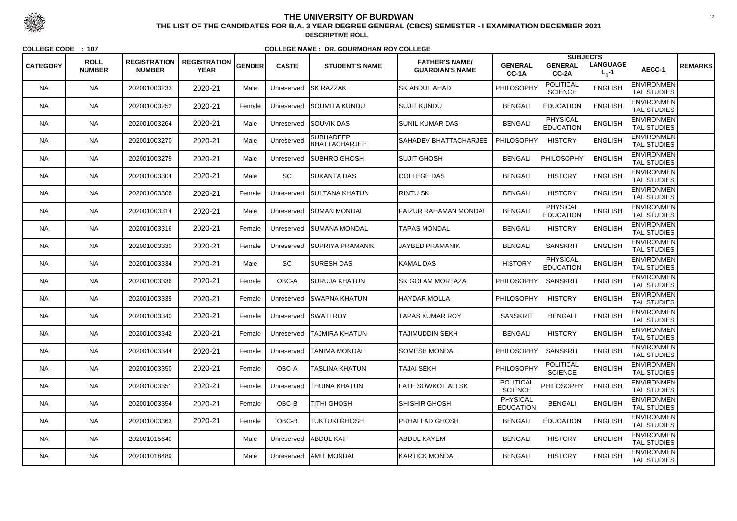# THE UNIVERSITY OF BURDWAN

## THE LIST OF THE CANDIDATES FOR B.A. 3 YEAR DEGREE GENERAL (CBCS) SEMESTER - I EXAMINATION DECEMBER 2021

### DESCRIPTIVE ROLL

**COLLEGE CODE : 107** **COLLEGE NAME : DR. GOURMOHAN ROY COLLEGE**

| CATEGORY | ROLL NUMBER | REGISTRATION NUMBER | REGISTRATION YEAR | GENDER | CASTE | STUDENT'S NAME | FATHER'S NAME/ GUARDIAN'S NAME | SUBJECTS GENERAL CC-1A | GENERAL CC-2A | LANGUAGE $L_1$-1 | AECC-1 | REMARKS |
|---|---|---|---|---|---|---|---|---|---|---|---|---|
| NA | NA | 202001003233 | 2020-21 | Male | Unreserved | SK RAZZAK | SK ABDUL AHAD | PHILOSOPHY | POLITICAL SCIENCE | ENGLISH | ENVIRONMENTAL STUDIES | |
| NA | NA | 202001003252 | 2020-21 | Female | Unreserved | SOUMITA KUNDU | SUJIT KUNDU | BENGALI | EDUCATION | ENGLISH | ENVIRONMENTAL STUDIES | |
| NA | NA | 202001003264 | 2020-21 | Male | Unreserved | SOUVIK DAS | SUNIL KUMAR DAS | BENGALI | PHYSICAL EDUCATION | ENGLISH | ENVIRONMENTAL STUDIES | |
| NA | NA | 202001003270 | 2020-21 | Male | Unreserved | SUBHADEEP BHATTACHARJEE | SAHADEV BHATTACHARJEE | PHILOSOPHY | HISTORY | ENGLISH | ENVIRONMENTAL STUDIES | |
| NA | NA | 202001003279 | 2020-21 | Male | Unreserved | SUBHRO GHOSH | SUJIT GHOSH | BENGALI | PHILOSOPHY | ENGLISH | ENVIRONMENTAL STUDIES | |
| NA | NA | 202001003304 | 2020-21 | Male | SC | SUKANTA DAS | COLLEGE DAS | BENGALI | HISTORY | ENGLISH | ENVIRONMENTAL STUDIES | |
| NA | NA | 202001003306 | 2020-21 | Female | Unreserved | SULTANA KHATUN | RINTU SK | BENGALI | HISTORY | ENGLISH | ENVIRONMENTAL STUDIES | |
| NA | NA | 202001003314 | 2020-21 | Male | Unreserved | SUMAN MONDAL | FAIZUR RAHAMAN MONDAL | BENGALI | PHYSICAL EDUCATION | ENGLISH | ENVIRONMENTAL STUDIES | |
| NA | NA | 202001003316 | 2020-21 | Female | Unreserved | SUMANA MONDAL | TAPAS MONDAL | BENGALI | HISTORY | ENGLISH | ENVIRONMENTAL STUDIES | |
| NA | NA | 202001003330 | 2020-21 | Female | Unreserved | SUPRIYA PRAMANIK | JAYBED PRAMANIK | BENGALI | SANSKRIT | ENGLISH | ENVIRONMENTAL STUDIES | |
| NA | NA | 202001003334 | 2020-21 | Male | SC | SURESH DAS | KAMAL DAS | HISTORY | PHYSICAL EDUCATION | ENGLISH | ENVIRONMENTAL STUDIES | |
| NA | NA | 202001003336 | 2020-21 | Female | OBC-A | SURUJA KHATUN | SK GOLAM MORTAZA | PHILOSOPHY | SANSKRIT | ENGLISH | ENVIRONMENTAL STUDIES | |
| NA | NA | 202001003339 | 2020-21 | Female | Unreserved | SWAPNA KHATUN | HAYDAR MOLLA | PHILOSOPHY | HISTORY | ENGLISH | ENVIRONMENTAL STUDIES | |
| NA | NA | 202001003340 | 2020-21 | Female | Unreserved | SWATI ROY | TAPAS KUMAR ROY | SANSKRIT | BENGALI | ENGLISH | ENVIRONMENTAL STUDIES | |
| NA | NA | 202001003342 | 2020-21 | Female | Unreserved | TAJMIRA KHATUN | TAJIMUDDIN SEKH | BENGALI | HISTORY | ENGLISH | ENVIRONMENTAL STUDIES | |
| NA | NA | 202001003344 | 2020-21 | Female | Unreserved | TANIMA MONDAL | SOMESH MONDAL | PHILOSOPHY | SANSKRIT | ENGLISH | ENVIRONMENTAL STUDIES | |
| NA | NA | 202001003350 | 2020-21 | Female | OBC-A | TASLINA KHATUN | TAJAI SEKH | PHILOSOPHY | POLITICAL SCIENCE | ENGLISH | ENVIRONMENTAL STUDIES | |
| NA | NA | 202001003351 | 2020-21 | Female | Unreserved | THUINA KHATUN | LATE SOWKOT ALI SK | POLITICAL SCIENCE | PHILOSOPHY | ENGLISH | ENVIRONMENTAL STUDIES | |
| NA | NA | 202001003354 | 2020-21 | Female | OBC-B | TITHI GHOSH | SHISHIR GHOSH | PHYSICAL EDUCATION | BENGALI | ENGLISH | ENVIRONMENTAL STUDIES | |
| NA | NA | 202001003363 | 2020-21 | Female | OBC-B | TUKTUKI GHOSH | PRHALLAD GHOSH | BENGALI | EDUCATION | ENGLISH | ENVIRONMENTAL STUDIES | |
| NA | NA | 202001015640 | | Male | Unreserved | ABDUL KAIF | ABDUL KAYEM | BENGALI | HISTORY | ENGLISH | ENVIRONMENTAL STUDIES | |
| NA | NA | 202001018489 | | Male | Unreserved | AMIT MONDAL | KARTICK MONDAL | BENGALI | HISTORY | ENGLISH | ENVIRONMENTAL STUDIES | |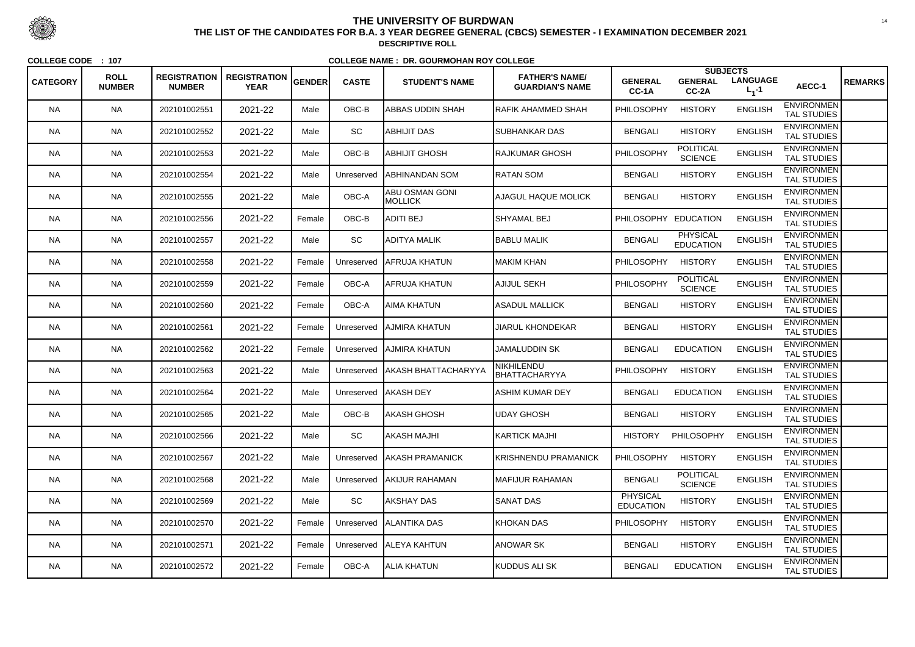# THE UNIVERSITY OF BURDWAN

**THE LIST OF THE CANDIDATES FOR B.A. 3 YEAR DEGREE GENERAL (CBCS) SEMESTER - I EXAMINATION DECEMBER 2021**

**DESCRIPTIVE ROLL**

**COLLEGE CODE : 107** **COLLEGE NAME : DR. GOURMOHAN ROY COLLEGE**

| CATEGORY | ROLL NUMBER | REGISTRATION NUMBER | REGISTRATION YEAR | GENDER | CASTE | STUDENT'S NAME | FATHER'S NAME/ GUARDIAN'S NAME | SUBJECTS | | | | REMARKS |
|---|---|---|---|---|---|---|---|---|---|---|---|---|
| | | | | | | | | GENERAL CC-1A | GENERAL CC-2A | LANGUAGE $L_1$-1 | AECC-1 | |
| NA | NA | 202101002551 | 2021-22 | Male | OBC-B | ABBAS UDDIN SHAH | RAFIK AHAMMED SHAH | PHILOSOPHY | HISTORY | ENGLISH | ENVIRONMENTAL STUDIES | |
| NA | NA | 202101002552 | 2021-22 | Male | SC | ABHIJIT DAS | SUBHANKAR DAS | BENGALI | HISTORY | ENGLISH | ENVIRONMENTAL STUDIES | |
| NA | NA | 202101002553 | 2021-22 | Male | OBC-B | ABHIJIT GHOSH | RAJKUMAR GHOSH | PHILOSOPHY | POLITICAL SCIENCE | ENGLISH | ENVIRONMENTAL STUDIES | |
| NA | NA | 202101002554 | 2021-22 | Male | Unreserved | ABHINANDAN SOM | RATAN SOM | BENGALI | HISTORY | ENGLISH | ENVIRONMENTAL STUDIES | |
| NA | NA | 202101002555 | 2021-22 | Male | OBC-A | ABU OSMAN GONI MOLLICK | AJAGUL HAQUE MOLICK | BENGALI | HISTORY | ENGLISH | ENVIRONMENTAL STUDIES | |
| NA | NA | 202101002556 | 2021-22 | Female | OBC-B | ADITI BEJ | SHYAMAL BEJ | PHILOSOPHY | EDUCATION | ENGLISH | ENVIRONMENTAL STUDIES | |
| NA | NA | 202101002557 | 2021-22 | Male | SC | ADITYA MALIK | BABLU MALIK | BENGALI | PHYSICAL EDUCATION | ENGLISH | ENVIRONMENTAL STUDIES | |
| NA | NA | 202101002558 | 2021-22 | Female | Unreserved | AFRUJA KHATUN | MAKIM KHAN | PHILOSOPHY | HISTORY | ENGLISH | ENVIRONMENTAL STUDIES | |
| NA | NA | 202101002559 | 2021-22 | Female | OBC-A | AFRUJA KHATUN | AJIJUL SEKH | PHILOSOPHY | POLITICAL SCIENCE | ENGLISH | ENVIRONMENTAL STUDIES | |
| NA | NA | 202101002560 | 2021-22 | Female | OBC-A | AIMA KHATUN | ASADUL MALLICK | BENGALI | HISTORY | ENGLISH | ENVIRONMENTAL STUDIES | |
| NA | NA | 202101002561 | 2021-22 | Female | Unreserved | AJMIRA KHATUN | JIARUL KHONDEKAR | BENGALI | HISTORY | ENGLISH | ENVIRONMENTAL STUDIES | |
| NA | NA | 202101002562 | 2021-22 | Female | Unreserved | AJMIRA KHATUN | JAMALUDDIN SK | BENGALI | EDUCATION | ENGLISH | ENVIRONMENTAL STUDIES | |
| NA | NA | 202101002563 | 2021-22 | Male | Unreserved | AKASH BHATTACHARYYA | NIKHILENDU BHATTACHARYYA | PHILOSOPHY | HISTORY | ENGLISH | ENVIRONMENTAL STUDIES | |
| NA | NA | 202101002564 | 2021-22 | Male | Unreserved | AKASH DEY | ASHIM KUMAR DEY | BENGALI | EDUCATION | ENGLISH | ENVIRONMENTAL STUDIES | |
| NA | NA | 202101002565 | 2021-22 | Male | OBC-B | AKASH GHOSH | UDAY GHOSH | BENGALI | HISTORY | ENGLISH | ENVIRONMENTAL STUDIES | |
| NA | NA | 202101002566 | 2021-22 | Male | SC | AKASH MAJHI | KARTICK MAJHI | HISTORY | PHILOSOPHY | ENGLISH | ENVIRONMENTAL STUDIES | |
| NA | NA | 202101002567 | 2021-22 | Male | Unreserved | AKASH PRAMANICK | KRISHNENDU PRAMANICK | PHILOSOPHY | HISTORY | ENGLISH | ENVIRONMENTAL STUDIES | |
| NA | NA | 202101002568 | 2021-22 | Male | Unreserved | AKIJUR RAHAMAN | MAFIJUR RAHAMAN | BENGALI | POLITICAL SCIENCE | ENGLISH | ENVIRONMENTAL STUDIES | |
| NA | NA | 202101002569 | 2021-22 | Male | SC | AKSHAY DAS | SANAT DAS | PHYSICAL EDUCATION | HISTORY | ENGLISH | ENVIRONMENTAL STUDIES | |
| NA | NA | 202101002570 | 2021-22 | Female | Unreserved | ALANTIKA DAS | KHOKAN DAS | PHILOSOPHY | HISTORY | ENGLISH | ENVIRONMENTAL STUDIES | |
| NA | NA | 202101002571 | 2021-22 | Female | Unreserved | ALEYA KAHTUN | ANOWAR SK | BENGALI | HISTORY | ENGLISH | ENVIRONMENTAL STUDIES | |
| NA | NA | 202101002572 | 2021-22 | Female | OBC-A | ALIA KHATUN | KUDDUS ALI SK | BENGALI | EDUCATION | ENGLISH | ENVIRONMENTAL STUDIES | |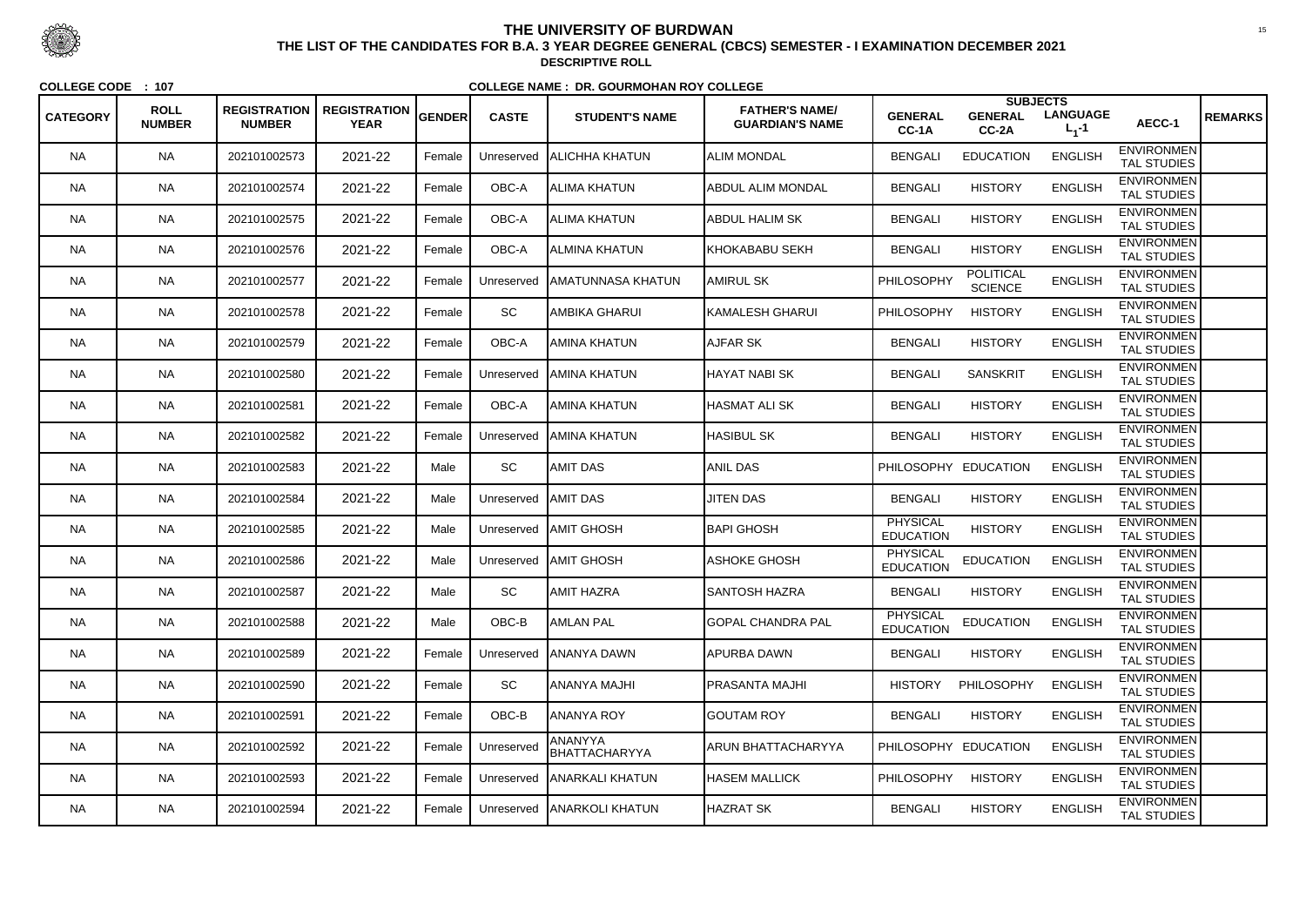# THE UNIVERSITY OF BURDWAN

## THE LIST OF THE CANDIDATES FOR B.A. 3 YEAR DEGREE GENERAL (CBCS) SEMESTER - I EXAMINATION DECEMBER 2021

### DESCRIPTIVE ROLL

**COLLEGE CODE : 107** **COLLEGE NAME : DR. GOURMOHAN ROY COLLEGE**

| CATEGORY | ROLL NUMBER | REGISTRATION NUMBER | REGISTRATION YEAR | GENDER | CASTE | STUDENT'S NAME | FATHER'S NAME/ GUARDIAN'S NAME | SUBJECTS GENERAL CC-1A | GENERAL CC-2A | LANGUAGE $L_1$-1 | AECC-1 | REMARKS |
|---|---|---|---|---|---|---|---|---|---|---|---|---|
| NA | NA | 202101002573 | 2021-22 | Female | Unreserved | ALICHHA KHATUN | ALIM MONDAL | BENGALI | EDUCATION | ENGLISH | ENVIRONMENTAL STUDIES | |
| NA | NA | 202101002574 | 2021-22 | Female | OBC-A | ALIMA KHATUN | ABDUL ALIM MONDAL | BENGALI | HISTORY | ENGLISH | ENVIRONMENTAL STUDIES | |
| NA | NA | 202101002575 | 2021-22 | Female | OBC-A | ALIMA KHATUN | ABDUL HALIM SK | BENGALI | HISTORY | ENGLISH | ENVIRONMENTAL STUDIES | |
| NA | NA | 202101002576 | 2021-22 | Female | OBC-A | ALMINA KHATUN | KHOKABABU SEKH | BENGALI | HISTORY | ENGLISH | ENVIRONMENTAL STUDIES | |
| NA | NA | 202101002577 | 2021-22 | Female | Unreserved | AMATUNNASA KHATUN | AMIRUL SK | PHILOSOPHY | POLITICAL SCIENCE | ENGLISH | ENVIRONMENTAL STUDIES | |
| NA | NA | 202101002578 | 2021-22 | Female | SC | AMBIKA GHARUI | KAMALESH GHARUI | PHILOSOPHY | HISTORY | ENGLISH | ENVIRONMENTAL STUDIES | |
| NA | NA | 202101002579 | 2021-22 | Female | OBC-A | AMINA KHATUN | AJFAR SK | BENGALI | HISTORY | ENGLISH | ENVIRONMENTAL STUDIES | |
| NA | NA | 202101002580 | 2021-22 | Female | Unreserved | AMINA KHATUN | HAYAT NABI SK | BENGALI | SANSKRIT | ENGLISH | ENVIRONMENTAL STUDIES | |
| NA | NA | 202101002581 | 2021-22 | Female | OBC-A | AMINA KHATUN | HASMAT ALI SK | BENGALI | HISTORY | ENGLISH | ENVIRONMENTAL STUDIES | |
| NA | NA | 202101002582 | 2021-22 | Female | Unreserved | AMINA KHATUN | HASIBUL SK | BENGALI | HISTORY | ENGLISH | ENVIRONMENTAL STUDIES | |
| NA | NA | 202101002583 | 2021-22 | Male | SC | AMIT DAS | ANIL DAS | PHILOSOPHY | EDUCATION | ENGLISH | ENVIRONMENTAL STUDIES | |
| NA | NA | 202101002584 | 2021-22 | Male | Unreserved | AMIT DAS | JITEN DAS | BENGALI | HISTORY | ENGLISH | ENVIRONMENTAL STUDIES | |
| NA | NA | 202101002585 | 2021-22 | Male | Unreserved | AMIT GHOSH | BAPI GHOSH | PHYSICAL EDUCATION | HISTORY | ENGLISH | ENVIRONMENTAL STUDIES | |
| NA | NA | 202101002586 | 2021-22 | Male | Unreserved | AMIT GHOSH | ASHOKE GHOSH | PHYSICAL EDUCATION | EDUCATION | ENGLISH | ENVIRONMENTAL STUDIES | |
| NA | NA | 202101002587 | 2021-22 | Male | SC | AMIT HAZRA | SANTOSH HAZRA | BENGALI | HISTORY | ENGLISH | ENVIRONMENTAL STUDIES | |
| NA | NA | 202101002588 | 2021-22 | Male | OBC-B | AMLAN PAL | GOPAL CHANDRA PAL | PHYSICAL EDUCATION | EDUCATION | ENGLISH | ENVIRONMENTAL STUDIES | |
| NA | NA | 202101002589 | 2021-22 | Female | Unreserved | ANANYA DAWN | APURBA DAWN | BENGALI | HISTORY | ENGLISH | ENVIRONMENTAL STUDIES | |
| NA | NA | 202101002590 | 2021-22 | Female | SC | ANANYA MAJHI | PRASANTA MAJHI | HISTORY | PHILOSOPHY | ENGLISH | ENVIRONMENTAL STUDIES | |
| NA | NA | 202101002591 | 2021-22 | Female | OBC-B | ANANYA ROY | GOUTAM ROY | BENGALI | HISTORY | ENGLISH | ENVIRONMENTAL STUDIES | |
| NA | NA | 202101002592 | 2021-22 | Female | Unreserved | ANANYA BHATTACHARYYA | ARUN BHATTACHARYYA | PHILOSOPHY | EDUCATION | ENGLISH | ENVIRONMENTAL STUDIES | |
| NA | NA | 202101002593 | 2021-22 | Female | Unreserved | ANARKALI KHATUN | HASEM MALLICK | PHILOSOPHY | HISTORY | ENGLISH | ENVIRONMENTAL STUDIES | |
| NA | NA | 202101002594 | 2021-22 | Female | Unreserved | ANARKOLI KHATUN | HAZRAT SK | BENGALI | HISTORY | ENGLISH | ENVIRONMENTAL STUDIES | |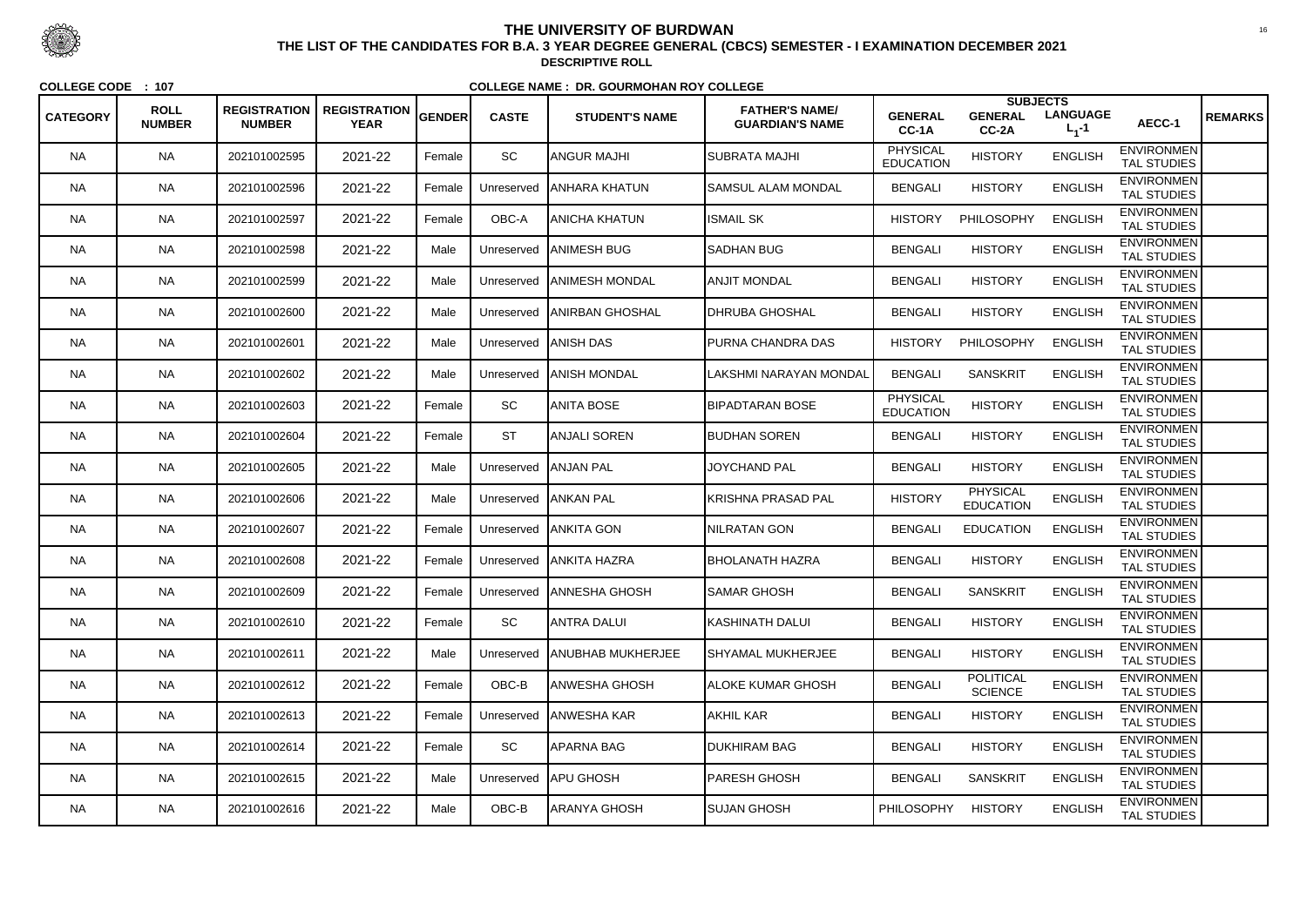# THE UNIVERSITY OF BURDWAN

**THE LIST OF THE CANDIDATES FOR B.A. 3 YEAR DEGREE GENERAL (CBCS) SEMESTER - I EXAMINATION DECEMBER 2021**

**DESCRIPTIVE ROLL**

**COLLEGE CODE : 107** **COLLEGE NAME : DR. GOURMOHAN ROY COLLEGE**

| CATEGORY | ROLL NUMBER | REGISTRATION NUMBER | REGISTRATION YEAR | GENDER | CASTE | STUDENT'S NAME | FATHER'S NAME/ GUARDIAN'S NAME | SUBJECTS GENERAL CC-1A | GENERAL CC-2A | LANGUAGE $L_1$-1 | AECC-1 | REMARKS |
|---|---|---|---|---|---|---|---|---|---|---|---|---|
| NA | NA | 202101002595 | 2021-22 | Female | SC | ANGUR MAJHI | SUBRATA MAJHI | PHYSICAL EDUCATION | HISTORY | ENGLISH | ENVIRONMENTAL STUDIES | |
| NA | NA | 202101002596 | 2021-22 | Female | Unreserved | ANHARA KHATUN | SAMSUL ALAM MONDAL | BENGALI | HISTORY | ENGLISH | ENVIRONMENTAL STUDIES | |
| NA | NA | 202101002597 | 2021-22 | Female | OBC-A | ANICHA KHATUN | ISMAIL SK | HISTORY | PHILOSOPHY | ENGLISH | ENVIRONMENTAL STUDIES | |
| NA | NA | 202101002598 | 2021-22 | Male | Unreserved | ANIMESH BUG | SADHAN BUG | BENGALI | HISTORY | ENGLISH | ENVIRONMENTAL STUDIES | |
| NA | NA | 202101002599 | 2021-22 | Male | Unreserved | ANIMESH MONDAL | ANJIT MONDAL | BENGALI | HISTORY | ENGLISH | ENVIRONMENTAL STUDIES | |
| NA | NA | 202101002600 | 2021-22 | Male | Unreserved | ANIRBAN GHOSHAL | DHRUBA GHOSHAL | BENGALI | HISTORY | ENGLISH | ENVIRONMENTAL STUDIES | |
| NA | NA | 202101002601 | 2021-22 | Male | Unreserved | ANISH DAS | PURNA CHANDRA DAS | HISTORY | PHILOSOPHY | ENGLISH | ENVIRONMENTAL STUDIES | |
| NA | NA | 202101002602 | 2021-22 | Male | Unreserved | ANISH MONDAL | LAKSHMI NARAYAN MONDAL | BENGALI | SANSKRIT | ENGLISH | ENVIRONMENTAL STUDIES | |
| NA | NA | 202101002603 | 2021-22 | Female | SC | ANITA BOSE | BIPADTARAN BOSE | PHYSICAL EDUCATION | HISTORY | ENGLISH | ENVIRONMENTAL STUDIES | |
| NA | NA | 202101002604 | 2021-22 | Female | ST | ANJALI SOREN | BUDHAN SOREN | BENGALI | HISTORY | ENGLISH | ENVIRONMENTAL STUDIES | |
| NA | NA | 202101002605 | 2021-22 | Male | Unreserved | ANJAN PAL | JOYCHAND PAL | BENGALI | HISTORY | ENGLISH | ENVIRONMENTAL STUDIES | |
| NA | NA | 202101002606 | 2021-22 | Male | Unreserved | ANKAN PAL | KRISHNA PRASAD PAL | HISTORY | PHYSICAL EDUCATION | ENGLISH | ENVIRONMENTAL STUDIES | |
| NA | NA | 202101002607 | 2021-22 | Female | Unreserved | ANKITA GON | NILRATAN GON | BENGALI | EDUCATION | ENGLISH | ENVIRONMENTAL STUDIES | |
| NA | NA | 202101002608 | 2021-22 | Female | Unreserved | ANKITA HAZRA | BHOLANATH HAZRA | BENGALI | HISTORY | ENGLISH | ENVIRONMENTAL STUDIES | |
| NA | NA | 202101002609 | 2021-22 | Female | Unreserved | ANNESHA GHOSH | SAMAR GHOSH | BENGALI | SANSKRIT | ENGLISH | ENVIRONMENTAL STUDIES | |
| NA | NA | 202101002610 | 2021-22 | Female | SC | ANTRA DALUI | KASHINATH DALUI | BENGALI | HISTORY | ENGLISH | ENVIRONMENTAL STUDIES | |
| NA | NA | 202101002611 | 2021-22 | Male | Unreserved | ANUBHAB MUKHERJEE | SHYAMAL MUKHERJEE | BENGALI | HISTORY | ENGLISH | ENVIRONMENTAL STUDIES | |
| NA | NA | 202101002612 | 2021-22 | Female | OBC-B | ANWESHA GHOSH | ALOKE KUMAR GHOSH | BENGALI | POLITICAL SCIENCE | ENGLISH | ENVIRONMENTAL STUDIES | |
| NA | NA | 202101002613 | 2021-22 | Female | Unreserved | ANWESHA KAR | AKHIL KAR | BENGALI | HISTORY | ENGLISH | ENVIRONMENTAL STUDIES | |
| NA | NA | 202101002614 | 2021-22 | Female | SC | APARNA BAG | DUKHIRAM BAG | BENGALI | HISTORY | ENGLISH | ENVIRONMENTAL STUDIES | |
| NA | NA | 202101002615 | 2021-22 | Male | Unreserved | APU GHOSH | PARESH GHOSH | BENGALI | SANSKRIT | ENGLISH | ENVIRONMENTAL STUDIES | |
| NA | NA | 202101002616 | 2021-22 | Male | OBC-B | ARANYA GHOSH | SUJAN GHOSH | PHILOSOPHY | HISTORY | ENGLISH | ENVIRONMENTAL STUDIES | |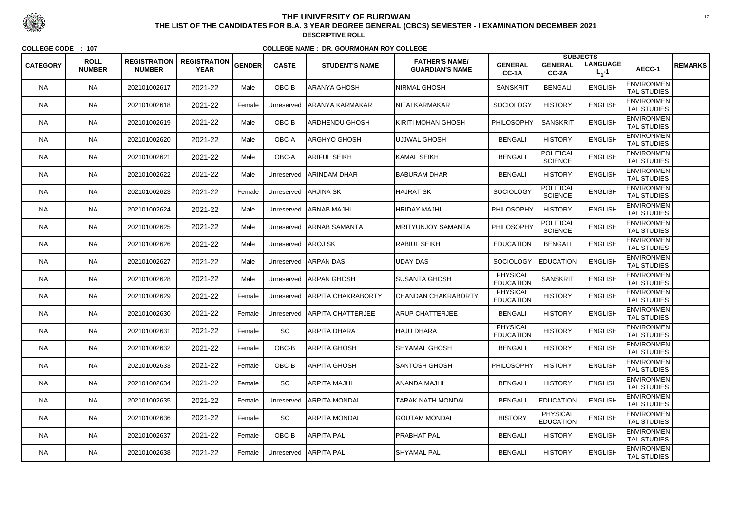# THE UNIVERSITY OF BURDWAN

## THE LIST OF THE CANDIDATES FOR B.A. 3 YEAR DEGREE GENERAL (CBCS) SEMESTER - I EXAMINATION DECEMBER 2021

**DESCRIPTIVE ROLL**

**COLLEGE CODE : 107** **COLLEGE NAME : DR. GOURMOHAN ROY COLLEGE**

| CATEGORY | ROLL NUMBER | REGISTRATION NUMBER | REGISTRATION YEAR | GENDER | CASTE | STUDENT'S NAME | FATHER'S NAME/ GUARDIAN'S NAME | SUBJECTS GENERAL CC-1A | GENERAL CC-2A | LANGUAGE $L_1$-1 | AECC-1 | REMARKS |
|---|---|---|---|---|---|---|---|---|---|---|---|---|
| NA | NA | 202101002617 | 2021-22 | Male | OBC-B | ARANYA GHOSH | NIRMAL GHOSH | SANSKRIT | BENGALI | ENGLISH | ENVIRONMENTAL STUDIES | |
| NA | NA | 202101002618 | 2021-22 | Female | Unreserved | ARANYA KARMAKAR | NITAI KARMAKAR | SOCIOLOGY | HISTORY | ENGLISH | ENVIRONMENTAL STUDIES | |
| NA | NA | 202101002619 | 2021-22 | Male | OBC-B | ARDHENDU GHOSH | KIRITI MOHAN GHOSH | PHILOSOPHY | SANSKRIT | ENGLISH | ENVIRONMENTAL STUDIES | |
| NA | NA | 202101002620 | 2021-22 | Male | OBC-A | ARGHYO GHOSH | UJJWAL GHOSH | BENGALI | HISTORY | ENGLISH | ENVIRONMENTAL STUDIES | |
| NA | NA | 202101002621 | 2021-22 | Male | OBC-A | ARIFUL SEIKH | KAMAL SEIKH | BENGALI | POLITICAL SCIENCE | ENGLISH | ENVIRONMENTAL STUDIES | |
| NA | NA | 202101002622 | 2021-22 | Male | Unreserved | ARINDAM DHAR | BABURAM DHAR | BENGALI | HISTORY | ENGLISH | ENVIRONMENTAL STUDIES | |
| NA | NA | 202101002623 | 2021-22 | Female | Unreserved | ARJINA SK | HAJRAT SK | SOCIOLOGY | POLITICAL SCIENCE | ENGLISH | ENVIRONMENTAL STUDIES | |
| NA | NA | 202101002624 | 2021-22 | Male | Unreserved | ARNAB MAJHI | HRIDAY MAJHI | PHILOSOPHY | HISTORY | ENGLISH | ENVIRONMENTAL STUDIES | |
| NA | NA | 202101002625 | 2021-22 | Male | Unreserved | ARNAB SAMANTA | MRITYUNJOY SAMANTA | PHILOSOPHY | POLITICAL SCIENCE | ENGLISH | ENVIRONMENTAL STUDIES | |
| NA | NA | 202101002626 | 2021-22 | Male | Unreserved | AROJ SK | RABIUL SEIKH | EDUCATION | BENGALI | ENGLISH | ENVIRONMENTAL STUDIES | |
| NA | NA | 202101002627 | 2021-22 | Male | Unreserved | ARPAN DAS | UDAY DAS | SOCIOLOGY | EDUCATION | ENGLISH | ENVIRONMENTAL STUDIES | |
| NA | NA | 202101002628 | 2021-22 | Male | Unreserved | ARPAN GHOSH | SUSANTA GHOSH | PHYSICAL EDUCATION | SANSKRIT | ENGLISH | ENVIRONMENTAL STUDIES | |
| NA | NA | 202101002629 | 2021-22 | Female | Unreserved | ARPITA CHAKRABORTY | CHANDAN CHAKRABORTY | PHYSICAL EDUCATION | HISTORY | ENGLISH | ENVIRONMENTAL STUDIES | |
| NA | NA | 202101002630 | 2021-22 | Female | Unreserved | ARPITA CHATTERJEE | ARUP CHATTERJEE | BENGALI | HISTORY | ENGLISH | ENVIRONMENTAL STUDIES | |
| NA | NA | 202101002631 | 2021-22 | Female | SC | ARPITA DHARA | HAJU DHARA | PHYSICAL EDUCATION | HISTORY | ENGLISH | ENVIRONMENTAL STUDIES | |
| NA | NA | 202101002632 | 2021-22 | Female | OBC-B | ARPITA GHOSH | SHYAMAL GHOSH | BENGALI | HISTORY | ENGLISH | ENVIRONMENTAL STUDIES | |
| NA | NA | 202101002633 | 2021-22 | Female | OBC-B | ARPITA GHOSH | SANTOSH GHOSH | PHILOSOPHY | HISTORY | ENGLISH | ENVIRONMENTAL STUDIES | |
| NA | NA | 202101002634 | 2021-22 | Female | SC | ARPITA MAJHI | ANANDA MAJHI | BENGALI | HISTORY | ENGLISH | ENVIRONMENTAL STUDIES | |
| NA | NA | 202101002635 | 2021-22 | Female | Unreserved | ARPITA MONDAL | TARAK NATH MONDAL | BENGALI | EDUCATION | ENGLISH | ENVIRONMENTAL STUDIES | |
| NA | NA | 202101002636 | 2021-22 | Female | SC | ARPITA MONDAL | GOUTAM MONDAL | HISTORY | PHYSICAL EDUCATION | ENGLISH | ENVIRONMENTAL STUDIES | |
| NA | NA | 202101002637 | 2021-22 | Female | OBC-B | ARPITA PAL | PRABHAT PAL | BENGALI | HISTORY | ENGLISH | ENVIRONMENTAL STUDIES | |
| NA | NA | 202101002638 | 2021-22 | Female | Unreserved | ARPITA PAL | SHYAMAL PAL | BENGALI | HISTORY | ENGLISH | ENVIRONMENTAL STUDIES | |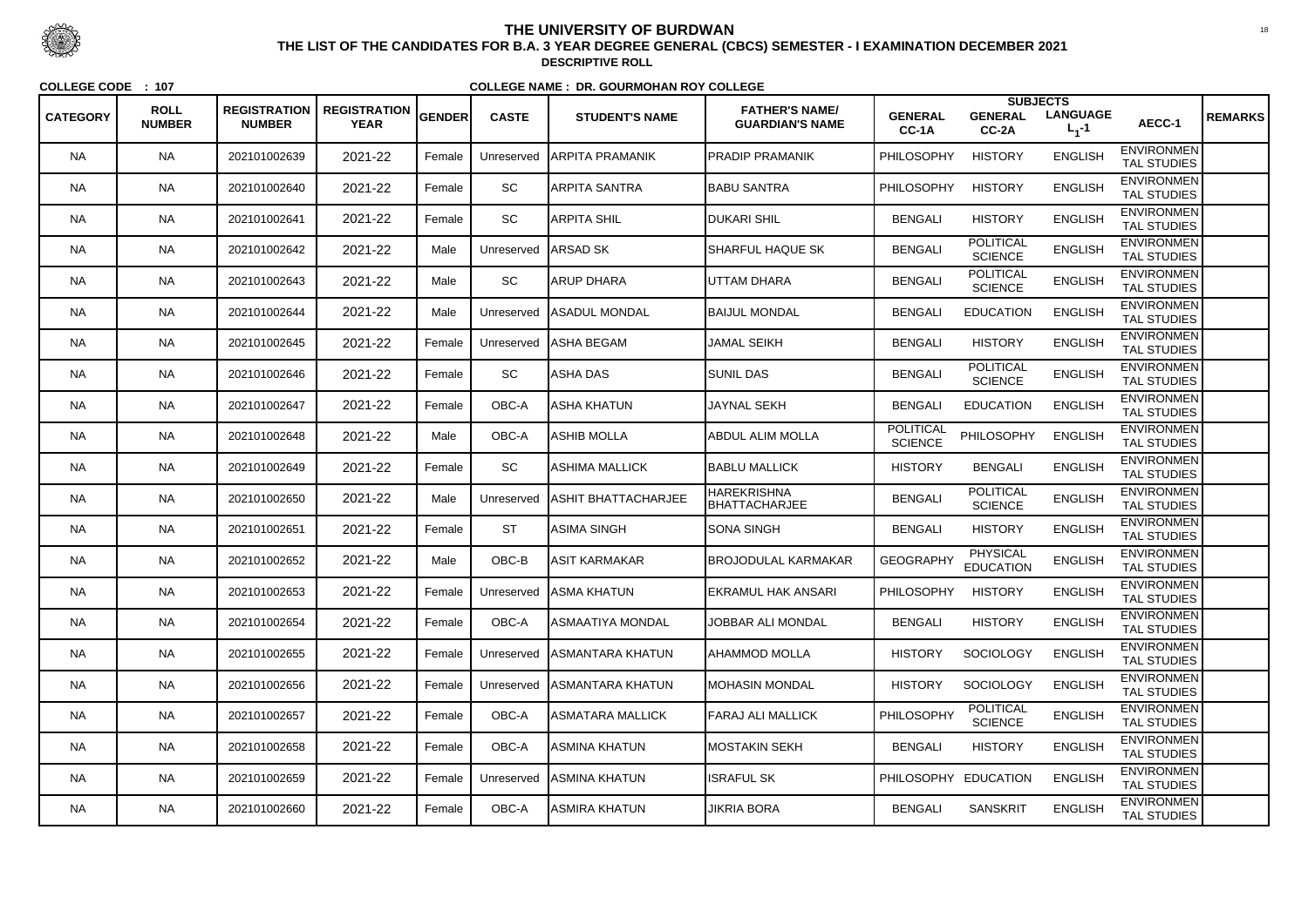# THE UNIVERSITY OF BURDWAN

## THE LIST OF THE CANDIDATES FOR B.A. 3 YEAR DEGREE GENERAL (CBCS) SEMESTER - I EXAMINATION DECEMBER 2021

### DESCRIPTIVE ROLL

**COLLEGE CODE : 107** **COLLEGE NAME : DR. GOURMOHAN ROY COLLEGE**

| CATEGORY | ROLL NUMBER | REGISTRATION NUMBER | REGISTRATION YEAR | GENDER | CASTE | STUDENT'S NAME | FATHER'S NAME/ GUARDIAN'S NAME | SUBJECTS GENERAL CC-1A | GENERAL CC-2A | LANGUAGE $L_1$-1 | AECC-1 | REMARKS |
|---|---|---|---|---|---|---|---|---|---|---|---|---|
| NA | NA | 202101002639 | 2021-22 | Female | Unreserved | ARPITA PRAMANIK | PRADIP PRAMANIK | PHILOSOPHY | HISTORY | ENGLISH | ENVIRONMENTAL STUDIES | |
| NA | NA | 202101002640 | 2021-22 | Female | SC | ARPITA SANTRA | BABU SANTRA | PHILOSOPHY | HISTORY | ENGLISH | ENVIRONMENTAL STUDIES | |
| NA | NA | 202101002641 | 2021-22 | Female | SC | ARPITA SHIL | DUKARI SHIL | BENGALI | HISTORY | ENGLISH | ENVIRONMENTAL STUDIES | |
| NA | NA | 202101002642 | 2021-22 | Male | Unreserved | ARSAD SK | SHARFUL HAQUE SK | BENGALI | POLITICAL SCIENCE | ENGLISH | ENVIRONMENTAL STUDIES | |
| NA | NA | 202101002643 | 2021-22 | Male | SC | ARUP DHARA | UTTAM DHARA | BENGALI | POLITICAL SCIENCE | ENGLISH | ENVIRONMENTAL STUDIES | |
| NA | NA | 202101002644 | 2021-22 | Male | Unreserved | ASADUL MONDAL | BAIJUL MONDAL | BENGALI | EDUCATION | ENGLISH | ENVIRONMENTAL STUDIES | |
| NA | NA | 202101002645 | 2021-22 | Female | Unreserved | ASHA BEGAM | JAMAL SEIKH | BENGALI | HISTORY | ENGLISH | ENVIRONMENTAL STUDIES | |
| NA | NA | 202101002646 | 2021-22 | Female | SC | ASHA DAS | SUNIL DAS | BENGALI | POLITICAL SCIENCE | ENGLISH | ENVIRONMENTAL STUDIES | |
| NA | NA | 202101002647 | 2021-22 | Female | OBC-A | ASHA KHATUN | JAYNAL SEKH | BENGALI | EDUCATION | ENGLISH | ENVIRONMENTAL STUDIES | |
| NA | NA | 202101002648 | 2021-22 | Male | OBC-A | ASHIB MOLLA | ABDUL ALIM MOLLA | POLITICAL SCIENCE | PHILOSOPHY | ENGLISH | ENVIRONMENTAL STUDIES | |
| NA | NA | 202101002649 | 2021-22 | Female | SC | ASHIMA MALLICK | BABLU MALLICK | HISTORY | BENGALI | ENGLISH | ENVIRONMENTAL STUDIES | |
| NA | NA | 202101002650 | 2021-22 | Male | Unreserved | ASHIT BHATTACHARJEE | HAREKRISHNA BHATTACHARJEE | BENGALI | POLITICAL SCIENCE | ENGLISH | ENVIRONMENTAL STUDIES | |
| NA | NA | 202101002651 | 2021-22 | Female | ST | ASIMA SINGH | SONA SINGH | BENGALI | HISTORY | ENGLISH | ENVIRONMENTAL STUDIES | |
| NA | NA | 202101002652 | 2021-22 | Male | OBC-B | ASIT KARMAKAR | BROJODULAL KARMAKAR | GEOGRAPHY | PHYSICAL EDUCATION | ENGLISH | ENVIRONMENTAL STUDIES | |
| NA | NA | 202101002653 | 2021-22 | Female | Unreserved | ASMA KHATUN | EKRAMUL HAK ANSARI | PHILOSOPHY | HISTORY | ENGLISH | ENVIRONMENTAL STUDIES | |
| NA | NA | 202101002654 | 2021-22 | Female | OBC-A | ASMAATIYA MONDAL | JOBBAR ALI MONDAL | BENGALI | HISTORY | ENGLISH | ENVIRONMENTAL STUDIES | |
| NA | NA | 202101002655 | 2021-22 | Female | Unreserved | ASMANTARA KHATUN | AHAMMOD MOLLA | HISTORY | SOCIOLOGY | ENGLISH | ENVIRONMENTAL STUDIES | |
| NA | NA | 202101002656 | 2021-22 | Female | Unreserved | ASMANTARA KHATUN | MOHASIN MONDAL | HISTORY | SOCIOLOGY | ENGLISH | ENVIRONMENTAL STUDIES | |
| NA | NA | 202101002657 | 2021-22 | Female | OBC-A | ASMATARA MALLICK | FARAJ ALI MALLICK | PHILOSOPHY | POLITICAL SCIENCE | ENGLISH | ENVIRONMENTAL STUDIES | |
| NA | NA | 202101002658 | 2021-22 | Female | OBC-A | ASMINA KHATUN | MOSTAKIN SEKH | BENGALI | HISTORY | ENGLISH | ENVIRONMENTAL STUDIES | |
| NA | NA | 202101002659 | 2021-22 | Female | Unreserved | ASMINA KHATUN | ISRAFUL SK | PHILOSOPHY | EDUCATION | ENGLISH | ENVIRONMENTAL STUDIES | |
| NA | NA | 202101002660 | 2021-22 | Female | OBC-A | ASMIRA KHATUN | JIKRIA BORA | BENGALI | SANSKRIT | ENGLISH | ENVIRONMENTAL STUDIES | |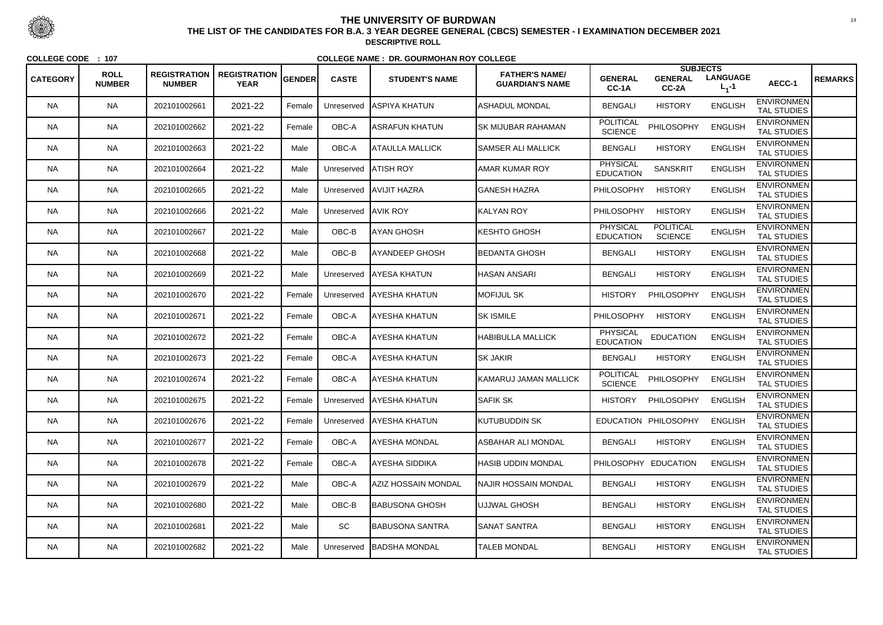# THE UNIVERSITY OF BURDWAN

## THE LIST OF THE CANDIDATES FOR B.A. 3 YEAR DEGREE GENERAL (CBCS) SEMESTER - I EXAMINATION DECEMBER 2021

### DESCRIPTIVE ROLL

**COLLEGE CODE : 107** **COLLEGE NAME : DR. GOURMOHAN ROY COLLEGE**

| CATEGORY | ROLL NUMBER | REGISTRATION NUMBER | REGISTRATION YEAR | GENDER | CASTE | STUDENT'S NAME | FATHER'S NAME/ GUARDIAN'S NAME | SUBJECTS GENERAL CC-1A | GENERAL CC-2A | LANGUAGE $L_1$-1 | AECC-1 | REMARKS |
|---|---|---|---|---|---|---|---|---|---|---|---|---|
| NA | NA | 202101002661 | 2021-22 | Female | Unreserved | ASPIYA KHATUN | ASHADUL MONDAL | BENGALI | HISTORY | ENGLISH | ENVIRONMENTAL STUDIES | |
| NA | NA | 202101002662 | 2021-22 | Female | OBC-A | ASRAFUN KHATUN | SK MIJUBAR RAHAMAN | POLITICAL SCIENCE | PHILOSOPHY | ENGLISH | ENVIRONMENTAL STUDIES | |
| NA | NA | 202101002663 | 2021-22 | Male | OBC-A | ATAULLA MALLICK | SAMSER ALI MALLICK | BENGALI | HISTORY | ENGLISH | ENVIRONMENTAL STUDIES | |
| NA | NA | 202101002664 | 2021-22 | Male | Unreserved | ATISH ROY | AMAR KUMAR ROY | PHYSICAL EDUCATION | SANSKRIT | ENGLISH | ENVIRONMENTAL STUDIES | |
| NA | NA | 202101002665 | 2021-22 | Male | Unreserved | AVIJIT HAZRA | GANESH HAZRA | PHILOSOPHY | HISTORY | ENGLISH | ENVIRONMENTAL STUDIES | |
| NA | NA | 202101002666 | 2021-22 | Male | Unreserved | AVIK ROY | KALYAN ROY | PHILOSOPHY | HISTORY | ENGLISH | ENVIRONMENTAL STUDIES | |
| NA | NA | 202101002667 | 2021-22 | Male | OBC-B | AYAN GHOSH | KESHTO GHOSH | PHYSICAL EDUCATION | POLITICAL SCIENCE | ENGLISH | ENVIRONMENTAL STUDIES | |
| NA | NA | 202101002668 | 2021-22 | Male | OBC-B | AYANDEEP GHOSH | BEDANTA GHOSH | BENGALI | HISTORY | ENGLISH | ENVIRONMENTAL STUDIES | |
| NA | NA | 202101002669 | 2021-22 | Male | Unreserved | AYESA KHATUN | HASAN ANSARI | BENGALI | HISTORY | ENGLISH | ENVIRONMENTAL STUDIES | |
| NA | NA | 202101002670 | 2021-22 | Female | Unreserved | AYESHA KHATUN | MOFIJUL SK | HISTORY | PHILOSOPHY | ENGLISH | ENVIRONMENTAL STUDIES | |
| NA | NA | 202101002671 | 2021-22 | Female | OBC-A | AYESHA KHATUN | SK ISMILE | PHILOSOPHY | HISTORY | ENGLISH | ENVIRONMENTAL STUDIES | |
| NA | NA | 202101002672 | 2021-22 | Female | OBC-A | AYESHA KHATUN | HABIBULLA MALLICK | PHYSICAL EDUCATION | EDUCATION | ENGLISH | ENVIRONMENTAL STUDIES | |
| NA | NA | 202101002673 | 2021-22 | Female | OBC-A | AYESHA KHATUN | SK JAKIR | BENGALI | HISTORY | ENGLISH | ENVIRONMENTAL STUDIES | |
| NA | NA | 202101002674 | 2021-22 | Female | OBC-A | AYESHA KHATUN | KAMARUJ JAMAN MALLICK | POLITICAL SCIENCE | PHILOSOPHY | ENGLISH | ENVIRONMENTAL STUDIES | |
| NA | NA | 202101002675 | 2021-22 | Female | Unreserved | AYESHA KHATUN | SAFIK SK | HISTORY | PHILOSOPHY | ENGLISH | ENVIRONMENTAL STUDIES | |
| NA | NA | 202101002676 | 2021-22 | Female | Unreserved | AYESHA KHATUN | KUTUBUDDIN SK | EDUCATION | PHILOSOPHY | ENGLISH | ENVIRONMENTAL STUDIES | |
| NA | NA | 202101002677 | 2021-22 | Female | OBC-A | AYESHA MONDAL | ASBAHAR ALI MONDAL | BENGALI | HISTORY | ENGLISH | ENVIRONMENTAL STUDIES | |
| NA | NA | 202101002678 | 2021-22 | Female | OBC-A | AYESHA SIDDIKA | HASIB UDDIN MONDAL | PHILOSOPHY | EDUCATION | ENGLISH | ENVIRONMENTAL STUDIES | |
| NA | NA | 202101002679 | 2021-22 | Male | OBC-A | AZIZ HOSSAIN MONDAL | NAJIR HOSSAIN MONDAL | BENGALI | HISTORY | ENGLISH | ENVIRONMENTAL STUDIES | |
| NA | NA | 202101002680 | 2021-22 | Male | OBC-B | BABUSONA GHOSH | UJJWAL GHOSH | BENGALI | HISTORY | ENGLISH | ENVIRONMENTAL STUDIES | |
| NA | NA | 202101002681 | 2021-22 | Male | SC | BABUSONA SANTRA | SANAT SANTRA | BENGALI | HISTORY | ENGLISH | ENVIRONMENTAL STUDIES | |
| NA | NA | 202101002682 | 2021-22 | Male | Unreserved | BADSHA MONDAL | TALEB MONDAL | BENGALI | HISTORY | ENGLISH | ENVIRONMENTAL STUDIES | |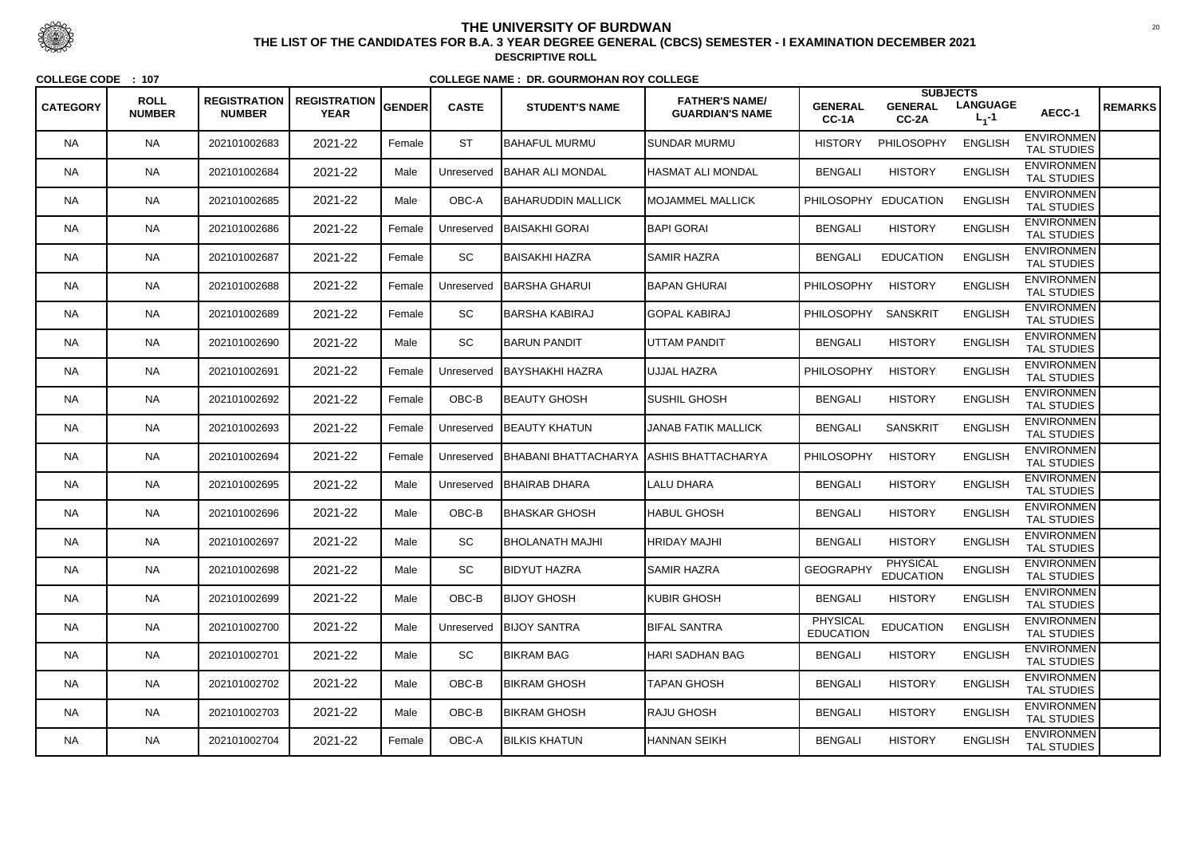# THE UNIVERSITY OF BURDWAN

**THE LIST OF THE CANDIDATES FOR B.A. 3 YEAR DEGREE GENERAL (CBCS) SEMESTER - I EXAMINATION DECEMBER 2021**

**DESCRIPTIVE ROLL**

**COLLEGE CODE : 107** **COLLEGE NAME : DR. GOURMOHAN ROY COLLEGE**

| CATEGORY | ROLL NUMBER | REGISTRATION NUMBER | REGISTRATION YEAR | GENDER | CASTE | STUDENT'S NAME | FATHER'S NAME/ GUARDIAN'S NAME | SUBJECTS GENERAL CC-1A | GENERAL CC-2A | LANGUAGE $L_1$-1 | AECC-1 | REMARKS |
|---|---|---|---|---|---|---|---|---|---|---|---|---|
| NA | NA | 202101002683 | 2021-22 | Female | ST | BAHAFUL MURMU | SUNDAR MURMU | HISTORY | PHILOSOPHY | ENGLISH | ENVIRONMENTAL STUDIES | |
| NA | NA | 202101002684 | 2021-22 | Male | Unreserved | BAHAR ALI MONDAL | HASMAT ALI MONDAL | BENGALI | HISTORY | ENGLISH | ENVIRONMENTAL STUDIES | |
| NA | NA | 202101002685 | 2021-22 | Male | OBC-A | BAHARUDDIN MALLICK | MOJAMMEL MALLICK | PHILOSOPHY | EDUCATION | ENGLISH | ENVIRONMENTAL STUDIES | |
| NA | NA | 202101002686 | 2021-22 | Female | Unreserved | BAISAKHI GORAI | BAPI GORAI | BENGALI | HISTORY | ENGLISH | ENVIRONMENTAL STUDIES | |
| NA | NA | 202101002687 | 2021-22 | Female | SC | BAISAKHI HAZRA | SAMIR HAZRA | BENGALI | EDUCATION | ENGLISH | ENVIRONMENTAL STUDIES | |
| NA | NA | 202101002688 | 2021-22 | Female | Unreserved | BARSHA GHARUI | BAPAN GHURAI | PHILOSOPHY | HISTORY | ENGLISH | ENVIRONMENTAL STUDIES | |
| NA | NA | 202101002689 | 2021-22 | Female | SC | BARSHA KABIRAJ | GOPAL KABIRAJ | PHILOSOPHY | SANSKRIT | ENGLISH | ENVIRONMENTAL STUDIES | |
| NA | NA | 202101002690 | 2021-22 | Male | SC | BARUN PANDIT | UTTAM PANDIT | BENGALI | HISTORY | ENGLISH | ENVIRONMENTAL STUDIES | |
| NA | NA | 202101002691 | 2021-22 | Female | Unreserved | BAYSHAKHI HAZRA | UJJAL HAZRA | PHILOSOPHY | HISTORY | ENGLISH | ENVIRONMENTAL STUDIES | |
| NA | NA | 202101002692 | 2021-22 | Female | OBC-B | BEAUTY GHOSH | SUSHIL GHOSH | BENGALI | HISTORY | ENGLISH | ENVIRONMENTAL STUDIES | |
| NA | NA | 202101002693 | 2021-22 | Female | Unreserved | BEAUTY KHATUN | JANAB FATIK MALLICK | BENGALI | SANSKRIT | ENGLISH | ENVIRONMENTAL STUDIES | |
| NA | NA | 202101002694 | 2021-22 | Female | Unreserved | BHABANI BHATTACHARYA | ASHIS BHATTACHARYA | PHILOSOPHY | HISTORY | ENGLISH | ENVIRONMENTAL STUDIES | |
| NA | NA | 202101002695 | 2021-22 | Male | Unreserved | BHAIRAB DHARA | LALU DHARA | BENGALI | HISTORY | ENGLISH | ENVIRONMENTAL STUDIES | |
| NA | NA | 202101002696 | 2021-22 | Male | OBC-B | BHASKAR GHOSH | HABUL GHOSH | BENGALI | HISTORY | ENGLISH | ENVIRONMENTAL STUDIES | |
| NA | NA | 202101002697 | 2021-22 | Male | SC | BHOLANATH MAJHI | HRIDAY MAJHI | BENGALI | HISTORY | ENGLISH | ENVIRONMENTAL STUDIES | |
| NA | NA | 202101002698 | 2021-22 | Male | SC | BIDYUT HAZRA | SAMIR HAZRA | GEOGRAPHY | PHYSICAL EDUCATION | ENGLISH | ENVIRONMENTAL STUDIES | |
| NA | NA | 202101002699 | 2021-22 | Male | OBC-B | BIJOY GHOSH | KUBIR GHOSH | BENGALI | HISTORY | ENGLISH | ENVIRONMENTAL STUDIES | |
| NA | NA | 202101002700 | 2021-22 | Male | Unreserved | BIJOY SANTRA | BIFAL SANTRA | PHYSICAL EDUCATION | EDUCATION | ENGLISH | ENVIRONMENTAL STUDIES | |
| NA | NA | 202101002701 | 2021-22 | Male | SC | BIKRAM BAG | HARI SADHAN BAG | BENGALI | HISTORY | ENGLISH | ENVIRONMENTAL STUDIES | |
| NA | NA | 202101002702 | 2021-22 | Male | OBC-B | BIKRAM GHOSH | TAPAN GHOSH | BENGALI | HISTORY | ENGLISH | ENVIRONMENTAL STUDIES | |
| NA | NA | 202101002703 | 2021-22 | Male | OBC-B | BIKRAM GHOSH | RAJU GHOSH | BENGALI | HISTORY | ENGLISH | ENVIRONMENTAL STUDIES | |
| NA | NA | 202101002704 | 2021-22 | Female | OBC-A | BILKIS KHATUN | HANNAN SEIKH | BENGALI | HISTORY | ENGLISH | ENVIRONMENTAL STUDIES | |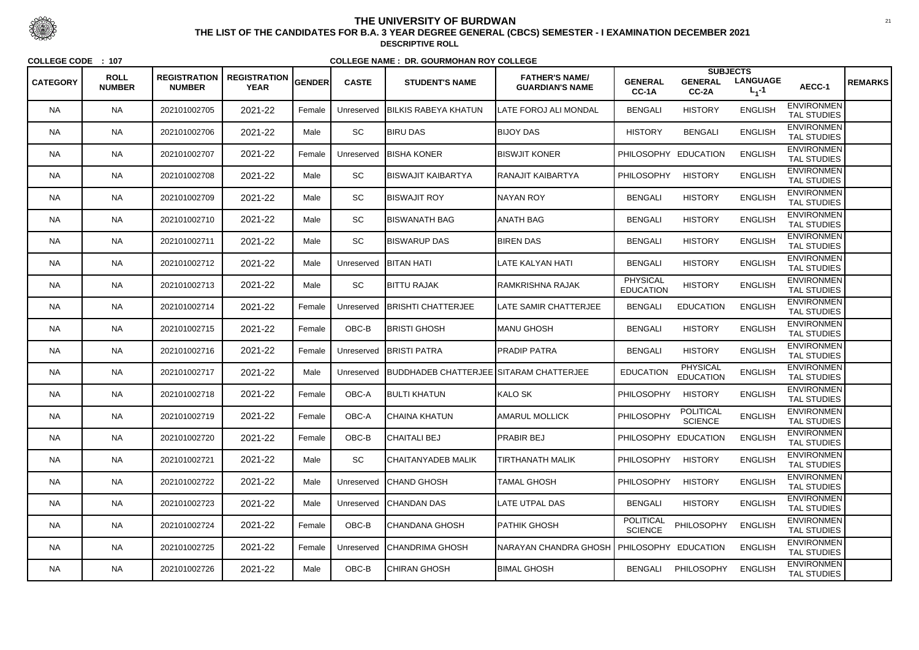# THE UNIVERSITY OF BURDWAN

**THE LIST OF THE CANDIDATES FOR B.A. 3 YEAR DEGREE GENERAL (CBCS) SEMESTER - I EXAMINATION DECEMBER 2021**

**DESCRIPTIVE ROLL**

**COLLEGE CODE : 107** **COLLEGE NAME : DR. GOURMOHAN ROY COLLEGE**

| CATEGORY | ROLL NUMBER | REGISTRATION NUMBER | REGISTRATION YEAR | GENDER | CASTE | STUDENT'S NAME | FATHER'S NAME/ GUARDIAN'S NAME | SUBJECTS GENERAL CC-1A | GENERAL CC-2A | LANGUAGE $L_1$-1 | AECC-1 | REMARKS |
|---|---|---|---|---|---|---|---|---|---|---|---|---|
| NA | NA | 202101002705 | 2021-22 | Female | Unreserved | BILKIS RABEYA KHATUN | LATE FOROJ ALI MONDAL | BENGALI | HISTORY | ENGLISH | ENVIRONMENTAL STUDIES | |
| NA | NA | 202101002706 | 2021-22 | Male | SC | BIRU DAS | BIJOY DAS | HISTORY | BENGALI | ENGLISH | ENVIRONMENTAL STUDIES | |
| NA | NA | 202101002707 | 2021-22 | Female | Unreserved | BISHA KONER | BISWJIT KONER | PHILOSOPHY | EDUCATION | ENGLISH | ENVIRONMENTAL STUDIES | |
| NA | NA | 202101002708 | 2021-22 | Male | SC | BISWAJIT KAIBARTYA | RANAJIT KAIBARTYA | PHILOSOPHY | HISTORY | ENGLISH | ENVIRONMENTAL STUDIES | |
| NA | NA | 202101002709 | 2021-22 | Male | SC | BISWAJIT ROY | NAYAN ROY | BENGALI | HISTORY | ENGLISH | ENVIRONMENTAL STUDIES | |
| NA | NA | 202101002710 | 2021-22 | Male | SC | BISWANATH BAG | ANATH BAG | BENGALI | HISTORY | ENGLISH | ENVIRONMENTAL STUDIES | |
| NA | NA | 202101002711 | 2021-22 | Male | SC | BISWARUP DAS | BIREN DAS | BENGALI | HISTORY | ENGLISH | ENVIRONMENTAL STUDIES | |
| NA | NA | 202101002712 | 2021-22 | Male | Unreserved | BITAN HATI | LATE KALYAN HATI | BENGALI | HISTORY | ENGLISH | ENVIRONMENTAL STUDIES | |
| NA | NA | 202101002713 | 2021-22 | Male | SC | BITTU RAJAK | RAMKRISHNA RAJAK | PHYSICAL EDUCATION | HISTORY | ENGLISH | ENVIRONMENTAL STUDIES | |
| NA | NA | 202101002714 | 2021-22 | Female | Unreserved | BRISHTI CHATTERJEE | LATE SAMIR CHATTERJEE | BENGALI | EDUCATION | ENGLISH | ENVIRONMENTAL STUDIES | |
| NA | NA | 202101002715 | 2021-22 | Female | OBC-B | BRISTI GHOSH | MANU GHOSH | BENGALI | HISTORY | ENGLISH | ENVIRONMENTAL STUDIES | |
| NA | NA | 202101002716 | 2021-22 | Female | Unreserved | BRISTI PATRA | PRADIP PATRA | BENGALI | HISTORY | ENGLISH | ENVIRONMENTAL STUDIES | |
| NA | NA | 202101002717 | 2021-22 | Male | Unreserved | BUDDHADEB CHATTERJEE | SITARAM CHATTERJEE | EDUCATION | PHYSICAL EDUCATION | ENGLISH | ENVIRONMENTAL STUDIES | |
| NA | NA | 202101002718 | 2021-22 | Female | OBC-A | BULTI KHATUN | KALO SK | PHILOSOPHY | HISTORY | ENGLISH | ENVIRONMENTAL STUDIES | |
| NA | NA | 202101002719 | 2021-22 | Female | OBC-A | CHAINA KHATUN | AMARUL MOLLICK | PHILOSOPHY | POLITICAL SCIENCE | ENGLISH | ENVIRONMENTAL STUDIES | |
| NA | NA | 202101002720 | 2021-22 | Female | OBC-B | CHAITALI BEJ | PRABIR BEJ | PHILOSOPHY | EDUCATION | ENGLISH | ENVIRONMENTAL STUDIES | |
| NA | NA | 202101002721 | 2021-22 | Male | SC | CHAITANYADEB MALIK | TIRTHANATH MALIK | PHILOSOPHY | HISTORY | ENGLISH | ENVIRONMENTAL STUDIES | |
| NA | NA | 202101002722 | 2021-22 | Male | Unreserved | CHAND GHOSH | TAMAL GHOSH | PHILOSOPHY | HISTORY | ENGLISH | ENVIRONMENTAL STUDIES | |
| NA | NA | 202101002723 | 2021-22 | Male | Unreserved | CHANDAN DAS | LATE UTPAL DAS | BENGALI | HISTORY | ENGLISH | ENVIRONMENTAL STUDIES | |
| NA | NA | 202101002724 | 2021-22 | Female | OBC-B | CHANDANA GHOSH | PATHIK GHOSH | POLITICAL SCIENCE | PHILOSOPHY | ENGLISH | ENVIRONMENTAL STUDIES | |
| NA | NA | 202101002725 | 2021-22 | Female | Unreserved | CHANDRIMA GHOSH | NARAYAN CHANDRA GHOSH | PHILOSOPHY | EDUCATION | ENGLISH | ENVIRONMENTAL STUDIES | |
| NA | NA | 202101002726 | 2021-22 | Male | OBC-B | CHIRAN GHOSH | BIMAL GHOSH | BENGALI | PHILOSOPHY | ENGLISH | ENVIRONMENTAL STUDIES | |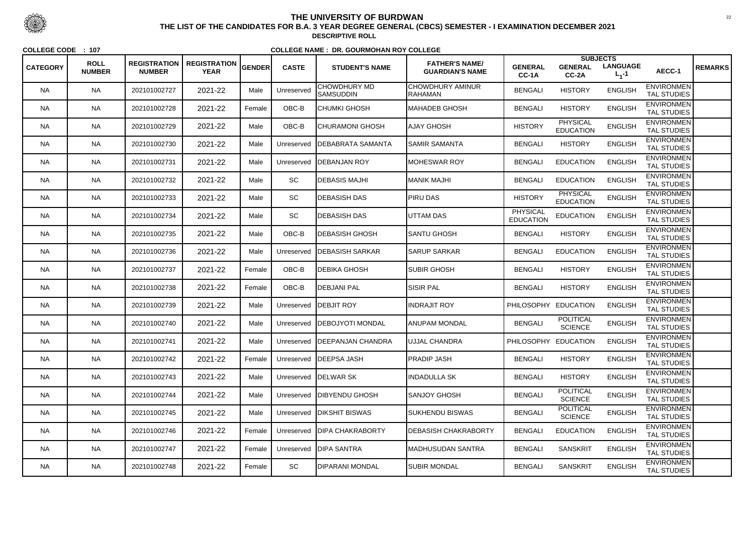# THE UNIVERSITY OF BURDWAN

## THE LIST OF THE CANDIDATES FOR B.A. 3 YEAR DEGREE GENERAL (CBCS) SEMESTER - I EXAMINATION DECEMBER 2021

**DESCRIPTIVE ROLL**

**COLLEGE CODE : 107** **COLLEGE NAME : DR. GOURMOHAN ROY COLLEGE**

| CATEGORY | ROLL NUMBER | REGISTRATION NUMBER | REGISTRATION YEAR | GENDER | CASTE | STUDENT'S NAME | FATHER'S NAME/ GUARDIAN'S NAME | SUBJECTS GENERAL CC-1A | GENERAL CC-2A | LANGUAGE $L_1$-1 | AECC-1 | REMARKS |
|---|---|---|---|---|---|---|---|---|---|---|---|---|
| NA | NA | 202101002727 | 2021-22 | Male | Unreserved | CHOWDHURY MD SAMSUDDIN | CHOWDHURY AMINUR RAHAMAN | BENGALI | HISTORY | ENGLISH | ENVIRONMENTAL STUDIES | |
| NA | NA | 202101002728 | 2021-22 | Female | OBC-B | CHUMKI GHOSH | MAHADEB GHOSH | BENGALI | HISTORY | ENGLISH | ENVIRONMENTAL STUDIES | |
| NA | NA | 202101002729 | 2021-22 | Male | OBC-B | CHURAMONI GHOSH | AJAY GHOSH | HISTORY | PHYSICAL EDUCATION | ENGLISH | ENVIRONMENTAL STUDIES | |
| NA | NA | 202101002730 | 2021-22 | Male | Unreserved | DEBABRATA SAMANTA | SAMIR SAMANTA | BENGALI | HISTORY | ENGLISH | ENVIRONMENTAL STUDIES | |
| NA | NA | 202101002731 | 2021-22 | Male | Unreserved | DEBANJAN ROY | MOHESWAR ROY | BENGALI | EDUCATION | ENGLISH | ENVIRONMENTAL STUDIES | |
| NA | NA | 202101002732 | 2021-22 | Male | SC | DEBASIS MAJHI | MANIK MAJHI | BENGALI | EDUCATION | ENGLISH | ENVIRONMENTAL STUDIES | |
| NA | NA | 202101002733 | 2021-22 | Male | SC | DEBASISH DAS | PIRU DAS | HISTORY | PHYSICAL EDUCATION | ENGLISH | ENVIRONMENTAL STUDIES | |
| NA | NA | 202101002734 | 2021-22 | Male | SC | DEBASISH DAS | UTTAM DAS | PHYSICAL EDUCATION | EDUCATION | ENGLISH | ENVIRONMENTAL STUDIES | |
| NA | NA | 202101002735 | 2021-22 | Male | OBC-B | DEBASISH GHOSH | SANTU GHOSH | BENGALI | HISTORY | ENGLISH | ENVIRONMENTAL STUDIES | |
| NA | NA | 202101002736 | 2021-22 | Male | Unreserved | DEBASISH SARKAR | SARUP SARKAR | BENGALI | EDUCATION | ENGLISH | ENVIRONMENTAL STUDIES | |
| NA | NA | 202101002737 | 2021-22 | Female | OBC-B | DEBIKA GHOSH | SUBIR GHOSH | BENGALI | HISTORY | ENGLISH | ENVIRONMENTAL STUDIES | |
| NA | NA | 202101002738 | 2021-22 | Female | OBC-B | DEBJANI PAL | SISIR PAL | BENGALI | HISTORY | ENGLISH | ENVIRONMENTAL STUDIES | |
| NA | NA | 202101002739 | 2021-22 | Male | Unreserved | DEBJIT ROY | INDRAJIT ROY | PHILOSOPHY | EDUCATION | ENGLISH | ENVIRONMENTAL STUDIES | |
| NA | NA | 202101002740 | 2021-22 | Male | Unreserved | DEBOJYOTI MONDAL | ANUPAM MONDAL | BENGALI | POLITICAL SCIENCE | ENGLISH | ENVIRONMENTAL STUDIES | |
| NA | NA | 202101002741 | 2021-22 | Male | Unreserved | DEEPANJAN CHANDRA | UJJAL CHANDRA | PHILOSOPHY | EDUCATION | ENGLISH | ENVIRONMENTAL STUDIES | |
| NA | NA | 202101002742 | 2021-22 | Female | Unreserved | DEEPSA JASH | PRADIP JASH | BENGALI | HISTORY | ENGLISH | ENVIRONMENTAL STUDIES | |
| NA | NA | 202101002743 | 2021-22 | Male | Unreserved | DELWAR SK | INDADULLA SK | BENGALI | HISTORY | ENGLISH | ENVIRONMENTAL STUDIES | |
| NA | NA | 202101002744 | 2021-22 | Male | Unreserved | DIBYENDU GHOSH | SANJOY GHOSH | BENGALI | POLITICAL SCIENCE | ENGLISH | ENVIRONMENTAL STUDIES | |
| NA | NA | 202101002745 | 2021-22 | Male | Unreserved | DIKSHIT BISWAS | SUKHENDU BISWAS | BENGALI | POLITICAL SCIENCE | ENGLISH | ENVIRONMENTAL STUDIES | |
| NA | NA | 202101002746 | 2021-22 | Female | Unreserved | DIPA CHAKRABORTY | DEBASISH CHAKRABORTY | BENGALI | EDUCATION | ENGLISH | ENVIRONMENTAL STUDIES | |
| NA | NA | 202101002747 | 2021-22 | Female | Unreserved | DIPA SANTRA | MADHUSUDAN SANTRA | BENGALI | SANSKRIT | ENGLISH | ENVIRONMENTAL STUDIES | |
| NA | NA | 202101002748 | 2021-22 | Female | SC | DIPARANI MONDAL | SUBIR MONDAL | BENGALI | SANSKRIT | ENGLISH | ENVIRONMENTAL STUDIES | |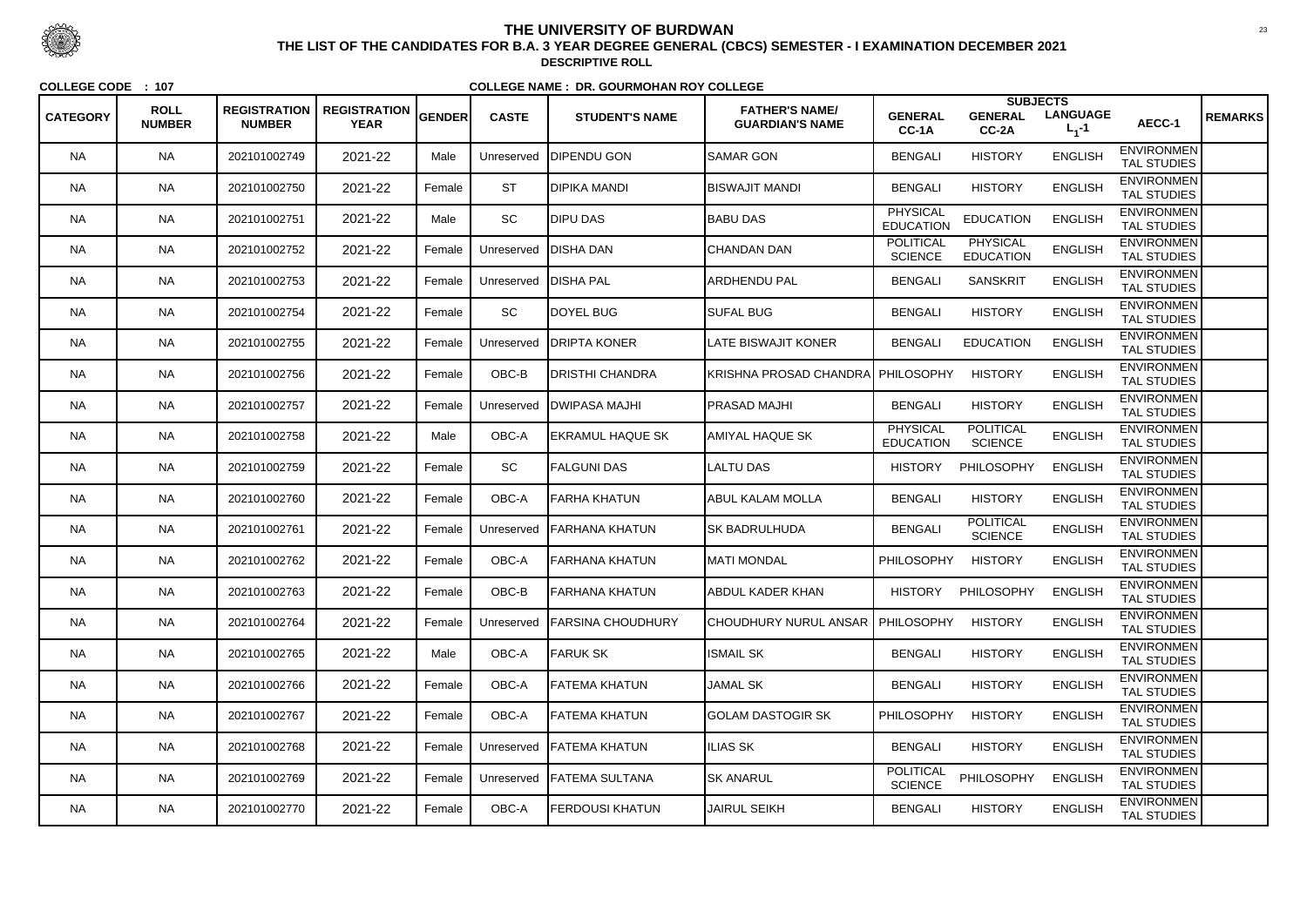# THE UNIVERSITY OF BURDWAN

**THE LIST OF THE CANDIDATES FOR B.A. 3 YEAR DEGREE GENERAL (CBCS) SEMESTER - I EXAMINATION DECEMBER 2021**

**DESCRIPTIVE ROLL**

**COLLEGE CODE : 107** **COLLEGE NAME : DR. GOURMOHAN ROY COLLEGE**

| CATEGORY | ROLL NUMBER | REGISTRATION NUMBER | REGISTRATION YEAR | GENDER | CASTE | STUDENT'S NAME | FATHER'S NAME/ GUARDIAN'S NAME | SUBJECTS GENERAL CC-1A | GENERAL CC-2A | LANGUAGE $L_1$-1 | AECC-1 | REMARKS |
|---|---|---|---|---|---|---|---|---|---|---|---|---|
| NA | NA | 202101002749 | 2021-22 | Male | Unreserved | DIPENDU GON | SAMAR GON | BENGALI | HISTORY | ENGLISH | ENVIRONMENTAL STUDIES | |
| NA | NA | 202101002750 | 2021-22 | Female | ST | DIPIKA MANDI | BISWAJIT MANDI | BENGALI | HISTORY | ENGLISH | ENVIRONMENTAL STUDIES | |
| NA | NA | 202101002751 | 2021-22 | Male | SC | DIPU DAS | BABU DAS | PHYSICAL EDUCATION | EDUCATION | ENGLISH | ENVIRONMENTAL STUDIES | |
| NA | NA | 202101002752 | 2021-22 | Female | Unreserved | DISHA DAN | CHANDAN DAN | POLITICAL SCIENCE | PHYSICAL EDUCATION | ENGLISH | ENVIRONMENTAL STUDIES | |
| NA | NA | 202101002753 | 2021-22 | Female | Unreserved | DISHA PAL | ARDHENDU PAL | BENGALI | SANSKRIT | ENGLISH | ENVIRONMENTAL STUDIES | |
| NA | NA | 202101002754 | 2021-22 | Female | SC | DOYEL BUG | SUFAL BUG | BENGALI | HISTORY | ENGLISH | ENVIRONMENTAL STUDIES | |
| NA | NA | 202101002755 | 2021-22 | Female | Unreserved | DRIPTA KONER | LATE BISWAJIT KONER | BENGALI | EDUCATION | ENGLISH | ENVIRONMENTAL STUDIES | |
| NA | NA | 202101002756 | 2021-22 | Female | OBC-B | DRISTHI CHANDRA | KRISHNA PROSAD CHANDRA | PHILOSOPHY | HISTORY | ENGLISH | ENVIRONMENTAL STUDIES | |
| NA | NA | 202101002757 | 2021-22 | Female | Unreserved | DWIPASA MAJHI | PRASAD MAJHI | BENGALI | HISTORY | ENGLISH | ENVIRONMENTAL STUDIES | |
| NA | NA | 202101002758 | 2021-22 | Male | OBC-A | EKRAMUL HAQUE SK | AMIYAL HAQUE SK | PHYSICAL EDUCATION | POLITICAL SCIENCE | ENGLISH | ENVIRONMENTAL STUDIES | |
| NA | NA | 202101002759 | 2021-22 | Female | SC | FALGUNI DAS | LALTU DAS | HISTORY | PHILOSOPHY | ENGLISH | ENVIRONMENTAL STUDIES | |
| NA | NA | 202101002760 | 2021-22 | Female | OBC-A | FARHA KHATUN | ABUL KALAM MOLLA | BENGALI | HISTORY | ENGLISH | ENVIRONMENTAL STUDIES | |
| NA | NA | 202101002761 | 2021-22 | Female | Unreserved | FARHANA KHATUN | SK BADRULHUDA | BENGALI | POLITICAL SCIENCE | ENGLISH | ENVIRONMENTAL STUDIES | |
| NA | NA | 202101002762 | 2021-22 | Female | OBC-A | FARHANA KHATUN | MATI MONDAL | PHILOSOPHY | HISTORY | ENGLISH | ENVIRONMENTAL STUDIES | |
| NA | NA | 202101002763 | 2021-22 | Female | OBC-B | FARHANA KHATUN | ABDUL KADER KHAN | HISTORY | PHILOSOPHY | ENGLISH | ENVIRONMENTAL STUDIES | |
| NA | NA | 202101002764 | 2021-22 | Female | Unreserved | FARSINA CHOUDHURY | CHOUDHURY NURUL ANSAR | PHILOSOPHY | HISTORY | ENGLISH | ENVIRONMENTAL STUDIES | |
| NA | NA | 202101002765 | 2021-22 | Male | OBC-A | FARUK SK | ISMAIL SK | BENGALI | HISTORY | ENGLISH | ENVIRONMENTAL STUDIES | |
| NA | NA | 202101002766 | 2021-22 | Female | OBC-A | FATEMA KHATUN | JAMAL SK | BENGALI | HISTORY | ENGLISH | ENVIRONMENTAL STUDIES | |
| NA | NA | 202101002767 | 2021-22 | Female | OBC-A | FATEMA KHATUN | GOLAM DASTOGIR SK | PHILOSOPHY | HISTORY | ENGLISH | ENVIRONMENTAL STUDIES | |
| NA | NA | 202101002768 | 2021-22 | Female | Unreserved | FATEMA KHATUN | ILIAS SK | BENGALI | HISTORY | ENGLISH | ENVIRONMENTAL STUDIES | |
| NA | NA | 202101002769 | 2021-22 | Female | Unreserved | FATEMA SULTANA | SK ANARUL | POLITICAL SCIENCE | PHILOSOPHY | ENGLISH | ENVIRONMENTAL STUDIES | |
| NA | NA | 202101002770 | 2021-22 | Female | OBC-A | FERDOUSI KHATUN | JAIRUL SEIKH | BENGALI | HISTORY | ENGLISH | ENVIRONMENTAL STUDIES | |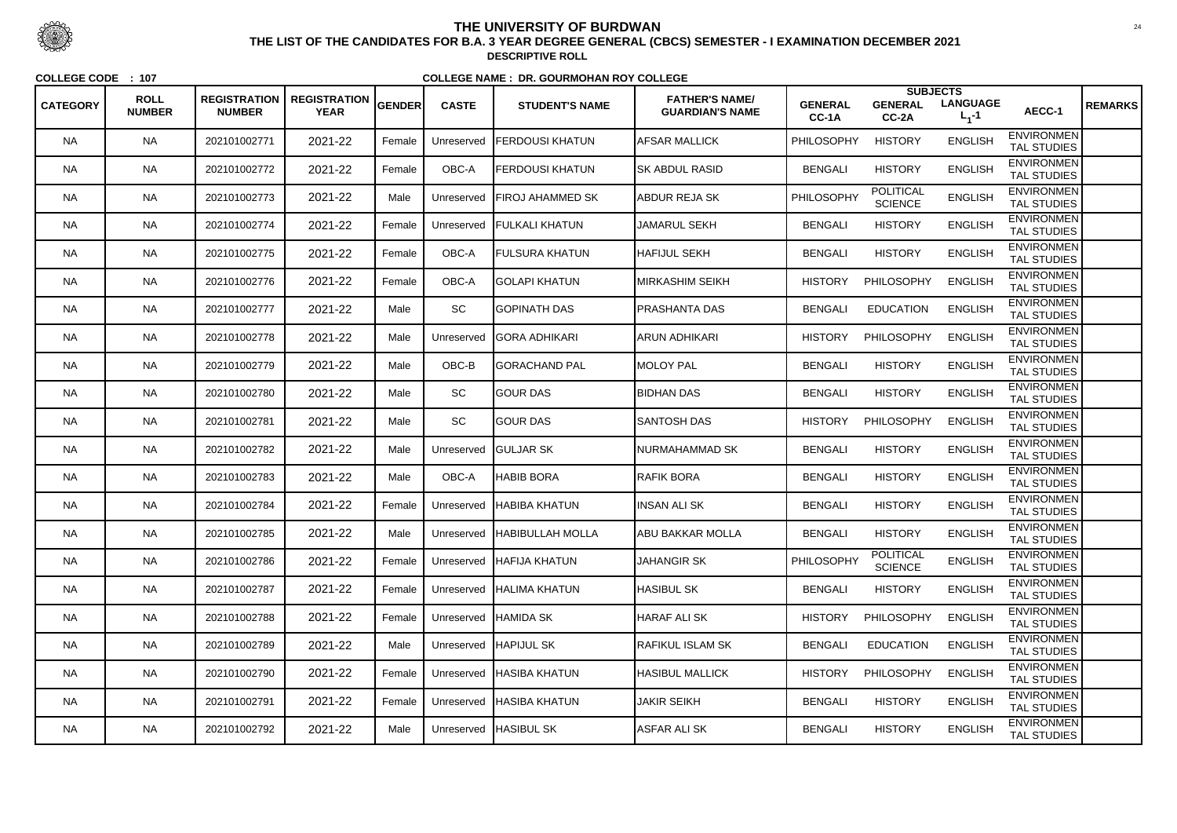# THE UNIVERSITY OF BURDWAN

## THE LIST OF THE CANDIDATES FOR B.A. 3 YEAR DEGREE GENERAL (CBCS) SEMESTER - I EXAMINATION DECEMBER 2021

### DESCRIPTIVE ROLL

**COLLEGE CODE : 107** **COLLEGE NAME : DR. GOURMOHAN ROY COLLEGE**

| CATEGORY | ROLL NUMBER | REGISTRATION NUMBER | REGISTRATION YEAR | GENDER | CASTE | STUDENT'S NAME | FATHER'S NAME/ GUARDIAN'S NAME | SUBJECTS GENERAL CC-1A | GENERAL CC-2A | LANGUAGE $L_1$-1 | AECC-1 | REMARKS |
|---|---|---|---|---|---|---|---|---|---|---|---|---|
| NA | NA | 202101002771 | 2021-22 | Female | Unreserved | FERDOUSI KHATUN | AFSAR MALLICK | PHILOSOPHY | HISTORY | ENGLISH | ENVIRONMENTAL STUDIES | |
| NA | NA | 202101002772 | 2021-22 | Female | OBC-A | FERDOUSI KHATUN | SK ABDUL RASID | BENGALI | HISTORY | ENGLISH | ENVIRONMENTAL STUDIES | |
| NA | NA | 202101002773 | 2021-22 | Male | Unreserved | FIROJ AHAMMED SK | ABDUR REJA SK | PHILOSOPHY | POLITICAL SCIENCE | ENGLISH | ENVIRONMENTAL STUDIES | |
| NA | NA | 202101002774 | 2021-22 | Female | Unreserved | FULKALI KHATUN | JAMARUL SEKH | BENGALI | HISTORY | ENGLISH | ENVIRONMENTAL STUDIES | |
| NA | NA | 202101002775 | 2021-22 | Female | OBC-A | FULSURA KHATUN | HAFIJUL SEKH | BENGALI | HISTORY | ENGLISH | ENVIRONMENTAL STUDIES | |
| NA | NA | 202101002776 | 2021-22 | Female | OBC-A | GOLAPI KHATUN | MIRKASHIM SEIKH | HISTORY | PHILOSOPHY | ENGLISH | ENVIRONMENTAL STUDIES | |
| NA | NA | 202101002777 | 2021-22 | Male | SC | GOPINATH DAS | PRASHANTA DAS | BENGALI | EDUCATION | ENGLISH | ENVIRONMENTAL STUDIES | |
| NA | NA | 202101002778 | 2021-22 | Male | Unreserved | GORA ADHIKARI | ARUN ADHIKARI | HISTORY | PHILOSOPHY | ENGLISH | ENVIRONMENTAL STUDIES | |
| NA | NA | 202101002779 | 2021-22 | Male | OBC-B | GORACHAND PAL | MOLOY PAL | BENGALI | HISTORY | ENGLISH | ENVIRONMENTAL STUDIES | |
| NA | NA | 202101002780 | 2021-22 | Male | SC | GOUR DAS | BIDHAN DAS | BENGALI | HISTORY | ENGLISH | ENVIRONMENTAL STUDIES | |
| NA | NA | 202101002781 | 2021-22 | Male | SC | GOUR DAS | SANTOSH DAS | HISTORY | PHILOSOPHY | ENGLISH | ENVIRONMENTAL STUDIES | |
| NA | NA | 202101002782 | 2021-22 | Male | Unreserved | GULJAR SK | NURMAHAMMAD SK | BENGALI | HISTORY | ENGLISH | ENVIRONMENTAL STUDIES | |
| NA | NA | 202101002783 | 2021-22 | Male | OBC-A | HABIB BORA | RAFIK BORA | BENGALI | HISTORY | ENGLISH | ENVIRONMENTAL STUDIES | |
| NA | NA | 202101002784 | 2021-22 | Female | Unreserved | HABIBA KHATUN | INSAN ALI SK | BENGALI | HISTORY | ENGLISH | ENVIRONMENTAL STUDIES | |
| NA | NA | 202101002785 | 2021-22 | Male | Unreserved | HABIBULLAH MOLLA | ABU BAKKAR MOLLA | BENGALI | HISTORY | ENGLISH | ENVIRONMENTAL STUDIES | |
| NA | NA | 202101002786 | 2021-22 | Female | Unreserved | HAFIJA KHATUN | JAHANGIR SK | PHILOSOPHY | POLITICAL SCIENCE | ENGLISH | ENVIRONMENTAL STUDIES | |
| NA | NA | 202101002787 | 2021-22 | Female | Unreserved | HALIMA KHATUN | HASIBUL SK | BENGALI | HISTORY | ENGLISH | ENVIRONMENTAL STUDIES | |
| NA | NA | 202101002788 | 2021-22 | Female | Unreserved | HAMIDA SK | HARAF ALI SK | HISTORY | PHILOSOPHY | ENGLISH | ENVIRONMENTAL STUDIES | |
| NA | NA | 202101002789 | 2021-22 | Male | Unreserved | HAPIJUL SK | RAFIKUL ISLAM SK | BENGALI | EDUCATION | ENGLISH | ENVIRONMENTAL STUDIES | |
| NA | NA | 202101002790 | 2021-22 | Female | Unreserved | HASIBA KHATUN | HASIBUL MALLICK | HISTORY | PHILOSOPHY | ENGLISH | ENVIRONMENTAL STUDIES | |
| NA | NA | 202101002791 | 2021-22 | Female | Unreserved | HASIBA KHATUN | JAKIR SEIKH | BENGALI | HISTORY | ENGLISH | ENVIRONMENTAL STUDIES | |
| NA | NA | 202101002792 | 2021-22 | Male | Unreserved | HASIBUL SK | ASFAR ALI SK | BENGALI | HISTORY | ENGLISH | ENVIRONMENTAL STUDIES | |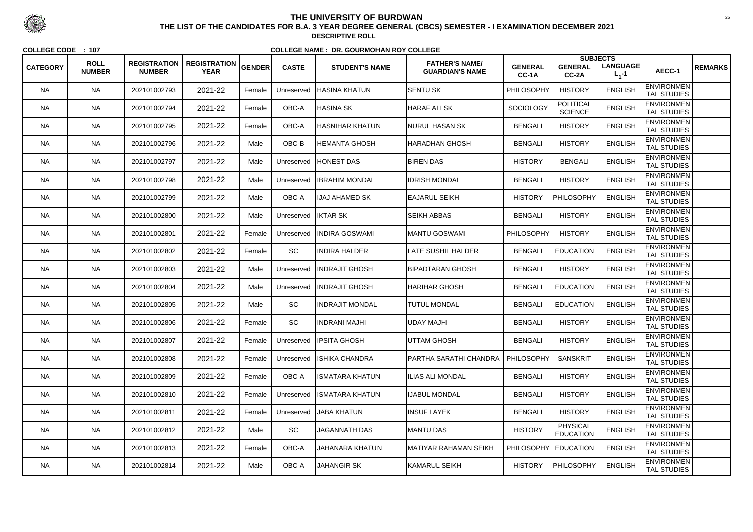# THE UNIVERSITY OF BURDWAN

## THE LIST OF THE CANDIDATES FOR B.A. 3 YEAR DEGREE GENERAL (CBCS) SEMESTER - I EXAMINATION DECEMBER 2021

### DESCRIPTIVE ROLL

**COLLEGE CODE : 107** **COLLEGE NAME : DR. GOURMOHAN ROY COLLEGE**

| CATEGORY | ROLL NUMBER | REGISTRATION NUMBER | REGISTRATION YEAR | GENDER | CASTE | STUDENT'S NAME | FATHER'S NAME/ GUARDIAN'S NAME | SUBJECTS GENERAL CC-1A | GENERAL CC-2A | LANGUAGE $L_1$-1 | AECC-1 | REMARKS |
|---|---|---|---|---|---|---|---|---|---|---|---|---|
| NA | NA | 202101002793 | 2021-22 | Female | Unreserved | HASINA KHATUN | SENTU SK | PHILOSOPHY | HISTORY | ENGLISH | ENVIRONMENTAL STUDIES | |
| NA | NA | 202101002794 | 2021-22 | Female | OBC-A | HASINA SK | HARAF ALI SK | SOCIOLOGY | POLITICAL SCIENCE | ENGLISH | ENVIRONMENTAL STUDIES | |
| NA | NA | 202101002795 | 2021-22 | Female | OBC-A | HASNIHAR KHATUN | NURUL HASAN SK | BENGALI | HISTORY | ENGLISH | ENVIRONMENTAL STUDIES | |
| NA | NA | 202101002796 | 2021-22 | Male | OBC-B | HEMANTA GHOSH | HARADHAN GHOSH | BENGALI | HISTORY | ENGLISH | ENVIRONMENTAL STUDIES | |
| NA | NA | 202101002797 | 2021-22 | Male | Unreserved | HONEST DAS | BIREN DAS | HISTORY | BENGALI | ENGLISH | ENVIRONMENTAL STUDIES | |
| NA | NA | 202101002798 | 2021-22 | Male | Unreserved | IBRAHIM MONDAL | IDRISH MONDAL | BENGALI | HISTORY | ENGLISH | ENVIRONMENTAL STUDIES | |
| NA | NA | 202101002799 | 2021-22 | Male | OBC-A | IJAJ AHAMED SK | EAJARUL SEIKH | HISTORY | PHILOSOPHY | ENGLISH | ENVIRONMENTAL STUDIES | |
| NA | NA | 202101002800 | 2021-22 | Male | Unreserved | IKTAR SK | SEIKH ABBAS | BENGALI | HISTORY | ENGLISH | ENVIRONMENTAL STUDIES | |
| NA | NA | 202101002801 | 2021-22 | Female | Unreserved | INDIRA GOSWAMI | MANTU GOSWAMI | PHILOSOPHY | HISTORY | ENGLISH | ENVIRONMENTAL STUDIES | |
| NA | NA | 202101002802 | 2021-22 | Female | SC | INDIRA HALDER | LATE SUSHIL HALDER | BENGALI | EDUCATION | ENGLISH | ENVIRONMENTAL STUDIES | |
| NA | NA | 202101002803 | 2021-22 | Male | Unreserved | INDRAJIT GHOSH | BIPADTARAN GHOSH | BENGALI | HISTORY | ENGLISH | ENVIRONMENTAL STUDIES | |
| NA | NA | 202101002804 | 2021-22 | Male | Unreserved | INDRAJIT GHOSH | HARIHAR GHOSH | BENGALI | EDUCATION | ENGLISH | ENVIRONMENTAL STUDIES | |
| NA | NA | 202101002805 | 2021-22 | Male | SC | INDRAJIT MONDAL | TUTUL MONDAL | BENGALI | EDUCATION | ENGLISH | ENVIRONMENTAL STUDIES | |
| NA | NA | 202101002806 | 2021-22 | Female | SC | INDRANI MAJHI | UDAY MAJHI | BENGALI | HISTORY | ENGLISH | ENVIRONMENTAL STUDIES | |
| NA | NA | 202101002807 | 2021-22 | Female | Unreserved | IPSITA GHOSH | UTTAM GHOSH | BENGALI | HISTORY | ENGLISH | ENVIRONMENTAL STUDIES | |
| NA | NA | 202101002808 | 2021-22 | Female | Unreserved | ISHIKA CHANDRA | PARTHA SARATHI CHANDRA | PHILOSOPHY | SANSKRIT | ENGLISH | ENVIRONMENTAL STUDIES | |
| NA | NA | 202101002809 | 2021-22 | Female | OBC-A | ISMATARA KHATUN | ILIAS ALI MONDAL | BENGALI | HISTORY | ENGLISH | ENVIRONMENTAL STUDIES | |
| NA | NA | 202101002810 | 2021-22 | Female | Unreserved | ISMATARA KHATUN | IJABUL MONDAL | BENGALI | HISTORY | ENGLISH | ENVIRONMENTAL STUDIES | |
| NA | NA | 202101002811 | 2021-22 | Female | Unreserved | JABA KHATUN | INSUF LAYEK | BENGALI | HISTORY | ENGLISH | ENVIRONMENTAL STUDIES | |
| NA | NA | 202101002812 | 2021-22 | Male | SC | JAGANNATH DAS | MANTU DAS | HISTORY | PHYSICAL EDUCATION | ENGLISH | ENVIRONMENTAL STUDIES | |
| NA | NA | 202101002813 | 2021-22 | Female | OBC-A | JAHANARA KHATUN | MATIYAR RAHAMAN SEIKH | PHILOSOPHY | EDUCATION | ENGLISH | ENVIRONMENTAL STUDIES | |
| NA | NA | 202101002814 | 2021-22 | Male | OBC-A | JAHANGIR SK | KAMARUL SEIKH | HISTORY | PHILOSOPHY | ENGLISH | ENVIRONMENTAL STUDIES | |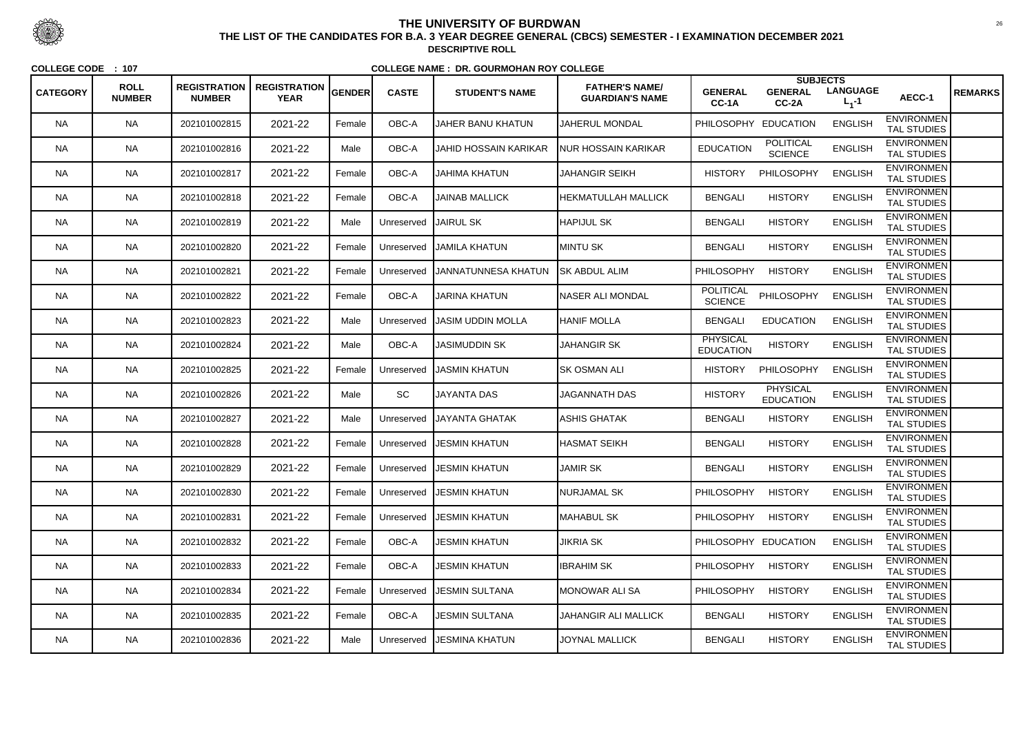# THE UNIVERSITY OF BURDWAN

## THE LIST OF THE CANDIDATES FOR B.A. 3 YEAR DEGREE GENERAL (CBCS) SEMESTER - I EXAMINATION DECEMBER 2021

### DESCRIPTIVE ROLL

**COLLEGE CODE : 107** **COLLEGE NAME : DR. GOURMOHAN ROY COLLEGE**

| CATEGORY | ROLL NUMBER | REGISTRATION NUMBER | REGISTRATION YEAR | GENDER | CASTE | STUDENT'S NAME | FATHER'S NAME/ GUARDIAN'S NAME | SUBJECTS | | | | REMARKS |
|---|---|---|---|---|---|---|---|---|---|---|---|---|
| | | | | | | | | GENERAL CC-1A | GENERAL CC-2A | LANGUAGE $L_1$-1 | AECC-1 | |
| NA | NA | 202101002815 | 2021-22 | Female | OBC-A | JAHER BANU KHATUN | JAHERUL MONDAL | PHILOSOPHY | EDUCATION | ENGLISH | ENVIRONMENTAL STUDIES | |
| NA | NA | 202101002816 | 2021-22 | Male | OBC-A | JAHID HOSSAIN KARIKAR | NUR HOSSAIN KARIKAR | EDUCATION | POLITICAL SCIENCE | ENGLISH | ENVIRONMENTAL STUDIES | |
| NA | NA | 202101002817 | 2021-22 | Female | OBC-A | JAHIMA KHATUN | JAHANGIR SEIKH | HISTORY | PHILOSOPHY | ENGLISH | ENVIRONMENTAL STUDIES | |
| NA | NA | 202101002818 | 2021-22 | Female | OBC-A | JAINAB MALLICK | HEKMATULLAH MALLICK | BENGALI | HISTORY | ENGLISH | ENVIRONMENTAL STUDIES | |
| NA | NA | 202101002819 | 2021-22 | Male | Unreserved | JAIRUL SK | HAPIJUL SK | BENGALI | HISTORY | ENGLISH | ENVIRONMENTAL STUDIES | |
| NA | NA | 202101002820 | 2021-22 | Female | Unreserved | JAMILA KHATUN | MINTU SK | BENGALI | HISTORY | ENGLISH | ENVIRONMENTAL STUDIES | |
| NA | NA | 202101002821 | 2021-22 | Female | Unreserved | JANNATUNNESA KHATUN | SK ABDUL ALIM | PHILOSOPHY | HISTORY | ENGLISH | ENVIRONMENTAL STUDIES | |
| NA | NA | 202101002822 | 2021-22 | Female | OBC-A | JARINA KHATUN | NASER ALI MONDAL | POLITICAL SCIENCE | PHILOSOPHY | ENGLISH | ENVIRONMENTAL STUDIES | |
| NA | NA | 202101002823 | 2021-22 | Male | Unreserved | JASIM UDDIN MOLLA | HANIF MOLLA | BENGALI | EDUCATION | ENGLISH | ENVIRONMENTAL STUDIES | |
| NA | NA | 202101002824 | 2021-22 | Male | OBC-A | JASIMUDDIN SK | JAHANGIR SK | PHYSICAL EDUCATION | HISTORY | ENGLISH | ENVIRONMENTAL STUDIES | |
| NA | NA | 202101002825 | 2021-22 | Female | Unreserved | JASMIN KHATUN | SK OSMAN ALI | HISTORY | PHILOSOPHY | ENGLISH | ENVIRONMENTAL STUDIES | |
| NA | NA | 202101002826 | 2021-22 | Male | SC | JAYANTA DAS | JAGANNATH DAS | HISTORY | PHYSICAL EDUCATION | ENGLISH | ENVIRONMENTAL STUDIES | |
| NA | NA | 202101002827 | 2021-22 | Male | Unreserved | JAYANTA GHATAK | ASHIS GHATAK | BENGALI | HISTORY | ENGLISH | ENVIRONMENTAL STUDIES | |
| NA | NA | 202101002828 | 2021-22 | Female | Unreserved | JESMIN KHATUN | HASMAT SEIKH | BENGALI | HISTORY | ENGLISH | ENVIRONMENTAL STUDIES | |
| NA | NA | 202101002829 | 2021-22 | Female | Unreserved | JESMIN KHATUN | JAMIR SK | BENGALI | HISTORY | ENGLISH | ENVIRONMENTAL STUDIES | |
| NA | NA | 202101002830 | 2021-22 | Female | Unreserved | JESMIN KHATUN | NURJAMAL SK | PHILOSOPHY | HISTORY | ENGLISH | ENVIRONMENTAL STUDIES | |
| NA | NA | 202101002831 | 2021-22 | Female | Unreserved | JESMIN KHATUN | MAHABUL SK | PHILOSOPHY | HISTORY | ENGLISH | ENVIRONMENTAL STUDIES | |
| NA | NA | 202101002832 | 2021-22 | Female | OBC-A | JESMIN KHATUN | JIKRIA SK | PHILOSOPHY | EDUCATION | ENGLISH | ENVIRONMENTAL STUDIES | |
| NA | NA | 202101002833 | 2021-22 | Female | OBC-A | JESMIN KHATUN | IBRAHIM SK | PHILOSOPHY | HISTORY | ENGLISH | ENVIRONMENTAL STUDIES | |
| NA | NA | 202101002834 | 2021-22 | Female | Unreserved | JESMIN SULTANA | MONOWAR ALI SA | PHILOSOPHY | HISTORY | ENGLISH | ENVIRONMENTAL STUDIES | |
| NA | NA | 202101002835 | 2021-22 | Female | OBC-A | JESMIN SULTANA | JAHANGIR ALI MALLICK | BENGALI | HISTORY | ENGLISH | ENVIRONMENTAL STUDIES | |
| NA | NA | 202101002836 | 2021-22 | Male | Unreserved | JESMINA KHATUN | JOYNAL MALLICK | BENGALI | HISTORY | ENGLISH | ENVIRONMENTAL STUDIES | |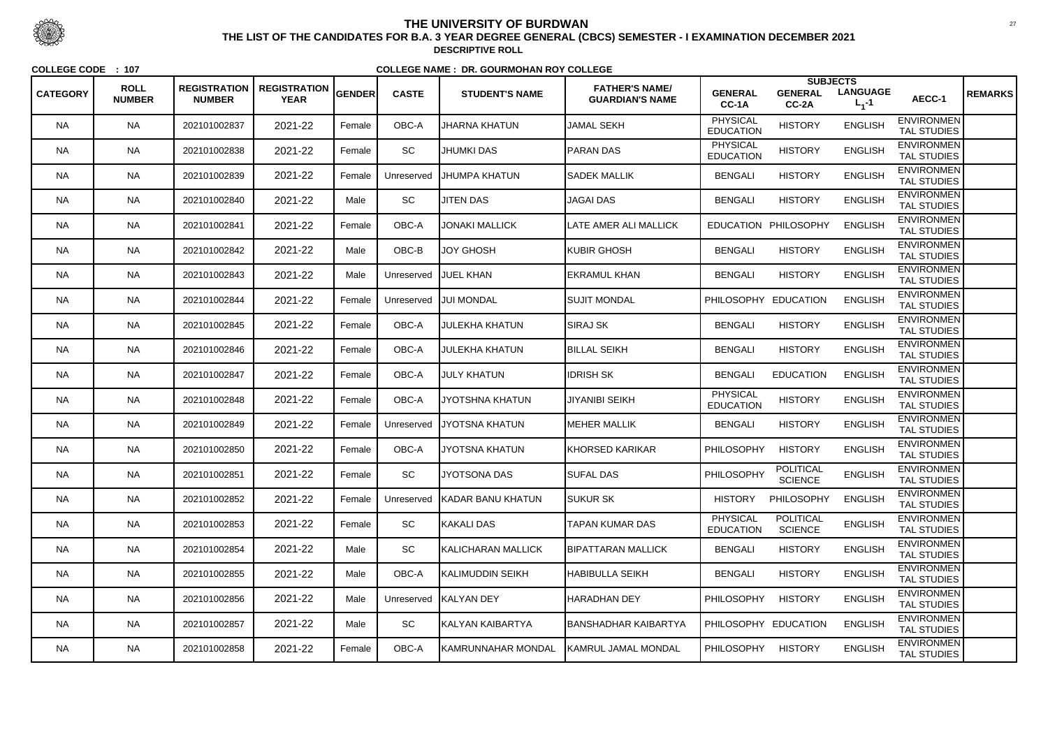# THE UNIVERSITY OF BURDWAN

## THE LIST OF THE CANDIDATES FOR B.A. 3 YEAR DEGREE GENERAL (CBCS) SEMESTER - I EXAMINATION DECEMBER 2021

### DESCRIPTIVE ROLL

**COLLEGE CODE : 107** **COLLEGE NAME : DR. GOURMOHAN ROY COLLEGE**

| CATEGORY | ROLL NUMBER | REGISTRATION NUMBER | REGISTRATION YEAR | GENDER | CASTE | STUDENT'S NAME | FATHER'S NAME/ GUARDIAN'S NAME | SUBJECTS | | | | REMARKS |
|---|---|---|---|---|---|---|---|---|---|---|---|---|
| | | | | | | | | GENERAL CC-1A | GENERAL CC-2A | LANGUAGE $L_1$-1 | AECC-1 | |
| NA | NA | 202101002837 | 2021-22 | Female | OBC-A | JHARNA KHATUN | JAMAL SEKH | PHYSICAL EDUCATION | HISTORY | ENGLISH | ENVIRONMENTAL STUDIES | |
| NA | NA | 202101002838 | 2021-22 | Female | SC | JHUMKI DAS | PARAN DAS | PHYSICAL EDUCATION | HISTORY | ENGLISH | ENVIRONMENTAL STUDIES | |
| NA | NA | 202101002839 | 2021-22 | Female | Unreserved | JHUMPA KHATUN | SADEK MALLIK | BENGALI | HISTORY | ENGLISH | ENVIRONMENTAL STUDIES | |
| NA | NA | 202101002840 | 2021-22 | Male | SC | JITEN DAS | JAGAI DAS | BENGALI | HISTORY | ENGLISH | ENVIRONMENTAL STUDIES | |
| NA | NA | 202101002841 | 2021-22 | Female | OBC-A | JONAKI MALLICK | LATE AMER ALI MALLICK | EDUCATION | PHILOSOPHY | ENGLISH | ENVIRONMENTAL STUDIES | |
| NA | NA | 202101002842 | 2021-22 | Male | OBC-B | JOY GHOSH | KUBIR GHOSH | BENGALI | HISTORY | ENGLISH | ENVIRONMENTAL STUDIES | |
| NA | NA | 202101002843 | 2021-22 | Male | Unreserved | JUEL KHAN | EKRAMUL KHAN | BENGALI | HISTORY | ENGLISH | ENVIRONMENTAL STUDIES | |
| NA | NA | 202101002844 | 2021-22 | Female | Unreserved | JUI MONDAL | SUJIT MONDAL | PHILOSOPHY | EDUCATION | ENGLISH | ENVIRONMENTAL STUDIES | |
| NA | NA | 202101002845 | 2021-22 | Female | OBC-A | JULEKHA KHATUN | SIRAJ SK | BENGALI | HISTORY | ENGLISH | ENVIRONMENTAL STUDIES | |
| NA | NA | 202101002846 | 2021-22 | Female | OBC-A | JULEKHA KHATUN | BILLAL SEIKH | BENGALI | HISTORY | ENGLISH | ENVIRONMENTAL STUDIES | |
| NA | NA | 202101002847 | 2021-22 | Female | OBC-A | JULY KHATUN | IDRISH SK | BENGALI | EDUCATION | ENGLISH | ENVIRONMENTAL STUDIES | |
| NA | NA | 202101002848 | 2021-22 | Female | OBC-A | JYOTSHNA KHATUN | JIYANIBI SEIKH | PHYSICAL EDUCATION | HISTORY | ENGLISH | ENVIRONMENTAL STUDIES | |
| NA | NA | 202101002849 | 2021-22 | Female | Unreserved | JYOTSNA KHATUN | MEHER MALLIK | BENGALI | HISTORY | ENGLISH | ENVIRONMENTAL STUDIES | |
| NA | NA | 202101002850 | 2021-22 | Female | OBC-A | JYOTSNA KHATUN | KHORSED KARIKAR | PHILOSOPHY | HISTORY | ENGLISH | ENVIRONMENTAL STUDIES | |
| NA | NA | 202101002851 | 2021-22 | Female | SC | JYOTSONA DAS | SUFAL DAS | PHILOSOPHY | POLITICAL SCIENCE | ENGLISH | ENVIRONMENTAL STUDIES | |
| NA | NA | 202101002852 | 2021-22 | Female | Unreserved | KADAR BANU KHATUN | SUKUR SK | HISTORY | PHILOSOPHY | ENGLISH | ENVIRONMENTAL STUDIES | |
| NA | NA | 202101002853 | 2021-22 | Female | SC | KAKALI DAS | TAPAN KUMAR DAS | PHYSICAL EDUCATION | POLITICAL SCIENCE | ENGLISH | ENVIRONMENTAL STUDIES | |
| NA | NA | 202101002854 | 2021-22 | Male | SC | KALICHARAN MALLICK | BIPATTARAN MALLICK | BENGALI | HISTORY | ENGLISH | ENVIRONMENTAL STUDIES | |
| NA | NA | 202101002855 | 2021-22 | Male | OBC-A | KALIMUDDIN SEIKH | HABIBULLA SEIKH | BENGALI | HISTORY | ENGLISH | ENVIRONMENTAL STUDIES | |
| NA | NA | 202101002856 | 2021-22 | Male | Unreserved | KALYAN DEY | HARADHAN DEY | PHILOSOPHY | HISTORY | ENGLISH | ENVIRONMENTAL STUDIES | |
| NA | NA | 202101002857 | 2021-22 | Male | SC | KALYAN KAIBARTYA | BANSHADHAR KAIBARTYA | PHILOSOPHY | EDUCATION | ENGLISH | ENVIRONMENTAL STUDIES | |
| NA | NA | 202101002858 | 2021-22 | Female | OBC-A | KAMRUNNAHAR MONDAL | KAMRUL JAMAL MONDAL | PHILOSOPHY | HISTORY | ENGLISH | ENVIRONMENTAL STUDIES | |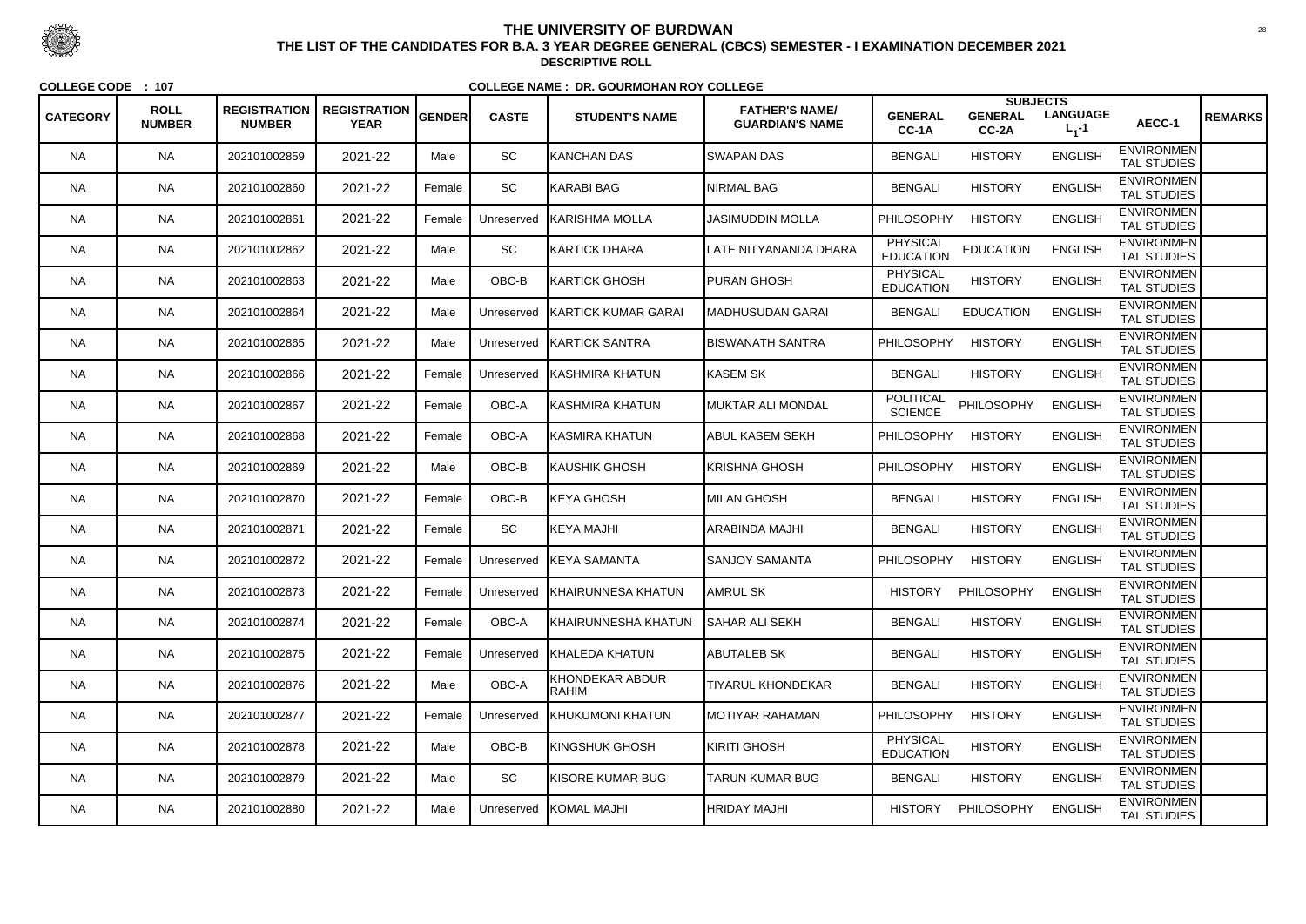# THE UNIVERSITY OF BURDWAN

## THE LIST OF THE CANDIDATES FOR B.A. 3 YEAR DEGREE GENERAL (CBCS) SEMESTER - I EXAMINATION DECEMBER 2021

### DESCRIPTIVE ROLL

**COLLEGE CODE : 107** **COLLEGE NAME : DR. GOURMOHAN ROY COLLEGE**

| CATEGORY | ROLL NUMBER | REGISTRATION NUMBER | REGISTRATION YEAR | GENDER | CASTE | STUDENT'S NAME | FATHER'S NAME/ GUARDIAN'S NAME | SUBJECTS | | | | REMARKS |
|---|---|---|---|---|---|---|---|---|---|---|---|---|
| | | | | | | | | GENERAL CC-1A | GENERAL CC-2A | LANGUAGE $L_1$-1 | AECC-1 | |
| NA | NA | 202101002859 | 2021-22 | Male | SC | KANCHAN DAS | SWAPAN DAS | BENGALI | HISTORY | ENGLISH | ENVIRONMENTAL STUDIES | |
| NA | NA | 202101002860 | 2021-22 | Female | SC | KARABI BAG | NIRMAL BAG | BENGALI | HISTORY | ENGLISH | ENVIRONMENTAL STUDIES | |
| NA | NA | 202101002861 | 2021-22 | Female | Unreserved | KARISHMA MOLLA | JASIMUDDIN MOLLA | PHILOSOPHY | HISTORY | ENGLISH | ENVIRONMENTAL STUDIES | |
| NA | NA | 202101002862 | 2021-22 | Male | SC | KARTICK DHARA | LATE NITYANANDA DHARA | PHYSICAL EDUCATION | EDUCATION | ENGLISH | ENVIRONMENTAL STUDIES | |
| NA | NA | 202101002863 | 2021-22 | Male | OBC-B | KARTICK GHOSH | PURAN GHOSH | PHYSICAL EDUCATION | HISTORY | ENGLISH | ENVIRONMENTAL STUDIES | |
| NA | NA | 202101002864 | 2021-22 | Male | Unreserved | KARTICK KUMAR GARAI | MADHUSUDAN GARAI | BENGALI | EDUCATION | ENGLISH | ENVIRONMENTAL STUDIES | |
| NA | NA | 202101002865 | 2021-22 | Male | Unreserved | KARTICK SANTRA | BISWANATH SANTRA | PHILOSOPHY | HISTORY | ENGLISH | ENVIRONMENTAL STUDIES | |
| NA | NA | 202101002866 | 2021-22 | Female | Unreserved | KASHMIRA KHATUN | KASEM SK | BENGALI | HISTORY | ENGLISH | ENVIRONMENTAL STUDIES | |
| NA | NA | 202101002867 | 2021-22 | Female | OBC-A | KASHMIRA KHATUN | MUKTAR ALI MONDAL | POLITICAL SCIENCE | PHILOSOPHY | ENGLISH | ENVIRONMENTAL STUDIES | |
| NA | NA | 202101002868 | 2021-22 | Female | OBC-A | KASMIRA KHATUN | ABUL KASEM SEKH | PHILOSOPHY | HISTORY | ENGLISH | ENVIRONMENTAL STUDIES | |
| NA | NA | 202101002869 | 2021-22 | Male | OBC-B | KAUSHIK GHOSH | KRISHNA GHOSH | PHILOSOPHY | HISTORY | ENGLISH | ENVIRONMENTAL STUDIES | |
| NA | NA | 202101002870 | 2021-22 | Female | OBC-B | KEYA GHOSH | MILAN GHOSH | BENGALI | HISTORY | ENGLISH | ENVIRONMENTAL STUDIES | |
| NA | NA | 202101002871 | 2021-22 | Female | SC | KEYA MAJHI | ARABINDA MAJHI | BENGALI | HISTORY | ENGLISH | ENVIRONMENTAL STUDIES | |
| NA | NA | 202101002872 | 2021-22 | Female | Unreserved | KEYA SAMANTA | SANJOY SAMANTA | PHILOSOPHY | HISTORY | ENGLISH | ENVIRONMENTAL STUDIES | |
| NA | NA | 202101002873 | 2021-22 | Female | Unreserved | KHAIRUNNESA KHATUN | AMRUL SK | HISTORY | PHILOSOPHY | ENGLISH | ENVIRONMENTAL STUDIES | |
| NA | NA | 202101002874 | 2021-22 | Female | OBC-A | KHAIRUNNESHA KHATUN | SAHAR ALI SEKH | BENGALI | HISTORY | ENGLISH | ENVIRONMENTAL STUDIES | |
| NA | NA | 202101002875 | 2021-22 | Female | Unreserved | KHALEDA KHATUN | ABUTALEB SK | BENGALI | HISTORY | ENGLISH | ENVIRONMENTAL STUDIES | |
| NA | NA | 202101002876 | 2021-22 | Male | OBC-A | KHONDEKAR ABDUR RAHIM | TIYARUL KHONDEKAR | BENGALI | HISTORY | ENGLISH | ENVIRONMENTAL STUDIES | |
| NA | NA | 202101002877 | 2021-22 | Female | Unreserved | KHUKUMONI KHATUN | MOTIYAR RAHAMAN | PHILOSOPHY | HISTORY | ENGLISH | ENVIRONMENTAL STUDIES | |
| NA | NA | 202101002878 | 2021-22 | Male | OBC-B | KINGSHUK GHOSH | KIRITI GHOSH | PHYSICAL EDUCATION | HISTORY | ENGLISH | ENVIRONMENTAL STUDIES | |
| NA | NA | 202101002879 | 2021-22 | Male | SC | KISORE KUMAR BUG | TARUN KUMAR BUG | BENGALI | HISTORY | ENGLISH | ENVIRONMENTAL STUDIES | |
| NA | NA | 202101002880 | 2021-22 | Male | Unreserved | KOMAL MAJHI | HRIDAY MAJHI | HISTORY | PHILOSOPHY | ENGLISH | ENVIRONMENTAL STUDIES | |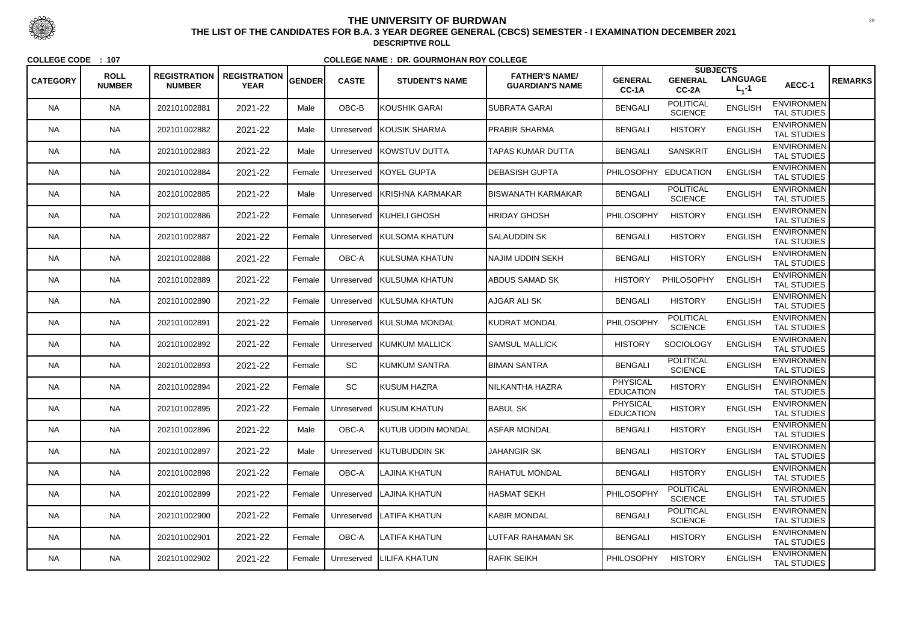# THE UNIVERSITY OF BURDWAN

**THE LIST OF THE CANDIDATES FOR B.A. 3 YEAR DEGREE GENERAL (CBCS) SEMESTER - I EXAMINATION DECEMBER 2021**

**DESCRIPTIVE ROLL**

**COLLEGE CODE : 107** **COLLEGE NAME : DR. GOURMOHAN ROY COLLEGE**

| CATEGORY | ROLL NUMBER | REGISTRATION NUMBER | REGISTRATION YEAR | GENDER | CASTE | STUDENT'S NAME | FATHER'S NAME/ GUARDIAN'S NAME | SUBJECTS GENERAL CC-1A | GENERAL CC-2A | LANGUAGE $L_1$-1 | AECC-1 | REMARKS |
|---|---|---|---|---|---|---|---|---|---|---|---|---|
| NA | NA | 202101002881 | 2021-22 | Male | OBC-B | KOUSHIK GARAI | SUBRATA GARAI | BENGALI | POLITICAL SCIENCE | ENGLISH | ENVIRONMENTAL STUDIES | |
| NA | NA | 202101002882 | 2021-22 | Male | Unreserved | KOUSIK SHARMA | PRABIR SHARMA | BENGALI | HISTORY | ENGLISH | ENVIRONMENTAL STUDIES | |
| NA | NA | 202101002883 | 2021-22 | Male | Unreserved | KOWSTUV DUTTA | TAPAS KUMAR DUTTA | BENGALI | SANSKRIT | ENGLISH | ENVIRONMENTAL STUDIES | |
| NA | NA | 202101002884 | 2021-22 | Female | Unreserved | KOYEL GUPTA | DEBASISH GUPTA | PHILOSOPHY | EDUCATION | ENGLISH | ENVIRONMENTAL STUDIES | |
| NA | NA | 202101002885 | 2021-22 | Male | Unreserved | KRISHNA KARMAKAR | BISWANATH KARMAKAR | BENGALI | POLITICAL SCIENCE | ENGLISH | ENVIRONMENTAL STUDIES | |
| NA | NA | 202101002886 | 2021-22 | Female | Unreserved | KUHELI GHOSH | HRIDAY GHOSH | PHILOSOPHY | HISTORY | ENGLISH | ENVIRONMENTAL STUDIES | |
| NA | NA | 202101002887 | 2021-22 | Female | Unreserved | KULSOMA KHATUN | SALAUDDIN SK | BENGALI | HISTORY | ENGLISH | ENVIRONMENTAL STUDIES | |
| NA | NA | 202101002888 | 2021-22 | Female | OBC-A | KULSUMA KHATUN | NAJIM UDDIN SEKH | BENGALI | HISTORY | ENGLISH | ENVIRONMENTAL STUDIES | |
| NA | NA | 202101002889 | 2021-22 | Female | Unreserved | KULSUMA KHATUN | ABDUS SAMAD SK | HISTORY | PHILOSOPHY | ENGLISH | ENVIRONMENTAL STUDIES | |
| NA | NA | 202101002890 | 2021-22 | Female | Unreserved | KULSUMA KHATUN | AJGAR ALI SK | BENGALI | HISTORY | ENGLISH | ENVIRONMENTAL STUDIES | |
| NA | NA | 202101002891 | 2021-22 | Female | Unreserved | KULSUMA MONDAL | KUDRAT MONDAL | PHILOSOPHY | POLITICAL SCIENCE | ENGLISH | ENVIRONMENTAL STUDIES | |
| NA | NA | 202101002892 | 2021-22 | Female | Unreserved | KUMKUM MALLICK | SAMSUL MALLICK | HISTORY | SOCIOLOGY | ENGLISH | ENVIRONMENTAL STUDIES | |
| NA | NA | 202101002893 | 2021-22 | Female | SC | KUMKUM SANTRA | BIMAN SANTRA | BENGALI | POLITICAL SCIENCE | ENGLISH | ENVIRONMENTAL STUDIES | |
| NA | NA | 202101002894 | 2021-22 | Female | SC | KUSUM HAZRA | NILKANTHA HAZRA | PHYSICAL EDUCATION | HISTORY | ENGLISH | ENVIRONMENTAL STUDIES | |
| NA | NA | 202101002895 | 2021-22 | Female | Unreserved | KUSUM KHATUN | BABUL SK | PHYSICAL EDUCATION | HISTORY | ENGLISH | ENVIRONMENTAL STUDIES | |
| NA | NA | 202101002896 | 2021-22 | Male | OBC-A | KUTUB UDDIN MONDAL | ASFAR MONDAL | BENGALI | HISTORY | ENGLISH | ENVIRONMENTAL STUDIES | |
| NA | NA | 202101002897 | 2021-22 | Male | Unreserved | KUTUBUDDIN SK | JAHANGIR SK | BENGALI | HISTORY | ENGLISH | ENVIRONMENTAL STUDIES | |
| NA | NA | 202101002898 | 2021-22 | Female | OBC-A | LAJINA KHATUN | RAHATUL MONDAL | BENGALI | HISTORY | ENGLISH | ENVIRONMENTAL STUDIES | |
| NA | NA | 202101002899 | 2021-22 | Female | Unreserved | LAJINA KHATUN | HASMAT SEKH | PHILOSOPHY | POLITICAL SCIENCE | ENGLISH | ENVIRONMENTAL STUDIES | |
| NA | NA | 202101002900 | 2021-22 | Female | Unreserved | LATIFA KHATUN | KABIR MONDAL | BENGALI | POLITICAL SCIENCE | ENGLISH | ENVIRONMENTAL STUDIES | |
| NA | NA | 202101002901 | 2021-22 | Female | OBC-A | LATIFA KHATUN | LUTFAR RAHAMAN SK | BENGALI | HISTORY | ENGLISH | ENVIRONMENTAL STUDIES | |
| NA | NA | 202101002902 | 2021-22 | Female | Unreserved | LILIFA KHATUN | RAFIK SEIKH | PHILOSOPHY | HISTORY | ENGLISH | ENVIRONMENTAL STUDIES | |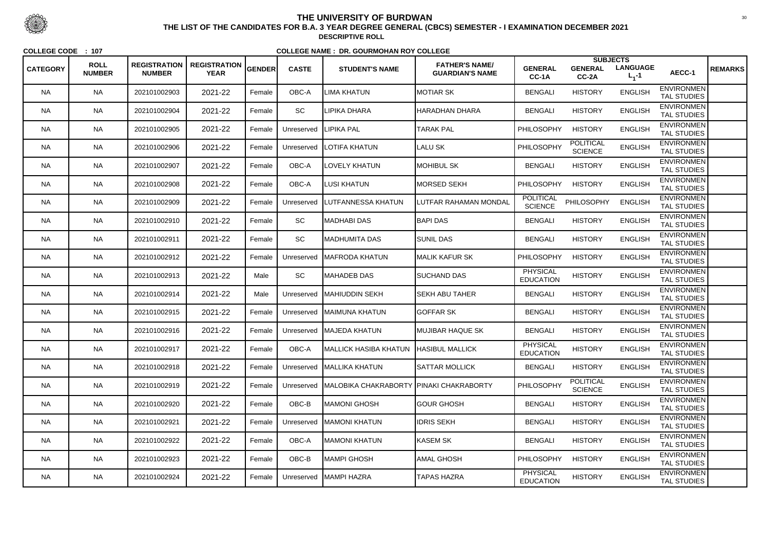# THE UNIVERSITY OF BURDWAN

**THE LIST OF THE CANDIDATES FOR B.A. 3 YEAR DEGREE GENERAL (CBCS) SEMESTER - I EXAMINATION DECEMBER 2021**

**DESCRIPTIVE ROLL**

**COLLEGE CODE : 107** **COLLEGE NAME : DR. GOURMOHAN ROY COLLEGE**

| CATEGORY | ROLL NUMBER | REGISTRATION NUMBER | REGISTRATION YEAR | GENDER | CASTE | STUDENT'S NAME | FATHER'S NAME/ GUARDIAN'S NAME | SUBJECTS GENERAL CC-1A | GENERAL CC-2A | LANGUAGE $L_1$-1 | AECC-1 | REMARKS |
|---|---|---|---|---|---|---|---|---|---|---|---|---|
| NA | NA | 202101002903 | 2021-22 | Female | OBC-A | LIMA KHATUN | MOTIAR SK | BENGALI | HISTORY | ENGLISH | ENVIRONMENTAL STUDIES | |
| NA | NA | 202101002904 | 2021-22 | Female | SC | LIPIKA DHARA | HARADHAN DHARA | BENGALI | HISTORY | ENGLISH | ENVIRONMENTAL STUDIES | |
| NA | NA | 202101002905 | 2021-22 | Female | Unreserved | LIPIKA PAL | TARAK PAL | PHILOSOPHY | HISTORY | ENGLISH | ENVIRONMENTAL STUDIES | |
| NA | NA | 202101002906 | 2021-22 | Female | Unreserved | LOTIFA KHATUN | LALU SK | PHILOSOPHY | POLITICAL SCIENCE | ENGLISH | ENVIRONMENTAL STUDIES | |
| NA | NA | 202101002907 | 2021-22 | Female | OBC-A | LOVELY KHATUN | MOHIBUL SK | BENGALI | HISTORY | ENGLISH | ENVIRONMENTAL STUDIES | |
| NA | NA | 202101002908 | 2021-22 | Female | OBC-A | LUSI KHATUN | MORSED SEKH | PHILOSOPHY | HISTORY | ENGLISH | ENVIRONMENTAL STUDIES | |
| NA | NA | 202101002909 | 2021-22 | Female | Unreserved | LUTFANNESSA KHATUN | LUTFAR RAHAMAN MONDAL | POLITICAL SCIENCE | PHILOSOPHY | ENGLISH | ENVIRONMENTAL STUDIES | |
| NA | NA | 202101002910 | 2021-22 | Female | SC | MADHABI DAS | BAPI DAS | BENGALI | HISTORY | ENGLISH | ENVIRONMENTAL STUDIES | |
| NA | NA | 202101002911 | 2021-22 | Female | SC | MADHUMITA DAS | SUNIL DAS | BENGALI | HISTORY | ENGLISH | ENVIRONMENTAL STUDIES | |
| NA | NA | 202101002912 | 2021-22 | Female | Unreserved | MAFRODA KHATUN | MALIK KAFUR SK | PHILOSOPHY | HISTORY | ENGLISH | ENVIRONMENTAL STUDIES | |
| NA | NA | 202101002913 | 2021-22 | Male | SC | MAHADEB DAS | SUCHAND DAS | PHYSICAL EDUCATION | HISTORY | ENGLISH | ENVIRONMENTAL STUDIES | |
| NA | NA | 202101002914 | 2021-22 | Male | Unreserved | MAHIUDDIN SEKH | SEKH ABU TAHER | BENGALI | HISTORY | ENGLISH | ENVIRONMENTAL STUDIES | |
| NA | NA | 202101002915 | 2021-22 | Female | Unreserved | MAIMUNA KHATUN | GOFFAR SK | BENGALI | HISTORY | ENGLISH | ENVIRONMENTAL STUDIES | |
| NA | NA | 202101002916 | 2021-22 | Female | Unreserved | MAJEDA KHATUN | MUJIBAR HAQUE SK | BENGALI | HISTORY | ENGLISH | ENVIRONMENTAL STUDIES | |
| NA | NA | 202101002917 | 2021-22 | Female | OBC-A | MALLICK HASIBA KHATUN | HASIBUL MALLICK | PHYSICAL EDUCATION | HISTORY | ENGLISH | ENVIRONMENTAL STUDIES | |
| NA | NA | 202101002918 | 2021-22 | Female | Unreserved | MALLIKA KHATUN | SATTAR MOLLICK | BENGALI | HISTORY | ENGLISH | ENVIRONMENTAL STUDIES | |
| NA | NA | 202101002919 | 2021-22 | Female | Unreserved | MALOBIKA CHAKRABORTY | PINAKI CHAKRABORTY | PHILOSOPHY | POLITICAL SCIENCE | ENGLISH | ENVIRONMENTAL STUDIES | |
| NA | NA | 202101002920 | 2021-22 | Female | OBC-B | MAMONI GHOSH | GOUR GHOSH | BENGALI | HISTORY | ENGLISH | ENVIRONMENTAL STUDIES | |
| NA | NA | 202101002921 | 2021-22 | Female | Unreserved | MAMONI KHATUN | IDRIS SEKH | BENGALI | HISTORY | ENGLISH | ENVIRONMENTAL STUDIES | |
| NA | NA | 202101002922 | 2021-22 | Female | OBC-A | MAMONI KHATUN | KASEM SK | BENGALI | HISTORY | ENGLISH | ENVIRONMENTAL STUDIES | |
| NA | NA | 202101002923 | 2021-22 | Female | OBC-B | MAMPI GHOSH | AMAL GHOSH | PHILOSOPHY | HISTORY | ENGLISH | ENVIRONMENTAL STUDIES | |
| NA | NA | 202101002924 | 2021-22 | Female | Unreserved | MAMPI HAZRA | TAPAS HAZRA | PHYSICAL EDUCATION | HISTORY | ENGLISH | ENVIRONMENTAL STUDIES | |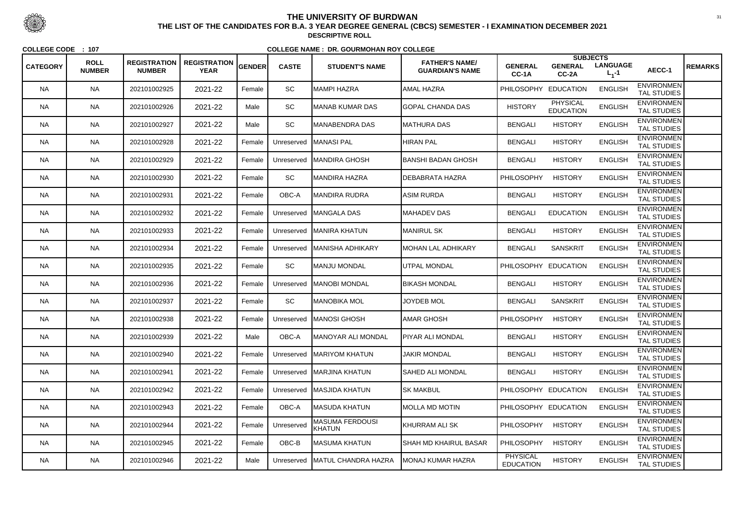# THE UNIVERSITY OF BURDWAN

## THE LIST OF THE CANDIDATES FOR B.A. 3 YEAR DEGREE GENERAL (CBCS) SEMESTER - I EXAMINATION DECEMBER 2021

### DESCRIPTIVE ROLL

**COLLEGE CODE : 107** **COLLEGE NAME : DR. GOURMOHAN ROY COLLEGE**

| CATEGORY | ROLL NUMBER | REGISTRATION NUMBER | REGISTRATION YEAR | GENDER | CASTE | STUDENT'S NAME | FATHER'S NAME/ GUARDIAN'S NAME | SUBJECTS GENERAL CC-1A | GENERAL CC-2A | LANGUAGE $L_1$-1 | AECC-1 | REMARKS |
|---|---|---|---|---|---|---|---|---|---|---|---|---|
| NA | NA | 202101002925 | 2021-22 | Female | SC | MAMPI HAZRA | AMAL HAZRA | PHILOSOPHY | EDUCATION | ENGLISH | ENVIRONMENTAL STUDIES | |
| NA | NA | 202101002926 | 2021-22 | Male | SC | MANAB KUMAR DAS | GOPAL CHANDA DAS | HISTORY | PHYSICAL EDUCATION | ENGLISH | ENVIRONMENTAL STUDIES | |
| NA | NA | 202101002927 | 2021-22 | Male | SC | MANABENDRA DAS | MATHURA DAS | BENGALI | HISTORY | ENGLISH | ENVIRONMENTAL STUDIES | |
| NA | NA | 202101002928 | 2021-22 | Female | Unreserved | MANASI PAL | HIRAN PAL | BENGALI | HISTORY | ENGLISH | ENVIRONMENTAL STUDIES | |
| NA | NA | 202101002929 | 2021-22 | Female | Unreserved | MANDIRA GHOSH | BANSHI BADAN GHOSH | BENGALI | HISTORY | ENGLISH | ENVIRONMENTAL STUDIES | |
| NA | NA | 202101002930 | 2021-22 | Female | SC | MANDIRA HAZRA | DEBABRATA HAZRA | PHILOSOPHY | HISTORY | ENGLISH | ENVIRONMENTAL STUDIES | |
| NA | NA | 202101002931 | 2021-22 | Female | OBC-A | MANDIRA RUDRA | ASIM RURDA | BENGALI | HISTORY | ENGLISH | ENVIRONMENTAL STUDIES | |
| NA | NA | 202101002932 | 2021-22 | Female | Unreserved | MANGALA DAS | MAHADEV DAS | BENGALI | EDUCATION | ENGLISH | ENVIRONMENTAL STUDIES | |
| NA | NA | 202101002933 | 2021-22 | Female | Unreserved | MANIRA KHATUN | MANIRUL SK | BENGALI | HISTORY | ENGLISH | ENVIRONMENTAL STUDIES | |
| NA | NA | 202101002934 | 2021-22 | Female | Unreserved | MANISHA ADHIKARY | MOHAN LAL ADHIKARY | BENGALI | SANSKRIT | ENGLISH | ENVIRONMENTAL STUDIES | |
| NA | NA | 202101002935 | 2021-22 | Female | SC | MANJU MONDAL | UTPAL MONDAL | PHILOSOPHY | EDUCATION | ENGLISH | ENVIRONMENTAL STUDIES | |
| NA | NA | 202101002936 | 2021-22 | Female | Unreserved | MANOBI MONDAL | BIKASH MONDAL | BENGALI | HISTORY | ENGLISH | ENVIRONMENTAL STUDIES | |
| NA | NA | 202101002937 | 2021-22 | Female | SC | MANOBIKA MOL | JOYDEB MOL | BENGALI | SANSKRIT | ENGLISH | ENVIRONMENTAL STUDIES | |
| NA | NA | 202101002938 | 2021-22 | Female | Unreserved | MANOSI GHOSH | AMAR GHOSH | PHILOSOPHY | HISTORY | ENGLISH | ENVIRONMENTAL STUDIES | |
| NA | NA | 202101002939 | 2021-22 | Male | OBC-A | MANOYAR ALI MONDAL | PIYAR ALI MONDAL | BENGALI | HISTORY | ENGLISH | ENVIRONMENTAL STUDIES | |
| NA | NA | 202101002940 | 2021-22 | Female | Unreserved | MARIYOM KHATUN | JAKIR MONDAL | BENGALI | HISTORY | ENGLISH | ENVIRONMENTAL STUDIES | |
| NA | NA | 202101002941 | 2021-22 | Female | Unreserved | MARJINA KHATUN | SAHED ALI MONDAL | BENGALI | HISTORY | ENGLISH | ENVIRONMENTAL STUDIES | |
| NA | NA | 202101002942 | 2021-22 | Female | Unreserved | MASJIDA KHATUN | SK MAKBUL | PHILOSOPHY | EDUCATION | ENGLISH | ENVIRONMENTAL STUDIES | |
| NA | NA | 202101002943 | 2021-22 | Female | OBC-A | MASUDA KHATUN | MOLLA MD MOTIN | PHILOSOPHY | EDUCATION | ENGLISH | ENVIRONMENTAL STUDIES | |
| NA | NA | 202101002944 | 2021-22 | Female | Unreserved | MASUMA FERDOUSI KHATUN | KHURRAM ALI SK | PHILOSOPHY | HISTORY | ENGLISH | ENVIRONMENTAL STUDIES | |
| NA | NA | 202101002945 | 2021-22 | Female | OBC-B | MASUMA KHATUN | SHAH MD KHAIRUL BASAR | PHILOSOPHY | HISTORY | ENGLISH | ENVIRONMENTAL STUDIES | |
| NA | NA | 202101002946 | 2021-22 | Male | Unreserved | MATUL CHANDRA HAZRA | MONAJ KUMAR HAZRA | PHYSICAL EDUCATION | HISTORY | ENGLISH | ENVIRONMENTAL STUDIES | |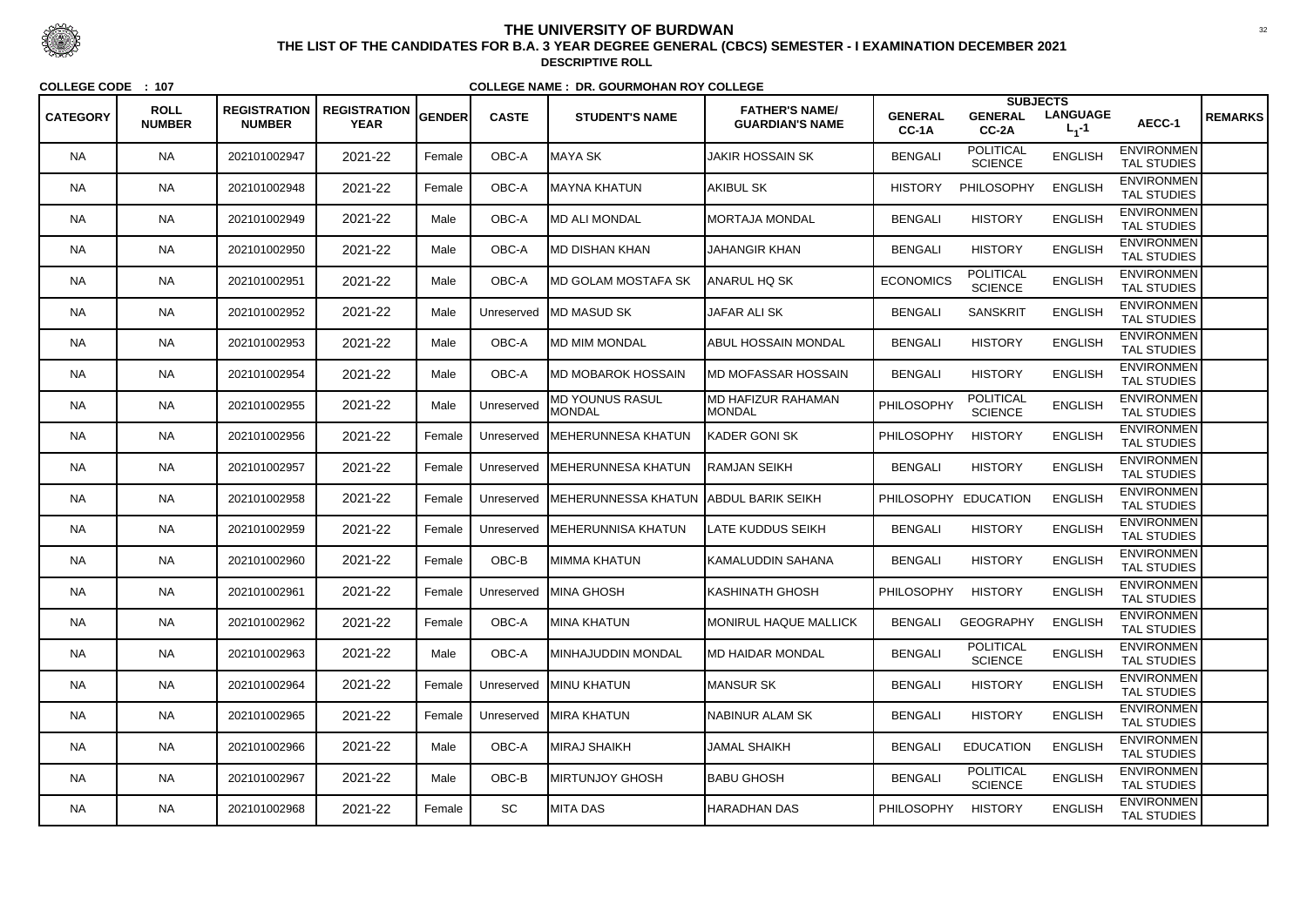# THE UNIVERSITY OF BURDWAN

## THE LIST OF THE CANDIDATES FOR B.A. 3 YEAR DEGREE GENERAL (CBCS) SEMESTER - I EXAMINATION DECEMBER 2021

### DESCRIPTIVE ROLL

**COLLEGE CODE : 107** **COLLEGE NAME : DR. GOURMOHAN ROY COLLEGE**

| CATEGORY | ROLL NUMBER | REGISTRATION NUMBER | REGISTRATION YEAR | GENDER | CASTE | STUDENT'S NAME | FATHER'S NAME/ GUARDIAN'S NAME | SUBJECTS GENERAL CC-1A | GENERAL CC-2A | LANGUAGE $L_1$-1 | AECC-1 | REMARKS |
|---|---|---|---|---|---|---|---|---|---|---|---|---|
| NA | NA | 202101002947 | 2021-22 | Female | OBC-A | MAYA SK | JAKIR HOSSAIN SK | BENGALI | POLITICAL SCIENCE | ENGLISH | ENVIRONMENTAL STUDIES | |
| NA | NA | 202101002948 | 2021-22 | Female | OBC-A | MAYNA KHATUN | AKIBUL SK | HISTORY | PHILOSOPHY | ENGLISH | ENVIRONMENTAL STUDIES | |
| NA | NA | 202101002949 | 2021-22 | Male | OBC-A | MD ALI MONDAL | MORTAJA MONDAL | BENGALI | HISTORY | ENGLISH | ENVIRONMENTAL STUDIES | |
| NA | NA | 202101002950 | 2021-22 | Male | OBC-A | MD DISHAN KHAN | JAHANGIR KHAN | BENGALI | HISTORY | ENGLISH | ENVIRONMENTAL STUDIES | |
| NA | NA | 202101002951 | 2021-22 | Male | OBC-A | MD GOLAM MOSTAFA SK | ANARUL HQ SK | ECONOMICS | POLITICAL SCIENCE | ENGLISH | ENVIRONMENTAL STUDIES | |
| NA | NA | 202101002952 | 2021-22 | Male | Unreserved | MD MASUD SK | JAFAR ALI SK | BENGALI | SANSKRIT | ENGLISH | ENVIRONMENTAL STUDIES | |
| NA | NA | 202101002953 | 2021-22 | Male | OBC-A | MD MIM MONDAL | ABUL HOSSAIN MONDAL | BENGALI | HISTORY | ENGLISH | ENVIRONMENTAL STUDIES | |
| NA | NA | 202101002954 | 2021-22 | Male | OBC-A | MD MOBAROK HOSSAIN | MD MOFASSAR HOSSAIN | BENGALI | HISTORY | ENGLISH | ENVIRONMENTAL STUDIES | |
| NA | NA | 202101002955 | 2021-22 | Male | Unreserved | MD YOUNUS RASUL MONDAL | MD HAFIZUR RAHAMAN MONDAL | PHILOSOPHY | POLITICAL SCIENCE | ENGLISH | ENVIRONMENTAL STUDIES | |
| NA | NA | 202101002956 | 2021-22 | Female | Unreserved | MEHERUNNESA KHATUN | KADER GONI SK | PHILOSOPHY | HISTORY | ENGLISH | ENVIRONMENTAL STUDIES | |
| NA | NA | 202101002957 | 2021-22 | Female | Unreserved | MEHERUNNESA KHATUN | RAMJAN SEIKH | BENGALI | HISTORY | ENGLISH | ENVIRONMENTAL STUDIES | |
| NA | NA | 202101002958 | 2021-22 | Female | Unreserved | MEHERUNNESSA KHATUN | ABDUL BARIK SEIKH | PHILOSOPHY | EDUCATION | ENGLISH | ENVIRONMENTAL STUDIES | |
| NA | NA | 202101002959 | 2021-22 | Female | Unreserved | MEHERUNNISA KHATUN | LATE KUDDUS SEIKH | BENGALI | HISTORY | ENGLISH | ENVIRONMENTAL STUDIES | |
| NA | NA | 202101002960 | 2021-22 | Female | OBC-B | MIMMA KHATUN | KAMALUDDIN SAHANA | BENGALI | HISTORY | ENGLISH | ENVIRONMENTAL STUDIES | |
| NA | NA | 202101002961 | 2021-22 | Female | Unreserved | MINA GHOSH | KASHINATH GHOSH | PHILOSOPHY | HISTORY | ENGLISH | ENVIRONMENTAL STUDIES | |
| NA | NA | 202101002962 | 2021-22 | Female | OBC-A | MINA KHATUN | MONIRUL HAQUE MALLICK | BENGALI | GEOGRAPHY | ENGLISH | ENVIRONMENTAL STUDIES | |
| NA | NA | 202101002963 | 2021-22 | Male | OBC-A | MINHAJUDDIN MONDAL | MD HAIDAR MONDAL | BENGALI | POLITICAL SCIENCE | ENGLISH | ENVIRONMENTAL STUDIES | |
| NA | NA | 202101002964 | 2021-22 | Female | Unreserved | MINU KHATUN | MANSUR SK | BENGALI | HISTORY | ENGLISH | ENVIRONMENTAL STUDIES | |
| NA | NA | 202101002965 | 2021-22 | Female | Unreserved | MIRA KHATUN | NABINUR ALAM SK | BENGALI | HISTORY | ENGLISH | ENVIRONMENTAL STUDIES | |
| NA | NA | 202101002966 | 2021-22 | Male | OBC-A | MIRAJ SHAIKH | JAMAL SHAIKH | BENGALI | EDUCATION | ENGLISH | ENVIRONMENTAL STUDIES | |
| NA | NA | 202101002967 | 2021-22 | Male | OBC-B | MIRTUNJOY GHOSH | BABU GHOSH | BENGALI | POLITICAL SCIENCE | ENGLISH | ENVIRONMENTAL STUDIES | |
| NA | NA | 202101002968 | 2021-22 | Female | SC | MITA DAS | HARADHAN DAS | PHILOSOPHY | HISTORY | ENGLISH | ENVIRONMENTAL STUDIES | |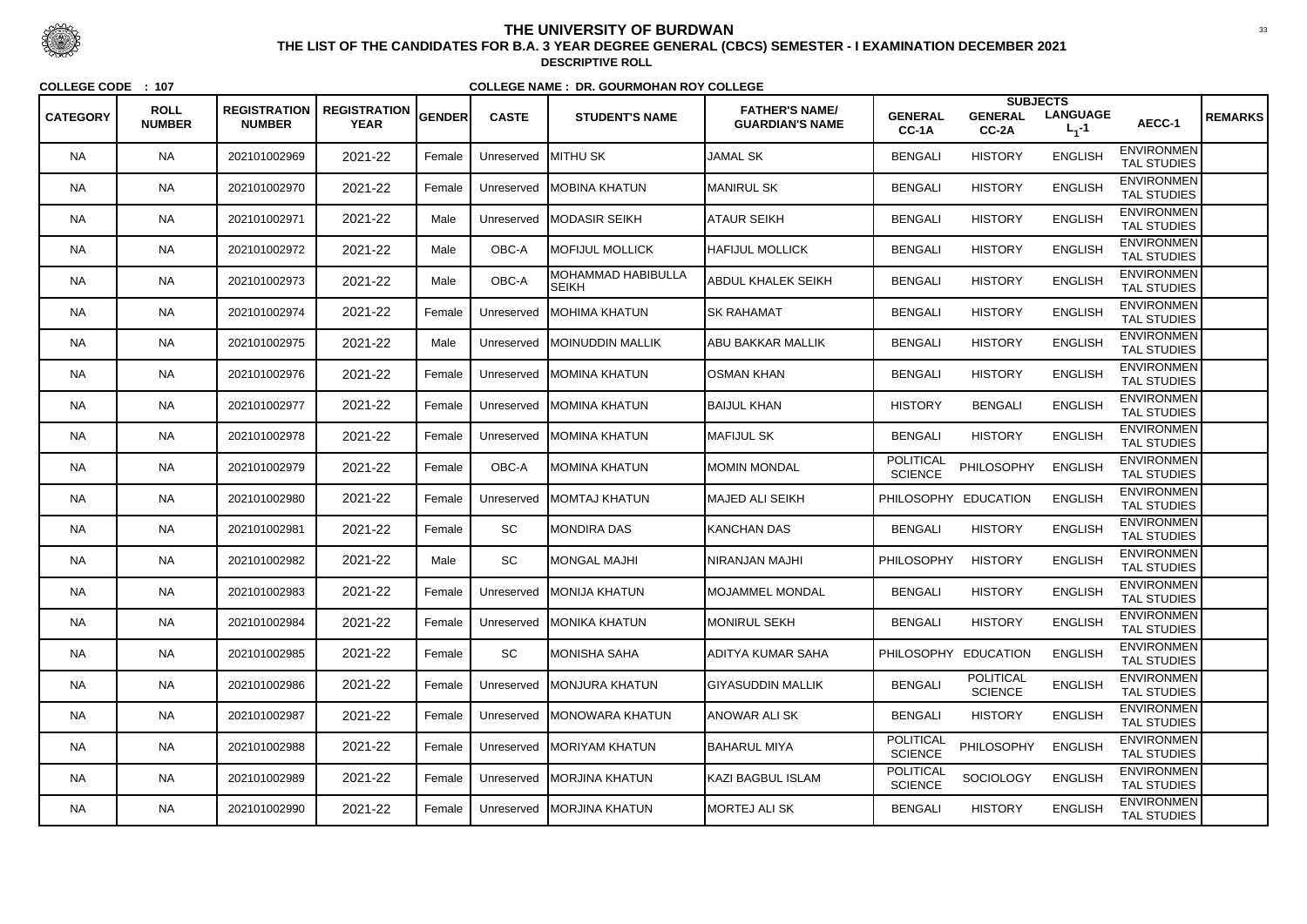# THE UNIVERSITY OF BURDWAN

**THE LIST OF THE CANDIDATES FOR B.A. 3 YEAR DEGREE GENERAL (CBCS) SEMESTER - I EXAMINATION DECEMBER 2021**

**DESCRIPTIVE ROLL**

**COLLEGE CODE : 107** **COLLEGE NAME : DR. GOURMOHAN ROY COLLEGE**

| CATEGORY | ROLL NUMBER | REGISTRATION NUMBER | REGISTRATION YEAR | GENDER | CASTE | STUDENT'S NAME | FATHER'S NAME/ GUARDIAN'S NAME | SUBJECTS GENERAL CC-1A | GENERAL CC-2A | LANGUAGE $L_1$-1 | AECC-1 | REMARKS |
|---|---|---|---|---|---|---|---|---|---|---|---|---|
| NA | NA | 202101002969 | 2021-22 | Female | Unreserved | MITHU SK | JAMAL SK | BENGALI | HISTORY | ENGLISH | ENVIRONMENTAL STUDIES | |
| NA | NA | 202101002970 | 2021-22 | Female | Unreserved | MOBINA KHATUN | MANIRUL SK | BENGALI | HISTORY | ENGLISH | ENVIRONMENTAL STUDIES | |
| NA | NA | 202101002971 | 2021-22 | Male | Unreserved | MODASIR SEIKH | ATAUR SEIKH | BENGALI | HISTORY | ENGLISH | ENVIRONMENTAL STUDIES | |
| NA | NA | 202101002972 | 2021-22 | Male | OBC-A | MOFIJUL MOLLICK | HAFIJUL MOLLICK | BENGALI | HISTORY | ENGLISH | ENVIRONMENTAL STUDIES | |
| NA | NA | 202101002973 | 2021-22 | Male | OBC-A | MOHAMMAD HABIBULLA SEIKH | ABDUL KHALEK SEIKH | BENGALI | HISTORY | ENGLISH | ENVIRONMENTAL STUDIES | |
| NA | NA | 202101002974 | 2021-22 | Female | Unreserved | MOHIMA KHATUN | SK RAHAMAT | BENGALI | HISTORY | ENGLISH | ENVIRONMENTAL STUDIES | |
| NA | NA | 202101002975 | 2021-22 | Male | Unreserved | MOINUDDIN MALLIK | ABU BAKKAR MALLIK | BENGALI | HISTORY | ENGLISH | ENVIRONMENTAL STUDIES | |
| NA | NA | 202101002976 | 2021-22 | Female | Unreserved | MOMINA KHATUN | OSMAN KHAN | BENGALI | HISTORY | ENGLISH | ENVIRONMENTAL STUDIES | |
| NA | NA | 202101002977 | 2021-22 | Female | Unreserved | MOMINA KHATUN | BAIJUL KHAN | HISTORY | BENGALI | ENGLISH | ENVIRONMENTAL STUDIES | |
| NA | NA | 202101002978 | 2021-22 | Female | Unreserved | MOMINA KHATUN | MAFIJUL SK | BENGALI | HISTORY | ENGLISH | ENVIRONMENTAL STUDIES | |
| NA | NA | 202101002979 | 2021-22 | Female | OBC-A | MOMINA KHATUN | MOMIN MONDAL | POLITICAL SCIENCE | PHILOSOPHY | ENGLISH | ENVIRONMENTAL STUDIES | |
| NA | NA | 202101002980 | 2021-22 | Female | Unreserved | MOMTAJ KHATUN | MAJED ALI SEIKH | PHILOSOPHY | EDUCATION | ENGLISH | ENVIRONMENTAL STUDIES | |
| NA | NA | 202101002981 | 2021-22 | Female | SC | MONDIRA DAS | KANCHAN DAS | BENGALI | HISTORY | ENGLISH | ENVIRONMENTAL STUDIES | |
| NA | NA | 202101002982 | 2021-22 | Male | SC | MONGAL MAJHI | NIRANJAN MAJHI | PHILOSOPHY | HISTORY | ENGLISH | ENVIRONMENTAL STUDIES | |
| NA | NA | 202101002983 | 2021-22 | Female | Unreserved | MONIJA KHATUN | MOJAMMEL MONDAL | BENGALI | HISTORY | ENGLISH | ENVIRONMENTAL STUDIES | |
| NA | NA | 202101002984 | 2021-22 | Female | Unreserved | MONIKA KHATUN | MONIRUL SEKH | BENGALI | HISTORY | ENGLISH | ENVIRONMENTAL STUDIES | |
| NA | NA | 202101002985 | 2021-22 | Female | SC | MONISHA SAHA | ADITYA KUMAR SAHA | PHILOSOPHY | EDUCATION | ENGLISH | ENVIRONMENTAL STUDIES | |
| NA | NA | 202101002986 | 2021-22 | Female | Unreserved | MONJURA KHATUN | GIYASUDDIN MALLIK | BENGALI | POLITICAL SCIENCE | ENGLISH | ENVIRONMENTAL STUDIES | |
| NA | NA | 202101002987 | 2021-22 | Female | Unreserved | MONOWARA KHATUN | ANOWAR ALI SK | BENGALI | HISTORY | ENGLISH | ENVIRONMENTAL STUDIES | |
| NA | NA | 202101002988 | 2021-22 | Female | Unreserved | MORIYAM KHATUN | BAHARUL MIYA | POLITICAL SCIENCE | PHILOSOPHY | ENGLISH | ENVIRONMENTAL STUDIES | |
| NA | NA | 202101002989 | 2021-22 | Female | Unreserved | MORJINA KHATUN | KAZI BAGBUL ISLAM | POLITICAL SCIENCE | SOCIOLOGY | ENGLISH | ENVIRONMENTAL STUDIES | |
| NA | NA | 202101002990 | 2021-22 | Female | Unreserved | MORJINA KHATUN | MORTEJ ALI SK | BENGALI | HISTORY | ENGLISH | ENVIRONMENTAL STUDIES | |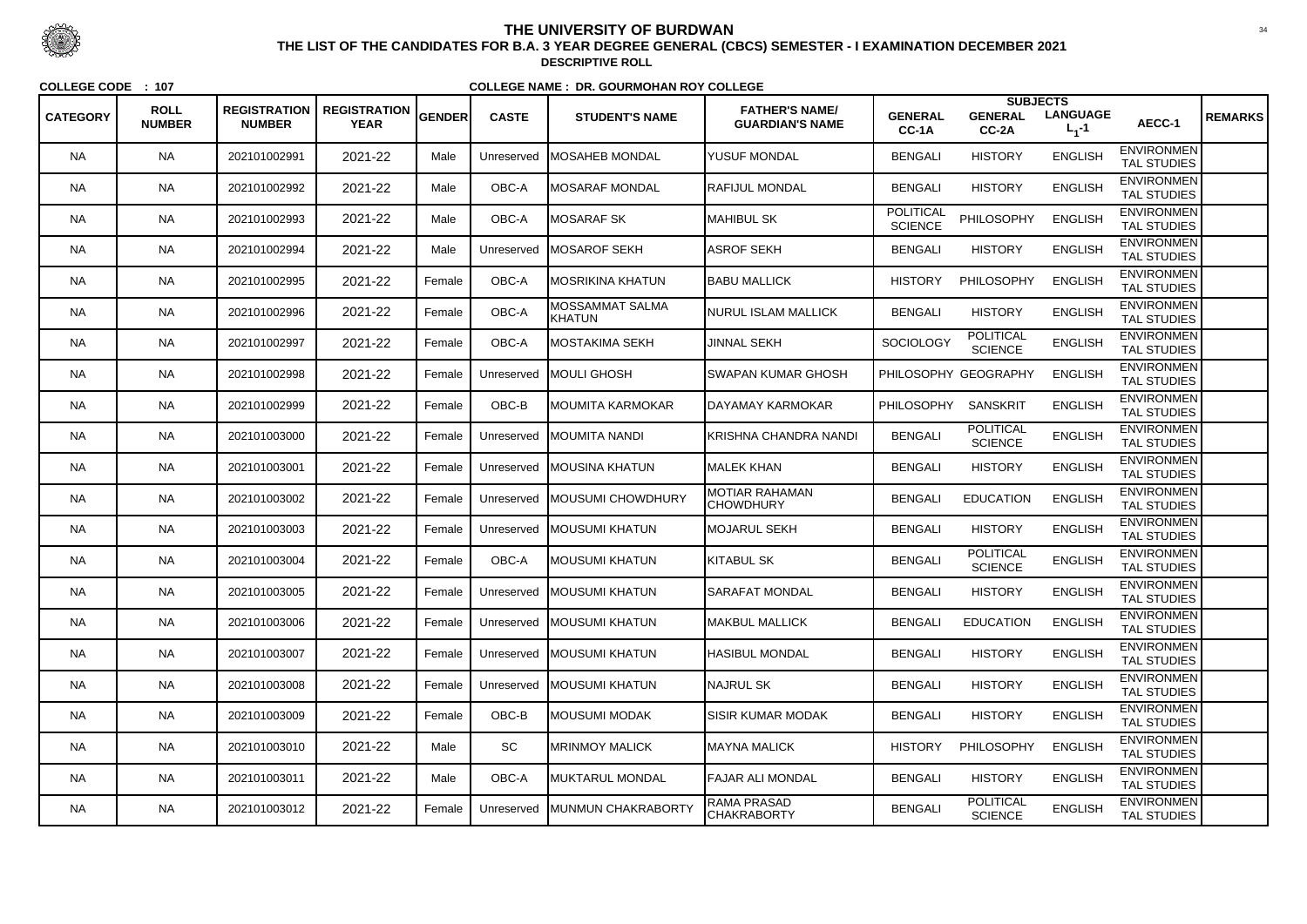# THE UNIVERSITY OF BURDWAN

## THE LIST OF THE CANDIDATES FOR B.A. 3 YEAR DEGREE GENERAL (CBCS) SEMESTER - I EXAMINATION DECEMBER 2021

**DESCRIPTIVE ROLL**

**COLLEGE CODE : 107** **COLLEGE NAME : DR. GOURMOHAN ROY COLLEGE**

| CATEGORY | ROLL NUMBER | REGISTRATION NUMBER | REGISTRATION YEAR | GENDER | CASTE | STUDENT'S NAME | FATHER'S NAME/ GUARDIAN'S NAME | SUBJECTS GENERAL CC-1A | GENERAL CC-2A | LANGUAGE $L_1$-1 | AECC-1 | REMARKS |
|---|---|---|---|---|---|---|---|---|---|---|---|---|
| NA | NA | 202101002991 | 2021-22 | Male | Unreserved | MOSAHEB MONDAL | YUSUF MONDAL | BENGALI | HISTORY | ENGLISH | ENVIRONMENTAL STUDIES | |
| NA | NA | 202101002992 | 2021-22 | Male | OBC-A | MOSARAF MONDAL | RAFIJUL MONDAL | BENGALI | HISTORY | ENGLISH | ENVIRONMENTAL STUDIES | |
| NA | NA | 202101002993 | 2021-22 | Male | OBC-A | MOSARAF SK | MAHIBUL SK | POLITICAL SCIENCE | PHILOSOPHY | ENGLISH | ENVIRONMENTAL STUDIES | |
| NA | NA | 202101002994 | 2021-22 | Male | Unreserved | MOSAROF SEKH | ASROF SEKH | BENGALI | HISTORY | ENGLISH | ENVIRONMENTAL STUDIES | |
| NA | NA | 202101002995 | 2021-22 | Female | OBC-A | MOSRIKINA KHATUN | BABU MALLICK | HISTORY | PHILOSOPHY | ENGLISH | ENVIRONMENTAL STUDIES | |
| NA | NA | 202101002996 | 2021-22 | Female | OBC-A | MOSSAMMAT SALMA KHATUN | NURUL ISLAM MALLICK | BENGALI | HISTORY | ENGLISH | ENVIRONMENTAL STUDIES | |
| NA | NA | 202101002997 | 2021-22 | Female | OBC-A | MOSTAKIMA SEKH | JINNAL SEKH | SOCIOLOGY | POLITICAL SCIENCE | ENGLISH | ENVIRONMENTAL STUDIES | |
| NA | NA | 202101002998 | 2021-22 | Female | Unreserved | MOULI GHOSH | SWAPAN KUMAR GHOSH | PHILOSOPHY | GEOGRAPHY | ENGLISH | ENVIRONMENTAL STUDIES | |
| NA | NA | 202101002999 | 2021-22 | Female | OBC-B | MOUMITA KARMOKAR | DAYAMAY KARMOKAR | PHILOSOPHY | SANSKRIT | ENGLISH | ENVIRONMENTAL STUDIES | |
| NA | NA | 202101003000 | 2021-22 | Female | Unreserved | MOUMITA NANDI | KRISHNA CHANDRA NANDI | BENGALI | POLITICAL SCIENCE | ENGLISH | ENVIRONMENTAL STUDIES | |
| NA | NA | 202101003001 | 2021-22 | Female | Unreserved | MOUSINA KHATUN | MALEK KHAN | BENGALI | HISTORY | ENGLISH | ENVIRONMENTAL STUDIES | |
| NA | NA | 202101003002 | 2021-22 | Female | Unreserved | MOUSUMI CHOWDHURY | MOTIAR RAHAMAN CHOWDHURY | BENGALI | EDUCATION | ENGLISH | ENVIRONMENTAL STUDIES | |
| NA | NA | 202101003003 | 2021-22 | Female | Unreserved | MOUSUMI KHATUN | MOJARUL SEKH | BENGALI | HISTORY | ENGLISH | ENVIRONMENTAL STUDIES | |
| NA | NA | 202101003004 | 2021-22 | Female | OBC-A | MOUSUMI KHATUN | KITABUL SK | BENGALI | POLITICAL SCIENCE | ENGLISH | ENVIRONMENTAL STUDIES | |
| NA | NA | 202101003005 | 2021-22 | Female | Unreserved | MOUSUMI KHATUN | SARAFAT MONDAL | BENGALI | HISTORY | ENGLISH | ENVIRONMENTAL STUDIES | |
| NA | NA | 202101003006 | 2021-22 | Female | Unreserved | MOUSUMI KHATUN | MAKBUL MALLICK | BENGALI | EDUCATION | ENGLISH | ENVIRONMENTAL STUDIES | |
| NA | NA | 202101003007 | 2021-22 | Female | Unreserved | MOUSUMI KHATUN | HASIBUL MONDAL | BENGALI | HISTORY | ENGLISH | ENVIRONMENTAL STUDIES | |
| NA | NA | 202101003008 | 2021-22 | Female | Unreserved | MOUSUMI KHATUN | NAJRUL SK | BENGALI | HISTORY | ENGLISH | ENVIRONMENTAL STUDIES | |
| NA | NA | 202101003009 | 2021-22 | Female | OBC-B | MOUSUMI MODAK | SISIR KUMAR MODAK | BENGALI | HISTORY | ENGLISH | ENVIRONMENTAL STUDIES | |
| NA | NA | 202101003010 | 2021-22 | Male | SC | MRINMOY MALICK | MAYNA MALICK | HISTORY | PHILOSOPHY | ENGLISH | ENVIRONMENTAL STUDIES | |
| NA | NA | 202101003011 | 2021-22 | Male | OBC-A | MUKTARUL MONDAL | FAJAR ALI MONDAL | BENGALI | HISTORY | ENGLISH | ENVIRONMENTAL STUDIES | |
| NA | NA | 202101003012 | 2021-22 | Female | Unreserved | MUNMUN CHAKRABORTY | RAMA PRASAD CHAKRABORTY | BENGALI | POLITICAL SCIENCE | ENGLISH | ENVIRONMENTAL STUDIES | |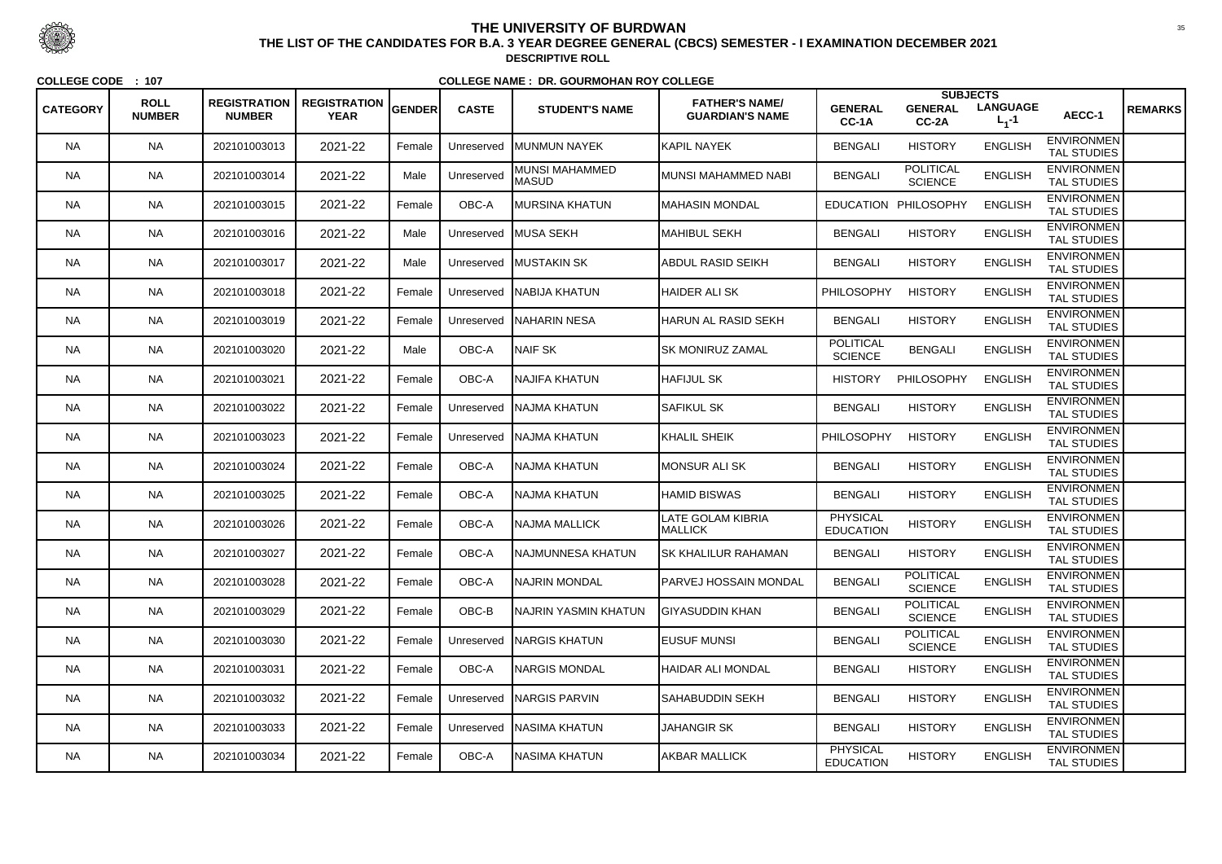# THE UNIVERSITY OF BURDWAN

## THE LIST OF THE CANDIDATES FOR B.A. 3 YEAR DEGREE GENERAL (CBCS) SEMESTER - I EXAMINATION DECEMBER 2021

### DESCRIPTIVE ROLL

**COLLEGE CODE : 107** **COLLEGE NAME : DR. GOURMOHAN ROY COLLEGE**

| CATEGORY | ROLL NUMBER | REGISTRATION NUMBER | REGISTRATION YEAR | GENDER | CASTE | STUDENT'S NAME | FATHER'S NAME/ GUARDIAN'S NAME | SUBJECTS GENERAL CC-1A | GENERAL CC-2A | LANGUAGE $L_1$-1 | AECC-1 | REMARKS |
|---|---|---|---|---|---|---|---|---|---|---|---|---|
| NA | NA | 202101003013 | 2021-22 | Female | Unreserved | MUNMUN NAYEK | KAPIL NAYEK | BENGALI | HISTORY | ENGLISH | ENVIRONMENTAL STUDIES | |
| NA | NA | 202101003014 | 2021-22 | Male | Unreserved | MUNSI MAHAMMED MASUD | MUNSI MAHAMMED NABI | BENGALI | POLITICAL SCIENCE | ENGLISH | ENVIRONMENTAL STUDIES | |
| NA | NA | 202101003015 | 2021-22 | Female | OBC-A | MURSINA KHATUN | MAHASIN MONDAL | EDUCATION | PHILOSOPHY | ENGLISH | ENVIRONMENTAL STUDIES | |
| NA | NA | 202101003016 | 2021-22 | Male | Unreserved | MUSA SEKH | MAHIBUL SEKH | BENGALI | HISTORY | ENGLISH | ENVIRONMENTAL STUDIES | |
| NA | NA | 202101003017 | 2021-22 | Male | Unreserved | MUSTAKIN SK | ABDUL RASID SEIKH | BENGALI | HISTORY | ENGLISH | ENVIRONMENTAL STUDIES | |
| NA | NA | 202101003018 | 2021-22 | Female | Unreserved | NABIJA KHATUN | HAIDER ALI SK | PHILOSOPHY | HISTORY | ENGLISH | ENVIRONMENTAL STUDIES | |
| NA | NA | 202101003019 | 2021-22 | Female | Unreserved | NAHARIN NESA | HARUN AL RASID SEKH | BENGALI | HISTORY | ENGLISH | ENVIRONMENTAL STUDIES | |
| NA | NA | 202101003020 | 2021-22 | Male | OBC-A | NAIF SK | SK MONIRUZ ZAMAL | POLITICAL SCIENCE | BENGALI | ENGLISH | ENVIRONMENTAL STUDIES | |
| NA | NA | 202101003021 | 2021-22 | Female | OBC-A | NAJIFA KHATUN | HAFIJUL SK | HISTORY | PHILOSOPHY | ENGLISH | ENVIRONMENTAL STUDIES | |
| NA | NA | 202101003022 | 2021-22 | Female | Unreserved | NAJMA KHATUN | SAFIKUL SK | BENGALI | HISTORY | ENGLISH | ENVIRONMENTAL STUDIES | |
| NA | NA | 202101003023 | 2021-22 | Female | Unreserved | NAJMA KHATUN | KHALIL SHEIK | PHILOSOPHY | HISTORY | ENGLISH | ENVIRONMENTAL STUDIES | |
| NA | NA | 202101003024 | 2021-22 | Female | OBC-A | NAJMA KHATUN | MONSUR ALI SK | BENGALI | HISTORY | ENGLISH | ENVIRONMENTAL STUDIES | |
| NA | NA | 202101003025 | 2021-22 | Female | OBC-A | NAJMA KHATUN | HAMID BISWAS | BENGALI | HISTORY | ENGLISH | ENVIRONMENTAL STUDIES | |
| NA | NA | 202101003026 | 2021-22 | Female | OBC-A | NAJMA MALLICK | LATE GOLAM KIBRIA MALLICK | PHYSICAL EDUCATION | HISTORY | ENGLISH | ENVIRONMENTAL STUDIES | |
| NA | NA | 202101003027 | 2021-22 | Female | OBC-A | NAJMUNNESA KHATUN | SK KHALILUR RAHAMAN | BENGALI | HISTORY | ENGLISH | ENVIRONMENTAL STUDIES | |
| NA | NA | 202101003028 | 2021-22 | Female | OBC-A | NAJRIN MONDAL | PARVEJ HOSSAIN MONDAL | BENGALI | POLITICAL SCIENCE | ENGLISH | ENVIRONMENTAL STUDIES | |
| NA | NA | 202101003029 | 2021-22 | Female | OBC-B | NAJRIN YASMIN KHATUN | GIYASUDDIN KHAN | BENGALI | POLITICAL SCIENCE | ENGLISH | ENVIRONMENTAL STUDIES | |
| NA | NA | 202101003030 | 2021-22 | Female | Unreserved | NARGIS KHATUN | EUSUF MUNSI | BENGALI | POLITICAL SCIENCE | ENGLISH | ENVIRONMENTAL STUDIES | |
| NA | NA | 202101003031 | 2021-22 | Female | OBC-A | NARGIS MONDAL | HAIDAR ALI MONDAL | BENGALI | HISTORY | ENGLISH | ENVIRONMENTAL STUDIES | |
| NA | NA | 202101003032 | 2021-22 | Female | Unreserved | NARGIS PARVIN | SAHABUDDIN SEKH | BENGALI | HISTORY | ENGLISH | ENVIRONMENTAL STUDIES | |
| NA | NA | 202101003033 | 2021-22 | Female | Unreserved | NASIMA KHATUN | JAHANGIR SK | BENGALI | HISTORY | ENGLISH | ENVIRONMENTAL STUDIES | |
| NA | NA | 202101003034 | 2021-22 | Female | OBC-A | NASIMA KHATUN | AKBAR MALLICK | PHYSICAL EDUCATION | HISTORY | ENGLISH | ENVIRONMENTAL STUDIES | |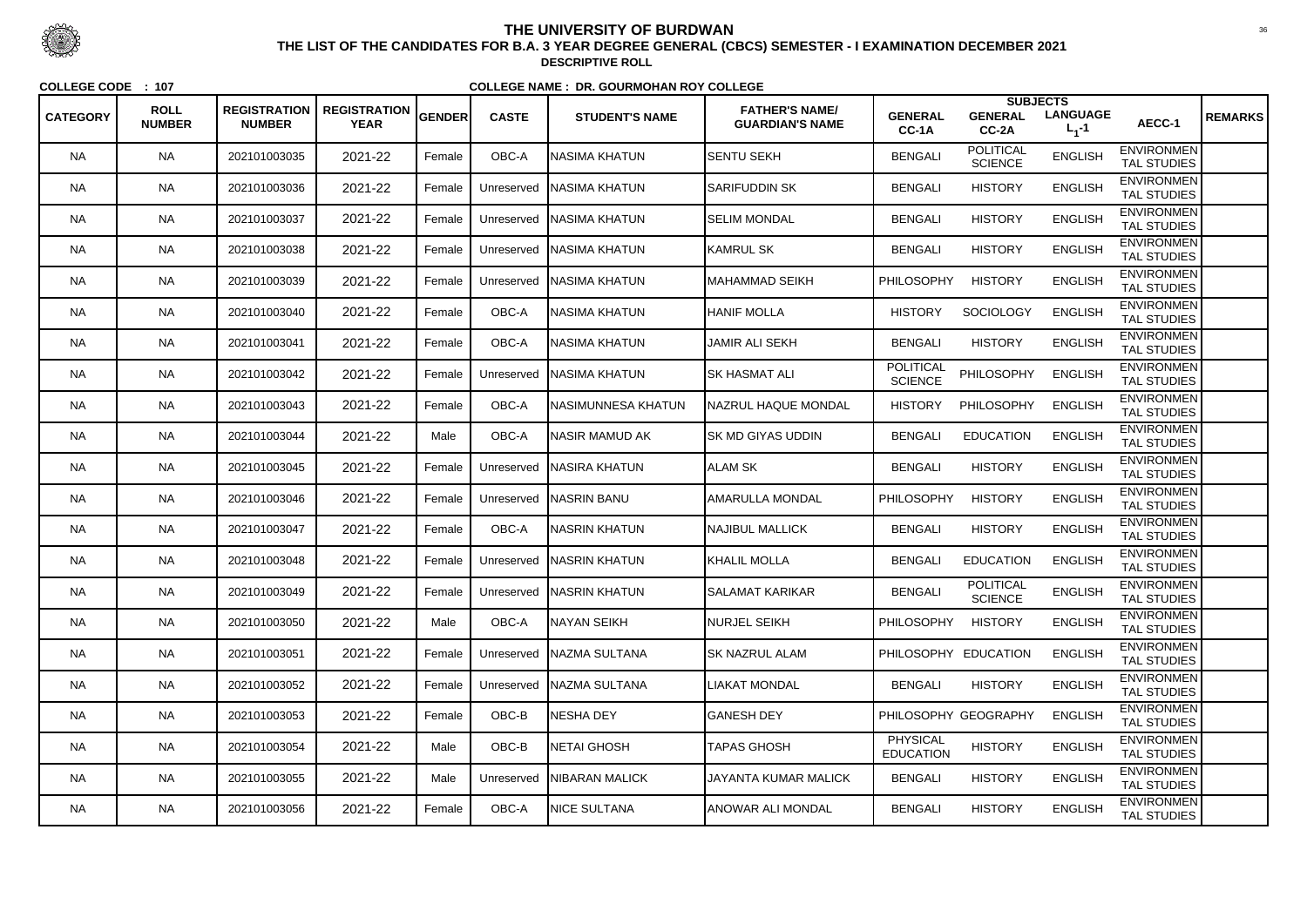# THE UNIVERSITY OF BURDWAN

## THE LIST OF THE CANDIDATES FOR B.A. 3 YEAR DEGREE GENERAL (CBCS) SEMESTER - I EXAMINATION DECEMBER 2021

**DESCRIPTIVE ROLL**

**COLLEGE CODE : 107** **COLLEGE NAME : DR. GOURMOHAN ROY COLLEGE**

| CATEGORY | ROLL NUMBER | REGISTRATION NUMBER | REGISTRATION YEAR | GENDER | CASTE | STUDENT'S NAME | FATHER'S NAME/ GUARDIAN'S NAME | SUBJECTS | | | | REMARKS |
|---|---|---|---|---|---|---|---|---|---|---|---|---|
| | | | | | | | | GENERAL CC-1A | GENERAL CC-2A | LANGUAGE $L_1$-1 | AECC-1 | |
| NA | NA | 202101003035 | 2021-22 | Female | OBC-A | NASIMA KHATUN | SENTU SEKH | BENGALI | POLITICAL SCIENCE | ENGLISH | ENVIRONMENTAL STUDIES | |
| NA | NA | 202101003036 | 2021-22 | Female | Unreserved | NASIMA KHATUN | SARIFUDDIN SK | BENGALI | HISTORY | ENGLISH | ENVIRONMENTAL STUDIES | |
| NA | NA | 202101003037 | 2021-22 | Female | Unreserved | NASIMA KHATUN | SELIM MONDAL | BENGALI | HISTORY | ENGLISH | ENVIRONMENTAL STUDIES | |
| NA | NA | 202101003038 | 2021-22 | Female | Unreserved | NASIMA KHATUN | KAMRUL SK | BENGALI | HISTORY | ENGLISH | ENVIRONMENTAL STUDIES | |
| NA | NA | 202101003039 | 2021-22 | Female | Unreserved | NASIMA KHATUN | MAHAMMAD SEIKH | PHILOSOPHY | HISTORY | ENGLISH | ENVIRONMENTAL STUDIES | |
| NA | NA | 202101003040 | 2021-22 | Female | OBC-A | NASIMA KHATUN | HANIF MOLLA | HISTORY | SOCIOLOGY | ENGLISH | ENVIRONMENTAL STUDIES | |
| NA | NA | 202101003041 | 2021-22 | Female | OBC-A | NASIMA KHATUN | JAMIR ALI SEKH | BENGALI | HISTORY | ENGLISH | ENVIRONMENTAL STUDIES | |
| NA | NA | 202101003042 | 2021-22 | Female | Unreserved | NASIMA KHATUN | SK HASMAT ALI | POLITICAL SCIENCE | PHILOSOPHY | ENGLISH | ENVIRONMENTAL STUDIES | |
| NA | NA | 202101003043 | 2021-22 | Female | OBC-A | NASIMUNNESA KHATUN | NAZRUL HAQUE MONDAL | HISTORY | PHILOSOPHY | ENGLISH | ENVIRONMENTAL STUDIES | |
| NA | NA | 202101003044 | 2021-22 | Male | OBC-A | NASIR MAMUD AK | SK MD GIYAS UDDIN | BENGALI | EDUCATION | ENGLISH | ENVIRONMENTAL STUDIES | |
| NA | NA | 202101003045 | 2021-22 | Female | Unreserved | NASIRA KHATUN | ALAM SK | BENGALI | HISTORY | ENGLISH | ENVIRONMENTAL STUDIES | |
| NA | NA | 202101003046 | 2021-22 | Female | Unreserved | NASRIN BANU | AMARULLA MONDAL | PHILOSOPHY | HISTORY | ENGLISH | ENVIRONMENTAL STUDIES | |
| NA | NA | 202101003047 | 2021-22 | Female | OBC-A | NASRIN KHATUN | NAJIBUL MALLICK | BENGALI | HISTORY | ENGLISH | ENVIRONMENTAL STUDIES | |
| NA | NA | 202101003048 | 2021-22 | Female | Unreserved | NASRIN KHATUN | KHALIL MOLLA | BENGALI | EDUCATION | ENGLISH | ENVIRONMENTAL STUDIES | |
| NA | NA | 202101003049 | 2021-22 | Female | Unreserved | NASRIN KHATUN | SALAMAT KARIKAR | BENGALI | POLITICAL SCIENCE | ENGLISH | ENVIRONMENTAL STUDIES | |
| NA | NA | 202101003050 | 2021-22 | Male | OBC-A | NAYAN SEIKH | NURJEL SEIKH | PHILOSOPHY | HISTORY | ENGLISH | ENVIRONMENTAL STUDIES | |
| NA | NA | 202101003051 | 2021-22 | Female | Unreserved | NAZMA SULTANA | SK NAZRUL ALAM | PHILOSOPHY | EDUCATION | ENGLISH | ENVIRONMENTAL STUDIES | |
| NA | NA | 202101003052 | 2021-22 | Female | Unreserved | NAZMA SULTANA | LIAKAT MONDAL | BENGALI | HISTORY | ENGLISH | ENVIRONMENTAL STUDIES | |
| NA | NA | 202101003053 | 2021-22 | Female | OBC-B | NESHA DEY | GANESH DEY | PHILOSOPHY | GEOGRAPHY | ENGLISH | ENVIRONMENTAL STUDIES | |
| NA | NA | 202101003054 | 2021-22 | Male | OBC-B | NETAI GHOSH | TAPAS GHOSH | PHYSICAL EDUCATION | HISTORY | ENGLISH | ENVIRONMENTAL STUDIES | |
| NA | NA | 202101003055 | 2021-22 | Male | Unreserved | NIBARAN MALICK | JAYANTA KUMAR MALICK | BENGALI | HISTORY | ENGLISH | ENVIRONMENTAL STUDIES | |
| NA | NA | 202101003056 | 2021-22 | Female | OBC-A | NICE SULTANA | ANOWAR ALI MONDAL | BENGALI | HISTORY | ENGLISH | ENVIRONMENTAL STUDIES | |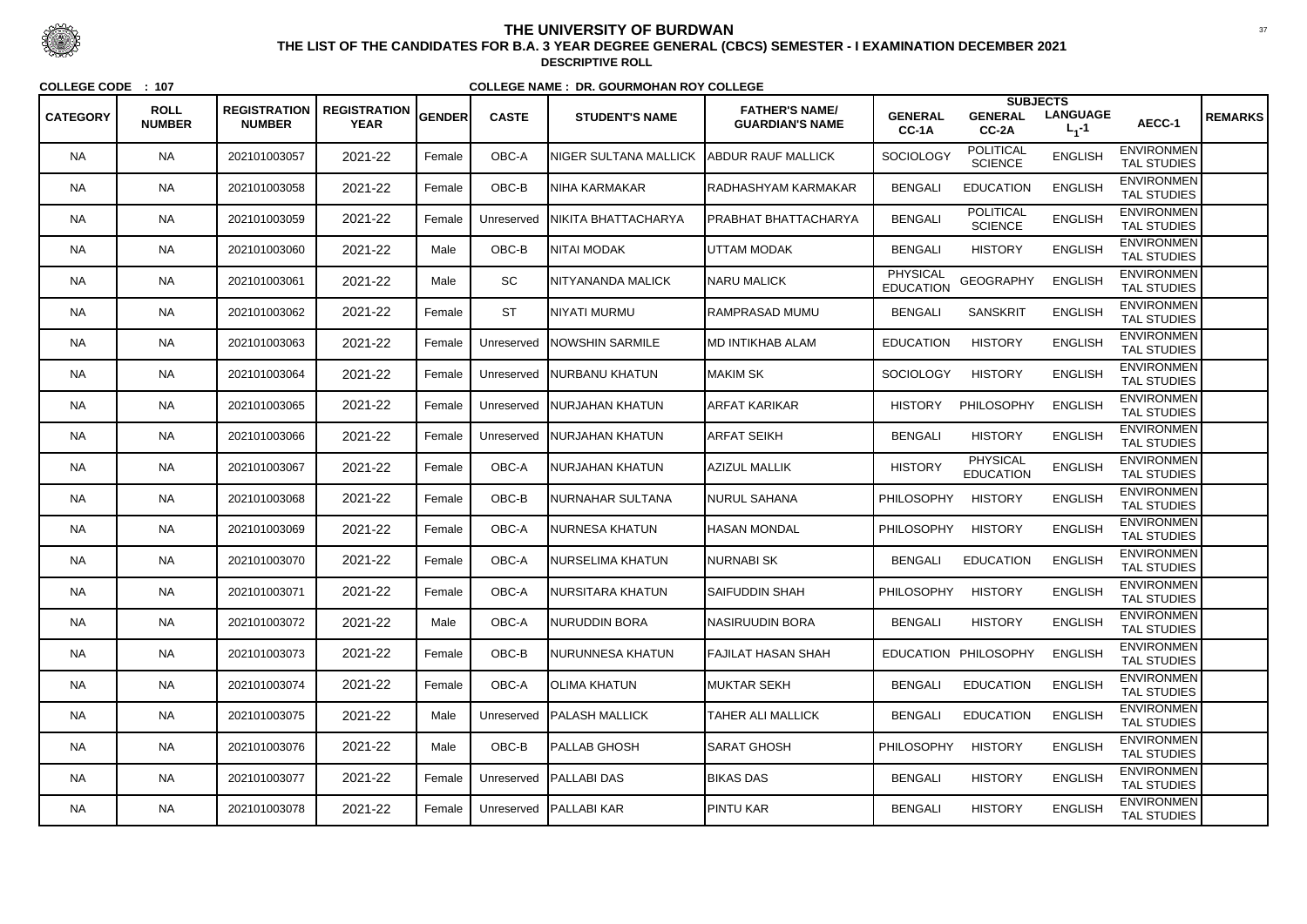# THE UNIVERSITY OF BURDWAN

## THE LIST OF THE CANDIDATES FOR B.A. 3 YEAR DEGREE GENERAL (CBCS) SEMESTER - I EXAMINATION DECEMBER 2021

### DESCRIPTIVE ROLL

**COLLEGE CODE : 107** **COLLEGE NAME : DR. GOURMOHAN ROY COLLEGE**

| CATEGORY | ROLL NUMBER | REGISTRATION NUMBER | REGISTRATION YEAR | GENDER | CASTE | STUDENT'S NAME | FATHER'S NAME/ GUARDIAN'S NAME | SUBJECTS GENERAL CC-1A | GENERAL CC-2A | LANGUAGE $L_1$-1 | AECC-1 | REMARKS |
|---|---|---|---|---|---|---|---|---|---|---|---|---|
| NA | NA | 202101003057 | 2021-22 | Female | OBC-A | NIGER SULTANA MALLICK | ABDUR RAUF MALLICK | SOCIOLOGY | POLITICAL SCIENCE | ENGLISH | ENVIRONMENTAL STUDIES | |
| NA | NA | 202101003058 | 2021-22 | Female | OBC-B | NIHA KARMAKAR | RADHASHYAM KARMAKAR | BENGALI | EDUCATION | ENGLISH | ENVIRONMENTAL STUDIES | |
| NA | NA | 202101003059 | 2021-22 | Female | Unreserved | NIKITA BHATTACHARYA | PRABHAT BHATTACHARYA | BENGALI | POLITICAL SCIENCE | ENGLISH | ENVIRONMENTAL STUDIES | |
| NA | NA | 202101003060 | 2021-22 | Male | OBC-B | NITAI MODAK | UTTAM MODAK | BENGALI | HISTORY | ENGLISH | ENVIRONMENTAL STUDIES | |
| NA | NA | 202101003061 | 2021-22 | Male | SC | NITYANANDA MALICK | NARU MALICK | PHYSICAL EDUCATION | GEOGRAPHY | ENGLISH | ENVIRONMENTAL STUDIES | |
| NA | NA | 202101003062 | 2021-22 | Female | ST | NIYATI MURMU | RAMPRASAD MUMU | BENGALI | SANSKRIT | ENGLISH | ENVIRONMENTAL STUDIES | |
| NA | NA | 202101003063 | 2021-22 | Female | Unreserved | NOWSHIN SARMILE | MD INTIKHAB ALAM | EDUCATION | HISTORY | ENGLISH | ENVIRONMENTAL STUDIES | |
| NA | NA | 202101003064 | 2021-22 | Female | Unreserved | NURBANU KHATUN | MAKIM SK | SOCIOLOGY | HISTORY | ENGLISH | ENVIRONMENTAL STUDIES | |
| NA | NA | 202101003065 | 2021-22 | Female | Unreserved | NURJAHAN KHATUN | ARFAT KARIKAR | HISTORY | PHILOSOPHY | ENGLISH | ENVIRONMENTAL STUDIES | |
| NA | NA | 202101003066 | 2021-22 | Female | Unreserved | NURJAHAN KHATUN | ARFAT SEIKH | BENGALI | HISTORY | ENGLISH | ENVIRONMENTAL STUDIES | |
| NA | NA | 202101003067 | 2021-22 | Female | OBC-A | NURJAHAN KHATUN | AZIZUL MALLIK | HISTORY | PHYSICAL EDUCATION | ENGLISH | ENVIRONMENTAL STUDIES | |
| NA | NA | 202101003068 | 2021-22 | Female | OBC-B | NURNAHAR SULTANA | NURUL SAHANA | PHILOSOPHY | HISTORY | ENGLISH | ENVIRONMENTAL STUDIES | |
| NA | NA | 202101003069 | 2021-22 | Female | OBC-A | NURNESA KHATUN | HASAN MONDAL | PHILOSOPHY | HISTORY | ENGLISH | ENVIRONMENTAL STUDIES | |
| NA | NA | 202101003070 | 2021-22 | Female | OBC-A | NURSELIMA KHATUN | NURNABI SK | BENGALI | EDUCATION | ENGLISH | ENVIRONMENTAL STUDIES | |
| NA | NA | 202101003071 | 2021-22 | Female | OBC-A | NURSITARA KHATUN | SAIFUDDIN SHAH | PHILOSOPHY | HISTORY | ENGLISH | ENVIRONMENTAL STUDIES | |
| NA | NA | 202101003072 | 2021-22 | Male | OBC-A | NURUDDIN BORA | NASIRUUDIN BORA | BENGALI | HISTORY | ENGLISH | ENVIRONMENTAL STUDIES | |
| NA | NA | 202101003073 | 2021-22 | Female | OBC-B | NURUNNESA KHATUN | FAJILAT HASAN SHAH | EDUCATION | PHILOSOPHY | ENGLISH | ENVIRONMENTAL STUDIES | |
| NA | NA | 202101003074 | 2021-22 | Female | OBC-A | OLIMA KHATUN | MUKTAR SEKH | BENGALI | EDUCATION | ENGLISH | ENVIRONMENTAL STUDIES | |
| NA | NA | 202101003075 | 2021-22 | Male | Unreserved | PALASH MALLICK | TAHER ALI MALLICK | BENGALI | EDUCATION | ENGLISH | ENVIRONMENTAL STUDIES | |
| NA | NA | 202101003076 | 2021-22 | Male | OBC-B | PALLAB GHOSH | SARAT GHOSH | PHILOSOPHY | HISTORY | ENGLISH | ENVIRONMENTAL STUDIES | |
| NA | NA | 202101003077 | 2021-22 | Female | Unreserved | PALLABI DAS | BIKAS DAS | BENGALI | HISTORY | ENGLISH | ENVIRONMENTAL STUDIES | |
| NA | NA | 202101003078 | 2021-22 | Female | Unreserved | PALLABI KAR | PINTU KAR | BENGALI | HISTORY | ENGLISH | ENVIRONMENTAL STUDIES | |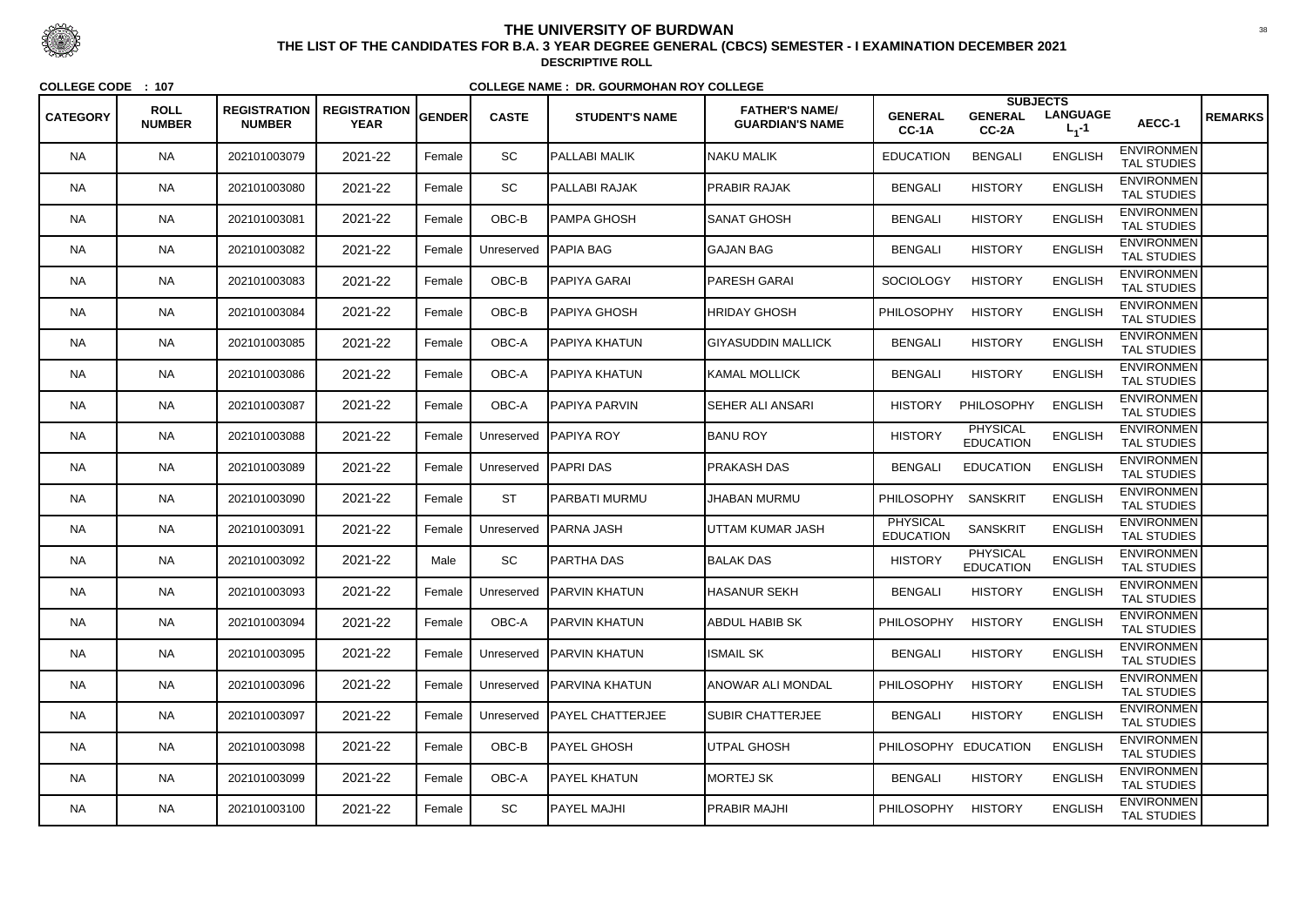# THE UNIVERSITY OF BURDWAN

## THE LIST OF THE CANDIDATES FOR B.A. 3 YEAR DEGREE GENERAL (CBCS) SEMESTER - I EXAMINATION DECEMBER 2021

### DESCRIPTIVE ROLL

**COLLEGE CODE : 107** **COLLEGE NAME : DR. GOURMOHAN ROY COLLEGE**

| CATEGORY | ROLL NUMBER | REGISTRATION NUMBER | REGISTRATION YEAR | GENDER | CASTE | STUDENT'S NAME | FATHER'S NAME/ GUARDIAN'S NAME | SUBJECTS | | | | REMARKS |
|---|---|---|---|---|---|---|---|---|---|---|---|---|
| | | | | | | | | GENERAL CC-1A | GENERAL CC-2A | LANGUAGE $L_1$-1 | AECC-1 | |
| NA | NA | 202101003079 | 2021-22 | Female | SC | PALLABI MALIK | NAKU MALIK | EDUCATION | BENGALI | ENGLISH | ENVIRONMENTAL STUDIES | |
| NA | NA | 202101003080 | 2021-22 | Female | SC | PALLABI RAJAK | PRABIR RAJAK | BENGALI | HISTORY | ENGLISH | ENVIRONMENTAL STUDIES | |
| NA | NA | 202101003081 | 2021-22 | Female | OBC-B | PAMPA GHOSH | SANAT GHOSH | BENGALI | HISTORY | ENGLISH | ENVIRONMENTAL STUDIES | |
| NA | NA | 202101003082 | 2021-22 | Female | Unreserved | PAPIA BAG | GAJAN BAG | BENGALI | HISTORY | ENGLISH | ENVIRONMENTAL STUDIES | |
| NA | NA | 202101003083 | 2021-22 | Female | OBC-B | PAPIYA GARAI | PARESH GARAI | SOCIOLOGY | HISTORY | ENGLISH | ENVIRONMENTAL STUDIES | |
| NA | NA | 202101003084 | 2021-22 | Female | OBC-B | PAPIYA GHOSH | HRIDAY GHOSH | PHILOSOPHY | HISTORY | ENGLISH | ENVIRONMENTAL STUDIES | |
| NA | NA | 202101003085 | 2021-22 | Female | OBC-A | PAPIYA KHATUN | GIYASUDDIN MALLICK | BENGALI | HISTORY | ENGLISH | ENVIRONMENTAL STUDIES | |
| NA | NA | 202101003086 | 2021-22 | Female | OBC-A | PAPIYA KHATUN | KAMAL MOLLICK | BENGALI | HISTORY | ENGLISH | ENVIRONMENTAL STUDIES | |
| NA | NA | 202101003087 | 2021-22 | Female | OBC-A | PAPIYA PARVIN | SEHER ALI ANSARI | HISTORY | PHILOSOPHY | ENGLISH | ENVIRONMENTAL STUDIES | |
| NA | NA | 202101003088 | 2021-22 | Female | Unreserved | PAPIYA ROY | BANU ROY | HISTORY | PHYSICAL EDUCATION | ENGLISH | ENVIRONMENTAL STUDIES | |
| NA | NA | 202101003089 | 2021-22 | Female | Unreserved | PAPRI DAS | PRAKASH DAS | BENGALI | EDUCATION | ENGLISH | ENVIRONMENTAL STUDIES | |
| NA | NA | 202101003090 | 2021-22 | Female | ST | PARBATI MURMU | JHABAN MURMU | PHILOSOPHY | SANSKRIT | ENGLISH | ENVIRONMENTAL STUDIES | |
| NA | NA | 202101003091 | 2021-22 | Female | Unreserved | PARNA JASH | UTTAM KUMAR JASH | PHYSICAL EDUCATION | SANSKRIT | ENGLISH | ENVIRONMENTAL STUDIES | |
| NA | NA | 202101003092 | 2021-22 | Male | SC | PARTHA DAS | BALAK DAS | HISTORY | PHYSICAL EDUCATION | ENGLISH | ENVIRONMENTAL STUDIES | |
| NA | NA | 202101003093 | 2021-22 | Female | Unreserved | PARVIN KHATUN | HASANUR SEKH | BENGALI | HISTORY | ENGLISH | ENVIRONMENTAL STUDIES | |
| NA | NA | 202101003094 | 2021-22 | Female | OBC-A | PARVIN KHATUN | ABDUL HABIB SK | PHILOSOPHY | HISTORY | ENGLISH | ENVIRONMENTAL STUDIES | |
| NA | NA | 202101003095 | 2021-22 | Female | Unreserved | PARVIN KHATUN | ISMAIL SK | BENGALI | HISTORY | ENGLISH | ENVIRONMENTAL STUDIES | |
| NA | NA | 202101003096 | 2021-22 | Female | Unreserved | PARVINA KHATUN | ANOWAR ALI MONDAL | PHILOSOPHY | HISTORY | ENGLISH | ENVIRONMENTAL STUDIES | |
| NA | NA | 202101003097 | 2021-22 | Female | Unreserved | PAYEL CHATTERJEE | SUBIR CHATTERJEE | BENGALI | HISTORY | ENGLISH | ENVIRONMENTAL STUDIES | |
| NA | NA | 202101003098 | 2021-22 | Female | OBC-B | PAYEL GHOSH | UTPAL GHOSH | PHILOSOPHY | EDUCATION | ENGLISH | ENVIRONMENTAL STUDIES | |
| NA | NA | 202101003099 | 2021-22 | Female | OBC-A | PAYEL KHATUN | MORTEJ SK | BENGALI | HISTORY | ENGLISH | ENVIRONMENTAL STUDIES | |
| NA | NA | 202101003100 | 2021-22 | Female | SC | PAYEL MAJHI | PRABIR MAJHI | PHILOSOPHY | HISTORY | ENGLISH | ENVIRONMENTAL STUDIES | |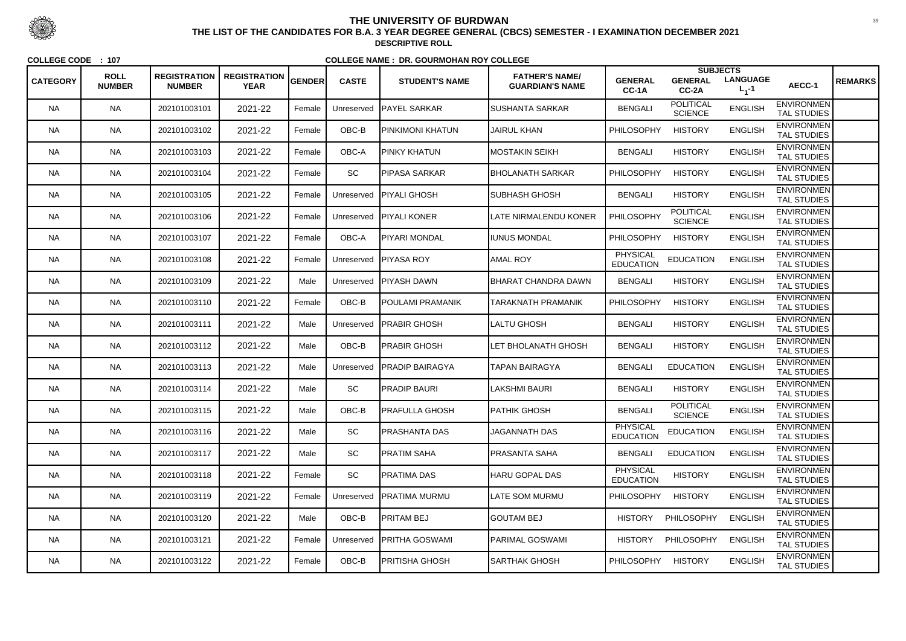# THE UNIVERSITY OF BURDWAN

## THE LIST OF THE CANDIDATES FOR B.A. 3 YEAR DEGREE GENERAL (CBCS) SEMESTER - I EXAMINATION DECEMBER 2021

**DESCRIPTIVE ROLL**

**COLLEGE CODE : 107** **COLLEGE NAME : DR. GOURMOHAN ROY COLLEGE**

| CATEGORY | ROLL NUMBER | REGISTRATION NUMBER | REGISTRATION YEAR | GENDER | CASTE | STUDENT'S NAME | FATHER'S NAME/ GUARDIAN'S NAME | SUBJECTS GENERAL CC-1A | GENERAL CC-2A | LANGUAGE $L_1$-1 | AECC-1 | REMARKS |
|---|---|---|---|---|---|---|---|---|---|---|---|---|
| NA | NA | 202101003101 | 2021-22 | Female | Unreserved | PAYEL SARKAR | SUSHANTA SARKAR | BENGALI | POLITICAL SCIENCE | ENGLISH | ENVIRONMENTAL STUDIES | |
| NA | NA | 202101003102 | 2021-22 | Female | OBC-B | PINKIMONI KHATUN | JAIRUL KHAN | PHILOSOPHY | HISTORY | ENGLISH | ENVIRONMENTAL STUDIES | |
| NA | NA | 202101003103 | 2021-22 | Female | OBC-A | PINKY KHATUN | MOSTAKIN SEIKH | BENGALI | HISTORY | ENGLISH | ENVIRONMENTAL STUDIES | |
| NA | NA | 202101003104 | 2021-22 | Female | SC | PIPASA SARKAR | BHOLANATH SARKAR | PHILOSOPHY | HISTORY | ENGLISH | ENVIRONMENTAL STUDIES | |
| NA | NA | 202101003105 | 2021-22 | Female | Unreserved | PIYALI GHOSH | SUBHASH GHOSH | BENGALI | HISTORY | ENGLISH | ENVIRONMENTAL STUDIES | |
| NA | NA | 202101003106 | 2021-22 | Female | Unreserved | PIYALI KONER | LATE NIRMALENDU KONER | PHILOSOPHY | POLITICAL SCIENCE | ENGLISH | ENVIRONMENTAL STUDIES | |
| NA | NA | 202101003107 | 2021-22 | Female | OBC-A | PIYARI MONDAL | IUNUS MONDAL | PHILOSOPHY | HISTORY | ENGLISH | ENVIRONMENTAL STUDIES | |
| NA | NA | 202101003108 | 2021-22 | Female | Unreserved | PIYASA ROY | AMAL ROY | PHYSICAL EDUCATION | EDUCATION | ENGLISH | ENVIRONMENTAL STUDIES | |
| NA | NA | 202101003109 | 2021-22 | Male | Unreserved | PIYASH DAWN | BHARAT CHANDRA DAWN | BENGALI | HISTORY | ENGLISH | ENVIRONMENTAL STUDIES | |
| NA | NA | 202101003110 | 2021-22 | Female | OBC-B | POULAMI PRAMANIK | TARAKNATH PRAMANIK | PHILOSOPHY | HISTORY | ENGLISH | ENVIRONMENTAL STUDIES | |
| NA | NA | 202101003111 | 2021-22 | Male | Unreserved | PRABIR GHOSH | LALTU GHOSH | BENGALI | HISTORY | ENGLISH | ENVIRONMENTAL STUDIES | |
| NA | NA | 202101003112 | 2021-22 | Male | OBC-B | PRABIR GHOSH | LET BHOLANATH GHOSH | BENGALI | HISTORY | ENGLISH | ENVIRONMENTAL STUDIES | |
| NA | NA | 202101003113 | 2021-22 | Male | Unreserved | PRADIP BAIRAGYA | TAPAN BAIRAGYA | BENGALI | EDUCATION | ENGLISH | ENVIRONMENTAL STUDIES | |
| NA | NA | 202101003114 | 2021-22 | Male | SC | PRADIP BAURI | LAKSHMI BAURI | BENGALI | HISTORY | ENGLISH | ENVIRONMENTAL STUDIES | |
| NA | NA | 202101003115 | 2021-22 | Male | OBC-B | PRAFULLA GHOSH | PATHIK GHOSH | BENGALI | POLITICAL SCIENCE | ENGLISH | ENVIRONMENTAL STUDIES | |
| NA | NA | 202101003116 | 2021-22 | Male | SC | PRASHANTA DAS | JAGANNATH DAS | PHYSICAL EDUCATION | EDUCATION | ENGLISH | ENVIRONMENTAL STUDIES | |
| NA | NA | 202101003117 | 2021-22 | Male | SC | PRATIM SAHA | PRASANTA SAHA | BENGALI | EDUCATION | ENGLISH | ENVIRONMENTAL STUDIES | |
| NA | NA | 202101003118 | 2021-22 | Female | SC | PRATIMA DAS | HARU GOPAL DAS | PHYSICAL EDUCATION | HISTORY | ENGLISH | ENVIRONMENTAL STUDIES | |
| NA | NA | 202101003119 | 2021-22 | Female | Unreserved | PRATIMA MURMU | LATE SOM MURMU | PHILOSOPHY | HISTORY | ENGLISH | ENVIRONMENTAL STUDIES | |
| NA | NA | 202101003120 | 2021-22 | Male | OBC-B | PRITAM BEJ | GOUTAM BEJ | HISTORY | PHILOSOPHY | ENGLISH | ENVIRONMENTAL STUDIES | |
| NA | NA | 202101003121 | 2021-22 | Female | Unreserved | PRITHA GOSWAMI | PARIMAL GOSWAMI | HISTORY | PHILOSOPHY | ENGLISH | ENVIRONMENTAL STUDIES | |
| NA | NA | 202101003122 | 2021-22 | Female | OBC-B | PRITISHA GHOSH | SARTHAK GHOSH | PHILOSOPHY | HISTORY | ENGLISH | ENVIRONMENTAL STUDIES | |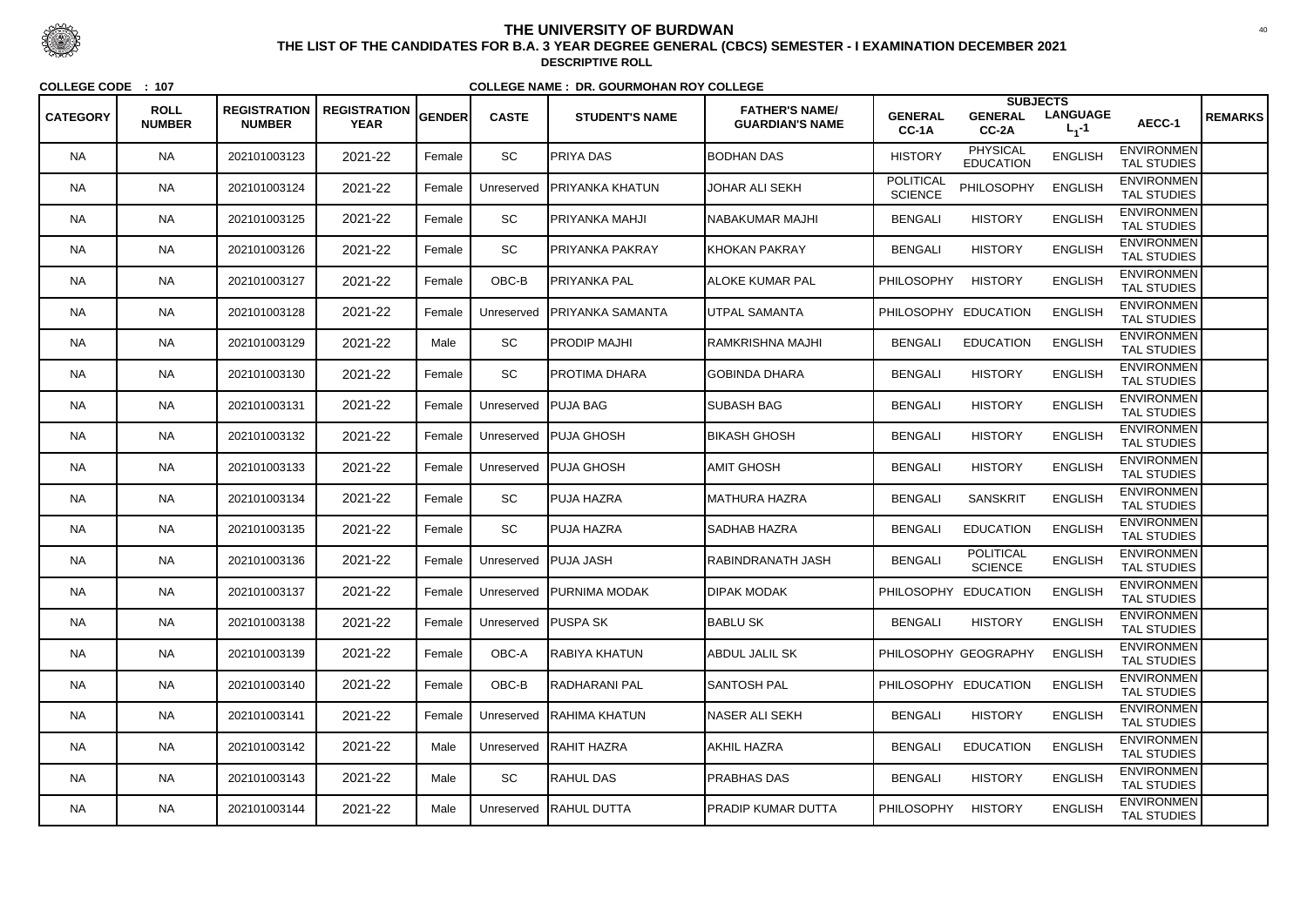# THE UNIVERSITY OF BURDWAN

## THE LIST OF THE CANDIDATES FOR B.A. 3 YEAR DEGREE GENERAL (CBCS) SEMESTER - I EXAMINATION DECEMBER 2021

### DESCRIPTIVE ROLL

**COLLEGE CODE : 107** **COLLEGE NAME : DR. GOURMOHAN ROY COLLEGE**

| CATEGORY | ROLL NUMBER | REGISTRATION NUMBER | REGISTRATION YEAR | GENDER | CASTE | STUDENT'S NAME | FATHER'S NAME/ GUARDIAN'S NAME | SUBJECTS | | | | REMARKS |
|---|---|---|---|---|---|---|---|---|---|---|---|---|
| | | | | | | | | GENERAL CC-1A | GENERAL CC-2A | LANGUAGE $L_1$-1 | AECC-1 | |
| NA | NA | 202101003123 | 2021-22 | Female | SC | PRIYA DAS | BODHAN DAS | HISTORY | PHYSICAL EDUCATION | ENGLISH | ENVIRONMENTAL STUDIES | |
| NA | NA | 202101003124 | 2021-22 | Female | Unreserved | PRIYANKA KHATUN | JOHAR ALI SEKH | POLITICAL SCIENCE | PHILOSOPHY | ENGLISH | ENVIRONMENTAL STUDIES | |
| NA | NA | 202101003125 | 2021-22 | Female | SC | PRIYANKA MAHJI | NABAKUMAR MAJHI | BENGALI | HISTORY | ENGLISH | ENVIRONMENTAL STUDIES | |
| NA | NA | 202101003126 | 2021-22 | Female | SC | PRIYANKA PAKRAY | KHOKAN PAKRAY | BENGALI | HISTORY | ENGLISH | ENVIRONMENTAL STUDIES | |
| NA | NA | 202101003127 | 2021-22 | Female | OBC-B | PRIYANKA PAL | ALOKE KUMAR PAL | PHILOSOPHY | HISTORY | ENGLISH | ENVIRONMENTAL STUDIES | |
| NA | NA | 202101003128 | 2021-22 | Female | Unreserved | PRIYANKA SAMANTA | UTPAL SAMANTA | PHILOSOPHY | EDUCATION | ENGLISH | ENVIRONMENTAL STUDIES | |
| NA | NA | 202101003129 | 2021-22 | Male | SC | PRODIP MAJHI | RAMKRISHNA MAJHI | BENGALI | EDUCATION | ENGLISH | ENVIRONMENTAL STUDIES | |
| NA | NA | 202101003130 | 2021-22 | Female | SC | PROTIMA DHARA | GOBINDA DHARA | BENGALI | HISTORY | ENGLISH | ENVIRONMENTAL STUDIES | |
| NA | NA | 202101003131 | 2021-22 | Female | Unreserved | PUJA BAG | SUBASH BAG | BENGALI | HISTORY | ENGLISH | ENVIRONMENTAL STUDIES | |
| NA | NA | 202101003132 | 2021-22 | Female | Unreserved | PUJA GHOSH | BIKASH GHOSH | BENGALI | HISTORY | ENGLISH | ENVIRONMENTAL STUDIES | |
| NA | NA | 202101003133 | 2021-22 | Female | Unreserved | PUJA GHOSH | AMIT GHOSH | BENGALI | HISTORY | ENGLISH | ENVIRONMENTAL STUDIES | |
| NA | NA | 202101003134 | 2021-22 | Female | SC | PUJA HAZRA | MATHURA HAZRA | BENGALI | SANSKRIT | ENGLISH | ENVIRONMENTAL STUDIES | |
| NA | NA | 202101003135 | 2021-22 | Female | SC | PUJA HAZRA | SADHAB HAZRA | BENGALI | EDUCATION | ENGLISH | ENVIRONMENTAL STUDIES | |
| NA | NA | 202101003136 | 2021-22 | Female | Unreserved | PUJA JASH | RABINDRANATH JASH | BENGALI | POLITICAL SCIENCE | ENGLISH | ENVIRONMENTAL STUDIES | |
| NA | NA | 202101003137 | 2021-22 | Female | Unreserved | PURNIMA MODAK | DIPAK MODAK | PHILOSOPHY | EDUCATION | ENGLISH | ENVIRONMENTAL STUDIES | |
| NA | NA | 202101003138 | 2021-22 | Female | Unreserved | PUSPA SK | BABLU SK | BENGALI | HISTORY | ENGLISH | ENVIRONMENTAL STUDIES | |
| NA | NA | 202101003139 | 2021-22 | Female | OBC-A | RABIYA KHATUN | ABDUL JALIL SK | PHILOSOPHY | GEOGRAPHY | ENGLISH | ENVIRONMENTAL STUDIES | |
| NA | NA | 202101003140 | 2021-22 | Female | OBC-B | RADHARANI PAL | SANTOSH PAL | PHILOSOPHY | EDUCATION | ENGLISH | ENVIRONMENTAL STUDIES | |
| NA | NA | 202101003141 | 2021-22 | Female | Unreserved | RAHIMA KHATUN | NASER ALI SEKH | BENGALI | HISTORY | ENGLISH | ENVIRONMENTAL STUDIES | |
| NA | NA | 202101003142 | 2021-22 | Male | Unreserved | RAHIT HAZRA | AKHIL HAZRA | BENGALI | EDUCATION | ENGLISH | ENVIRONMENTAL STUDIES | |
| NA | NA | 202101003143 | 2021-22 | Male | SC | RAHUL DAS | PRABHAS DAS | BENGALI | HISTORY | ENGLISH | ENVIRONMENTAL STUDIES | |
| NA | NA | 202101003144 | 2021-22 | Male | Unreserved | RAHUL DUTTA | PRADIP KUMAR DUTTA | PHILOSOPHY | HISTORY | ENGLISH | ENVIRONMENTAL STUDIES | |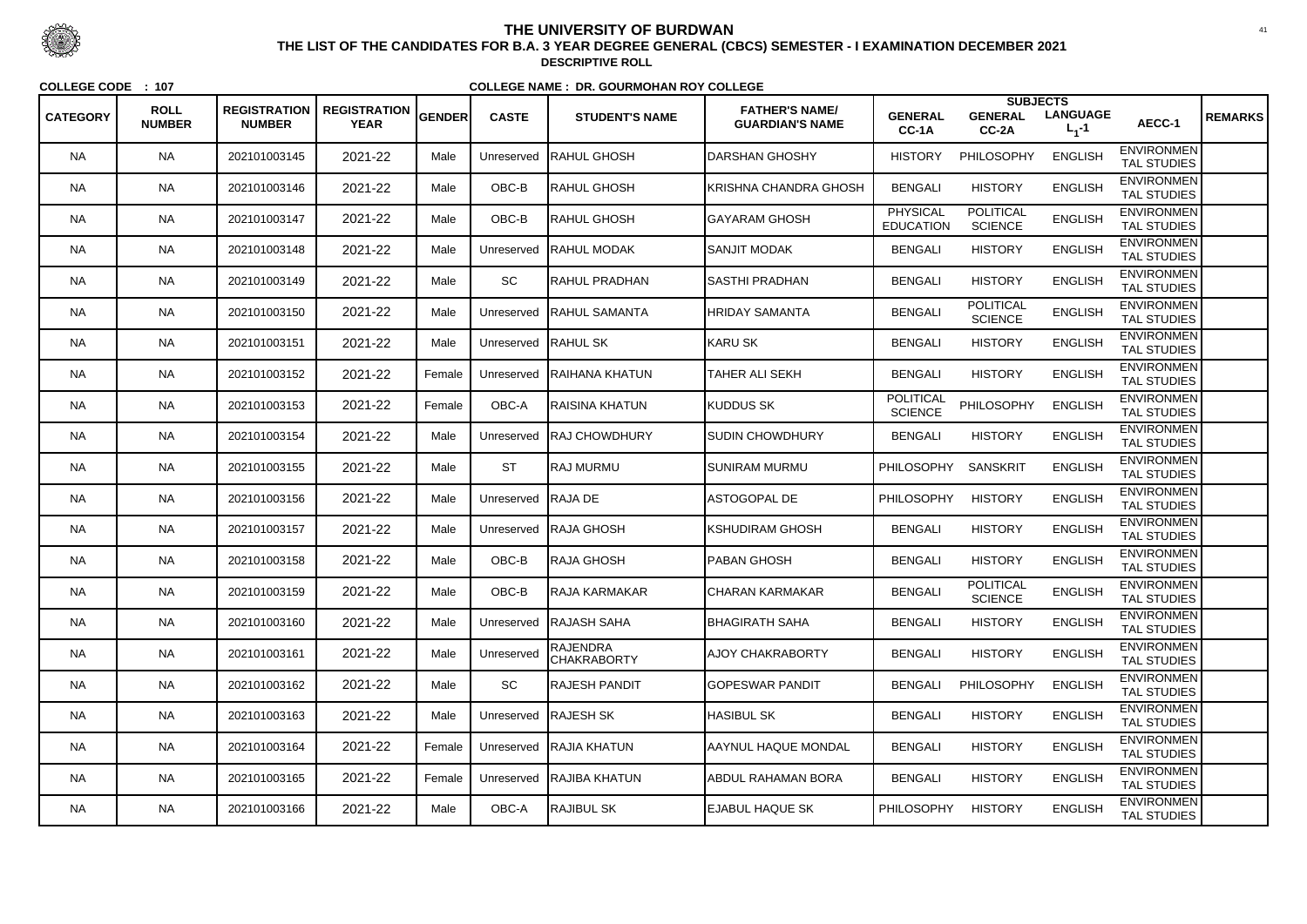# THE UNIVERSITY OF BURDWAN

## THE LIST OF THE CANDIDATES FOR B.A. 3 YEAR DEGREE GENERAL (CBCS) SEMESTER - I EXAMINATION DECEMBER 2021

**DESCRIPTIVE ROLL**

**COLLEGE CODE : 107** **COLLEGE NAME : DR. GOURMOHAN ROY COLLEGE**

| CATEGORY | ROLL NUMBER | REGISTRATION NUMBER | REGISTRATION YEAR | GENDER | CASTE | STUDENT'S NAME | FATHER'S NAME/ GUARDIAN'S NAME | SUBJECTS GENERAL CC-1A | GENERAL CC-2A | LANGUAGE $L_1$-1 | AECC-1 | REMARKS |
|---|---|---|---|---|---|---|---|---|---|---|---|---|
| NA | NA | 202101003145 | 2021-22 | Male | Unreserved | RAHUL GHOSH | DARSHAN GHOSHY | HISTORY | PHILOSOPHY | ENGLISH | ENVIRONMENTAL STUDIES | |
| NA | NA | 202101003146 | 2021-22 | Male | OBC-B | RAHUL GHOSH | KRISHNA CHANDRA GHOSH | BENGALI | HISTORY | ENGLISH | ENVIRONMENTAL STUDIES | |
| NA | NA | 202101003147 | 2021-22 | Male | OBC-B | RAHUL GHOSH | GAYARAM GHOSH | PHYSICAL EDUCATION | POLITICAL SCIENCE | ENGLISH | ENVIRONMENTAL STUDIES | |
| NA | NA | 202101003148 | 2021-22 | Male | Unreserved | RAHUL MODAK | SANJIT MODAK | BENGALI | HISTORY | ENGLISH | ENVIRONMENTAL STUDIES | |
| NA | NA | 202101003149 | 2021-22 | Male | SC | RAHUL PRADHAN | SASTHI PRADHAN | BENGALI | HISTORY | ENGLISH | ENVIRONMENTAL STUDIES | |
| NA | NA | 202101003150 | 2021-22 | Male | Unreserved | RAHUL SAMANTA | HRIDAY SAMANTA | BENGALI | POLITICAL SCIENCE | ENGLISH | ENVIRONMENTAL STUDIES | |
| NA | NA | 202101003151 | 2021-22 | Male | Unreserved | RAHUL SK | KARU SK | BENGALI | HISTORY | ENGLISH | ENVIRONMENTAL STUDIES | |
| NA | NA | 202101003152 | 2021-22 | Female | Unreserved | RAIHANA KHATUN | TAHER ALI SEKH | BENGALI | HISTORY | ENGLISH | ENVIRONMENTAL STUDIES | |
| NA | NA | 202101003153 | 2021-22 | Female | OBC-A | RAISINA KHATUN | KUDDUS SK | POLITICAL SCIENCE | PHILOSOPHY | ENGLISH | ENVIRONMENTAL STUDIES | |
| NA | NA | 202101003154 | 2021-22 | Male | Unreserved | RAJ CHOWDHURY | SUDIN CHOWDHURY | BENGALI | HISTORY | ENGLISH | ENVIRONMENTAL STUDIES | |
| NA | NA | 202101003155 | 2021-22 | Male | ST | RAJ MURMU | SUNIRAM MURMU | PHILOSOPHY | SANSKRIT | ENGLISH | ENVIRONMENTAL STUDIES | |
| NA | NA | 202101003156 | 2021-22 | Male | Unreserved | RAJA DE | ASTOGOPAL DE | PHILOSOPHY | HISTORY | ENGLISH | ENVIRONMENTAL STUDIES | |
| NA | NA | 202101003157 | 2021-22 | Male | Unreserved | RAJA GHOSH | KSHUDIRAM GHOSH | BENGALI | HISTORY | ENGLISH | ENVIRONMENTAL STUDIES | |
| NA | NA | 202101003158 | 2021-22 | Male | OBC-B | RAJA GHOSH | PABAN GHOSH | BENGALI | HISTORY | ENGLISH | ENVIRONMENTAL STUDIES | |
| NA | NA | 202101003159 | 2021-22 | Male | OBC-B | RAJA KARMAKAR | CHARAN KARMAKAR | BENGALI | POLITICAL SCIENCE | ENGLISH | ENVIRONMENTAL STUDIES | |
| NA | NA | 202101003160 | 2021-22 | Male | Unreserved | RAJASH SAHA | BHAGIRATH SAHA | BENGALI | HISTORY | ENGLISH | ENVIRONMENTAL STUDIES | |
| NA | NA | 202101003161 | 2021-22 | Male | Unreserved | RAJENDRA CHAKRABORTY | AJOY CHAKRABORTY | BENGALI | HISTORY | ENGLISH | ENVIRONMENTAL STUDIES | |
| NA | NA | 202101003162 | 2021-22 | Male | SC | RAJESH PANDIT | GOPESWAR PANDIT | BENGALI | PHILOSOPHY | ENGLISH | ENVIRONMENTAL STUDIES | |
| NA | NA | 202101003163 | 2021-22 | Male | Unreserved | RAJESH SK | HASIBUL SK | BENGALI | HISTORY | ENGLISH | ENVIRONMENTAL STUDIES | |
| NA | NA | 202101003164 | 2021-22 | Female | Unreserved | RAJIA KHATUN | AAYNUL HAQUE MONDAL | BENGALI | HISTORY | ENGLISH | ENVIRONMENTAL STUDIES | |
| NA | NA | 202101003165 | 2021-22 | Female | Unreserved | RAJIBA KHATUN | ABDUL RAHAMAN BORA | BENGALI | HISTORY | ENGLISH | ENVIRONMENTAL STUDIES | |
| NA | NA | 202101003166 | 2021-22 | Male | OBC-A | RAJIBUL SK | EJABUL HAQUE SK | PHILOSOPHY | HISTORY | ENGLISH | ENVIRONMENTAL STUDIES | |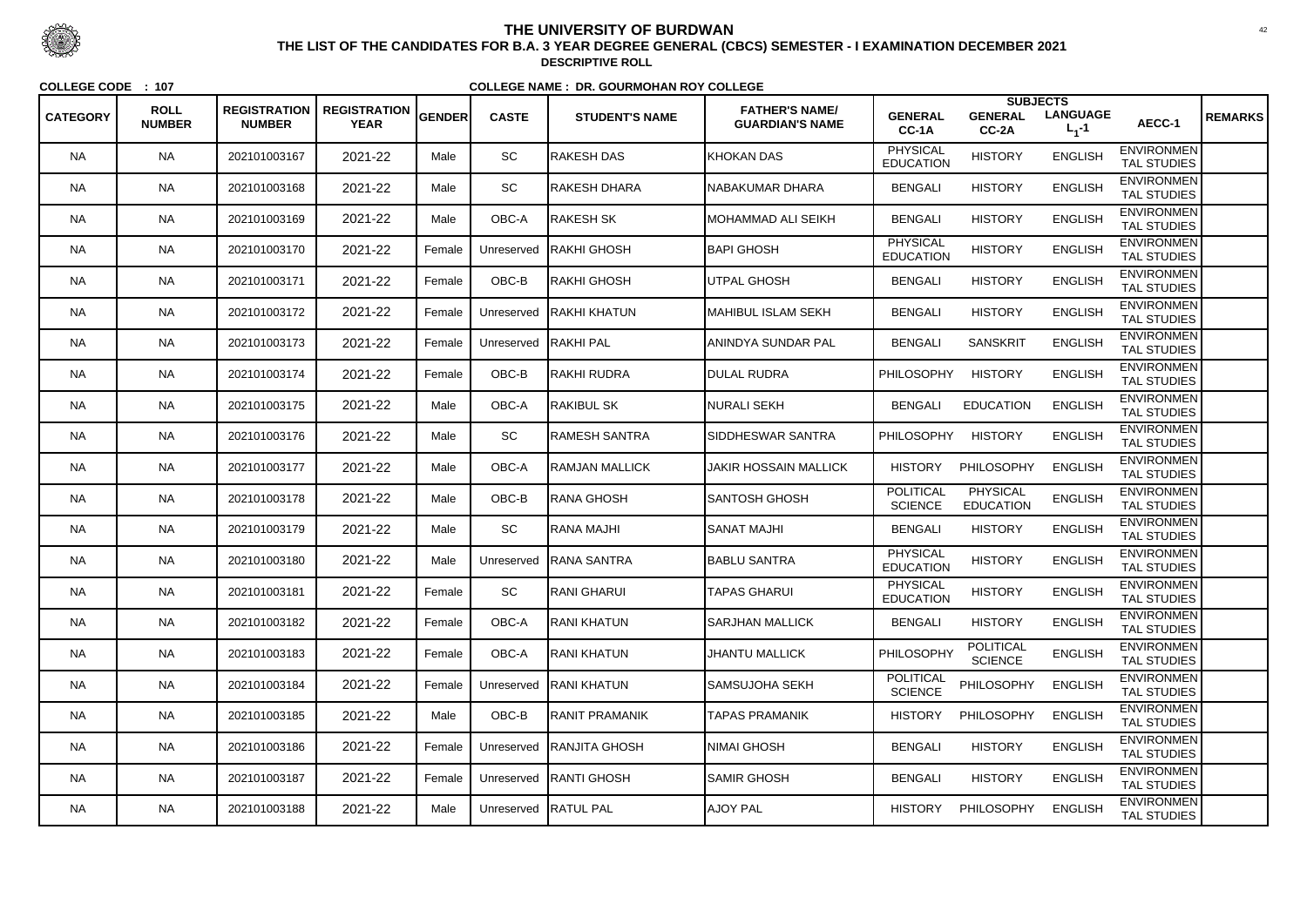# THE UNIVERSITY OF BURDWAN

## THE LIST OF THE CANDIDATES FOR B.A. 3 YEAR DEGREE GENERAL (CBCS) SEMESTER - I EXAMINATION DECEMBER 2021

### DESCRIPTIVE ROLL

**COLLEGE CODE : 107** **COLLEGE NAME : DR. GOURMOHAN ROY COLLEGE**

| CATEGORY | ROLL NUMBER | REGISTRATION NUMBER | REGISTRATION YEAR | GENDER | CASTE | STUDENT'S NAME | FATHER'S NAME/ GUARDIAN'S NAME | SUBJECTS GENERAL CC-1A | GENERAL CC-2A | LANGUAGE $L_1$-1 | AECC-1 | REMARKS |
|---|---|---|---|---|---|---|---|---|---|---|---|---|
| NA | NA | 202101003167 | 2021-22 | Male | SC | RAKESH DAS | KHOKAN DAS | PHYSICAL EDUCATION | HISTORY | ENGLISH | ENVIRONMENTAL STUDIES | |
| NA | NA | 202101003168 | 2021-22 | Male | SC | RAKESH DHARA | NABAKUMAR DHARA | BENGALI | HISTORY | ENGLISH | ENVIRONMENTAL STUDIES | |
| NA | NA | 202101003169 | 2021-22 | Male | OBC-A | RAKESH SK | MOHAMMAD ALI SEIKH | BENGALI | HISTORY | ENGLISH | ENVIRONMENTAL STUDIES | |
| NA | NA | 202101003170 | 2021-22 | Female | Unreserved | RAKHI GHOSH | BAPI GHOSH | PHYSICAL EDUCATION | HISTORY | ENGLISH | ENVIRONMENTAL STUDIES | |
| NA | NA | 202101003171 | 2021-22 | Female | OBC-B | RAKHI GHOSH | UTPAL GHOSH | BENGALI | HISTORY | ENGLISH | ENVIRONMENTAL STUDIES | |
| NA | NA | 202101003172 | 2021-22 | Female | Unreserved | RAKHI KHATUN | MAHIBUL ISLAM SEKH | BENGALI | HISTORY | ENGLISH | ENVIRONMENTAL STUDIES | |
| NA | NA | 202101003173 | 2021-22 | Female | Unreserved | RAKHI PAL | ANINDYA SUNDAR PAL | BENGALI | SANSKRIT | ENGLISH | ENVIRONMENTAL STUDIES | |
| NA | NA | 202101003174 | 2021-22 | Female | OBC-B | RAKHI RUDRA | DULAL RUDRA | PHILOSOPHY | HISTORY | ENGLISH | ENVIRONMENTAL STUDIES | |
| NA | NA | 202101003175 | 2021-22 | Male | OBC-A | RAKIBUL SK | NURALI SEKH | BENGALI | EDUCATION | ENGLISH | ENVIRONMENTAL STUDIES | |
| NA | NA | 202101003176 | 2021-22 | Male | SC | RAMESH SANTRA | SIDDHESWAR SANTRA | PHILOSOPHY | HISTORY | ENGLISH | ENVIRONMENTAL STUDIES | |
| NA | NA | 202101003177 | 2021-22 | Male | OBC-A | RAMJAN MALLICK | JAKIR HOSSAIN MALLICK | HISTORY | PHILOSOPHY | ENGLISH | ENVIRONMENTAL STUDIES | |
| NA | NA | 202101003178 | 2021-22 | Male | OBC-B | RANA GHOSH | SANTOSH GHOSH | POLITICAL SCIENCE | PHYSICAL EDUCATION | ENGLISH | ENVIRONMENTAL STUDIES | |
| NA | NA | 202101003179 | 2021-22 | Male | SC | RANA MAJHI | SANAT MAJHI | BENGALI | HISTORY | ENGLISH | ENVIRONMENTAL STUDIES | |
| NA | NA | 202101003180 | 2021-22 | Male | Unreserved | RANA SANTRA | BABLU SANTRA | PHYSICAL EDUCATION | HISTORY | ENGLISH | ENVIRONMENTAL STUDIES | |
| NA | NA | 202101003181 | 2021-22 | Female | SC | RANI GHARUI | TAPAS GHARUI | PHYSICAL EDUCATION | HISTORY | ENGLISH | ENVIRONMENTAL STUDIES | |
| NA | NA | 202101003182 | 2021-22 | Female | OBC-A | RANI KHATUN | SARJHAN MALLICK | BENGALI | HISTORY | ENGLISH | ENVIRONMENTAL STUDIES | |
| NA | NA | 202101003183 | 2021-22 | Female | OBC-A | RANI KHATUN | JHANTU MALLICK | PHILOSOPHY | POLITICAL SCIENCE | ENGLISH | ENVIRONMENTAL STUDIES | |
| NA | NA | 202101003184 | 2021-22 | Female | Unreserved | RANI KHATUN | SAMSUJOHA SEKH | POLITICAL SCIENCE | PHILOSOPHY | ENGLISH | ENVIRONMENTAL STUDIES | |
| NA | NA | 202101003185 | 2021-22 | Male | OBC-B | RANIT PRAMANIK | TAPAS PRAMANIK | HISTORY | PHILOSOPHY | ENGLISH | ENVIRONMENTAL STUDIES | |
| NA | NA | 202101003186 | 2021-22 | Female | Unreserved | RANJITA GHOSH | NIMAI GHOSH | BENGALI | HISTORY | ENGLISH | ENVIRONMENTAL STUDIES | |
| NA | NA | 202101003187 | 2021-22 | Female | Unreserved | RANTI GHOSH | SAMIR GHOSH | BENGALI | HISTORY | ENGLISH | ENVIRONMENTAL STUDIES | |
| NA | NA | 202101003188 | 2021-22 | Male | Unreserved | RATUL PAL | AJOY PAL | HISTORY | PHILOSOPHY | ENGLISH | ENVIRONMENTAL STUDIES | |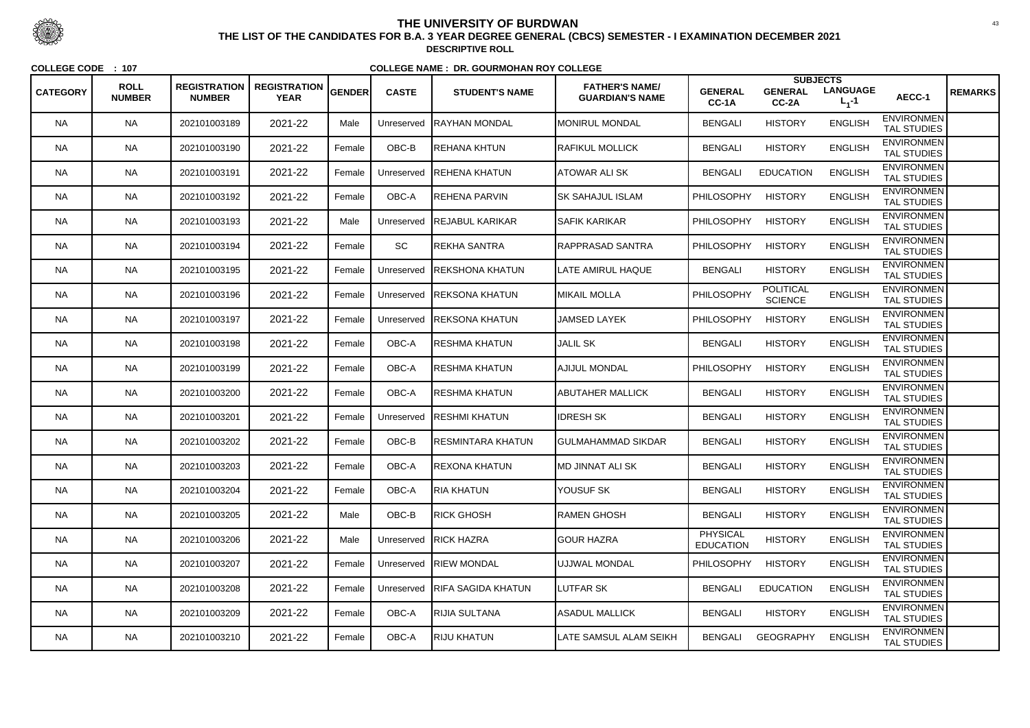# THE UNIVERSITY OF BURDWAN

## THE LIST OF THE CANDIDATES FOR B.A. 3 YEAR DEGREE GENERAL (CBCS) SEMESTER - I EXAMINATION DECEMBER 2021

### DESCRIPTIVE ROLL

**COLLEGE CODE : 107** **COLLEGE NAME : DR. GOURMOHAN ROY COLLEGE**

| CATEGORY | ROLL NUMBER | REGISTRATION NUMBER | REGISTRATION YEAR | GENDER | CASTE | STUDENT'S NAME | FATHER'S NAME/ GUARDIAN'S NAME | SUBJECTS | | | | REMARKS |
|---|---|---|---|---|---|---|---|---|---|---|---|---|
| | | | | | | | | GENERAL CC-1A | GENERAL CC-2A | LANGUAGE $L_1$-1 | AECC-1 | |
| NA | NA | 202101003189 | 2021-22 | Male | Unreserved | RAYHAN MONDAL | MONIRUL MONDAL | BENGALI | HISTORY | ENGLISH | ENVIRONMENTAL STUDIES | |
| NA | NA | 202101003190 | 2021-22 | Female | OBC-B | REHANA KHTUN | RAFIKUL MOLLICK | BENGALI | HISTORY | ENGLISH | ENVIRONMENTAL STUDIES | |
| NA | NA | 202101003191 | 2021-22 | Female | Unreserved | REHENA KHATUN | ATOWAR ALI SK | BENGALI | EDUCATION | ENGLISH | ENVIRONMENTAL STUDIES | |
| NA | NA | 202101003192 | 2021-22 | Female | OBC-A | REHENA PARVIN | SK SAHAJUL ISLAM | PHILOSOPHY | HISTORY | ENGLISH | ENVIRONMENTAL STUDIES | |
| NA | NA | 202101003193 | 2021-22 | Male | Unreserved | REJABUL KARIKAR | SAFIK KARIKAR | PHILOSOPHY | HISTORY | ENGLISH | ENVIRONMENTAL STUDIES | |
| NA | NA | 202101003194 | 2021-22 | Female | SC | REKHA SANTRA | RAPPRASAD SANTRA | PHILOSOPHY | HISTORY | ENGLISH | ENVIRONMENTAL STUDIES | |
| NA | NA | 202101003195 | 2021-22 | Female | Unreserved | REKSHONA KHATUN | LATE AMIRUL HAQUE | BENGALI | HISTORY | ENGLISH | ENVIRONMENTAL STUDIES | |
| NA | NA | 202101003196 | 2021-22 | Female | Unreserved | REKSONA KHATUN | MIKAIL MOLLA | PHILOSOPHY | POLITICAL SCIENCE | ENGLISH | ENVIRONMENTAL STUDIES | |
| NA | NA | 202101003197 | 2021-22 | Female | Unreserved | REKSONA KHATUN | JAMSED LAYEK | PHILOSOPHY | HISTORY | ENGLISH | ENVIRONMENTAL STUDIES | |
| NA | NA | 202101003198 | 2021-22 | Female | OBC-A | RESHMA KHATUN | JALIL SK | BENGALI | HISTORY | ENGLISH | ENVIRONMENTAL STUDIES | |
| NA | NA | 202101003199 | 2021-22 | Female | OBC-A | RESHMA KHATUN | AJIJUL MONDAL | PHILOSOPHY | HISTORY | ENGLISH | ENVIRONMENTAL STUDIES | |
| NA | NA | 202101003200 | 2021-22 | Female | OBC-A | RESHMA KHATUN | ABUTAHER MALLICK | BENGALI | HISTORY | ENGLISH | ENVIRONMENTAL STUDIES | |
| NA | NA | 202101003201 | 2021-22 | Female | Unreserved | RESHMI KHATUN | IDRESH SK | BENGALI | HISTORY | ENGLISH | ENVIRONMENTAL STUDIES | |
| NA | NA | 202101003202 | 2021-22 | Female | OBC-B | RESMINTARA KHATUN | GULMAHAMMAD SIKDAR | BENGALI | HISTORY | ENGLISH | ENVIRONMENTAL STUDIES | |
| NA | NA | 202101003203 | 2021-22 | Female | OBC-A | REXONA KHATUN | MD JINNAT ALI SK | BENGALI | HISTORY | ENGLISH | ENVIRONMENTAL STUDIES | |
| NA | NA | 202101003204 | 2021-22 | Female | OBC-A | RIA KHATUN | YOUSUF SK | BENGALI | HISTORY | ENGLISH | ENVIRONMENTAL STUDIES | |
| NA | NA | 202101003205 | 2021-22 | Male | OBC-B | RICK GHOSH | RAMEN GHOSH | BENGALI | HISTORY | ENGLISH | ENVIRONMENTAL STUDIES | |
| NA | NA | 202101003206 | 2021-22 | Male | Unreserved | RICK HAZRA | GOUR HAZRA | PHYSICAL EDUCATION | HISTORY | ENGLISH | ENVIRONMENTAL STUDIES | |
| NA | NA | 202101003207 | 2021-22 | Female | Unreserved | RIEW MONDAL | UJJWAL MONDAL | PHILOSOPHY | HISTORY | ENGLISH | ENVIRONMENTAL STUDIES | |
| NA | NA | 202101003208 | 2021-22 | Female | Unreserved | RIFA SAGIDA KHATUN | LUTFAR SK | BENGALI | EDUCATION | ENGLISH | ENVIRONMENTAL STUDIES | |
| NA | NA | 202101003209 | 2021-22 | Female | OBC-A | RIJIA SULTANA | ASADUL MALLICK | BENGALI | HISTORY | ENGLISH | ENVIRONMENTAL STUDIES | |
| NA | NA | 202101003210 | 2021-22 | Female | OBC-A | RIJU KHATUN | LATE SAMSUL ALAM SEIKH | BENGALI | GEOGRAPHY | ENGLISH | ENVIRONMENTAL STUDIES | |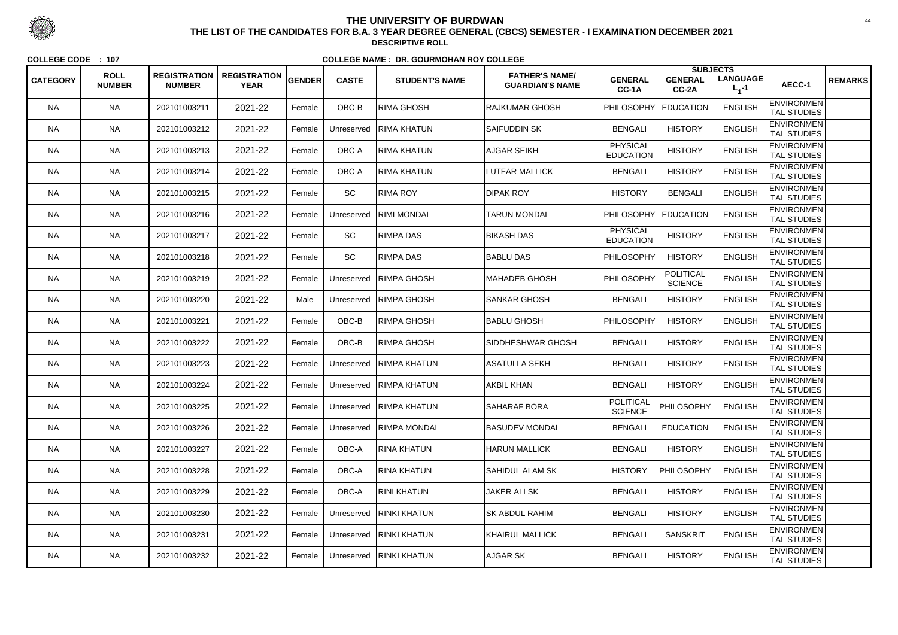# THE UNIVERSITY OF BURDWAN

**THE LIST OF THE CANDIDATES FOR B.A. 3 YEAR DEGREE GENERAL (CBCS) SEMESTER - I EXAMINATION DECEMBER 2021**

**DESCRIPTIVE ROLL**

**COLLEGE CODE : 107** **COLLEGE NAME : DR. GOURMOHAN ROY COLLEGE**

| CATEGORY | ROLL NUMBER | REGISTRATION NUMBER | REGISTRATION YEAR | GENDER | CASTE | STUDENT'S NAME | FATHER'S NAME/ GUARDIAN'S NAME | SUBJECTS | | | | REMARKS |
|---|---|---|---|---|---|---|---|---|---|---|---|---|
| | | | | | | | | GENERAL CC-1A | GENERAL CC-2A | LANGUAGE $L_1$-1 | AECC-1 | |
| NA | NA | 202101003211 | 2021-22 | Female | OBC-B | RIMA GHOSH | RAJKUMAR GHOSH | PHILOSOPHY | EDUCATION | ENGLISH | ENVIRONMENTAL STUDIES | |
| NA | NA | 202101003212 | 2021-22 | Female | Unreserved | RIMA KHATUN | SAIFUDDIN SK | BENGALI | HISTORY | ENGLISH | ENVIRONMENTAL STUDIES | |
| NA | NA | 202101003213 | 2021-22 | Female | OBC-A | RIMA KHATUN | AJGAR SEIKH | PHYSICAL EDUCATION | HISTORY | ENGLISH | ENVIRONMENTAL STUDIES | |
| NA | NA | 202101003214 | 2021-22 | Female | OBC-A | RIMA KHATUN | LUTFAR MALLICK | BENGALI | HISTORY | ENGLISH | ENVIRONMENTAL STUDIES | |
| NA | NA | 202101003215 | 2021-22 | Female | SC | RIMA ROY | DIPAK ROY | HISTORY | BENGALI | ENGLISH | ENVIRONMENTAL STUDIES | |
| NA | NA | 202101003216 | 2021-22 | Female | Unreserved | RIMI MONDAL | TARUN MONDAL | PHILOSOPHY | EDUCATION | ENGLISH | ENVIRONMENTAL STUDIES | |
| NA | NA | 202101003217 | 2021-22 | Female | SC | RIMPA DAS | BIKASH DAS | PHYSICAL EDUCATION | HISTORY | ENGLISH | ENVIRONMENTAL STUDIES | |
| NA | NA | 202101003218 | 2021-22 | Female | SC | RIMPA DAS | BABLU DAS | PHILOSOPHY | HISTORY | ENGLISH | ENVIRONMENTAL STUDIES | |
| NA | NA | 202101003219 | 2021-22 | Female | Unreserved | RIMPA GHOSH | MAHADEB GHOSH | PHILOSOPHY | POLITICAL SCIENCE | ENGLISH | ENVIRONMENTAL STUDIES | |
| NA | NA | 202101003220 | 2021-22 | Male | Unreserved | RIMPA GHOSH | SANKAR GHOSH | BENGALI | HISTORY | ENGLISH | ENVIRONMENTAL STUDIES | |
| NA | NA | 202101003221 | 2021-22 | Female | OBC-B | RIMPA GHOSH | BABLU GHOSH | PHILOSOPHY | HISTORY | ENGLISH | ENVIRONMENTAL STUDIES | |
| NA | NA | 202101003222 | 2021-22 | Female | OBC-B | RIMPA GHOSH | SIDDHESHWAR GHOSH | BENGALI | HISTORY | ENGLISH | ENVIRONMENTAL STUDIES | |
| NA | NA | 202101003223 | 2021-22 | Female | Unreserved | RIMPA KHATUN | ASATULLA SEKH | BENGALI | HISTORY | ENGLISH | ENVIRONMENTAL STUDIES | |
| NA | NA | 202101003224 | 2021-22 | Female | Unreserved | RIMPA KHATUN | AKBIL KHAN | BENGALI | HISTORY | ENGLISH | ENVIRONMENTAL STUDIES | |
| NA | NA | 202101003225 | 2021-22 | Female | Unreserved | RIMPA KHATUN | SAHARAF BORA | POLITICAL SCIENCE | PHILOSOPHY | ENGLISH | ENVIRONMENTAL STUDIES | |
| NA | NA | 202101003226 | 2021-22 | Female | Unreserved | RIMPA MONDAL | BASUDEV MONDAL | BENGALI | EDUCATION | ENGLISH | ENVIRONMENTAL STUDIES | |
| NA | NA | 202101003227 | 2021-22 | Female | OBC-A | RINA KHATUN | HARUN MALLICK | BENGALI | HISTORY | ENGLISH | ENVIRONMENTAL STUDIES | |
| NA | NA | 202101003228 | 2021-22 | Female | OBC-A | RINA KHATUN | SAHIDUL ALAM SK | HISTORY | PHILOSOPHY | ENGLISH | ENVIRONMENTAL STUDIES | |
| NA | NA | 202101003229 | 2021-22 | Female | OBC-A | RINI KHATUN | JAKER ALI SK | BENGALI | HISTORY | ENGLISH | ENVIRONMENTAL STUDIES | |
| NA | NA | 202101003230 | 2021-22 | Female | Unreserved | RINKI KHATUN | SK ABDUL RAHIM | BENGALI | HISTORY | ENGLISH | ENVIRONMENTAL STUDIES | |
| NA | NA | 202101003231 | 2021-22 | Female | Unreserved | RINKI KHATUN | KHAIRUL MALLICK | BENGALI | SANSKRIT | ENGLISH | ENVIRONMENTAL STUDIES | |
| NA | NA | 202101003232 | 2021-22 | Female | Unreserved | RINKI KHATUN | AJGAR SK | BENGALI | HISTORY | ENGLISH | ENVIRONMENTAL STUDIES | |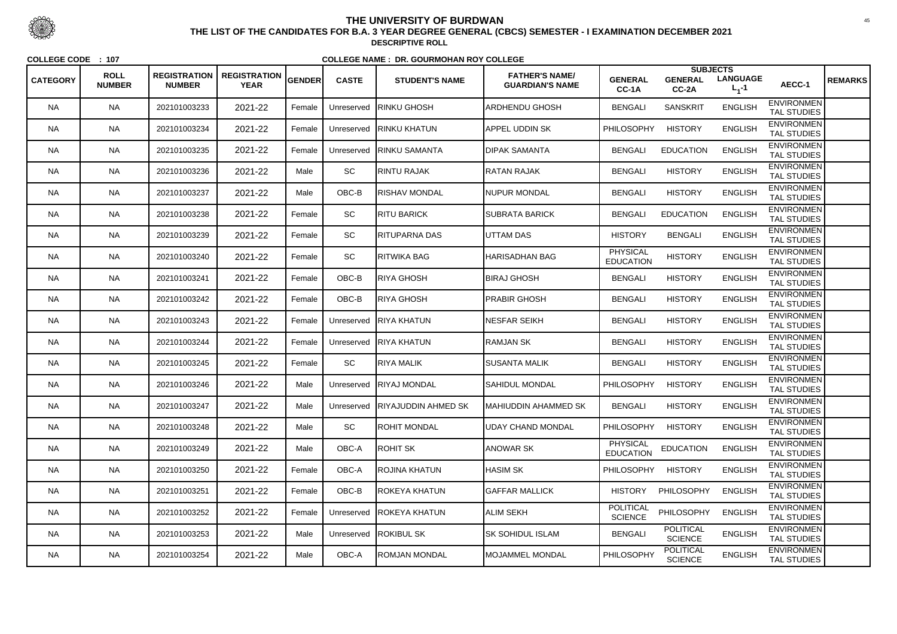# THE UNIVERSITY OF BURDWAN

**THE LIST OF THE CANDIDATES FOR B.A. 3 YEAR DEGREE GENERAL (CBCS) SEMESTER - I EXAMINATION DECEMBER 2021**

**DESCRIPTIVE ROLL**

**COLLEGE CODE : 107** **COLLEGE NAME : DR. GOURMOHAN ROY COLLEGE**

| CATEGORY | ROLL NUMBER | REGISTRATION NUMBER | REGISTRATION YEAR | GENDER | CASTE | STUDENT'S NAME | FATHER'S NAME/ GUARDIAN'S NAME | SUBJECTS | | | | REMARKS |
|---|---|---|---|---|---|---|---|---|---|---|---|---|
| | | | | | | | | GENERAL CC-1A | GENERAL CC-2A | LANGUAGE $L_1$-1 | AECC-1 | |
| NA | NA | 202101003233 | 2021-22 | Female | Unreserved | RINKU GHOSH | ARDHENDU GHOSH | BENGALI | SANSKRIT | ENGLISH | ENVIRONMENTAL STUDIES | |
| NA | NA | 202101003234 | 2021-22 | Female | Unreserved | RINKU KHATUN | APPEL UDDIN SK | PHILOSOPHY | HISTORY | ENGLISH | ENVIRONMENTAL STUDIES | |
| NA | NA | 202101003235 | 2021-22 | Female | Unreserved | RINKU SAMANTA | DIPAK SAMANTA | BENGALI | EDUCATION | ENGLISH | ENVIRONMENTAL STUDIES | |
| NA | NA | 202101003236 | 2021-22 | Male | SC | RINTU RAJAK | RATAN RAJAK | BENGALI | HISTORY | ENGLISH | ENVIRONMENTAL STUDIES | |
| NA | NA | 202101003237 | 2021-22 | Male | OBC-B | RISHAV MONDAL | NUPUR MONDAL | BENGALI | HISTORY | ENGLISH | ENVIRONMENTAL STUDIES | |
| NA | NA | 202101003238 | 2021-22 | Female | SC | RITU BARICK | SUBRATA BARICK | BENGALI | EDUCATION | ENGLISH | ENVIRONMENTAL STUDIES | |
| NA | NA | 202101003239 | 2021-22 | Female | SC | RITUPARNA DAS | UTTAM DAS | HISTORY | BENGALI | ENGLISH | ENVIRONMENTAL STUDIES | |
| NA | NA | 202101003240 | 2021-22 | Female | SC | RITWIKA BAG | HARISADHAN BAG | PHYSICAL EDUCATION | HISTORY | ENGLISH | ENVIRONMENTAL STUDIES | |
| NA | NA | 202101003241 | 2021-22 | Female | OBC-B | RIYA GHOSH | BIRAJ GHOSH | BENGALI | HISTORY | ENGLISH | ENVIRONMENTAL STUDIES | |
| NA | NA | 202101003242 | 2021-22 | Female | OBC-B | RIYA GHOSH | PRABIR GHOSH | BENGALI | HISTORY | ENGLISH | ENVIRONMENTAL STUDIES | |
| NA | NA | 202101003243 | 2021-22 | Female | Unreserved | RIYA KHATUN | NESFAR SEIKH | BENGALI | HISTORY | ENGLISH | ENVIRONMENTAL STUDIES | |
| NA | NA | 202101003244 | 2021-22 | Female | Unreserved | RIYA KHATUN | RAMJAN SK | BENGALI | HISTORY | ENGLISH | ENVIRONMENTAL STUDIES | |
| NA | NA | 202101003245 | 2021-22 | Female | SC | RIYA MALIK | SUSANTA MALIK | BENGALI | HISTORY | ENGLISH | ENVIRONMENTAL STUDIES | |
| NA | NA | 202101003246 | 2021-22 | Male | Unreserved | RIYAJ MONDAL | SAHIDUL MONDAL | PHILOSOPHY | HISTORY | ENGLISH | ENVIRONMENTAL STUDIES | |
| NA | NA | 202101003247 | 2021-22 | Male | Unreserved | RIYAJUDDIN AHMED SK | MAHIUDDIN AHAMMED SK | BENGALI | HISTORY | ENGLISH | ENVIRONMENTAL STUDIES | |
| NA | NA | 202101003248 | 2021-22 | Male | SC | ROHIT MONDAL | UDAY CHAND MONDAL | PHILOSOPHY | HISTORY | ENGLISH | ENVIRONMENTAL STUDIES | |
| NA | NA | 202101003249 | 2021-22 | Male | OBC-A | ROHIT SK | ANOWAR SK | PHYSICAL EDUCATION | EDUCATION | ENGLISH | ENVIRONMENTAL STUDIES | |
| NA | NA | 202101003250 | 2021-22 | Female | OBC-A | ROJINA KHATUN | HASIM SK | PHILOSOPHY | HISTORY | ENGLISH | ENVIRONMENTAL STUDIES | |
| NA | NA | 202101003251 | 2021-22 | Female | OBC-B | ROKEYA KHATUN | GAFFAR MALLICK | HISTORY | PHILOSOPHY | ENGLISH | ENVIRONMENTAL STUDIES | |
| NA | NA | 202101003252 | 2021-22 | Female | Unreserved | ROKEYA KHATUN | ALIM SEKH | POLITICAL SCIENCE | PHILOSOPHY | ENGLISH | ENVIRONMENTAL STUDIES | |
| NA | NA | 202101003253 | 2021-22 | Male | Unreserved | ROKIBUL SK | SK SOHIDUL ISLAM | BENGALI | POLITICAL SCIENCE | ENGLISH | ENVIRONMENTAL STUDIES | |
| NA | NA | 202101003254 | 2021-22 | Male | OBC-A | ROMJAN MONDAL | MOJAMMEL MONDAL | PHILOSOPHY | POLITICAL SCIENCE | ENGLISH | ENVIRONMENTAL STUDIES | |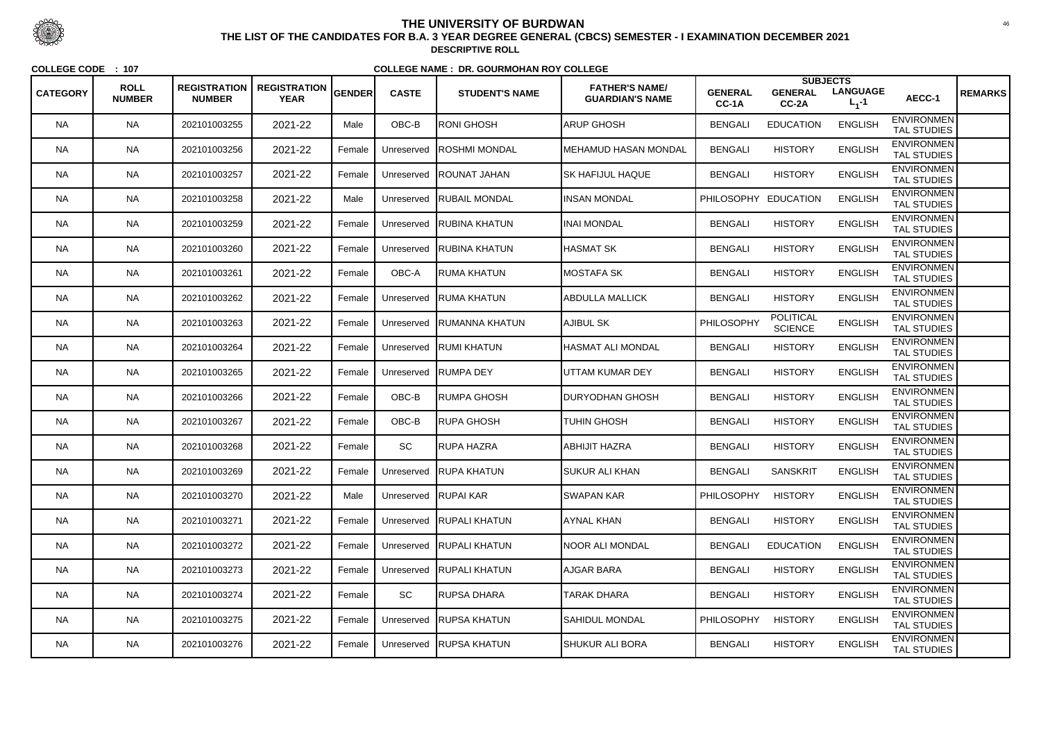# THE UNIVERSITY OF BURDWAN

## THE LIST OF THE CANDIDATES FOR B.A. 3 YEAR DEGREE GENERAL (CBCS) SEMESTER - I EXAMINATION DECEMBER 2021

### DESCRIPTIVE ROLL

**COLLEGE CODE : 107** **COLLEGE NAME : DR. GOURMOHAN ROY COLLEGE**

| CATEGORY | ROLL NUMBER | REGISTRATION NUMBER | REGISTRATION YEAR | GENDER | CASTE | STUDENT'S NAME | FATHER'S NAME/ GUARDIAN'S NAME | SUBJECTS | | | | REMARKS |
|---|---|---|---|---|---|---|---|---|---|---|---|---|
| | | | | | | | | GENERAL CC-1A | GENERAL CC-2A | LANGUAGE $L_1$-1 | AECC-1 | |
| NA | NA | 202101003255 | 2021-22 | Male | OBC-B | RONI GHOSH | ARUP GHOSH | BENGALI | EDUCATION | ENGLISH | ENVIRONMENTAL STUDIES | |
| NA | NA | 202101003256 | 2021-22 | Female | Unreserved | ROSHMI MONDAL | MEHAMUD HASAN MONDAL | BENGALI | HISTORY | ENGLISH | ENVIRONMENTAL STUDIES | |
| NA | NA | 202101003257 | 2021-22 | Female | Unreserved | ROUNAT JAHAN | SK HAFIJUL HAQUE | BENGALI | HISTORY | ENGLISH | ENVIRONMENTAL STUDIES | |
| NA | NA | 202101003258 | 2021-22 | Male | Unreserved | RUBAIL MONDAL | INSAN MONDAL | PHILOSOPHY | EDUCATION | ENGLISH | ENVIRONMENTAL STUDIES | |
| NA | NA | 202101003259 | 2021-22 | Female | Unreserved | RUBINA KHATUN | INAI MONDAL | BENGALI | HISTORY | ENGLISH | ENVIRONMENTAL STUDIES | |
| NA | NA | 202101003260 | 2021-22 | Female | Unreserved | RUBINA KHATUN | HASMAT SK | BENGALI | HISTORY | ENGLISH | ENVIRONMENTAL STUDIES | |
| NA | NA | 202101003261 | 2021-22 | Female | OBC-A | RUMA KHATUN | MOSTAFA SK | BENGALI | HISTORY | ENGLISH | ENVIRONMENTAL STUDIES | |
| NA | NA | 202101003262 | 2021-22 | Female | Unreserved | RUMA KHATUN | ABDULLA MALLICK | BENGALI | HISTORY | ENGLISH | ENVIRONMENTAL STUDIES | |
| NA | NA | 202101003263 | 2021-22 | Female | Unreserved | RUMANNA KHATUN | AJIBUL SK | PHILOSOPHY | POLITICAL SCIENCE | ENGLISH | ENVIRONMENTAL STUDIES | |
| NA | NA | 202101003264 | 2021-22 | Female | Unreserved | RUMI KHATUN | HASMAT ALI MONDAL | BENGALI | HISTORY | ENGLISH | ENVIRONMENTAL STUDIES | |
| NA | NA | 202101003265 | 2021-22 | Female | Unreserved | RUMPA DEY | UTTAM KUMAR DEY | BENGALI | HISTORY | ENGLISH | ENVIRONMENTAL STUDIES | |
| NA | NA | 202101003266 | 2021-22 | Female | OBC-B | RUMPA GHOSH | DURYODHAN GHOSH | BENGALI | HISTORY | ENGLISH | ENVIRONMENTAL STUDIES | |
| NA | NA | 202101003267 | 2021-22 | Female | OBC-B | RUPA GHOSH | TUHIN GHOSH | BENGALI | HISTORY | ENGLISH | ENVIRONMENTAL STUDIES | |
| NA | NA | 202101003268 | 2021-22 | Female | SC | RUPA HAZRA | ABHIJIT HAZRA | BENGALI | HISTORY | ENGLISH | ENVIRONMENTAL STUDIES | |
| NA | NA | 202101003269 | 2021-22 | Female | Unreserved | RUPA KHATUN | SUKUR ALI KHAN | BENGALI | SANSKRIT | ENGLISH | ENVIRONMENTAL STUDIES | |
| NA | NA | 202101003270 | 2021-22 | Male | Unreserved | RUPAI KAR | SWAPAN KAR | PHILOSOPHY | HISTORY | ENGLISH | ENVIRONMENTAL STUDIES | |
| NA | NA | 202101003271 | 2021-22 | Female | Unreserved | RUPALI KHATUN | AYNAL KHAN | BENGALI | HISTORY | ENGLISH | ENVIRONMENTAL STUDIES | |
| NA | NA | 202101003272 | 2021-22 | Female | Unreserved | RUPALI KHATUN | NOOR ALI MONDAL | BENGALI | EDUCATION | ENGLISH | ENVIRONMENTAL STUDIES | |
| NA | NA | 202101003273 | 2021-22 | Female | Unreserved | RUPALI KHATUN | AJGAR BARA | BENGALI | HISTORY | ENGLISH | ENVIRONMENTAL STUDIES | |
| NA | NA | 202101003274 | 2021-22 | Female | SC | RUPSA DHARA | TARAK DHARA | BENGALI | HISTORY | ENGLISH | ENVIRONMENTAL STUDIES | |
| NA | NA | 202101003275 | 2021-22 | Female | Unreserved | RUPSA KHATUN | SAHIDUL MONDAL | PHILOSOPHY | HISTORY | ENGLISH | ENVIRONMENTAL STUDIES | |
| NA | NA | 202101003276 | 2021-22 | Female | Unreserved | RUPSA KHATUN | SHUKUR ALI BORA | BENGALI | HISTORY | ENGLISH | ENVIRONMENTAL STUDIES | |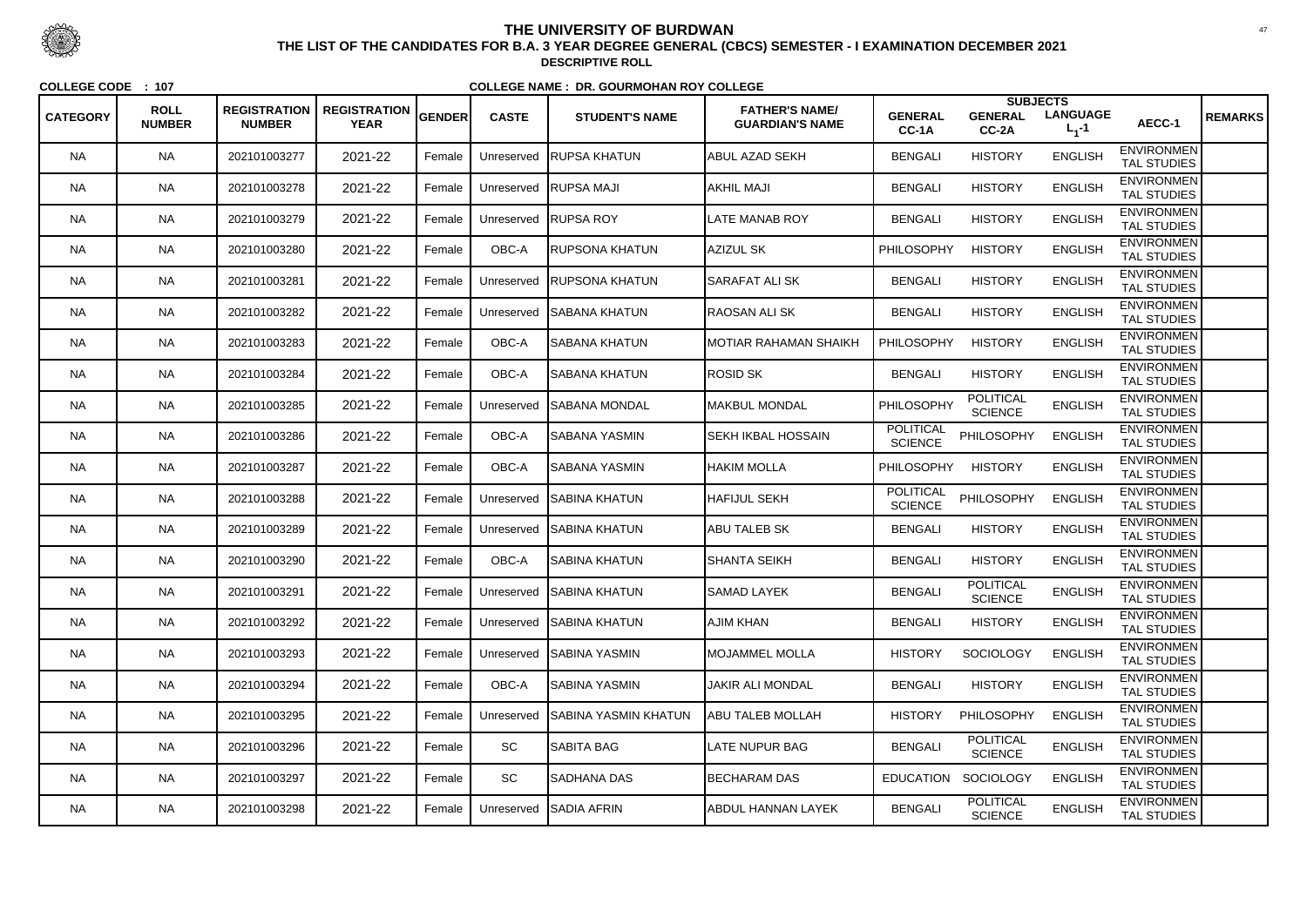# THE UNIVERSITY OF BURDWAN

**THE LIST OF THE CANDIDATES FOR B.A. 3 YEAR DEGREE GENERAL (CBCS) SEMESTER - I EXAMINATION DECEMBER 2021**

**DESCRIPTIVE ROLL**

**COLLEGE CODE : 107** **COLLEGE NAME : DR. GOURMOHAN ROY COLLEGE**

| CATEGORY | ROLL NUMBER | REGISTRATION NUMBER | REGISTRATION YEAR | GENDER | CASTE | STUDENT'S NAME | FATHER'S NAME/ GUARDIAN'S NAME | SUBJECTS GENERAL CC-1A | GENERAL CC-2A | LANGUAGE $L_1$-1 | AECC-1 | REMARKS |
|---|---|---|---|---|---|---|---|---|---|---|---|---|
| NA | NA | 202101003277 | 2021-22 | Female | Unreserved | RUPSA KHATUN | ABUL AZAD SEKH | BENGALI | HISTORY | ENGLISH | ENVIRONMENTAL STUDIES | |
| NA | NA | 202101003278 | 2021-22 | Female | Unreserved | RUPSA MAJI | AKHIL MAJI | BENGALI | HISTORY | ENGLISH | ENVIRONMENTAL STUDIES | |
| NA | NA | 202101003279 | 2021-22 | Female | Unreserved | RUPSA ROY | LATE MANAB ROY | BENGALI | HISTORY | ENGLISH | ENVIRONMENTAL STUDIES | |
| NA | NA | 202101003280 | 2021-22 | Female | OBC-A | RUPSONA KHATUN | AZIZUL SK | PHILOSOPHY | HISTORY | ENGLISH | ENVIRONMENTAL STUDIES | |
| NA | NA | 202101003281 | 2021-22 | Female | Unreserved | RUPSONA KHATUN | SARAFAT ALI SK | BENGALI | HISTORY | ENGLISH | ENVIRONMENTAL STUDIES | |
| NA | NA | 202101003282 | 2021-22 | Female | Unreserved | SABANA KHATUN | RAOSAN ALI SK | BENGALI | HISTORY | ENGLISH | ENVIRONMENTAL STUDIES | |
| NA | NA | 202101003283 | 2021-22 | Female | OBC-A | SABANA KHATUN | MOTIAR RAHAMAN SHAIKH | PHILOSOPHY | HISTORY | ENGLISH | ENVIRONMENTAL STUDIES | |
| NA | NA | 202101003284 | 2021-22 | Female | OBC-A | SABANA KHATUN | ROSID SK | BENGALI | HISTORY | ENGLISH | ENVIRONMENTAL STUDIES | |
| NA | NA | 202101003285 | 2021-22 | Female | Unreserved | SABANA MONDAL | MAKBUL MONDAL | PHILOSOPHY | POLITICAL SCIENCE | ENGLISH | ENVIRONMENTAL STUDIES | |
| NA | NA | 202101003286 | 2021-22 | Female | OBC-A | SABANA YASMIN | SEKH IKBAL HOSSAIN | POLITICAL SCIENCE | PHILOSOPHY | ENGLISH | ENVIRONMENTAL STUDIES | |
| NA | NA | 202101003287 | 2021-22 | Female | OBC-A | SABANA YASMIN | HAKIM MOLLA | PHILOSOPHY | HISTORY | ENGLISH | ENVIRONMENTAL STUDIES | |
| NA | NA | 202101003288 | 2021-22 | Female | Unreserved | SABINA KHATUN | HAFIJUL SEKH | POLITICAL SCIENCE | PHILOSOPHY | ENGLISH | ENVIRONMENTAL STUDIES | |
| NA | NA | 202101003289 | 2021-22 | Female | Unreserved | SABINA KHATUN | ABU TALEB SK | BENGALI | HISTORY | ENGLISH | ENVIRONMENTAL STUDIES | |
| NA | NA | 202101003290 | 2021-22 | Female | OBC-A | SABINA KHATUN | SHANTA SEIKH | BENGALI | HISTORY | ENGLISH | ENVIRONMENTAL STUDIES | |
| NA | NA | 202101003291 | 2021-22 | Female | Unreserved | SABINA KHATUN | SAMAD LAYEK | BENGALI | POLITICAL SCIENCE | ENGLISH | ENVIRONMENTAL STUDIES | |
| NA | NA | 202101003292 | 2021-22 | Female | Unreserved | SABINA KHATUN | AJIM KHAN | BENGALI | HISTORY | ENGLISH | ENVIRONMENTAL STUDIES | |
| NA | NA | 202101003293 | 2021-22 | Female | Unreserved | SABINA YASMIN | MOJAMMEL MOLLA | HISTORY | SOCIOLOGY | ENGLISH | ENVIRONMENTAL STUDIES | |
| NA | NA | 202101003294 | 2021-22 | Female | OBC-A | SABINA YASMIN | JAKIR ALI MONDAL | BENGALI | HISTORY | ENGLISH | ENVIRONMENTAL STUDIES | |
| NA | NA | 202101003295 | 2021-22 | Female | Unreserved | SABINA YASMIN KHATUN | ABU TALEB MOLLAH | HISTORY | PHILOSOPHY | ENGLISH | ENVIRONMENTAL STUDIES | |
| NA | NA | 202101003296 | 2021-22 | Female | SC | SABITA BAG | LATE NUPUR BAG | BENGALI | POLITICAL SCIENCE | ENGLISH | ENVIRONMENTAL STUDIES | |
| NA | NA | 202101003297 | 2021-22 | Female | SC | SADHANA DAS | BECHARAM DAS | EDUCATION | SOCIOLOGY | ENGLISH | ENVIRONMENTAL STUDIES | |
| NA | NA | 202101003298 | 2021-22 | Female | Unreserved | SADIA AFRIN | ABDUL HANNAN LAYEK | BENGALI | POLITICAL SCIENCE | ENGLISH | ENVIRONMENTAL STUDIES | |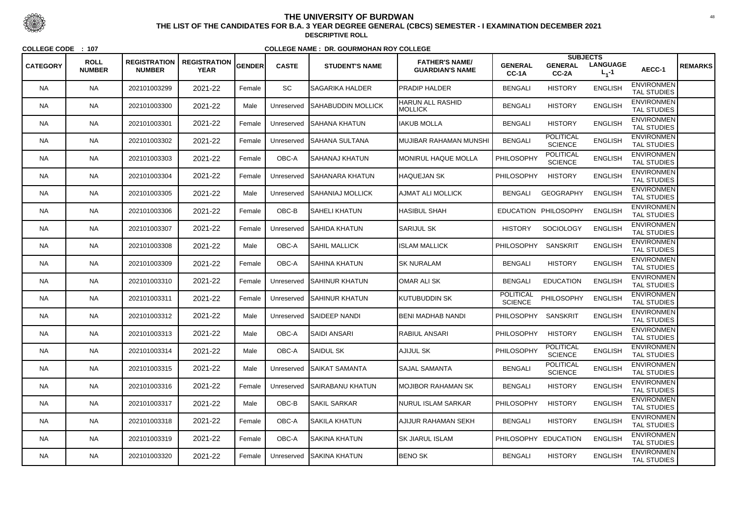# THE UNIVERSITY OF BURDWAN

**THE LIST OF THE CANDIDATES FOR B.A. 3 YEAR DEGREE GENERAL (CBCS) SEMESTER - I EXAMINATION DECEMBER 2021**

**DESCRIPTIVE ROLL**

**COLLEGE CODE : 107** **COLLEGE NAME : DR. GOURMOHAN ROY COLLEGE**

| CATEGORY | ROLL NUMBER | REGISTRATION NUMBER | REGISTRATION YEAR | GENDER | CASTE | STUDENT'S NAME | FATHER'S NAME/ GUARDIAN'S NAME | SUBJECTS GENERAL CC-1A | GENERAL CC-2A | LANGUAGE $L_1$-1 | AECC-1 | REMARKS |
|---|---|---|---|---|---|---|---|---|---|---|---|---|
| NA | NA | 202101003299 | 2021-22 | Female | SC | SAGARIKA HALDER | PRADIP HALDER | BENGALI | HISTORY | ENGLISH | ENVIRONMENTAL STUDIES | |
| NA | NA | 202101003300 | 2021-22 | Male | Unreserved | SAHABUDDIN MOLLICK | HARUN ALL RASHID MOLLICK | BENGALI | HISTORY | ENGLISH | ENVIRONMENTAL STUDIES | |
| NA | NA | 202101003301 | 2021-22 | Female | Unreserved | SAHANA KHATUN | IAKUB MOLLA | BENGALI | HISTORY | ENGLISH | ENVIRONMENTAL STUDIES | |
| NA | NA | 202101003302 | 2021-22 | Female | Unreserved | SAHANA SULTANA | MUJIBAR RAHAMAN MUNSHI | BENGALI | POLITICAL SCIENCE | ENGLISH | ENVIRONMENTAL STUDIES | |
| NA | NA | 202101003303 | 2021-22 | Female | OBC-A | SAHANAJ KHATUN | MONIRUL HAQUE MOLLA | PHILOSOPHY | POLITICAL SCIENCE | ENGLISH | ENVIRONMENTAL STUDIES | |
| NA | NA | 202101003304 | 2021-22 | Female | Unreserved | SAHANARA KHATUN | HAQUEJAN SK | PHILOSOPHY | HISTORY | ENGLISH | ENVIRONMENTAL STUDIES | |
| NA | NA | 202101003305 | 2021-22 | Male | Unreserved | SAHANIAJ MOLLICK | AJMAT ALI MOLLICK | BENGALI | GEOGRAPHY | ENGLISH | ENVIRONMENTAL STUDIES | |
| NA | NA | 202101003306 | 2021-22 | Female | OBC-B | SAHELI KHATUN | HASIBUL SHAH | EDUCATION | PHILOSOPHY | ENGLISH | ENVIRONMENTAL STUDIES | |
| NA | NA | 202101003307 | 2021-22 | Female | Unreserved | SAHIDA KHATUN | SARIJUL SK | HISTORY | SOCIOLOGY | ENGLISH | ENVIRONMENTAL STUDIES | |
| NA | NA | 202101003308 | 2021-22 | Male | OBC-A | SAHIL MALLICK | ISLAM MALLICK | PHILOSOPHY | SANSKRIT | ENGLISH | ENVIRONMENTAL STUDIES | |
| NA | NA | 202101003309 | 2021-22 | Female | OBC-A | SAHINA KHATUN | SK NURALAM | BENGALI | HISTORY | ENGLISH | ENVIRONMENTAL STUDIES | |
| NA | NA | 202101003310 | 2021-22 | Female | Unreserved | SAHINUR KHATUN | OMAR ALI SK | BENGALI | EDUCATION | ENGLISH | ENVIRONMENTAL STUDIES | |
| NA | NA | 202101003311 | 2021-22 | Female | Unreserved | SAHINUR KHATUN | KUTUBUDDIN SK | POLITICAL SCIENCE | PHILOSOPHY | ENGLISH | ENVIRONMENTAL STUDIES | |
| NA | NA | 202101003312 | 2021-22 | Male | Unreserved | SAIDEEP NANDI | BENI MADHAB NANDI | PHILOSOPHY | SANSKRIT | ENGLISH | ENVIRONMENTAL STUDIES | |
| NA | NA | 202101003313 | 2021-22 | Male | OBC-A | SAIDI ANSARI | RABIUL ANSARI | PHILOSOPHY | HISTORY | ENGLISH | ENVIRONMENTAL STUDIES | |
| NA | NA | 202101003314 | 2021-22 | Male | OBC-A | SAIDUL SK | AJIJUL SK | PHILOSOPHY | POLITICAL SCIENCE | ENGLISH | ENVIRONMENTAL STUDIES | |
| NA | NA | 202101003315 | 2021-22 | Male | Unreserved | SAIKAT SAMANTA | SAJAL SAMANTA | BENGALI | POLITICAL SCIENCE | ENGLISH | ENVIRONMENTAL STUDIES | |
| NA | NA | 202101003316 | 2021-22 | Female | Unreserved | SAIRABANU KHATUN | MOJIBOR RAHAMAN SK | BENGALI | HISTORY | ENGLISH | ENVIRONMENTAL STUDIES | |
| NA | NA | 202101003317 | 2021-22 | Male | OBC-B | SAKIL SARKAR | NURUL ISLAM SARKAR | PHILOSOPHY | HISTORY | ENGLISH | ENVIRONMENTAL STUDIES | |
| NA | NA | 202101003318 | 2021-22 | Female | OBC-A | SAKILA KHATUN | AJIJUR RAHAMAN SEKH | BENGALI | HISTORY | ENGLISH | ENVIRONMENTAL STUDIES | |
| NA | NA | 202101003319 | 2021-22 | Female | OBC-A | SAKINA KHATUN | SK JIARUL ISLAM | PHILOSOPHY | EDUCATION | ENGLISH | ENVIRONMENTAL STUDIES | |
| NA | NA | 202101003320 | 2021-22 | Female | Unreserved | SAKINA KHATUN | BENO SK | BENGALI | HISTORY | ENGLISH | ENVIRONMENTAL STUDIES | |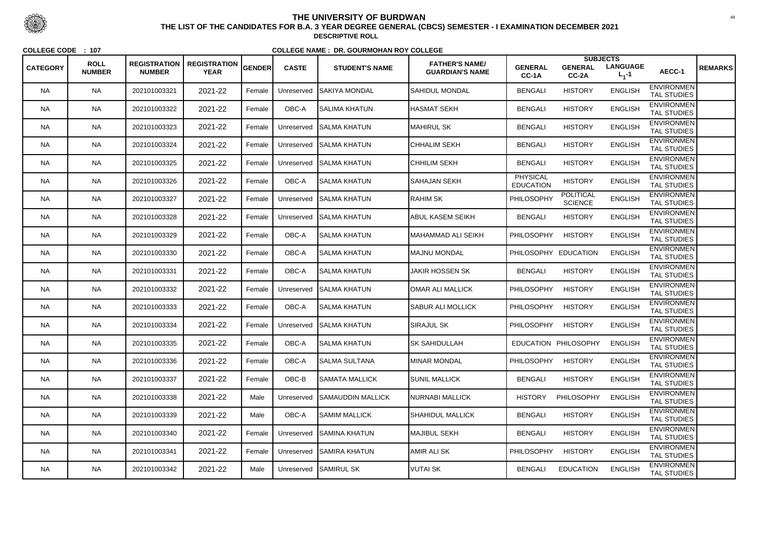# THE UNIVERSITY OF BURDWAN

## THE LIST OF THE CANDIDATES FOR B.A. 3 YEAR DEGREE GENERAL (CBCS) SEMESTER - I EXAMINATION DECEMBER 2021

**DESCRIPTIVE ROLL**

**COLLEGE CODE : 107** **COLLEGE NAME : DR. GOURMOHAN ROY COLLEGE**

| CATEGORY | ROLL NUMBER | REGISTRATION NUMBER | REGISTRATION YEAR | GENDER | CASTE | STUDENT'S NAME | FATHER'S NAME/ GUARDIAN'S NAME | SUBJECTS GENERAL CC-1A | GENERAL CC-2A | LANGUAGE $L_1$-1 | AECC-1 | REMARKS |
|---|---|---|---|---|---|---|---|---|---|---|---|---|
| NA | NA | 202101003321 | 2021-22 | Female | Unreserved | SAKIYA MONDAL | SAHIDUL MONDAL | BENGALI | HISTORY | ENGLISH | ENVIRONMENTAL STUDIES | |
| NA | NA | 202101003322 | 2021-22 | Female | OBC-A | SALIMA KHATUN | HASMAT SEKH | BENGALI | HISTORY | ENGLISH | ENVIRONMENTAL STUDIES | |
| NA | NA | 202101003323 | 2021-22 | Female | Unreserved | SALMA KHATUN | MAHIRUL SK | BENGALI | HISTORY | ENGLISH | ENVIRONMENTAL STUDIES | |
| NA | NA | 202101003324 | 2021-22 | Female | Unreserved | SALMA KHATUN | CHHALIM SEKH | BENGALI | HISTORY | ENGLISH | ENVIRONMENTAL STUDIES | |
| NA | NA | 202101003325 | 2021-22 | Female | Unreserved | SALMA KHATUN | CHHILIM SEKH | BENGALI | HISTORY | ENGLISH | ENVIRONMENTAL STUDIES | |
| NA | NA | 202101003326 | 2021-22 | Female | OBC-A | SALMA KHATUN | SAHAJAN SEKH | PHYSICAL EDUCATION | HISTORY | ENGLISH | ENVIRONMENTAL STUDIES | |
| NA | NA | 202101003327 | 2021-22 | Female | Unreserved | SALMA KHATUN | RAHIM SK | PHILOSOPHY | POLITICAL SCIENCE | ENGLISH | ENVIRONMENTAL STUDIES | |
| NA | NA | 202101003328 | 2021-22 | Female | Unreserved | SALMA KHATUN | ABUL KASEM SEIKH | BENGALI | HISTORY | ENGLISH | ENVIRONMENTAL STUDIES | |
| NA | NA | 202101003329 | 2021-22 | Female | OBC-A | SALMA KHATUN | MAHAMMAD ALI SEIKH | PHILOSOPHY | HISTORY | ENGLISH | ENVIRONMENTAL STUDIES | |
| NA | NA | 202101003330 | 2021-22 | Female | OBC-A | SALMA KHATUN | MAJNU MONDAL | PHILOSOPHY | EDUCATION | ENGLISH | ENVIRONMENTAL STUDIES | |
| NA | NA | 202101003331 | 2021-22 | Female | OBC-A | SALMA KHATUN | JAKIR HOSSEN SK | BENGALI | HISTORY | ENGLISH | ENVIRONMENTAL STUDIES | |
| NA | NA | 202101003332 | 2021-22 | Female | Unreserved | SALMA KHATUN | OMAR ALI MALLICK | PHILOSOPHY | HISTORY | ENGLISH | ENVIRONMENTAL STUDIES | |
| NA | NA | 202101003333 | 2021-22 | Female | OBC-A | SALMA KHATUN | SABUR ALI MOLLICK | PHILOSOPHY | HISTORY | ENGLISH | ENVIRONMENTAL STUDIES | |
| NA | NA | 202101003334 | 2021-22 | Female | Unreserved | SALMA KHATUN | SIRAJUL SK | PHILOSOPHY | HISTORY | ENGLISH | ENVIRONMENTAL STUDIES | |
| NA | NA | 202101003335 | 2021-22 | Female | OBC-A | SALMA KHATUN | SK SAHIDULLAH | EDUCATION | PHILOSOPHY | ENGLISH | ENVIRONMENTAL STUDIES | |
| NA | NA | 202101003336 | 2021-22 | Female | OBC-A | SALMA SULTANA | MINAR MONDAL | PHILOSOPHY | HISTORY | ENGLISH | ENVIRONMENTAL STUDIES | |
| NA | NA | 202101003337 | 2021-22 | Female | OBC-B | SAMATA MALLICK | SUNIL MALLICK | BENGALI | HISTORY | ENGLISH | ENVIRONMENTAL STUDIES | |
| NA | NA | 202101003338 | 2021-22 | Male | Unreserved | SAMAUDDIN MALLICK | NURNABI MALLICK | HISTORY | PHILOSOPHY | ENGLISH | ENVIRONMENTAL STUDIES | |
| NA | NA | 202101003339 | 2021-22 | Male | OBC-A | SAMIM MALLICK | SHAHIDUL MALLICK | BENGALI | HISTORY | ENGLISH | ENVIRONMENTAL STUDIES | |
| NA | NA | 202101003340 | 2021-22 | Female | Unreserved | SAMINA KHATUN | MAJIBUL SEKH | BENGALI | HISTORY | ENGLISH | ENVIRONMENTAL STUDIES | |
| NA | NA | 202101003341 | 2021-22 | Female | Unreserved | SAMIRA KHATUN | AMIR ALI SK | PHILOSOPHY | HISTORY | ENGLISH | ENVIRONMENTAL STUDIES | |
| NA | NA | 202101003342 | 2021-22 | Male | Unreserved | SAMIRUL SK | VUTAI SK | BENGALI | EDUCATION | ENGLISH | ENVIRONMENTAL STUDIES | |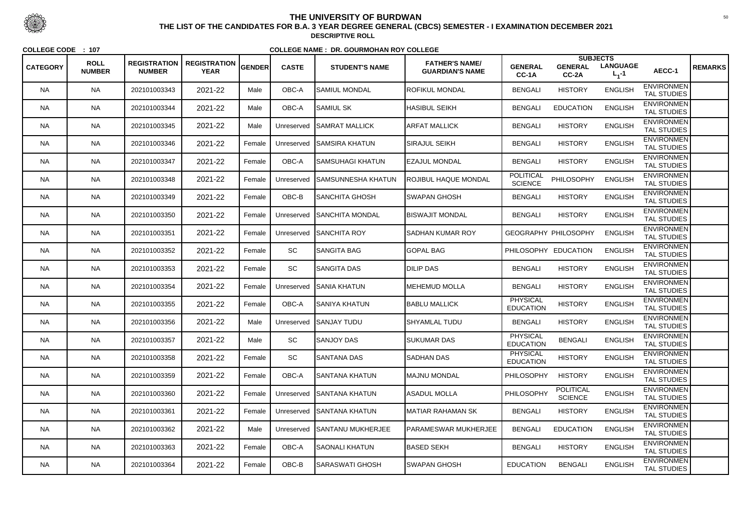# THE UNIVERSITY OF BURDWAN

## THE LIST OF THE CANDIDATES FOR B.A. 3 YEAR DEGREE GENERAL (CBCS) SEMESTER - I EXAMINATION DECEMBER 2021

### DESCRIPTIVE ROLL

**COLLEGE CODE : 107** **COLLEGE NAME : DR. GOURMOHAN ROY COLLEGE**

| CATEGORY | ROLL NUMBER | REGISTRATION NUMBER | REGISTRATION YEAR | GENDER | CASTE | STUDENT'S NAME | FATHER'S NAME/ GUARDIAN'S NAME | SUBJECTS GENERAL CC-1A | GENERAL CC-2A | LANGUAGE $L_1$-1 | AECC-1 | REMARKS |
|---|---|---|---|---|---|---|---|---|---|---|---|---|
| NA | NA | 202101003343 | 2021-22 | Male | OBC-A | SAMIUL MONDAL | ROFIKUL MONDAL | BENGALI | HISTORY | ENGLISH | ENVIRONMENTAL STUDIES | |
| NA | NA | 202101003344 | 2021-22 | Male | OBC-A | SAMIUL SK | HASIBUL SEIKH | BENGALI | EDUCATION | ENGLISH | ENVIRONMENTAL STUDIES | |
| NA | NA | 202101003345 | 2021-22 | Male | Unreserved | SAMRAT MALLICK | ARFAT MALLICK | BENGALI | HISTORY | ENGLISH | ENVIRONMENTAL STUDIES | |
| NA | NA | 202101003346 | 2021-22 | Female | Unreserved | SAMSIRA KHATUN | SIRAJUL SEIKH | BENGALI | HISTORY | ENGLISH | ENVIRONMENTAL STUDIES | |
| NA | NA | 202101003347 | 2021-22 | Female | OBC-A | SAMSUHAGI KHATUN | EZAJUL MONDAL | BENGALI | HISTORY | ENGLISH | ENVIRONMENTAL STUDIES | |
| NA | NA | 202101003348 | 2021-22 | Female | Unreserved | SAMSUNNESHA KHATUN | ROJIBUL HAQUE MONDAL | POLITICAL SCIENCE | PHILOSOPHY | ENGLISH | ENVIRONMENTAL STUDIES | |
| NA | NA | 202101003349 | 2021-22 | Female | OBC-B | SANCHITA GHOSH | SWAPAN GHOSH | BENGALI | HISTORY | ENGLISH | ENVIRONMENTAL STUDIES | |
| NA | NA | 202101003350 | 2021-22 | Female | Unreserved | SANCHITA MONDAL | BISWAJIT MONDAL | BENGALI | HISTORY | ENGLISH | ENVIRONMENTAL STUDIES | |
| NA | NA | 202101003351 | 2021-22 | Female | Unreserved | SANCHITA ROY | SADHAN KUMAR ROY | GEOGRAPHY | PHILOSOPHY | ENGLISH | ENVIRONMENTAL STUDIES | |
| NA | NA | 202101003352 | 2021-22 | Female | SC | SANGITA BAG | GOPAL BAG | PHILOSOPHY | EDUCATION | ENGLISH | ENVIRONMENTAL STUDIES | |
| NA | NA | 202101003353 | 2021-22 | Female | SC | SANGITA DAS | DILIP DAS | BENGALI | HISTORY | ENGLISH | ENVIRONMENTAL STUDIES | |
| NA | NA | 202101003354 | 2021-22 | Female | Unreserved | SANIA KHATUN | MEHEMUD MOLLA | BENGALI | HISTORY | ENGLISH | ENVIRONMENTAL STUDIES | |
| NA | NA | 202101003355 | 2021-22 | Female | OBC-A | SANIYA KHATUN | BABLU MALLICK | PHYSICAL EDUCATION | HISTORY | ENGLISH | ENVIRONMENTAL STUDIES | |
| NA | NA | 202101003356 | 2021-22 | Male | Unreserved | SANJAY TUDU | SHYAMLAL TUDU | BENGALI | HISTORY | ENGLISH | ENVIRONMENTAL STUDIES | |
| NA | NA | 202101003357 | 2021-22 | Male | SC | SANJOY DAS | SUKUMAR DAS | PHYSICAL EDUCATION | BENGALI | ENGLISH | ENVIRONMENTAL STUDIES | |
| NA | NA | 202101003358 | 2021-22 | Female | SC | SANTANA DAS | SADHAN DAS | PHYSICAL EDUCATION | HISTORY | ENGLISH | ENVIRONMENTAL STUDIES | |
| NA | NA | 202101003359 | 2021-22 | Female | OBC-A | SANTANA KHATUN | MAJNU MONDAL | PHILOSOPHY | HISTORY | ENGLISH | ENVIRONMENTAL STUDIES | |
| NA | NA | 202101003360 | 2021-22 | Female | Unreserved | SANTANA KHATUN | ASADUL MOLLA | PHILOSOPHY | POLITICAL SCIENCE | ENGLISH | ENVIRONMENTAL STUDIES | |
| NA | NA | 202101003361 | 2021-22 | Female | Unreserved | SANTANA KHATUN | MATIAR RAHAMAN SK | BENGALI | HISTORY | ENGLISH | ENVIRONMENTAL STUDIES | |
| NA | NA | 202101003362 | 2021-22 | Male | Unreserved | SANTANU MUKHERJEE | PARAMESWAR MUKHERJEE | BENGALI | EDUCATION | ENGLISH | ENVIRONMENTAL STUDIES | |
| NA | NA | 202101003363 | 2021-22 | Female | OBC-A | SAONALI KHATUN | BASED SEKH | BENGALI | HISTORY | ENGLISH | ENVIRONMENTAL STUDIES | |
| NA | NA | 202101003364 | 2021-22 | Female | OBC-B | SARASWATI GHOSH | SWAPAN GHOSH | EDUCATION | BENGALI | ENGLISH | ENVIRONMENTAL STUDIES | |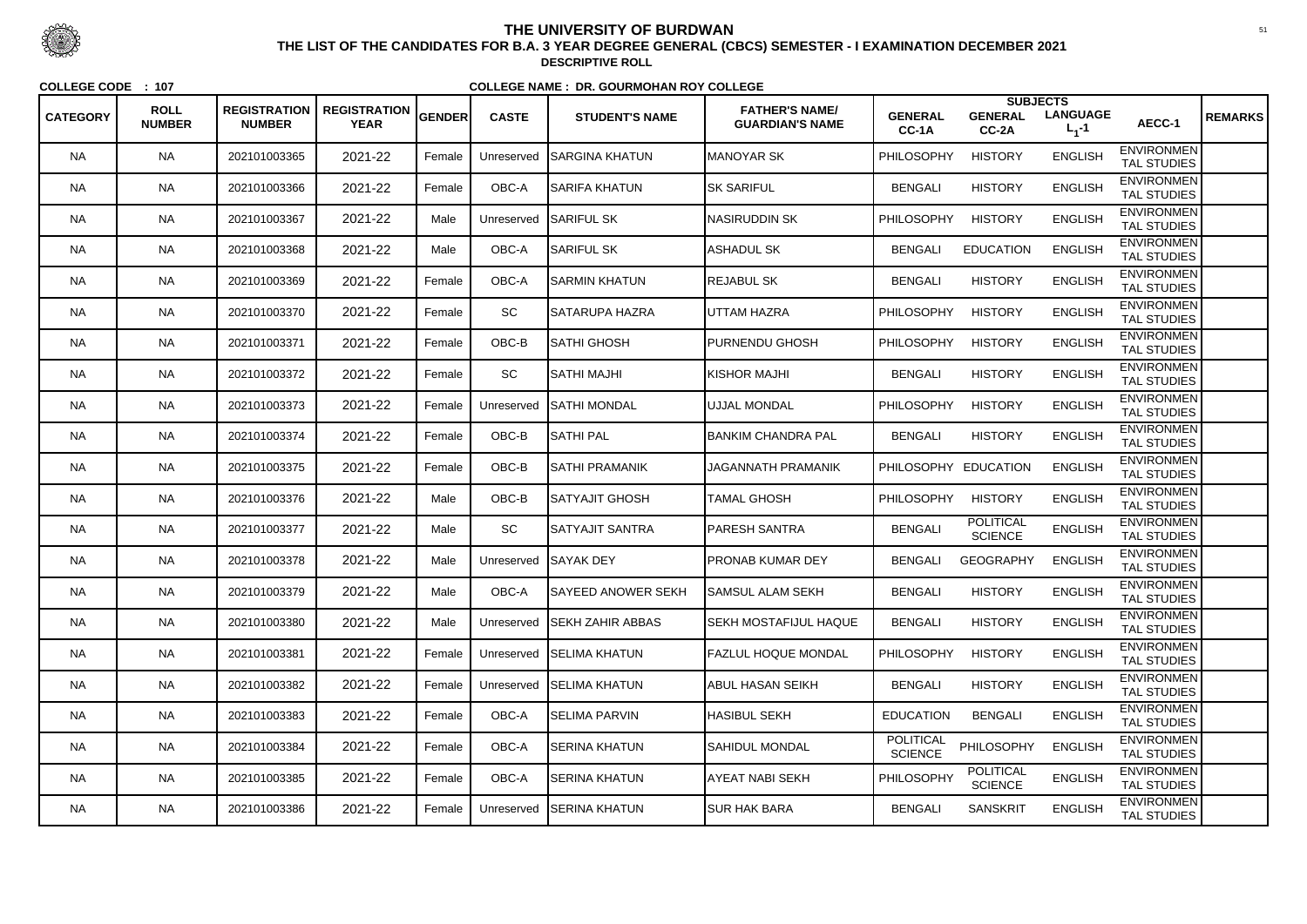# THE UNIVERSITY OF BURDWAN

**THE LIST OF THE CANDIDATES FOR B.A. 3 YEAR DEGREE GENERAL (CBCS) SEMESTER - I EXAMINATION DECEMBER 2021**

**DESCRIPTIVE ROLL**

**COLLEGE CODE : 107** **COLLEGE NAME : DR. GOURMOHAN ROY COLLEGE**

| CATEGORY | ROLL NUMBER | REGISTRATION NUMBER | REGISTRATION YEAR | GENDER | CASTE | STUDENT'S NAME | FATHER'S NAME/ GUARDIAN'S NAME | SUBJECTS GENERAL CC-1A | GENERAL CC-2A | LANGUAGE $L_1$-1 | AECC-1 | REMARKS |
|---|---|---|---|---|---|---|---|---|---|---|---|---|
| NA | NA | 202101003365 | 2021-22 | Female | Unreserved | SARGINA KHATUN | MANOYAR SK | PHILOSOPHY | HISTORY | ENGLISH | ENVIRONMENTAL STUDIES | |
| NA | NA | 202101003366 | 2021-22 | Female | OBC-A | SARIFA KHATUN | SK SARIFUL | BENGALI | HISTORY | ENGLISH | ENVIRONMENTAL STUDIES | |
| NA | NA | 202101003367 | 2021-22 | Male | Unreserved | SARIFUL SK | NASIRUDDIN SK | PHILOSOPHY | HISTORY | ENGLISH | ENVIRONMENTAL STUDIES | |
| NA | NA | 202101003368 | 2021-22 | Male | OBC-A | SARIFUL SK | ASHADUL SK | BENGALI | EDUCATION | ENGLISH | ENVIRONMENTAL STUDIES | |
| NA | NA | 202101003369 | 2021-22 | Female | OBC-A | SARMIN KHATUN | REJABUL SK | BENGALI | HISTORY | ENGLISH | ENVIRONMENTAL STUDIES | |
| NA | NA | 202101003370 | 2021-22 | Female | SC | SATARUPA HAZRA | UTTAM HAZRA | PHILOSOPHY | HISTORY | ENGLISH | ENVIRONMENTAL STUDIES | |
| NA | NA | 202101003371 | 2021-22 | Female | OBC-B | SATHI GHOSH | PURNENDU GHOSH | PHILOSOPHY | HISTORY | ENGLISH | ENVIRONMENTAL STUDIES | |
| NA | NA | 202101003372 | 2021-22 | Female | SC | SATHI MAJHI | KISHOR MAJHI | BENGALI | HISTORY | ENGLISH | ENVIRONMENTAL STUDIES | |
| NA | NA | 202101003373 | 2021-22 | Female | Unreserved | SATHI MONDAL | UJJAL MONDAL | PHILOSOPHY | HISTORY | ENGLISH | ENVIRONMENTAL STUDIES | |
| NA | NA | 202101003374 | 2021-22 | Female | OBC-B | SATHI PAL | BANKIM CHANDRA PAL | BENGALI | HISTORY | ENGLISH | ENVIRONMENTAL STUDIES | |
| NA | NA | 202101003375 | 2021-22 | Female | OBC-B | SATHI PRAMANIK | JAGANNATH PRAMANIK | PHILOSOPHY | EDUCATION | ENGLISH | ENVIRONMENTAL STUDIES | |
| NA | NA | 202101003376 | 2021-22 | Male | OBC-B | SATYAJIT GHOSH | TAMAL GHOSH | PHILOSOPHY | HISTORY | ENGLISH | ENVIRONMENTAL STUDIES | |
| NA | NA | 202101003377 | 2021-22 | Male | SC | SATYAJIT SANTRA | PARESH SANTRA | BENGALI | POLITICAL SCIENCE | ENGLISH | ENVIRONMENTAL STUDIES | |
| NA | NA | 202101003378 | 2021-22 | Male | Unreserved | SAYAK DEY | PRONAB KUMAR DEY | BENGALI | GEOGRAPHY | ENGLISH | ENVIRONMENTAL STUDIES | |
| NA | NA | 202101003379 | 2021-22 | Male | OBC-A | SAYEED ANOWER SEKH | SAMSUL ALAM SEKH | BENGALI | HISTORY | ENGLISH | ENVIRONMENTAL STUDIES | |
| NA | NA | 202101003380 | 2021-22 | Male | Unreserved | SEKH ZAHIR ABBAS | SEKH MOSTAFIJUL HAQUE | BENGALI | HISTORY | ENGLISH | ENVIRONMENTAL STUDIES | |
| NA | NA | 202101003381 | 2021-22 | Female | Unreserved | SELIMA KHATUN | FAZLUL HOQUE MONDAL | PHILOSOPHY | HISTORY | ENGLISH | ENVIRONMENTAL STUDIES | |
| NA | NA | 202101003382 | 2021-22 | Female | Unreserved | SELIMA KHATUN | ABUL HASAN SEIKH | BENGALI | HISTORY | ENGLISH | ENVIRONMENTAL STUDIES | |
| NA | NA | 202101003383 | 2021-22 | Female | OBC-A | SELIMA PARVIN | HASIBUL SEKH | EDUCATION | BENGALI | ENGLISH | ENVIRONMENTAL STUDIES | |
| NA | NA | 202101003384 | 2021-22 | Female | OBC-A | SERINA KHATUN | SAHIDUL MONDAL | POLITICAL SCIENCE | PHILOSOPHY | ENGLISH | ENVIRONMENTAL STUDIES | |
| NA | NA | 202101003385 | 2021-22 | Female | OBC-A | SERINA KHATUN | AYEAT NABI SEKH | PHILOSOPHY | POLITICAL SCIENCE | ENGLISH | ENVIRONMENTAL STUDIES | |
| NA | NA | 202101003386 | 2021-22 | Female | Unreserved | SERINA KHATUN | SUR HAK BARA | BENGALI | SANSKRIT | ENGLISH | ENVIRONMENTAL STUDIES | |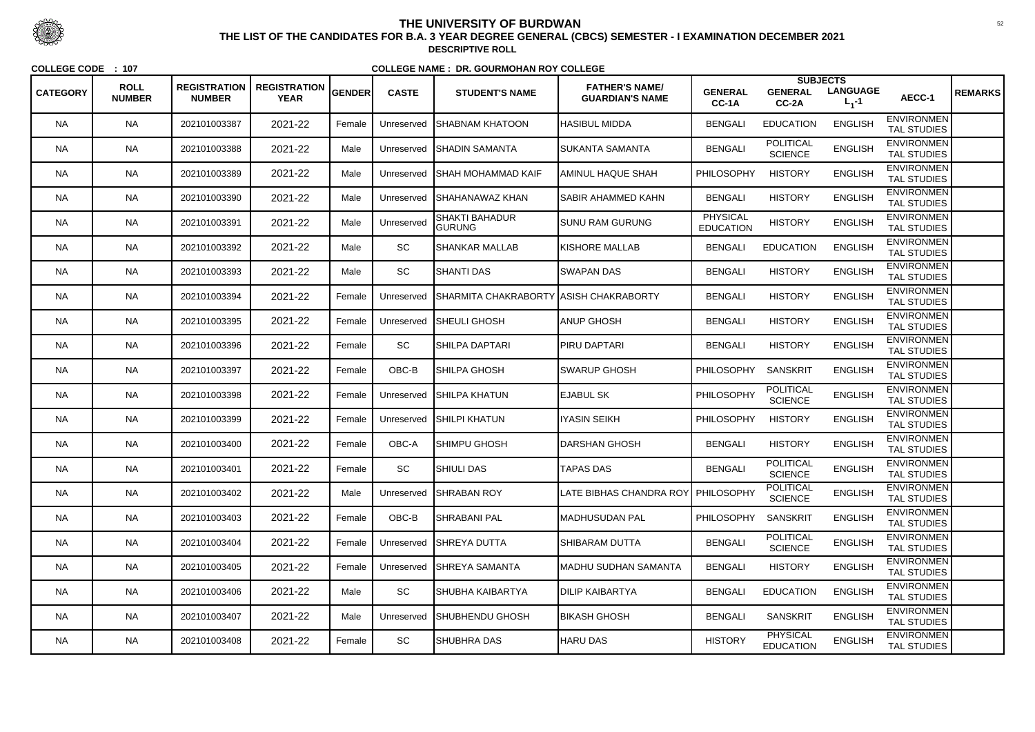# THE UNIVERSITY OF BURDWAN

## THE LIST OF THE CANDIDATES FOR B.A. 3 YEAR DEGREE GENERAL (CBCS) SEMESTER - I EXAMINATION DECEMBER 2021

**DESCRIPTIVE ROLL**

**COLLEGE CODE : 107**

**COLLEGE NAME : DR. GOURMOHAN ROY COLLEGE**

| CATEGORY | ROLL NUMBER | REGISTRATION NUMBER | REGISTRATION YEAR | GENDER | CASTE | STUDENT'S NAME | FATHER'S NAME/ GUARDIAN'S NAME | SUBJECTS GENERAL CC-1A | GENERAL CC-2A | LANGUAGE $L_1$-1 | AECC-1 | REMARKS |
|---|---|---|---|---|---|---|---|---|---|---|---|---|
| NA | NA | 202101003387 | 2021-22 | Female | Unreserved | SHABNAM KHATOON | HASIBUL MIDDA | BENGALI | EDUCATION | ENGLISH | ENVIRONMENTAL STUDIES | |
| NA | NA | 202101003388 | 2021-22 | Male | Unreserved | SHADIN SAMANTA | SUKANTA SAMANTA | BENGALI | POLITICAL SCIENCE | ENGLISH | ENVIRONMENTAL STUDIES | |
| NA | NA | 202101003389 | 2021-22 | Male | Unreserved | SHAH MOHAMMAD KAIF | AMINUL HAQUE SHAH | PHILOSOPHY | HISTORY | ENGLISH | ENVIRONMENTAL STUDIES | |
| NA | NA | 202101003390 | 2021-22 | Male | Unreserved | SHAHANAWAZ KHAN | SABIR AHAMMED KAHN | BENGALI | HISTORY | ENGLISH | ENVIRONMENTAL STUDIES | |
| NA | NA | 202101003391 | 2021-22 | Male | Unreserved | SHAKTI BAHADUR GURUNG | SUNU RAM GURUNG | PHYSICAL EDUCATION | HISTORY | ENGLISH | ENVIRONMENTAL STUDIES | |
| NA | NA | 202101003392 | 2021-22 | Male | SC | SHANKAR MALLAB | KISHORE MALLAB | BENGALI | EDUCATION | ENGLISH | ENVIRONMENTAL STUDIES | |
| NA | NA | 202101003393 | 2021-22 | Male | SC | SHANTI DAS | SWAPAN DAS | BENGALI | HISTORY | ENGLISH | ENVIRONMENTAL STUDIES | |
| NA | NA | 202101003394 | 2021-22 | Female | Unreserved | SHARMITA CHAKRABORTY | ASISH CHAKRABORTY | BENGALI | HISTORY | ENGLISH | ENVIRONMENTAL STUDIES | |
| NA | NA | 202101003395 | 2021-22 | Female | Unreserved | SHEULI GHOSH | ANUP GHOSH | BENGALI | HISTORY | ENGLISH | ENVIRONMENTAL STUDIES | |
| NA | NA | 202101003396 | 2021-22 | Female | SC | SHILPA DAPTARI | PIRU DAPTARI | BENGALI | HISTORY | ENGLISH | ENVIRONMENTAL STUDIES | |
| NA | NA | 202101003397 | 2021-22 | Female | OBC-B | SHILPA GHOSH | SWARUP GHOSH | PHILOSOPHY | SANSKRIT | ENGLISH | ENVIRONMENTAL STUDIES | |
| NA | NA | 202101003398 | 2021-22 | Female | Unreserved | SHILPA KHATUN | EJABUL SK | PHILOSOPHY | POLITICAL SCIENCE | ENGLISH | ENVIRONMENTAL STUDIES | |
| NA | NA | 202101003399 | 2021-22 | Female | Unreserved | SHILPI KHATUN | IYASIN SEIKH | PHILOSOPHY | HISTORY | ENGLISH | ENVIRONMENTAL STUDIES | |
| NA | NA | 202101003400 | 2021-22 | Female | OBC-A | SHIMPU GHOSH | DARSHAN GHOSH | BENGALI | HISTORY | ENGLISH | ENVIRONMENTAL STUDIES | |
| NA | NA | 202101003401 | 2021-22 | Female | SC | SHIULI DAS | TAPAS DAS | BENGALI | POLITICAL SCIENCE | ENGLISH | ENVIRONMENTAL STUDIES | |
| NA | NA | 202101003402 | 2021-22 | Male | Unreserved | SHRABAN ROY | LATE BIBHAS CHANDRA ROY | PHILOSOPHY | POLITICAL SCIENCE | ENGLISH | ENVIRONMENTAL STUDIES | |
| NA | NA | 202101003403 | 2021-22 | Female | OBC-B | SHRABANI PAL | MADHUSUDAN PAL | PHILOSOPHY | SANSKRIT | ENGLISH | ENVIRONMENTAL STUDIES | |
| NA | NA | 202101003404 | 2021-22 | Female | Unreserved | SHREYA DUTTA | SHIBARAM DUTTA | BENGALI | POLITICAL SCIENCE | ENGLISH | ENVIRONMENTAL STUDIES | |
| NA | NA | 202101003405 | 2021-22 | Female | Unreserved | SHREYA SAMANTA | MADHU SUDHAN SAMANTA | BENGALI | HISTORY | ENGLISH | ENVIRONMENTAL STUDIES | |
| NA | NA | 202101003406 | 2021-22 | Male | SC | SHUBHA KAIBARTYA | DILIP KAIBARTYA | BENGALI | EDUCATION | ENGLISH | ENVIRONMENTAL STUDIES | |
| NA | NA | 202101003407 | 2021-22 | Male | Unreserved | SHUBHENDU GHOSH | BIKASH GHOSH | BENGALI | SANSKRIT | ENGLISH | ENVIRONMENTAL STUDIES | |
| NA | NA | 202101003408 | 2021-22 | Female | SC | SHUBHRA DAS | HARU DAS | HISTORY | PHYSICAL EDUCATION | ENGLISH | ENVIRONMENTAL STUDIES | |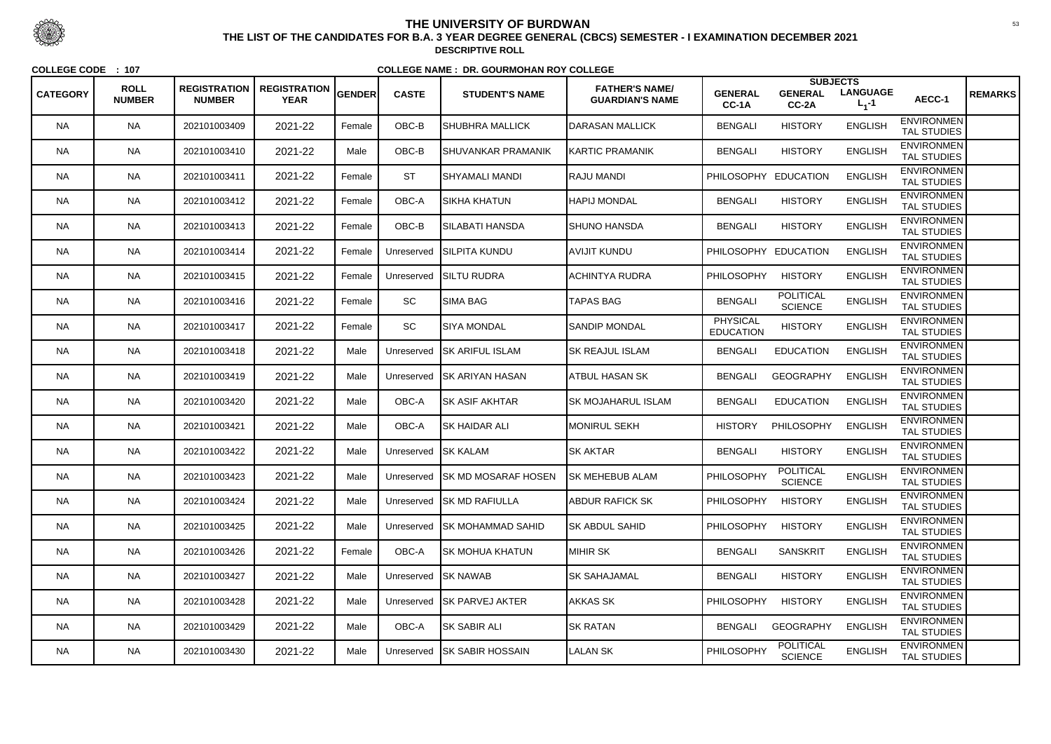# THE UNIVERSITY OF BURDWAN

## THE LIST OF THE CANDIDATES FOR B.A. 3 YEAR DEGREE GENERAL (CBCS) SEMESTER - I EXAMINATION DECEMBER 2021

**DESCRIPTIVE ROLL**

**COLLEGE CODE : 107** **COLLEGE NAME : DR. GOURMOHAN ROY COLLEGE**

| CATEGORY | ROLL NUMBER | REGISTRATION NUMBER | REGISTRATION YEAR | GENDER | CASTE | STUDENT'S NAME | FATHER'S NAME/ GUARDIAN'S NAME | SUBJECTS GENERAL CC-1A | GENERAL CC-2A | LANGUAGE $L_1$-1 | AECC-1 | REMARKS |
|---|---|---|---|---|---|---|---|---|---|---|---|---|
| NA | NA | 202101003409 | 2021-22 | Female | OBC-B | SHUBHRA MALLICK | DARASAN MALLICK | BENGALI | HISTORY | ENGLISH | ENVIRONMENTAL STUDIES | |
| NA | NA | 202101003410 | 2021-22 | Male | OBC-B | SHUVANKAR PRAMANIK | KARTIC PRAMANIK | BENGALI | HISTORY | ENGLISH | ENVIRONMENTAL STUDIES | |
| NA | NA | 202101003411 | 2021-22 | Female | ST | SHYAMALI MANDI | RAJU MANDI | PHILOSOPHY | EDUCATION | ENGLISH | ENVIRONMENTAL STUDIES | |
| NA | NA | 202101003412 | 2021-22 | Female | OBC-A | SIKHA KHATUN | HAPIJ MONDAL | BENGALI | HISTORY | ENGLISH | ENVIRONMENTAL STUDIES | |
| NA | NA | 202101003413 | 2021-22 | Female | OBC-B | SILABATI HANSDA | SHUNO HANSDA | BENGALI | HISTORY | ENGLISH | ENVIRONMENTAL STUDIES | |
| NA | NA | 202101003414 | 2021-22 | Female | Unreserved | SILPITA KUNDU | AVIJIT KUNDU | PHILOSOPHY | EDUCATION | ENGLISH | ENVIRONMENTAL STUDIES | |
| NA | NA | 202101003415 | 2021-22 | Female | Unreserved | SILTU RUDRA | ACHINTYA RUDRA | PHILOSOPHY | HISTORY | ENGLISH | ENVIRONMENTAL STUDIES | |
| NA | NA | 202101003416 | 2021-22 | Female | SC | SIMA BAG | TAPAS BAG | BENGALI | POLITICAL SCIENCE | ENGLISH | ENVIRONMENTAL STUDIES | |
| NA | NA | 202101003417 | 2021-22 | Female | SC | SIYA MONDAL | SANDIP MONDAL | PHYSICAL EDUCATION | HISTORY | ENGLISH | ENVIRONMENTAL STUDIES | |
| NA | NA | 202101003418 | 2021-22 | Male | Unreserved | SK ARIFUL ISLAM | SK REAJUL ISLAM | BENGALI | EDUCATION | ENGLISH | ENVIRONMENTAL STUDIES | |
| NA | NA | 202101003419 | 2021-22 | Male | Unreserved | SK ARIYAN HASAN | ATBUL HASAN SK | BENGALI | GEOGRAPHY | ENGLISH | ENVIRONMENTAL STUDIES | |
| NA | NA | 202101003420 | 2021-22 | Male | OBC-A | SK ASIF AKHTAR | SK MOJAHARUL ISLAM | BENGALI | EDUCATION | ENGLISH | ENVIRONMENTAL STUDIES | |
| NA | NA | 202101003421 | 2021-22 | Male | OBC-A | SK HAIDAR ALI | MONIRUL SEKH | HISTORY | PHILOSOPHY | ENGLISH | ENVIRONMENTAL STUDIES | |
| NA | NA | 202101003422 | 2021-22 | Male | Unreserved | SK KALAM | SK AKTAR | BENGALI | HISTORY | ENGLISH | ENVIRONMENTAL STUDIES | |
| NA | NA | 202101003423 | 2021-22 | Male | Unreserved | SK MD MOSARAF HOSEN | SK MEHEBUB ALAM | PHILOSOPHY | POLITICAL SCIENCE | ENGLISH | ENVIRONMENTAL STUDIES | |
| NA | NA | 202101003424 | 2021-22 | Male | Unreserved | SK MD RAFIULLA | ABDUR RAFICK SK | PHILOSOPHY | HISTORY | ENGLISH | ENVIRONMENTAL STUDIES | |
| NA | NA | 202101003425 | 2021-22 | Male | Unreserved | SK MOHAMMAD SAHID | SK ABDUL SAHID | PHILOSOPHY | HISTORY | ENGLISH | ENVIRONMENTAL STUDIES | |
| NA | NA | 202101003426 | 2021-22 | Female | OBC-A | SK MOHUA KHATUN | MIHIR SK | BENGALI | SANSKRIT | ENGLISH | ENVIRONMENTAL STUDIES | |
| NA | NA | 202101003427 | 2021-22 | Male | Unreserved | SK NAWAB | SK SAHAJAMAL | BENGALI | HISTORY | ENGLISH | ENVIRONMENTAL STUDIES | |
| NA | NA | 202101003428 | 2021-22 | Male | Unreserved | SK PARVEJ AKTER | AKKAS SK | PHILOSOPHY | HISTORY | ENGLISH | ENVIRONMENTAL STUDIES | |
| NA | NA | 202101003429 | 2021-22 | Male | OBC-A | SK SABIR ALI | SK RATAN | BENGALI | GEOGRAPHY | ENGLISH | ENVIRONMENTAL STUDIES | |
| NA | NA | 202101003430 | 2021-22 | Male | Unreserved | SK SABIR HOSSAIN | LALAN SK | PHILOSOPHY | POLITICAL SCIENCE | ENGLISH | ENVIRONMENTAL STUDIES | |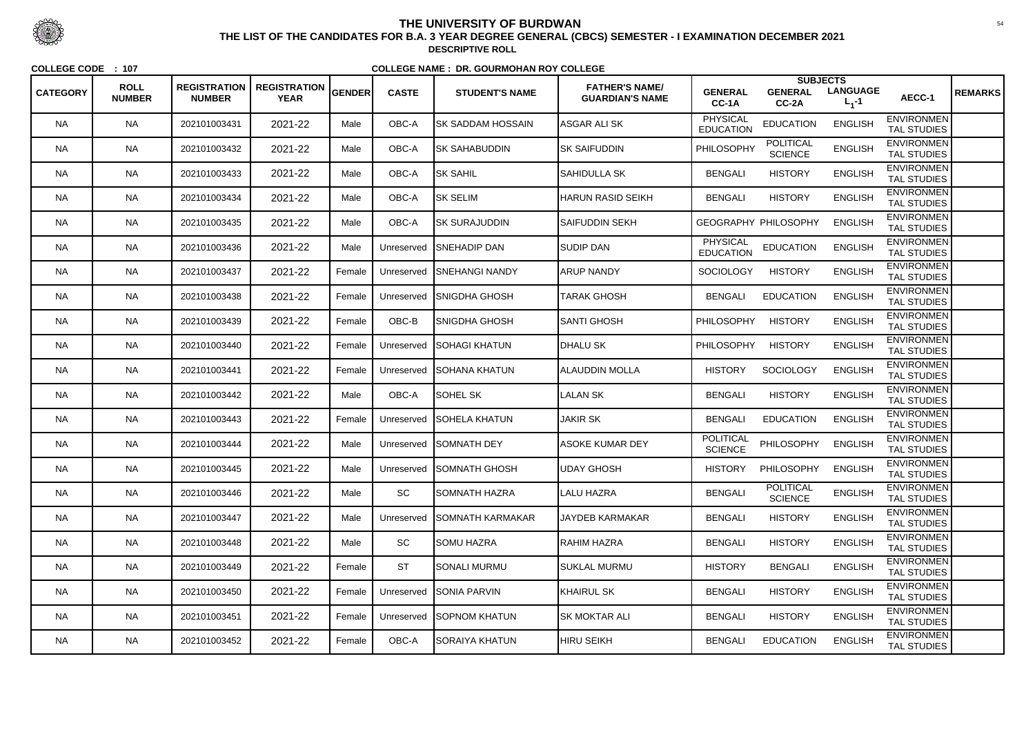# THE UNIVERSITY OF BURDWAN

## THE LIST OF THE CANDIDATES FOR B.A. 3 YEAR DEGREE GENERAL (CBCS) SEMESTER - I EXAMINATION DECEMBER 2021

**DESCRIPTIVE ROLL**

**COLLEGE CODE : 107** **COLLEGE NAME : DR. GOURMOHAN ROY COLLEGE**

| CATEGORY | ROLL NUMBER | REGISTRATION NUMBER | REGISTRATION YEAR | GENDER | CASTE | STUDENT'S NAME | FATHER'S NAME/ GUARDIAN'S NAME | SUBJECTS GENERAL CC-1A | GENERAL CC-2A | LANGUAGE $L_1$-1 | AECC-1 | REMARKS |
|---|---|---|---|---|---|---|---|---|---|---|---|---|
| NA | NA | 202101003431 | 2021-22 | Male | OBC-A | SK SADDAM HOSSAIN | ASGAR ALI SK | PHYSICAL EDUCATION | EDUCATION | ENGLISH | ENVIRONMENTAL STUDIES | |
| NA | NA | 202101003432 | 2021-22 | Male | OBC-A | SK SAHABUDDIN | SK SAIFUDDIN | PHILOSOPHY | POLITICAL SCIENCE | ENGLISH | ENVIRONMENTAL STUDIES | |
| NA | NA | 202101003433 | 2021-22 | Male | OBC-A | SK SAHIL | SAHIDULLA SK | BENGALI | HISTORY | ENGLISH | ENVIRONMENTAL STUDIES | |
| NA | NA | 202101003434 | 2021-22 | Male | OBC-A | SK SELIM | HARUN RASID SEIKH | BENGALI | HISTORY | ENGLISH | ENVIRONMENTAL STUDIES | |
| NA | NA | 202101003435 | 2021-22 | Male | OBC-A | SK SURAJUDDIN | SAIFUDDIN SEKH | GEOGRAPHY | PHILOSOPHY | ENGLISH | ENVIRONMENTAL STUDIES | |
| NA | NA | 202101003436 | 2021-22 | Male | Unreserved | SNEHADIP DAN | SUDIP DAN | PHYSICAL EDUCATION | EDUCATION | ENGLISH | ENVIRONMENTAL STUDIES | |
| NA | NA | 202101003437 | 2021-22 | Female | Unreserved | SNEHANGI NANDY | ARUP NANDY | SOCIOLOGY | HISTORY | ENGLISH | ENVIRONMENTAL STUDIES | |
| NA | NA | 202101003438 | 2021-22 | Female | Unreserved | SNIGDHA GHOSH | TARAK GHOSH | BENGALI | EDUCATION | ENGLISH | ENVIRONMENTAL STUDIES | |
| NA | NA | 202101003439 | 2021-22 | Female | OBC-B | SNIGDHA GHOSH | SANTI GHOSH | PHILOSOPHY | HISTORY | ENGLISH | ENVIRONMENTAL STUDIES | |
| NA | NA | 202101003440 | 2021-22 | Female | Unreserved | SOHAGI KHATUN | DHALU SK | PHILOSOPHY | HISTORY | ENGLISH | ENVIRONMENTAL STUDIES | |
| NA | NA | 202101003441 | 2021-22 | Female | Unreserved | SOHANA KHATUN | ALAUDDIN MOLLA | HISTORY | SOCIOLOGY | ENGLISH | ENVIRONMENTAL STUDIES | |
| NA | NA | 202101003442 | 2021-22 | Male | OBC-A | SOHEL SK | LALAN SK | BENGALI | HISTORY | ENGLISH | ENVIRONMENTAL STUDIES | |
| NA | NA | 202101003443 | 2021-22 | Female | Unreserved | SOHELA KHATUN | JAKIR SK | BENGALI | EDUCATION | ENGLISH | ENVIRONMENTAL STUDIES | |
| NA | NA | 202101003444 | 2021-22 | Male | Unreserved | SOMNATH DEY | ASOKE KUMAR DEY | POLITICAL SCIENCE | PHILOSOPHY | ENGLISH | ENVIRONMENTAL STUDIES | |
| NA | NA | 202101003445 | 2021-22 | Male | Unreserved | SOMNATH GHOSH | UDAY GHOSH | HISTORY | PHILOSOPHY | ENGLISH | ENVIRONMENTAL STUDIES | |
| NA | NA | 202101003446 | 2021-22 | Male | SC | SOMNATH HAZRA | LALU HAZRA | BENGALI | POLITICAL SCIENCE | ENGLISH | ENVIRONMENTAL STUDIES | |
| NA | NA | 202101003447 | 2021-22 | Male | Unreserved | SOMNATH KARMAKAR | JAYDEB KARMAKAR | BENGALI | HISTORY | ENGLISH | ENVIRONMENTAL STUDIES | |
| NA | NA | 202101003448 | 2021-22 | Male | SC | SOMU HAZRA | RAHIM HAZRA | BENGALI | HISTORY | ENGLISH | ENVIRONMENTAL STUDIES | |
| NA | NA | 202101003449 | 2021-22 | Female | ST | SONALI MURMU | SUKLAL MURMU | HISTORY | BENGALI | ENGLISH | ENVIRONMENTAL STUDIES | |
| NA | NA | 202101003450 | 2021-22 | Female | Unreserved | SONIA PARVIN | KHAIRUL SK | BENGALI | HISTORY | ENGLISH | ENVIRONMENTAL STUDIES | |
| NA | NA | 202101003451 | 2021-22 | Female | Unreserved | SOPNOM KHATUN | SK MOKTAR ALI | BENGALI | HISTORY | ENGLISH | ENVIRONMENTAL STUDIES | |
| NA | NA | 202101003452 | 2021-22 | Female | OBC-A | SORAIYA KHATUN | HIRU SEIKH | BENGALI | EDUCATION | ENGLISH | ENVIRONMENTAL STUDIES | |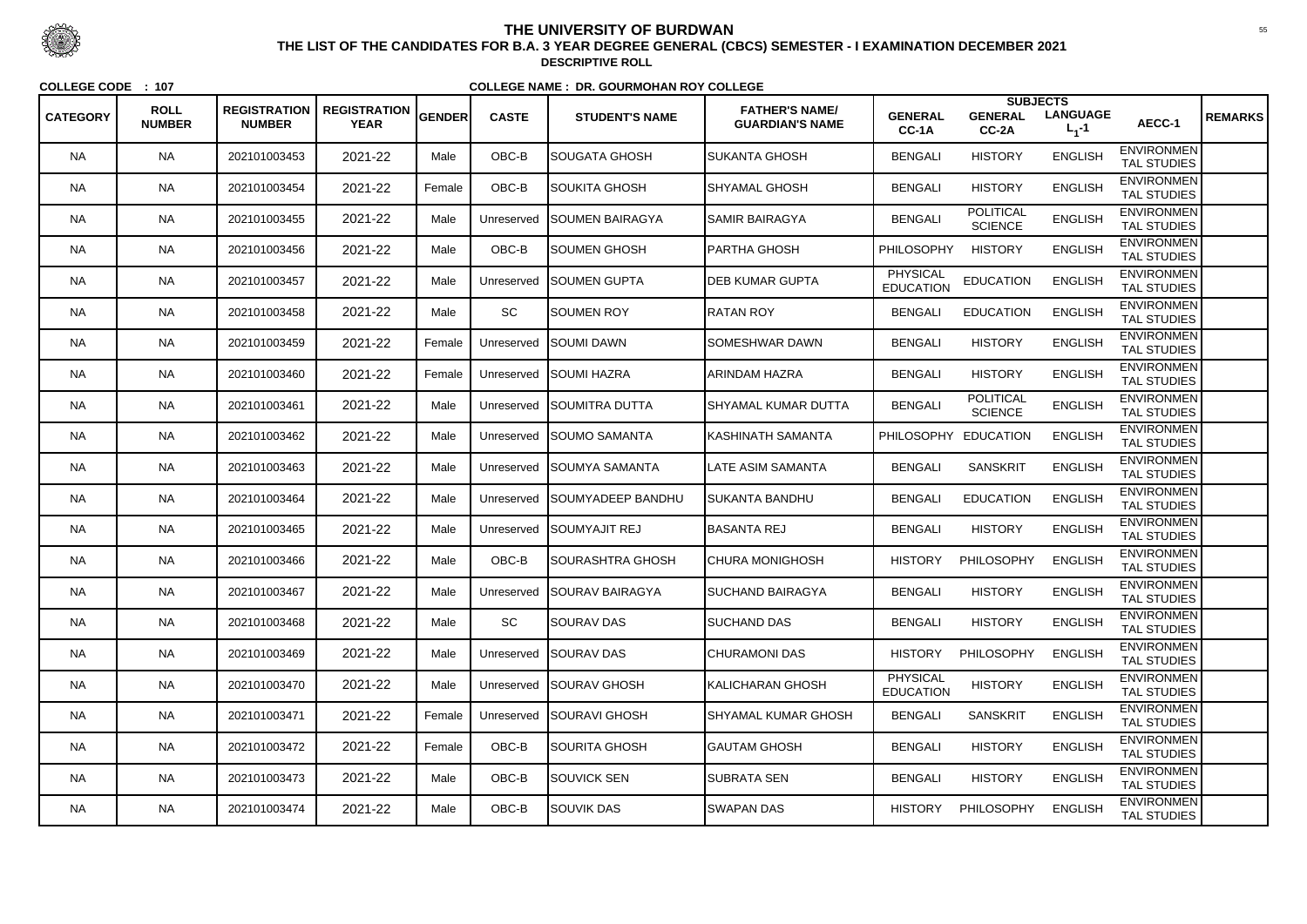# THE UNIVERSITY OF BURDWAN

## THE LIST OF THE CANDIDATES FOR B.A. 3 YEAR DEGREE GENERAL (CBCS) SEMESTER - I EXAMINATION DECEMBER 2021

### DESCRIPTIVE ROLL

**COLLEGE CODE : 107** **COLLEGE NAME : DR. GOURMOHAN ROY COLLEGE**

| CATEGORY | ROLL NUMBER | REGISTRATION NUMBER | REGISTRATION YEAR | GENDER | CASTE | STUDENT'S NAME | FATHER'S NAME/ GUARDIAN'S NAME | SUBJECTS GENERAL CC-1A | GENERAL CC-2A | LANGUAGE $L_1$-1 | AECC-1 | REMARKS |
|---|---|---|---|---|---|---|---|---|---|---|---|---|
| NA | NA | 202101003453 | 2021-22 | Male | OBC-B | SOUGATA GHOSH | SUKANTA GHOSH | BENGALI | HISTORY | ENGLISH | ENVIRONMENTAL STUDIES | |
| NA | NA | 202101003454 | 2021-22 | Female | OBC-B | SOUKITA GHOSH | SHYAMAL GHOSH | BENGALI | HISTORY | ENGLISH | ENVIRONMENTAL STUDIES | |
| NA | NA | 202101003455 | 2021-22 | Male | Unreserved | SOUMEN BAIRAGYA | SAMIR BAIRAGYA | BENGALI | POLITICAL SCIENCE | ENGLISH | ENVIRONMENTAL STUDIES | |
| NA | NA | 202101003456 | 2021-22 | Male | OBC-B | SOUMEN GHOSH | PARTHA GHOSH | PHILOSOPHY | HISTORY | ENGLISH | ENVIRONMENTAL STUDIES | |
| NA | NA | 202101003457 | 2021-22 | Male | Unreserved | SOUMEN GUPTA | DEB KUMAR GUPTA | PHYSICAL EDUCATION | EDUCATION | ENGLISH | ENVIRONMENTAL STUDIES | |
| NA | NA | 202101003458 | 2021-22 | Male | SC | SOUMEN ROY | RATAN ROY | BENGALI | EDUCATION | ENGLISH | ENVIRONMENTAL STUDIES | |
| NA | NA | 202101003459 | 2021-22 | Female | Unreserved | SOUMI DAWN | SOMESHWAR DAWN | BENGALI | HISTORY | ENGLISH | ENVIRONMENTAL STUDIES | |
| NA | NA | 202101003460 | 2021-22 | Female | Unreserved | SOUMI HAZRA | ARINDAM HAZRA | BENGALI | HISTORY | ENGLISH | ENVIRONMENTAL STUDIES | |
| NA | NA | 202101003461 | 2021-22 | Male | Unreserved | SOUMITRA DUTTA | SHYAMAL KUMAR DUTTA | BENGALI | POLITICAL SCIENCE | ENGLISH | ENVIRONMENTAL STUDIES | |
| NA | NA | 202101003462 | 2021-22 | Male | Unreserved | SOUMO SAMANTA | KASHINATH SAMANTA | PHILOSOPHY | EDUCATION | ENGLISH | ENVIRONMENTAL STUDIES | |
| NA | NA | 202101003463 | 2021-22 | Male | Unreserved | SOUMYA SAMANTA | LATE ASIM SAMANTA | BENGALI | SANSKRIT | ENGLISH | ENVIRONMENTAL STUDIES | |
| NA | NA | 202101003464 | 2021-22 | Male | Unreserved | SOUMYADEEP BANDHU | SUKANTA BANDHU | BENGALI | EDUCATION | ENGLISH | ENVIRONMENTAL STUDIES | |
| NA | NA | 202101003465 | 2021-22 | Male | Unreserved | SOUMYAJIT REJ | BASANTA REJ | BENGALI | HISTORY | ENGLISH | ENVIRONMENTAL STUDIES | |
| NA | NA | 202101003466 | 2021-22 | Male | OBC-B | SOURASHTRA GHOSH | CHURA MONIGHOSH | HISTORY | PHILOSOPHY | ENGLISH | ENVIRONMENTAL STUDIES | |
| NA | NA | 202101003467 | 2021-22 | Male | Unreserved | SOURAV BAIRAGYA | SUCHAND BAIRAGYA | BENGALI | HISTORY | ENGLISH | ENVIRONMENTAL STUDIES | |
| NA | NA | 202101003468 | 2021-22 | Male | SC | SOURAV DAS | SUCHAND DAS | BENGALI | HISTORY | ENGLISH | ENVIRONMENTAL STUDIES | |
| NA | NA | 202101003469 | 2021-22 | Male | Unreserved | SOURAV DAS | CHURAMONI DAS | HISTORY | PHILOSOPHY | ENGLISH | ENVIRONMENTAL STUDIES | |
| NA | NA | 202101003470 | 2021-22 | Male | Unreserved | SOURAV GHOSH | KALICHARAN GHOSH | PHYSICAL EDUCATION | HISTORY | ENGLISH | ENVIRONMENTAL STUDIES | |
| NA | NA | 202101003471 | 2021-22 | Female | Unreserved | SOURAVI GHOSH | SHYAMAL KUMAR GHOSH | BENGALI | SANSKRIT | ENGLISH | ENVIRONMENTAL STUDIES | |
| NA | NA | 202101003472 | 2021-22 | Female | OBC-B | SOURITA GHOSH | GAUTAM GHOSH | BENGALI | HISTORY | ENGLISH | ENVIRONMENTAL STUDIES | |
| NA | NA | 202101003473 | 2021-22 | Male | OBC-B | SOUVICK SEN | SUBRATA SEN | BENGALI | HISTORY | ENGLISH | ENVIRONMENTAL STUDIES | |
| NA | NA | 202101003474 | 2021-22 | Male | OBC-B | SOUVIK DAS | SWAPAN DAS | HISTORY | PHILOSOPHY | ENGLISH | ENVIRONMENTAL STUDIES | |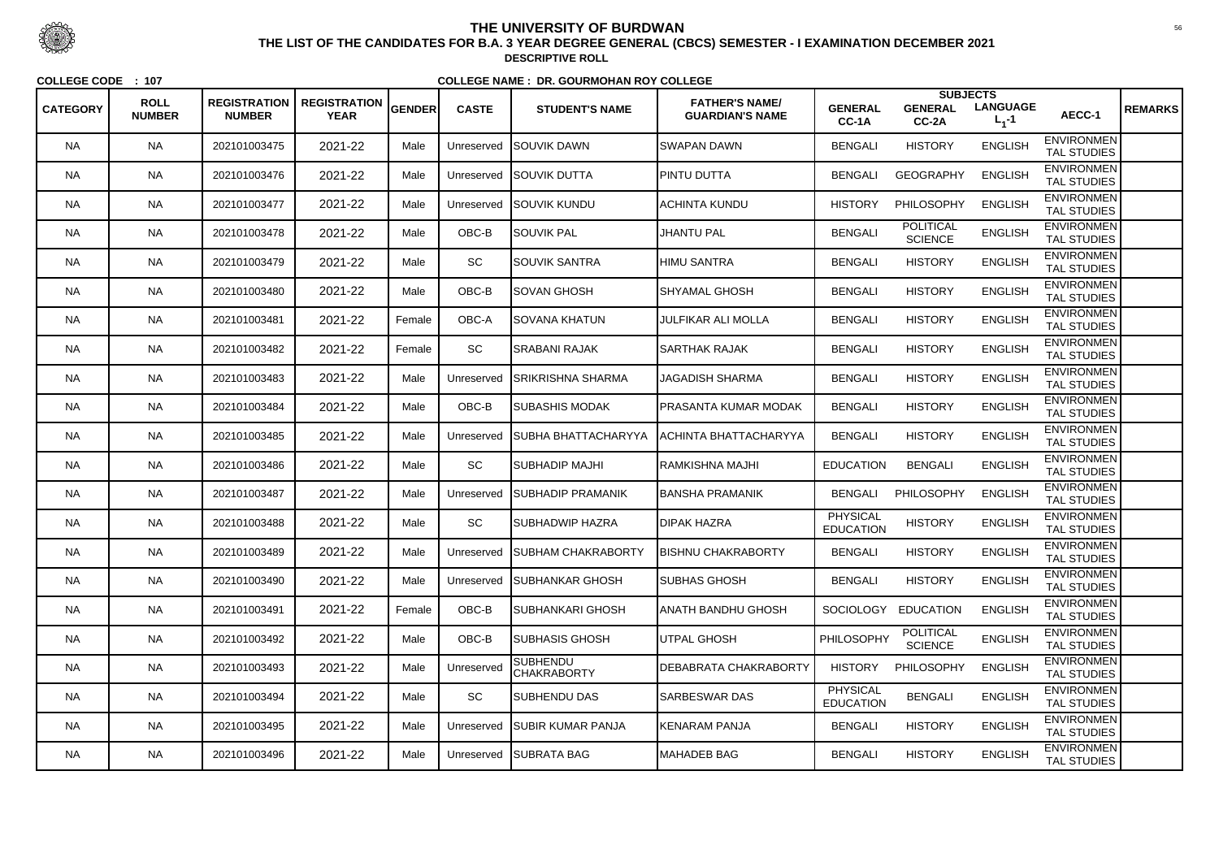# THE UNIVERSITY OF BURDWAN

## THE LIST OF THE CANDIDATES FOR B.A. 3 YEAR DEGREE GENERAL (CBCS) SEMESTER - I EXAMINATION DECEMBER 2021

**DESCRIPTIVE ROLL**

**COLLEGE CODE : 107** **COLLEGE NAME : DR. GOURMOHAN ROY COLLEGE**

| CATEGORY | ROLL NUMBER | REGISTRATION NUMBER | REGISTRATION YEAR | GENDER | CASTE | STUDENT'S NAME | FATHER'S NAME/ GUARDIAN'S NAME | SUBJECTS | | | | REMARKS |
|---|---|---|---|---|---|---|---|---|---|---|---|---|
| | | | | | | | | GENERAL CC-1A | GENERAL CC-2A | LANGUAGE $L_1$-1 | AECC-1 | |
| NA | NA | 202101003475 | 2021-22 | Male | Unreserved | SOUVIK DAWN | SWAPAN DAWN | BENGALI | HISTORY | ENGLISH | ENVIRONMENTAL STUDIES | |
| NA | NA | 202101003476 | 2021-22 | Male | Unreserved | SOUVIK DUTTA | PINTU DUTTA | BENGALI | GEOGRAPHY | ENGLISH | ENVIRONMENTAL STUDIES | |
| NA | NA | 202101003477 | 2021-22 | Male | Unreserved | SOUVIK KUNDU | ACHINTA KUNDU | HISTORY | PHILOSOPHY | ENGLISH | ENVIRONMENTAL STUDIES | |
| NA | NA | 202101003478 | 2021-22 | Male | OBC-B | SOUVIK PAL | JHANTU PAL | BENGALI | POLITICAL SCIENCE | ENGLISH | ENVIRONMENTAL STUDIES | |
| NA | NA | 202101003479 | 2021-22 | Male | SC | SOUVIK SANTRA | HIMU SANTRA | BENGALI | HISTORY | ENGLISH | ENVIRONMENTAL STUDIES | |
| NA | NA | 202101003480 | 2021-22 | Male | OBC-B | SOVAN GHOSH | SHYAMAL GHOSH | BENGALI | HISTORY | ENGLISH | ENVIRONMENTAL STUDIES | |
| NA | NA | 202101003481 | 2021-22 | Female | OBC-A | SOVANA KHATUN | JULFIKAR ALI MOLLA | BENGALI | HISTORY | ENGLISH | ENVIRONMENTAL STUDIES | |
| NA | NA | 202101003482 | 2021-22 | Female | SC | SRABANI RAJAK | SARTHAK RAJAK | BENGALI | HISTORY | ENGLISH | ENVIRONMENTAL STUDIES | |
| NA | NA | 202101003483 | 2021-22 | Male | Unreserved | SRIKRISHNA SHARMA | JAGADISH SHARMA | BENGALI | HISTORY | ENGLISH | ENVIRONMENTAL STUDIES | |
| NA | NA | 202101003484 | 2021-22 | Male | OBC-B | SUBASHIS MODAK | PRASANTA KUMAR MODAK | BENGALI | HISTORY | ENGLISH | ENVIRONMENTAL STUDIES | |
| NA | NA | 202101003485 | 2021-22 | Male | Unreserved | SUBHA BHATTACHARYYA | ACHINTA BHATTACHARYYA | BENGALI | HISTORY | ENGLISH | ENVIRONMENTAL STUDIES | |
| NA | NA | 202101003486 | 2021-22 | Male | SC | SUBHADIP MAJHI | RAMKISHNA MAJHI | EDUCATION | BENGALI | ENGLISH | ENVIRONMENTAL STUDIES | |
| NA | NA | 202101003487 | 2021-22 | Male | Unreserved | SUBHADIP PRAMANIK | BANSHA PRAMANIK | BENGALI | PHILOSOPHY | ENGLISH | ENVIRONMENTAL STUDIES | |
| NA | NA | 202101003488 | 2021-22 | Male | SC | SUBHADWIP HAZRA | DIPAK HAZRA | PHYSICAL EDUCATION | HISTORY | ENGLISH | ENVIRONMENTAL STUDIES | |
| NA | NA | 202101003489 | 2021-22 | Male | Unreserved | SUBHAM CHAKRABORTY | BISHNU CHAKRABORTY | BENGALI | HISTORY | ENGLISH | ENVIRONMENTAL STUDIES | |
| NA | NA | 202101003490 | 2021-22 | Male | Unreserved | SUBHANKAR GHOSH | SUBHAS GHOSH | BENGALI | HISTORY | ENGLISH | ENVIRONMENTAL STUDIES | |
| NA | NA | 202101003491 | 2021-22 | Female | OBC-B | SUBHANKARI GHOSH | ANATH BANDHU GHOSH | SOCIOLOGY | EDUCATION | ENGLISH | ENVIRONMENTAL STUDIES | |
| NA | NA | 202101003492 | 2021-22 | Male | OBC-B | SUBHASIS GHOSH | UTPAL GHOSH | PHILOSOPHY | POLITICAL SCIENCE | ENGLISH | ENVIRONMENTAL STUDIES | |
| NA | NA | 202101003493 | 2021-22 | Male | Unreserved | SUBHENDU CHAKRABORTY | DEBABRATA CHAKRABORTY | HISTORY | PHILOSOPHY | ENGLISH | ENVIRONMENTAL STUDIES | |
| NA | NA | 202101003494 | 2021-22 | Male | SC | SUBHENDU DAS | SARBESWAR DAS | PHYSICAL EDUCATION | BENGALI | ENGLISH | ENVIRONMENTAL STUDIES | |
| NA | NA | 202101003495 | 2021-22 | Male | Unreserved | SUBIR KUMAR PANJA | KENARAM PANJA | BENGALI | HISTORY | ENGLISH | ENVIRONMENTAL STUDIES | |
| NA | NA | 202101003496 | 2021-22 | Male | Unreserved | SUBRATA BAG | MAHADEB BAG | BENGALI | HISTORY | ENGLISH | ENVIRONMENTAL STUDIES | |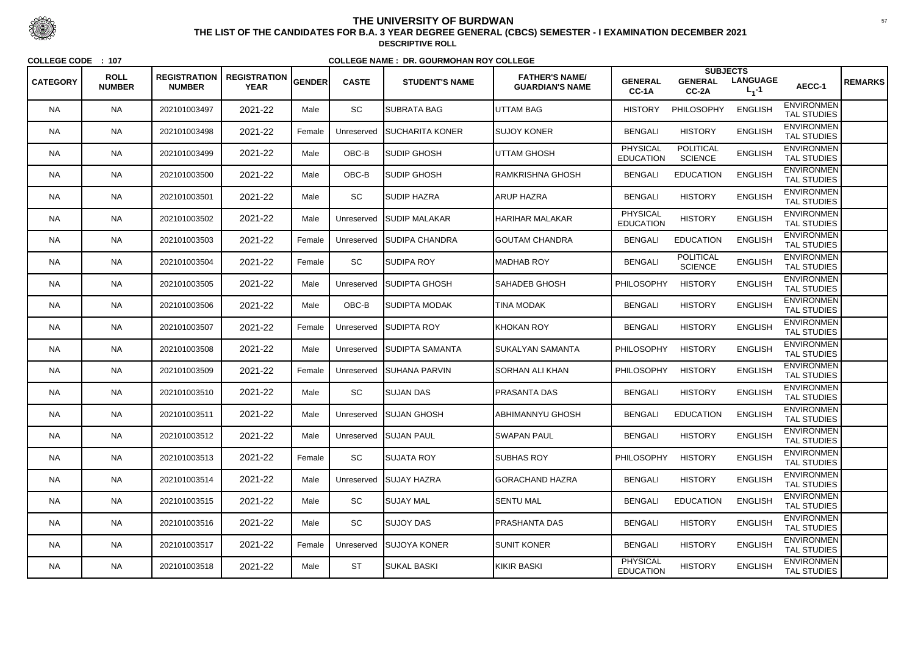# THE UNIVERSITY OF BURDWAN

## THE LIST OF THE CANDIDATES FOR B.A. 3 YEAR DEGREE GENERAL (CBCS) SEMESTER - I EXAMINATION DECEMBER 2021

### DESCRIPTIVE ROLL

**COLLEGE CODE : 107** **COLLEGE NAME : DR. GOURMOHAN ROY COLLEGE**

| CATEGORY | ROLL NUMBER | REGISTRATION NUMBER | REGISTRATION YEAR | GENDER | CASTE | STUDENT'S NAME | FATHER'S NAME/ GUARDIAN'S NAME | SUBJECTS GENERAL CC-1A | GENERAL CC-2A | LANGUAGE $L_1$-1 | AECC-1 | REMARKS |
|---|---|---|---|---|---|---|---|---|---|---|---|---|
| NA | NA | 202101003497 | 2021-22 | Male | SC | SUBRATA BAG | UTTAM BAG | HISTORY | PHILOSOPHY | ENGLISH | ENVIRONMENTAL STUDIES | |
| NA | NA | 202101003498 | 2021-22 | Female | Unreserved | SUCHARITA KONER | SUJOY KONER | BENGALI | HISTORY | ENGLISH | ENVIRONMENTAL STUDIES | |
| NA | NA | 202101003499 | 2021-22 | Male | OBC-B | SUDIP GHOSH | UTTAM GHOSH | PHYSICAL EDUCATION | POLITICAL SCIENCE | ENGLISH | ENVIRONMENTAL STUDIES | |
| NA | NA | 202101003500 | 2021-22 | Male | OBC-B | SUDIP GHOSH | RAMKRISHNA GHOSH | BENGALI | EDUCATION | ENGLISH | ENVIRONMENTAL STUDIES | |
| NA | NA | 202101003501 | 2021-22 | Male | SC | SUDIP HAZRA | ARUP HAZRA | BENGALI | HISTORY | ENGLISH | ENVIRONMENTAL STUDIES | |
| NA | NA | 202101003502 | 2021-22 | Male | Unreserved | SUDIP MALAKAR | HARIHAR MALAKAR | PHYSICAL EDUCATION | HISTORY | ENGLISH | ENVIRONMENTAL STUDIES | |
| NA | NA | 202101003503 | 2021-22 | Female | Unreserved | SUDIPA CHANDRA | GOUTAM CHANDRA | BENGALI | EDUCATION | ENGLISH | ENVIRONMENTAL STUDIES | |
| NA | NA | 202101003504 | 2021-22 | Female | SC | SUDIPA ROY | MADHAB ROY | BENGALI | POLITICAL SCIENCE | ENGLISH | ENVIRONMENTAL STUDIES | |
| NA | NA | 202101003505 | 2021-22 | Male | Unreserved | SUDIPTA GHOSH | SAHADEB GHOSH | PHILOSOPHY | HISTORY | ENGLISH | ENVIRONMENTAL STUDIES | |
| NA | NA | 202101003506 | 2021-22 | Male | OBC-B | SUDIPTA MODAK | TINA MODAK | BENGALI | HISTORY | ENGLISH | ENVIRONMENTAL STUDIES | |
| NA | NA | 202101003507 | 2021-22 | Female | Unreserved | SUDIPTA ROY | KHOKAN ROY | BENGALI | HISTORY | ENGLISH | ENVIRONMENTAL STUDIES | |
| NA | NA | 202101003508 | 2021-22 | Male | Unreserved | SUDIPTA SAMANTA | SUKALYAN SAMANTA | PHILOSOPHY | HISTORY | ENGLISH | ENVIRONMENTAL STUDIES | |
| NA | NA | 202101003509 | 2021-22 | Female | Unreserved | SUHANA PARVIN | SORHAN ALI KHAN | PHILOSOPHY | HISTORY | ENGLISH | ENVIRONMENTAL STUDIES | |
| NA | NA | 202101003510 | 2021-22 | Male | SC | SUJAN DAS | PRASANTA DAS | BENGALI | HISTORY | ENGLISH | ENVIRONMENTAL STUDIES | |
| NA | NA | 202101003511 | 2021-22 | Male | Unreserved | SUJAN GHOSH | ABHIMANNYU GHOSH | BENGALI | EDUCATION | ENGLISH | ENVIRONMENTAL STUDIES | |
| NA | NA | 202101003512 | 2021-22 | Male | Unreserved | SUJAN PAUL | SWAPAN PAUL | BENGALI | HISTORY | ENGLISH | ENVIRONMENTAL STUDIES | |
| NA | NA | 202101003513 | 2021-22 | Female | SC | SUJATA ROY | SUBHAS ROY | PHILOSOPHY | HISTORY | ENGLISH | ENVIRONMENTAL STUDIES | |
| NA | NA | 202101003514 | 2021-22 | Male | Unreserved | SUJAY HAZRA | GORACHAND HAZRA | BENGALI | HISTORY | ENGLISH | ENVIRONMENTAL STUDIES | |
| NA | NA | 202101003515 | 2021-22 | Male | SC | SUJAY MAL | SENTU MAL | BENGALI | EDUCATION | ENGLISH | ENVIRONMENTAL STUDIES | |
| NA | NA | 202101003516 | 2021-22 | Male | SC | SUJOY DAS | PRASHANTA DAS | BENGALI | HISTORY | ENGLISH | ENVIRONMENTAL STUDIES | |
| NA | NA | 202101003517 | 2021-22 | Female | Unreserved | SUJOYA KONER | SUNIT KONER | BENGALI | HISTORY | ENGLISH | ENVIRONMENTAL STUDIES | |
| NA | NA | 202101003518 | 2021-22 | Male | ST | SUKAL BASKI | KIKIR BASKI | PHYSICAL EDUCATION | HISTORY | ENGLISH | ENVIRONMENTAL STUDIES | |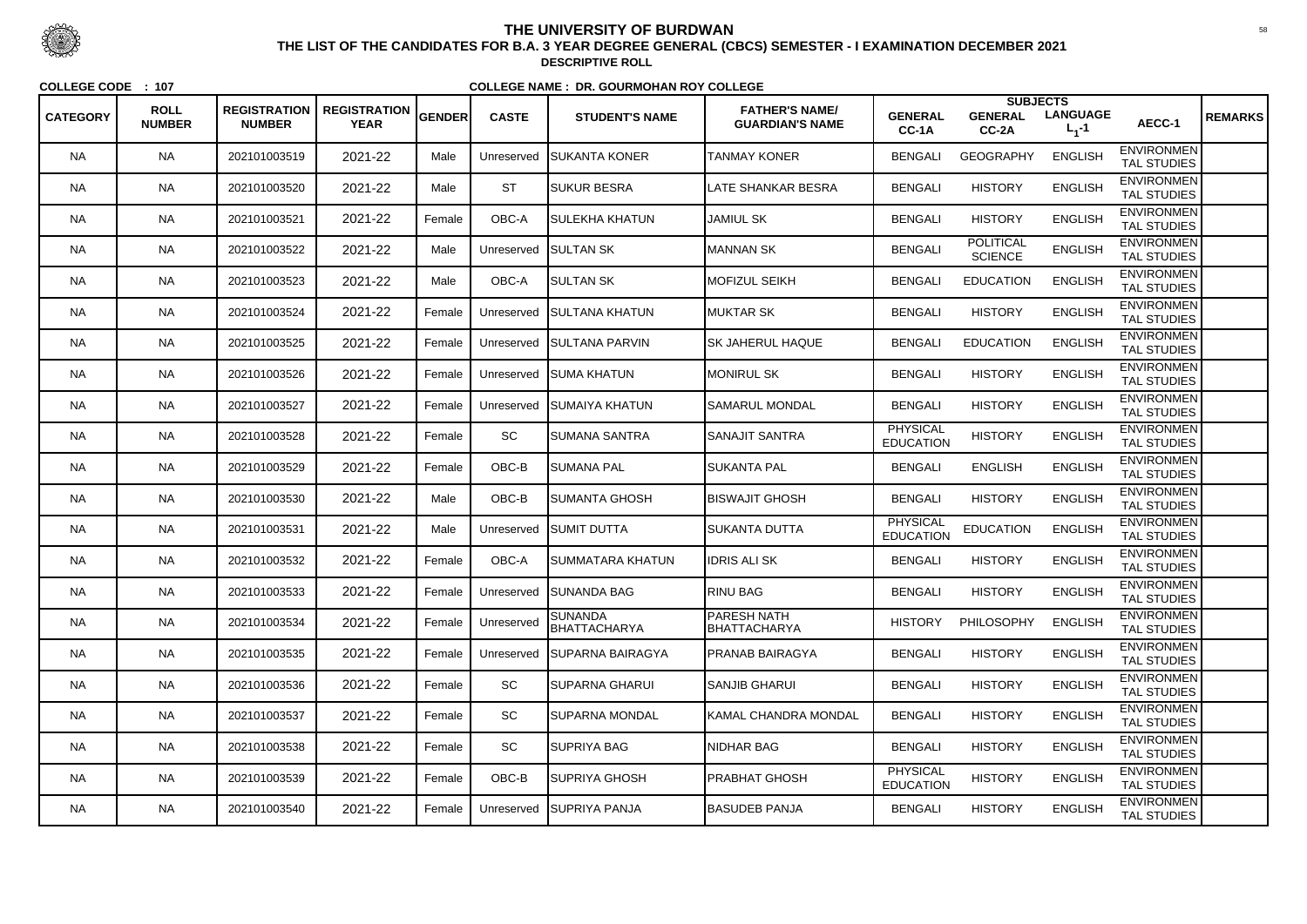# THE UNIVERSITY OF BURDWAN

## THE LIST OF THE CANDIDATES FOR B.A. 3 YEAR DEGREE GENERAL (CBCS) SEMESTER - I EXAMINATION DECEMBER 2021

**DESCRIPTIVE ROLL**

**COLLEGE CODE : 107** **COLLEGE NAME : DR. GOURMOHAN ROY COLLEGE**

| CATEGORY | ROLL NUMBER | REGISTRATION NUMBER | REGISTRATION YEAR | GENDER | CASTE | STUDENT'S NAME | FATHER'S NAME/ GUARDIAN'S NAME | SUBJECTS | | | | REMARKS |
|---|---|---|---|---|---|---|---|---|---|---|---|---|
| | | | | | | | | GENERAL CC-1A | GENERAL CC-2A | LANGUAGE $L_1$-1 | AECC-1 | |
| NA | NA | 202101003519 | 2021-22 | Male | Unreserved | SUKANTA KONER | TANMAY KONER | BENGALI | GEOGRAPHY | ENGLISH | ENVIRONMENTAL STUDIES | |
| NA | NA | 202101003520 | 2021-22 | Male | ST | SUKUR BESRA | LATE SHANKAR BESRA | BENGALI | HISTORY | ENGLISH | ENVIRONMENTAL STUDIES | |
| NA | NA | 202101003521 | 2021-22 | Female | OBC-A | SULEKHA KHATUN | JAMIUL SK | BENGALI | HISTORY | ENGLISH | ENVIRONMENTAL STUDIES | |
| NA | NA | 202101003522 | 2021-22 | Male | Unreserved | SULTAN SK | MANNAN SK | BENGALI | POLITICAL SCIENCE | ENGLISH | ENVIRONMENTAL STUDIES | |
| NA | NA | 202101003523 | 2021-22 | Male | OBC-A | SULTAN SK | MOFIZUL SEIKH | BENGALI | EDUCATION | ENGLISH | ENVIRONMENTAL STUDIES | |
| NA | NA | 202101003524 | 2021-22 | Female | Unreserved | SULTANA KHATUN | MUKTAR SK | BENGALI | HISTORY | ENGLISH | ENVIRONMENTAL STUDIES | |
| NA | NA | 202101003525 | 2021-22 | Female | Unreserved | SULTANA PARVIN | SK JAHERUL HAQUE | BENGALI | EDUCATION | ENGLISH | ENVIRONMENTAL STUDIES | |
| NA | NA | 202101003526 | 2021-22 | Female | Unreserved | SUMA KHATUN | MONIRUL SK | BENGALI | HISTORY | ENGLISH | ENVIRONMENTAL STUDIES | |
| NA | NA | 202101003527 | 2021-22 | Female | Unreserved | SUMAIYA KHATUN | SAMARUL MONDAL | BENGALI | HISTORY | ENGLISH | ENVIRONMENTAL STUDIES | |
| NA | NA | 202101003528 | 2021-22 | Female | SC | SUMANA SANTRA | SANAJIT SANTRA | PHYSICAL EDUCATION | HISTORY | ENGLISH | ENVIRONMENTAL STUDIES | |
| NA | NA | 202101003529 | 2021-22 | Female | OBC-B | SUMANA PAL | SUKANTA PAL | BENGALI | ENGLISH | ENGLISH | ENVIRONMENTAL STUDIES | |
| NA | NA | 202101003530 | 2021-22 | Male | OBC-B | SUMANTA GHOSH | BISWAJIT GHOSH | BENGALI | HISTORY | ENGLISH | ENVIRONMENTAL STUDIES | |
| NA | NA | 202101003531 | 2021-22 | Male | Unreserved | SUMIT DUTTA | SUKANTA DUTTA | PHYSICAL EDUCATION | EDUCATION | ENGLISH | ENVIRONMENTAL STUDIES | |
| NA | NA | 202101003532 | 2021-22 | Female | OBC-A | SUMMATARA KHATUN | IDRIS ALI SK | BENGALI | HISTORY | ENGLISH | ENVIRONMENTAL STUDIES | |
| NA | NA | 202101003533 | 2021-22 | Female | Unreserved | SUNANDA BAG | RINU BAG | BENGALI | HISTORY | ENGLISH | ENVIRONMENTAL STUDIES | |
| NA | NA | 202101003534 | 2021-22 | Female | Unreserved | SUNANDA BHATTACHARYA | PARESH NATH BHATTACHARYA | HISTORY | PHILOSOPHY | ENGLISH | ENVIRONMENTAL STUDIES | |
| NA | NA | 202101003535 | 2021-22 | Female | Unreserved | SUPARNA BAIRAGYA | PRANAB BAIRAGYA | BENGALI | HISTORY | ENGLISH | ENVIRONMENTAL STUDIES | |
| NA | NA | 202101003536 | 2021-22 | Female | SC | SUPARNA GHARUI | SANJIB GHARUI | BENGALI | HISTORY | ENGLISH | ENVIRONMENTAL STUDIES | |
| NA | NA | 202101003537 | 2021-22 | Female | SC | SUPARNA MONDAL | KAMAL CHANDRA MONDAL | BENGALI | HISTORY | ENGLISH | ENVIRONMENTAL STUDIES | |
| NA | NA | 202101003538 | 2021-22 | Female | SC | SUPRIYA BAG | NIDHAR BAG | BENGALI | HISTORY | ENGLISH | ENVIRONMENTAL STUDIES | |
| NA | NA | 202101003539 | 2021-22 | Female | OBC-B | SUPRIYA GHOSH | PRABHAT GHOSH | PHYSICAL EDUCATION | HISTORY | ENGLISH | ENVIRONMENTAL STUDIES | |
| NA | NA | 202101003540 | 2021-22 | Female | Unreserved | SUPRIYA PANJA | BASUDEB PANJA | BENGALI | HISTORY | ENGLISH | ENVIRONMENTAL STUDIES | |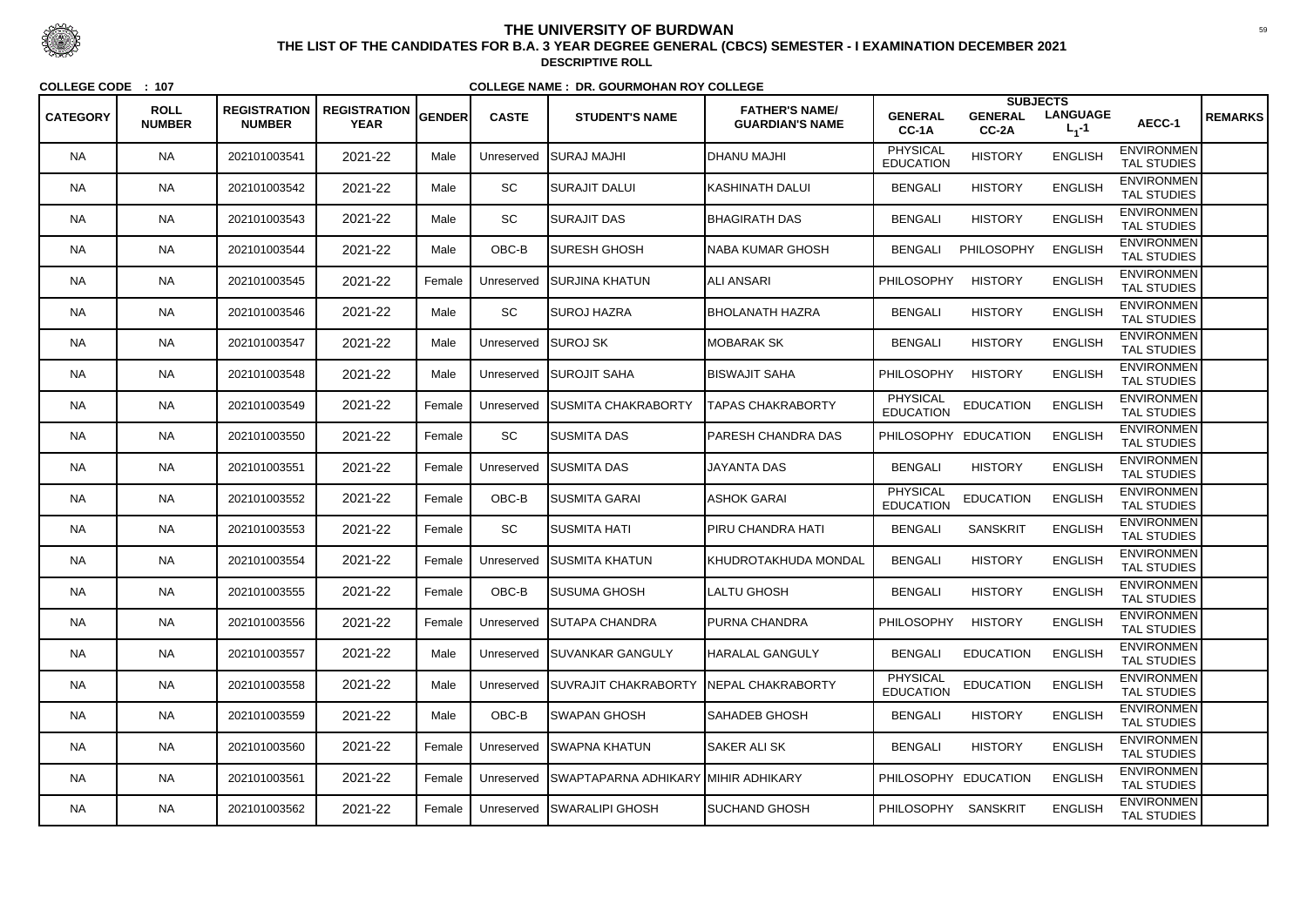# THE UNIVERSITY OF BURDWAN

## THE LIST OF THE CANDIDATES FOR B.A. 3 YEAR DEGREE GENERAL (CBCS) SEMESTER - I EXAMINATION DECEMBER 2021

**DESCRIPTIVE ROLL**

**COLLEGE CODE : 107** **COLLEGE NAME : DR. GOURMOHAN ROY COLLEGE**

| CATEGORY | ROLL NUMBER | REGISTRATION NUMBER | REGISTRATION YEAR | GENDER | CASTE | STUDENT'S NAME | FATHER'S NAME/ GUARDIAN'S NAME | SUBJECTS GENERAL CC-1A | GENERAL CC-2A | LANGUAGE $L_1$-1 | AECC-1 | REMARKS |
|---|---|---|---|---|---|---|---|---|---|---|---|---|
| NA | NA | 202101003541 | 2021-22 | Male | Unreserved | SURAJ MAJHI | DHANU MAJHI | PHYSICAL EDUCATION | HISTORY | ENGLISH | ENVIRONMENTAL STUDIES | |
| NA | NA | 202101003542 | 2021-22 | Male | SC | SURAJIT DALUI | KASHINATH DALUI | BENGALI | HISTORY | ENGLISH | ENVIRONMENTAL STUDIES | |
| NA | NA | 202101003543 | 2021-22 | Male | SC | SURAJIT DAS | BHAGIRATH DAS | BENGALI | HISTORY | ENGLISH | ENVIRONMENTAL STUDIES | |
| NA | NA | 202101003544 | 2021-22 | Male | OBC-B | SURESH GHOSH | NABA KUMAR GHOSH | BENGALI | PHILOSOPHY | ENGLISH | ENVIRONMENTAL STUDIES | |
| NA | NA | 202101003545 | 2021-22 | Female | Unreserved | SURJINA KHATUN | ALI ANSARI | PHILOSOPHY | HISTORY | ENGLISH | ENVIRONMENTAL STUDIES | |
| NA | NA | 202101003546 | 2021-22 | Male | SC | SUROJ HAZRA | BHOLANATH HAZRA | BENGALI | HISTORY | ENGLISH | ENVIRONMENTAL STUDIES | |
| NA | NA | 202101003547 | 2021-22 | Male | Unreserved | SUROJ SK | MOBARAK SK | BENGALI | HISTORY | ENGLISH | ENVIRONMENTAL STUDIES | |
| NA | NA | 202101003548 | 2021-22 | Male | Unreserved | SUROJIT SAHA | BISWAJIT SAHA | PHILOSOPHY | HISTORY | ENGLISH | ENVIRONMENTAL STUDIES | |
| NA | NA | 202101003549 | 2021-22 | Female | Unreserved | SUSMITA CHAKRABORTY | TAPAS CHAKRABORTY | PHYSICAL EDUCATION | EDUCATION | ENGLISH | ENVIRONMENTAL STUDIES | |
| NA | NA | 202101003550 | 2021-22 | Female | SC | SUSMITA DAS | PARESH CHANDRA DAS | PHILOSOPHY | EDUCATION | ENGLISH | ENVIRONMENTAL STUDIES | |
| NA | NA | 202101003551 | 2021-22 | Female | Unreserved | SUSMITA DAS | JAYANTA DAS | BENGALI | HISTORY | ENGLISH | ENVIRONMENTAL STUDIES | |
| NA | NA | 202101003552 | 2021-22 | Female | OBC-B | SUSMITA GARAI | ASHOK GARAI | PHYSICAL EDUCATION | EDUCATION | ENGLISH | ENVIRONMENTAL STUDIES | |
| NA | NA | 202101003553 | 2021-22 | Female | SC | SUSMITA HATI | PIRU CHANDRA HATI | BENGALI | SANSKRIT | ENGLISH | ENVIRONMENTAL STUDIES | |
| NA | NA | 202101003554 | 2021-22 | Female | Unreserved | SUSMITA KHATUN | KHUDROTAKHUDA MONDAL | BENGALI | HISTORY | ENGLISH | ENVIRONMENTAL STUDIES | |
| NA | NA | 202101003555 | 2021-22 | Female | OBC-B | SUSUMA GHOSH | LALTU GHOSH | BENGALI | HISTORY | ENGLISH | ENVIRONMENTAL STUDIES | |
| NA | NA | 202101003556 | 2021-22 | Female | Unreserved | SUTAPA CHANDRA | PURNA CHANDRA | PHILOSOPHY | HISTORY | ENGLISH | ENVIRONMENTAL STUDIES | |
| NA | NA | 202101003557 | 2021-22 | Male | Unreserved | SUVANKAR GANGULY | HARALAL GANGULY | BENGALI | EDUCATION | ENGLISH | ENVIRONMENTAL STUDIES | |
| NA | NA | 202101003558 | 2021-22 | Male | Unreserved | SUVRAJIT CHAKRABORTY | NEPAL CHAKRABORTY | PHYSICAL EDUCATION | EDUCATION | ENGLISH | ENVIRONMENTAL STUDIES | |
| NA | NA | 202101003559 | 2021-22 | Male | OBC-B | SWAPAN GHOSH | SAHADEB GHOSH | BENGALI | HISTORY | ENGLISH | ENVIRONMENTAL STUDIES | |
| NA | NA | 202101003560 | 2021-22 | Female | Unreserved | SWAPNA KHATUN | SAKER ALI SK | BENGALI | HISTORY | ENGLISH | ENVIRONMENTAL STUDIES | |
| NA | NA | 202101003561 | 2021-22 | Female | Unreserved | SWAPTAPARNA ADHIKARY | MIHIR ADHIKARY | PHILOSOPHY | EDUCATION | ENGLISH | ENVIRONMENTAL STUDIES | |
| NA | NA | 202101003562 | 2021-22 | Female | Unreserved | SWARALIPI GHOSH | SUCHAND GHOSH | PHILOSOPHY | SANSKRIT | ENGLISH | ENVIRONMENTAL STUDIES | |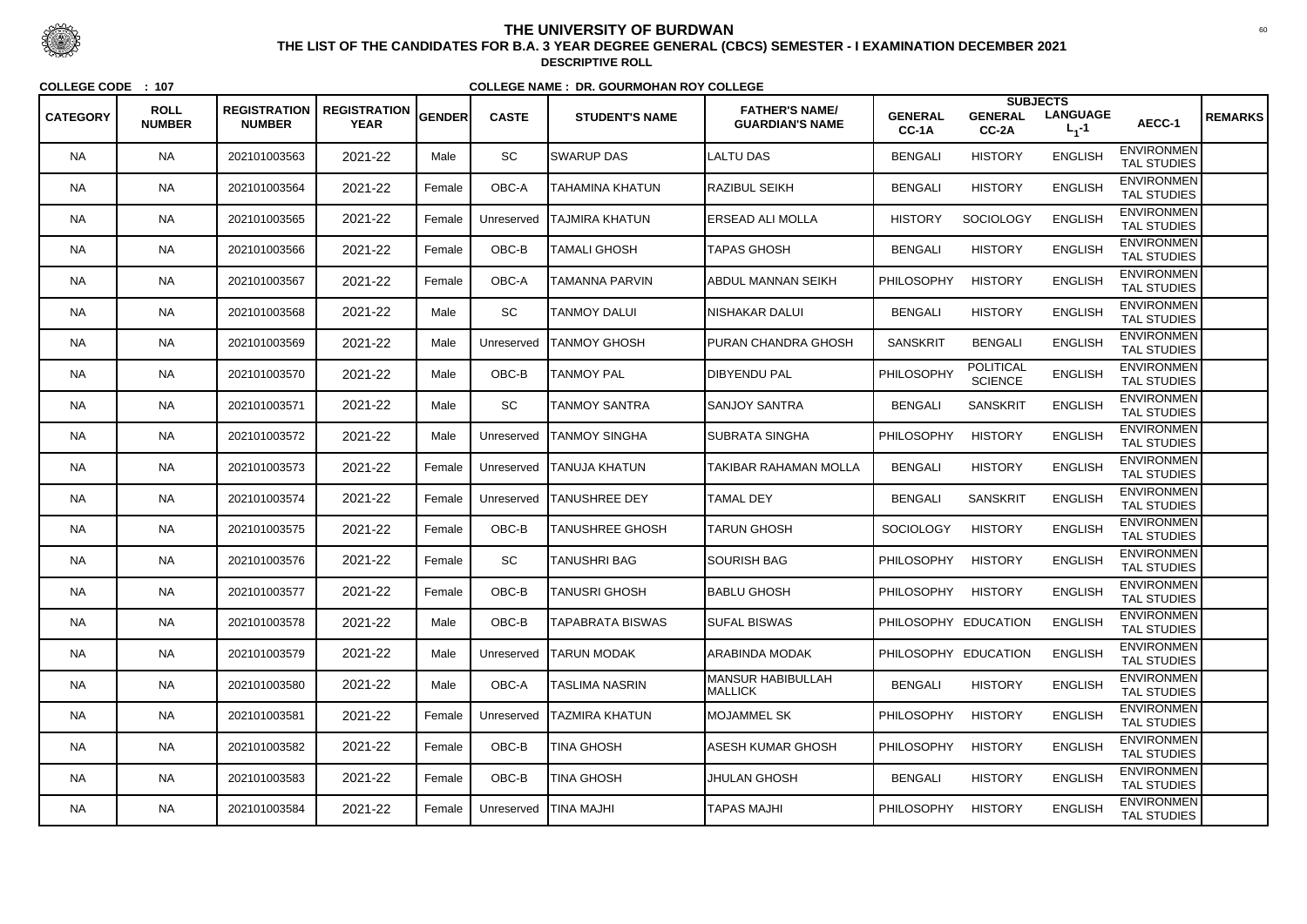# THE UNIVERSITY OF BURDWAN

## THE LIST OF THE CANDIDATES FOR B.A. 3 YEAR DEGREE GENERAL (CBCS) SEMESTER - I EXAMINATION DECEMBER 2021

**DESCRIPTIVE ROLL**

**COLLEGE CODE : 107** **COLLEGE NAME : DR. GOURMOHAN ROY COLLEGE**

| CATEGORY | ROLL NUMBER | REGISTRATION NUMBER | REGISTRATION YEAR | GENDER | CASTE | STUDENT'S NAME | FATHER'S NAME/ GUARDIAN'S NAME | SUBJECTS GENERAL CC-1A | GENERAL CC-2A | LANGUAGE $L_1$-1 | AECC-1 | REMARKS |
|---|---|---|---|---|---|---|---|---|---|---|---|---|
| NA | NA | 202101003563 | 2021-22 | Male | SC | SWARUP DAS | LALTU DAS | BENGALI | HISTORY | ENGLISH | ENVIRONMENTAL STUDIES | |
| NA | NA | 202101003564 | 2021-22 | Female | OBC-A | TAHAMINA KHATUN | RAZIBUL SEIKH | BENGALI | HISTORY | ENGLISH | ENVIRONMENTAL STUDIES | |
| NA | NA | 202101003565 | 2021-22 | Female | Unreserved | TAJMIRA KHATUN | ERSEAD ALI MOLLA | HISTORY | SOCIOLOGY | ENGLISH | ENVIRONMENTAL STUDIES | |
| NA | NA | 202101003566 | 2021-22 | Female | OBC-B | TAMALI GHOSH | TAPAS GHOSH | BENGALI | HISTORY | ENGLISH | ENVIRONMENTAL STUDIES | |
| NA | NA | 202101003567 | 2021-22 | Female | OBC-A | TAMANNA PARVIN | ABDUL MANNAN SEIKH | PHILOSOPHY | HISTORY | ENGLISH | ENVIRONMENTAL STUDIES | |
| NA | NA | 202101003568 | 2021-22 | Male | SC | TANMOY DALUI | NISHAKAR DALUI | BENGALI | HISTORY | ENGLISH | ENVIRONMENTAL STUDIES | |
| NA | NA | 202101003569 | 2021-22 | Male | Unreserved | TANMOY GHOSH | PURAN CHANDRA GHOSH | SANSKRIT | BENGALI | ENGLISH | ENVIRONMENTAL STUDIES | |
| NA | NA | 202101003570 | 2021-22 | Male | OBC-B | TANMOY PAL | DIBYENDU PAL | PHILOSOPHY | POLITICAL SCIENCE | ENGLISH | ENVIRONMENTAL STUDIES | |
| NA | NA | 202101003571 | 2021-22 | Male | SC | TANMOY SANTRA | SANJOY SANTRA | BENGALI | SANSKRIT | ENGLISH | ENVIRONMENTAL STUDIES | |
| NA | NA | 202101003572 | 2021-22 | Male | Unreserved | TANMOY SINGHA | SUBRATA SINGHA | PHILOSOPHY | HISTORY | ENGLISH | ENVIRONMENTAL STUDIES | |
| NA | NA | 202101003573 | 2021-22 | Female | Unreserved | TANUJA KHATUN | TAKIBAR RAHAMAN MOLLA | BENGALI | HISTORY | ENGLISH | ENVIRONMENTAL STUDIES | |
| NA | NA | 202101003574 | 2021-22 | Female | Unreserved | TANUSHREE DEY | TAMAL DEY | BENGALI | SANSKRIT | ENGLISH | ENVIRONMENTAL STUDIES | |
| NA | NA | 202101003575 | 2021-22 | Female | OBC-B | TANUSHREE GHOSH | TARUN GHOSH | SOCIOLOGY | HISTORY | ENGLISH | ENVIRONMENTAL STUDIES | |
| NA | NA | 202101003576 | 2021-22 | Female | SC | TANUSHRI BAG | SOURISH BAG | PHILOSOPHY | HISTORY | ENGLISH | ENVIRONMENTAL STUDIES | |
| NA | NA | 202101003577 | 2021-22 | Female | OBC-B | TANUSRI GHOSH | BABLU GHOSH | PHILOSOPHY | HISTORY | ENGLISH | ENVIRONMENTAL STUDIES | |
| NA | NA | 202101003578 | 2021-22 | Male | OBC-B | TAPABRATA BISWAS | SUFAL BISWAS | PHILOSOPHY | EDUCATION | ENGLISH | ENVIRONMENTAL STUDIES | |
| NA | NA | 202101003579 | 2021-22 | Male | Unreserved | TARUN MODAK | ARABINDA MODAK | PHILOSOPHY | EDUCATION | ENGLISH | ENVIRONMENTAL STUDIES | |
| NA | NA | 202101003580 | 2021-22 | Male | OBC-A | TASLIMA NASRIN | MANSUR HABIBULLAH MALLICK | BENGALI | HISTORY | ENGLISH | ENVIRONMENTAL STUDIES | |
| NA | NA | 202101003581 | 2021-22 | Female | Unreserved | TAZMIRA KHATUN | MOJAMMEL SK | PHILOSOPHY | HISTORY | ENGLISH | ENVIRONMENTAL STUDIES | |
| NA | NA | 202101003582 | 2021-22 | Female | OBC-B | TINA GHOSH | ASESH KUMAR GHOSH | PHILOSOPHY | HISTORY | ENGLISH | ENVIRONMENTAL STUDIES | |
| NA | NA | 202101003583 | 2021-22 | Female | OBC-B | TINA GHOSH | JHULAN GHOSH | BENGALI | HISTORY | ENGLISH | ENVIRONMENTAL STUDIES | |
| NA | NA | 202101003584 | 2021-22 | Female | Unreserved | TINA MAJHI | TAPAS MAJHI | PHILOSOPHY | HISTORY | ENGLISH | ENVIRONMENTAL STUDIES | |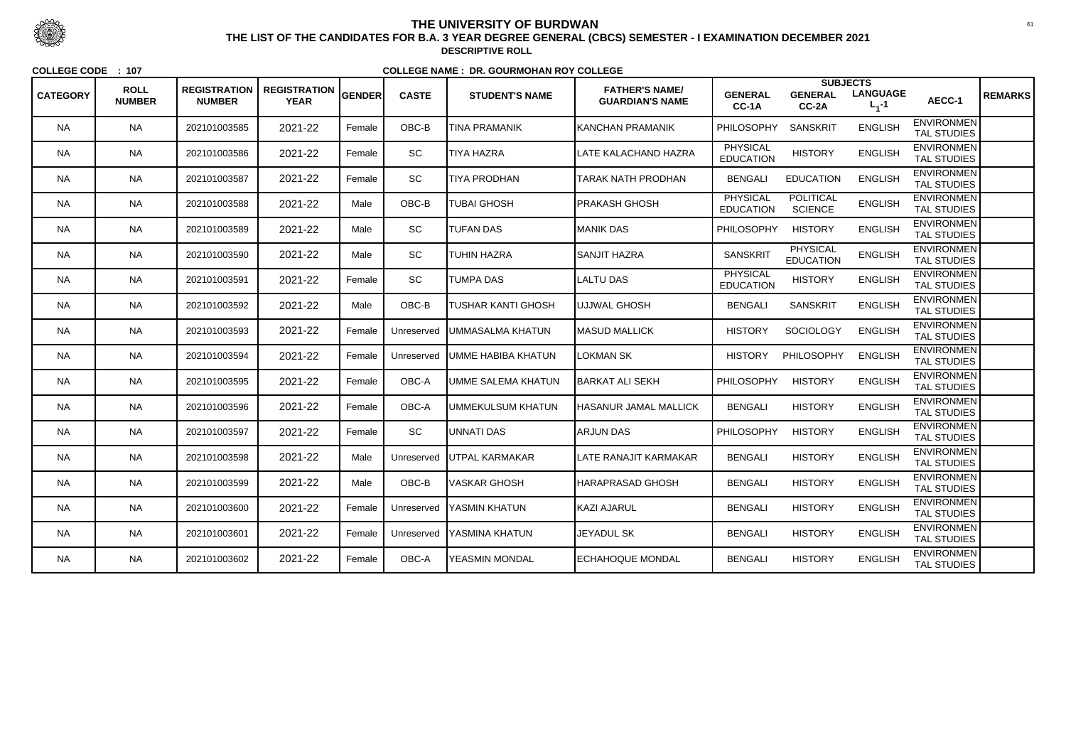# THE UNIVERSITY OF BURDWAN

**THE LIST OF THE CANDIDATES FOR B.A. 3 YEAR DEGREE GENERAL (CBCS) SEMESTER - I EXAMINATION DECEMBER 2021**

**DESCRIPTIVE ROLL**

**COLLEGE CODE : 107** **COLLEGE NAME : DR. GOURMOHAN ROY COLLEGE**

| CATEGORY | ROLL NUMBER | REGISTRATION NUMBER | REGISTRATION YEAR | GENDER | CASTE | STUDENT'S NAME | FATHER'S NAME/ GUARDIAN'S NAME | SUBJECTS GENERAL CC-1A | GENERAL CC-2A | LANGUAGE $L_1$-1 | AECC-1 | REMARKS |
|---|---|---|---|---|---|---|---|---|---|---|---|---|
| NA | NA | 202101003585 | 2021-22 | Female | OBC-B | TINA PRAMANIK | KANCHAN PRAMANIK | PHILOSOPHY | SANSKRIT | ENGLISH | ENVIRONMENTAL STUDIES | |
| NA | NA | 202101003586 | 2021-22 | Female | SC | TIYA HAZRA | LATE KALACHAND HAZRA | PHYSICAL EDUCATION | HISTORY | ENGLISH | ENVIRONMENTAL STUDIES | |
| NA | NA | 202101003587 | 2021-22 | Female | SC | TIYA PRODHAN | TARAK NATH PRODHAN | BENGALI | EDUCATION | ENGLISH | ENVIRONMENTAL STUDIES | |
| NA | NA | 202101003588 | 2021-22 | Male | OBC-B | TUBAI GHOSH | PRAKASH GHOSH | PHYSICAL EDUCATION | POLITICAL SCIENCE | ENGLISH | ENVIRONMENTAL STUDIES | |
| NA | NA | 202101003589 | 2021-22 | Male | SC | TUFAN DAS | MANIK DAS | PHILOSOPHY | HISTORY | ENGLISH | ENVIRONMENTAL STUDIES | |
| NA | NA | 202101003590 | 2021-22 | Male | SC | TUHIN HAZRA | SANJIT HAZRA | SANSKRIT | PHYSICAL EDUCATION | ENGLISH | ENVIRONMENTAL STUDIES | |
| NA | NA | 202101003591 | 2021-22 | Female | SC | TUMPA DAS | LALTU DAS | PHYSICAL EDUCATION | HISTORY | ENGLISH | ENVIRONMENTAL STUDIES | |
| NA | NA | 202101003592 | 2021-22 | Male | OBC-B | TUSHAR KANTI GHOSH | UJJWAL GHOSH | BENGALI | SANSKRIT | ENGLISH | ENVIRONMENTAL STUDIES | |
| NA | NA | 202101003593 | 2021-22 | Female | Unreserved | UMMASALMA KHATUN | MASUD MALLICK | HISTORY | SOCIOLOGY | ENGLISH | ENVIRONMENTAL STUDIES | |
| NA | NA | 202101003594 | 2021-22 | Female | Unreserved | UMME HABIBA KHATUN | LOKMAN SK | HISTORY | PHILOSOPHY | ENGLISH | ENVIRONMENTAL STUDIES | |
| NA | NA | 202101003595 | 2021-22 | Female | OBC-A | UMME SALEMA KHATUN | BARKAT ALI SEKH | PHILOSOPHY | HISTORY | ENGLISH | ENVIRONMENTAL STUDIES | |
| NA | NA | 202101003596 | 2021-22 | Female | OBC-A | UMMEKULSUM KHATUN | HASANUR JAMAL MALLICK | BENGALI | HISTORY | ENGLISH | ENVIRONMENTAL STUDIES | |
| NA | NA | 202101003597 | 2021-22 | Female | SC | UNNATI DAS | ARJUN DAS | PHILOSOPHY | HISTORY | ENGLISH | ENVIRONMENTAL STUDIES | |
| NA | NA | 202101003598 | 2021-22 | Male | Unreserved | UTPAL KARMAKAR | LATE RANAJIT KARMAKAR | BENGALI | HISTORY | ENGLISH | ENVIRONMENTAL STUDIES | |
| NA | NA | 202101003599 | 2021-22 | Male | OBC-B | VASKAR GHOSH | HARAPRASAD GHOSH | BENGALI | HISTORY | ENGLISH | ENVIRONMENTAL STUDIES | |
| NA | NA | 202101003600 | 2021-22 | Female | Unreserved | YASMIN KHATUN | KAZI AJARUL | BENGALI | HISTORY | ENGLISH | ENVIRONMENTAL STUDIES | |
| NA | NA | 202101003601 | 2021-22 | Female | Unreserved | YASMINA KHATUN | JEYADUL SK | BENGALI | HISTORY | ENGLISH | ENVIRONMENTAL STUDIES | |
| NA | NA | 202101003602 | 2021-22 | Female | OBC-A | YEASMIN MONDAL | ECHAHOQUE MONDAL | BENGALI | HISTORY | ENGLISH | ENVIRONMENTAL STUDIES | |